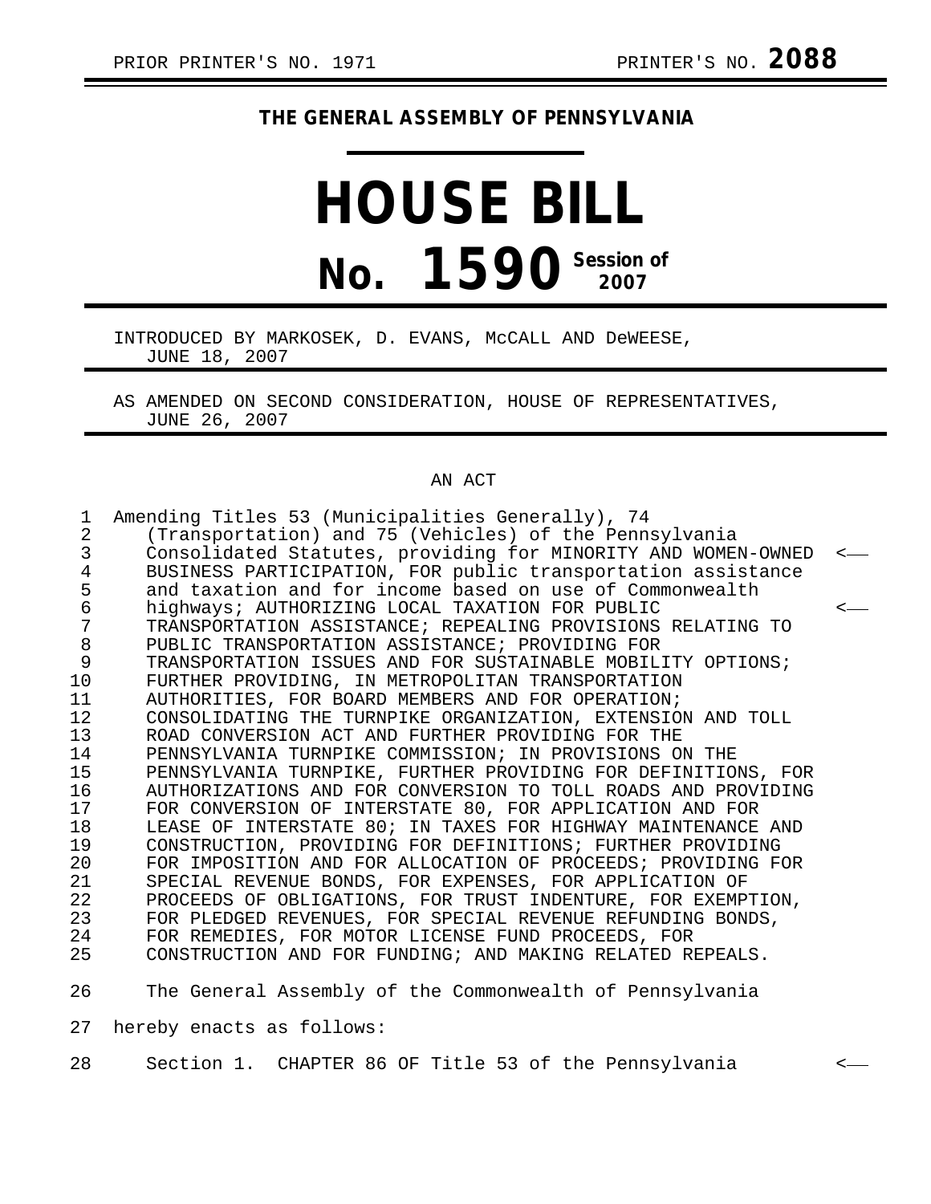PRIOR PRINTER'S NO. 1971 PRINTER'S NO. **2088**

# THE GENERAL ASSEMBLY OF PENNSYLVANIA

# HOUSE BILL

## No. 1590 Session of 2007

INTRODUCED BY MARKOSEK, D. EVANS, McCALL AND DeWEESE, JUNE 18, 2007

AS AMENDED ON SECOND CONSIDERATION, HOUSE OF REPRESENTATIVES, JUNE 26, 2007

AN ACT

1 Amending Titles 53 (Municipalities Generally), 74
2 (Transportation) and 75 (Vehicles) of the Pennsylvania
3 Consolidated Statutes, providing for MINORITY AND WOMEN-OWNED <——
4 BUSINESS PARTICIPATION, FOR public transportation assistance
5 and taxation and for income based on use of Commonwealth
6 highways; AUTHORIZING LOCAL TAXATION FOR PUBLIC <——
7 TRANSPORTATION ASSISTANCE; REPEALING PROVISIONS RELATING TO
8 PUBLIC TRANSPORTATION ASSISTANCE; PROVIDING FOR
9 TRANSPORTATION ISSUES AND FOR SUSTAINABLE MOBILITY OPTIONS;
10 FURTHER PROVIDING, IN METROPOLITAN TRANSPORTATION
11 AUTHORITIES, FOR BOARD MEMBERS AND FOR OPERATION;
12 CONSOLIDATING THE TURNPIKE ORGANIZATION, EXTENSION AND TOLL
13 ROAD CONVERSION ACT AND FURTHER PROVIDING FOR THE
14 PENNSYLVANIA TURNPIKE COMMISSION; IN PROVISIONS ON THE
15 PENNSYLVANIA TURNPIKE, FURTHER PROVIDING FOR DEFINITIONS, FOR
16 AUTHORIZATIONS AND FOR CONVERSION TO TOLL ROADS AND PROVIDING
17 FOR CONVERSION OF INTERSTATE 80, FOR APPLICATION AND FOR
18 LEASE OF INTERSTATE 80; IN TAXES FOR HIGHWAY MAINTENANCE AND
19 CONSTRUCTION, PROVIDING FOR DEFINITIONS; FURTHER PROVIDING
20 FOR IMPOSITION AND FOR ALLOCATION OF PROCEEDS; PROVIDING FOR
21 SPECIAL REVENUE BONDS, FOR EXPENSES, FOR APPLICATION OF
22 PROCEEDS OF OBLIGATIONS, FOR TRUST INDENTURE, FOR EXEMPTION,
23 FOR PLEDGED REVENUES, FOR SPECIAL REVENUE REFUNDING BONDS,
24 FOR REMEDIES, FOR MOTOR LICENSE FUND PROCEEDS, FOR
25 CONSTRUCTION AND FOR FUNDING; AND MAKING RELATED REPEALS.

26 The General Assembly of the Commonwealth of Pennsylvania
27 hereby enacts as follows:

28 Section 1. CHAPTER 86 OF Title 53 of the Pennsylvania <——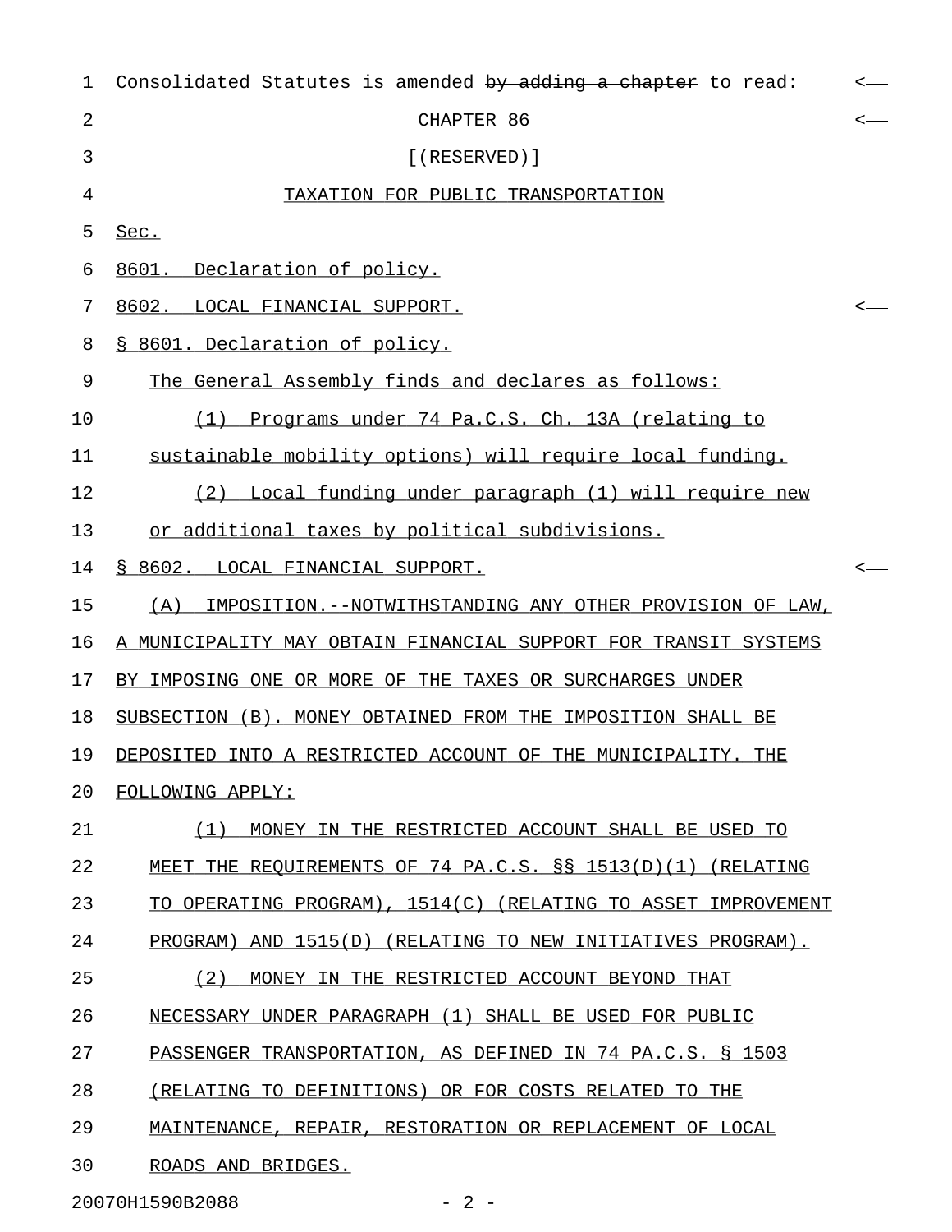Consolidated Statutes is amended ~~by adding a chapter~~ to read:

CHAPTER 86

[(RESERVED)]

TAXATION FOR PUBLIC TRANSPORTATION

Sec.

8601. Declaration of policy.

8602. LOCAL FINANCIAL SUPPORT.

§ 8601. Declaration of policy.

The General Assembly finds and declares as follows:

(1) Programs under 74 Pa.C.S. Ch. 13A (relating to sustainable mobility options) will require local funding.

(2) Local funding under paragraph (1) will require new or additional taxes by political subdivisions.

§ 8602. LOCAL FINANCIAL SUPPORT.

(A) IMPOSITION.--NOTWITHSTANDING ANY OTHER PROVISION OF LAW, A MUNICIPALITY MAY OBTAIN FINANCIAL SUPPORT FOR TRANSIT SYSTEMS BY IMPOSING ONE OR MORE OF THE TAXES OR SURCHARGES UNDER SUBSECTION (B). MONEY OBTAINED FROM THE IMPOSITION SHALL BE DEPOSITED INTO A RESTRICTED ACCOUNT OF THE MUNICIPALITY. THE FOLLOWING APPLY:

(1) MONEY IN THE RESTRICTED ACCOUNT SHALL BE USED TO MEET THE REQUIREMENTS OF 74 PA.C.S. §§ 1513(D)(1) (RELATING TO OPERATING PROGRAM), 1514(C) (RELATING TO ASSET IMPROVEMENT PROGRAM) AND 1515(D) (RELATING TO NEW INITIATIVES PROGRAM).

(2) MONEY IN THE RESTRICTED ACCOUNT BEYOND THAT NECESSARY UNDER PARAGRAPH (1) SHALL BE USED FOR PUBLIC PASSENGER TRANSPORTATION, AS DEFINED IN 74 PA.C.S. § 1503 (RELATING TO DEFINITIONS) OR FOR COSTS RELATED TO THE MAINTENANCE, REPAIR, RESTORATION OR REPLACEMENT OF LOCAL ROADS AND BRIDGES.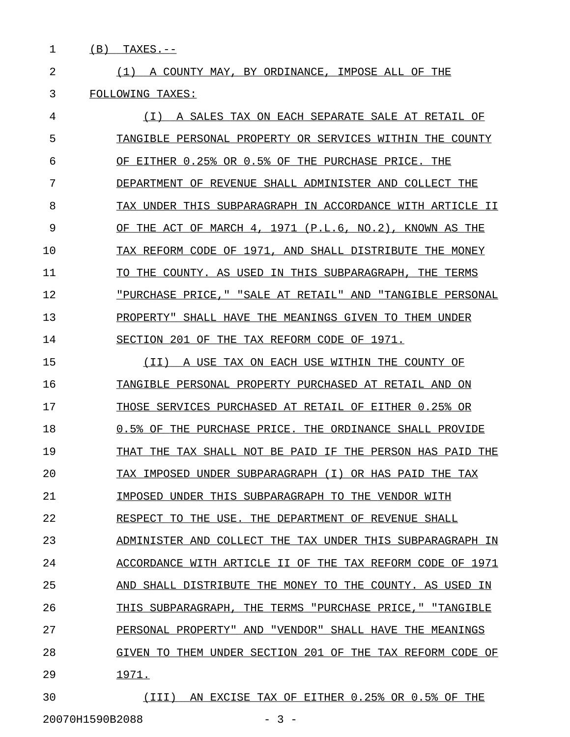(B) TAXES.--

(1) A COUNTY MAY, BY ORDINANCE, IMPOSE ALL OF THE FOLLOWING TAXES:

(I) A SALES TAX ON EACH SEPARATE SALE AT RETAIL OF TANGIBLE PERSONAL PROPERTY OR SERVICES WITHIN THE COUNTY OF EITHER 0.25% OR 0.5% OF THE PURCHASE PRICE. THE DEPARTMENT OF REVENUE SHALL ADMINISTER AND COLLECT THE TAX UNDER THIS SUBPARAGRAPH IN ACCORDANCE WITH ARTICLE II OF THE ACT OF MARCH 4, 1971 (P.L.6, NO.2), KNOWN AS THE TAX REFORM CODE OF 1971, AND SHALL DISTRIBUTE THE MONEY TO THE COUNTY. AS USED IN THIS SUBPARAGRAPH, THE TERMS "PURCHASE PRICE," "SALE AT RETAIL" AND "TANGIBLE PERSONAL PROPERTY" SHALL HAVE THE MEANINGS GIVEN TO THEM UNDER SECTION 201 OF THE TAX REFORM CODE OF 1971.

(II) A USE TAX ON EACH USE WITHIN THE COUNTY OF TANGIBLE PERSONAL PROPERTY PURCHASED AT RETAIL AND ON THOSE SERVICES PURCHASED AT RETAIL OF EITHER 0.25% OR 0.5% OF THE PURCHASE PRICE. THE ORDINANCE SHALL PROVIDE THAT THE TAX SHALL NOT BE PAID IF THE PERSON HAS PAID THE TAX IMPOSED UNDER SUBPARAGRAPH (I) OR HAS PAID THE TAX IMPOSED UNDER THIS SUBPARAGRAPH TO THE VENDOR WITH RESPECT TO THE USE. THE DEPARTMENT OF REVENUE SHALL ADMINISTER AND COLLECT THE TAX UNDER THIS SUBPARAGRAPH IN ACCORDANCE WITH ARTICLE II OF THE TAX REFORM CODE OF 1971 AND SHALL DISTRIBUTE THE MONEY TO THE COUNTY. AS USED IN THIS SUBPARAGRAPH, THE TERMS "PURCHASE PRICE," "TANGIBLE PERSONAL PROPERTY" AND "VENDOR" SHALL HAVE THE MEANINGS GIVEN TO THEM UNDER SECTION 201 OF THE TAX REFORM CODE OF 1971.

(III) AN EXCISE TAX OF EITHER 0.25% OR 0.5% OF THE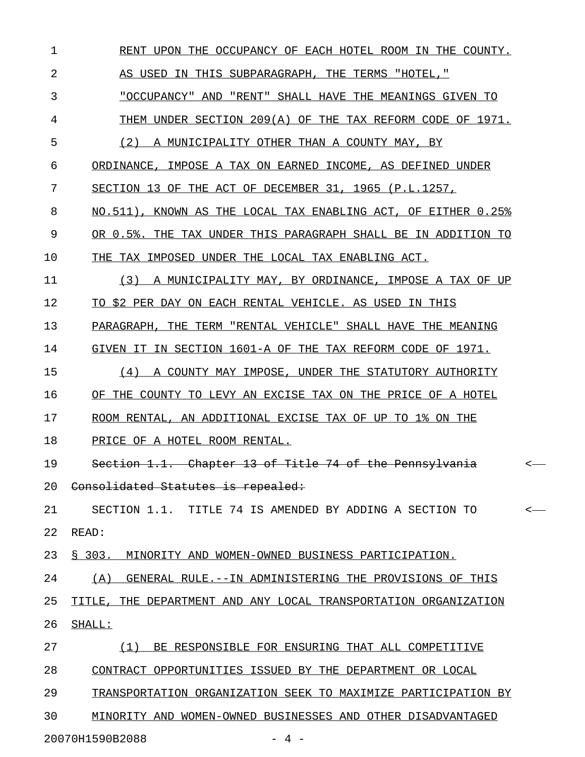RENT UPON THE OCCUPANCY OF EACH HOTEL ROOM IN THE COUNTY. AS USED IN THIS SUBPARAGRAPH, THE TERMS "HOTEL," "OCCUPANCY" AND "RENT" SHALL HAVE THE MEANINGS GIVEN TO THEM UNDER SECTION 209(A) OF THE TAX REFORM CODE OF 1971.

(2) A MUNICIPALITY OTHER THAN A COUNTY MAY, BY ORDINANCE, IMPOSE A TAX ON EARNED INCOME, AS DEFINED UNDER SECTION 13 OF THE ACT OF DECEMBER 31, 1965 (P.L.1257, NO.511), KNOWN AS THE LOCAL TAX ENABLING ACT, OF EITHER 0.25% OR 0.5%. THE TAX UNDER THIS PARAGRAPH SHALL BE IN ADDITION TO THE TAX IMPOSED UNDER THE LOCAL TAX ENABLING ACT.

(3) A MUNICIPALITY MAY, BY ORDINANCE, IMPOSE A TAX OF UP TO $2 PER DAY ON EACH RENTAL VEHICLE. AS USED IN THIS PARAGRAPH, THE TERM "RENTAL VEHICLE" SHALL HAVE THE MEANING GIVEN IT IN SECTION 1601-A OF THE TAX REFORM CODE OF 1971.

(4) A COUNTY MAY IMPOSE, UNDER THE STATUTORY AUTHORITY OF THE COUNTY TO LEVY AN EXCISE TAX ON THE PRICE OF A HOTEL ROOM RENTAL, AN ADDITIONAL EXCISE TAX OF UP TO 1% ON THE PRICE OF A HOTEL ROOM RENTAL.

~~Section 1.1. Chapter 13 of Title 74 of the Pennsylvania Consolidated Statutes is repealed:~~

SECTION 1.1. TITLE 74 IS AMENDED BY ADDING A SECTION TO READ:

§ 303. MINORITY AND WOMEN-OWNED BUSINESS PARTICIPATION.

(A) GENERAL RULE.--IN ADMINISTERING THE PROVISIONS OF THIS TITLE, THE DEPARTMENT AND ANY LOCAL TRANSPORTATION ORGANIZATION SHALL:

(1) BE RESPONSIBLE FOR ENSURING THAT ALL COMPETITIVE CONTRACT OPPORTUNITIES ISSUED BY THE DEPARTMENT OR LOCAL TRANSPORTATION ORGANIZATION SEEK TO MAXIMIZE PARTICIPATION BY MINORITY AND WOMEN-OWNED BUSINESSES AND OTHER DISADVANTAGED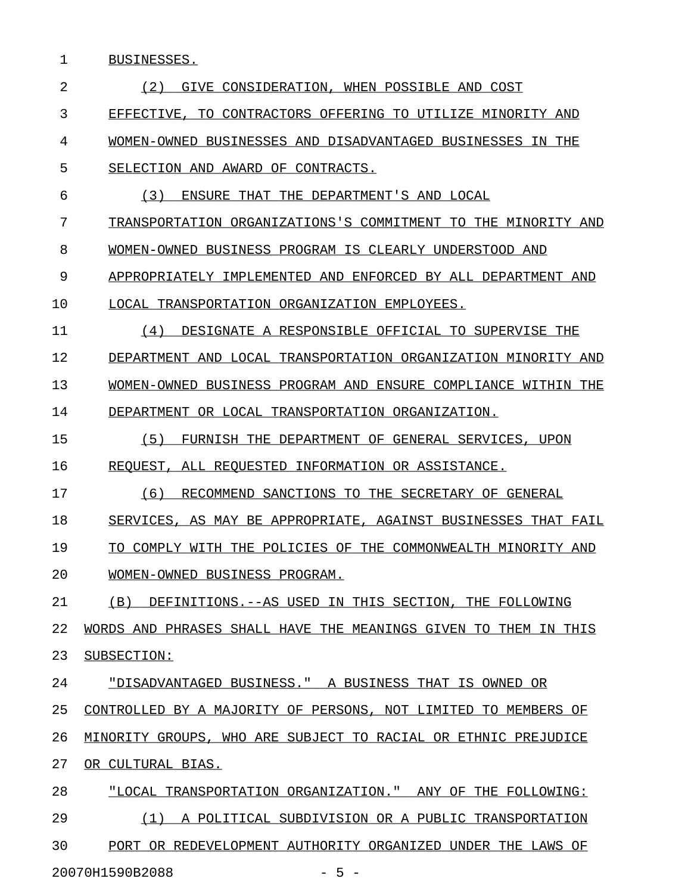BUSINESSES.

(2) GIVE CONSIDERATION, WHEN POSSIBLE AND COST EFFECTIVE, TO CONTRACTORS OFFERING TO UTILIZE MINORITY AND WOMEN-OWNED BUSINESSES AND DISADVANTAGED BUSINESSES IN THE SELECTION AND AWARD OF CONTRACTS.

(3) ENSURE THAT THE DEPARTMENT'S AND LOCAL TRANSPORTATION ORGANIZATIONS'S COMMITMENT TO THE MINORITY AND WOMEN-OWNED BUSINESS PROGRAM IS CLEARLY UNDERSTOOD AND APPROPRIATELY IMPLEMENTED AND ENFORCED BY ALL DEPARTMENT AND LOCAL TRANSPORTATION ORGANIZATION EMPLOYEES.

(4) DESIGNATE A RESPONSIBLE OFFICIAL TO SUPERVISE THE DEPARTMENT AND LOCAL TRANSPORTATION ORGANIZATION MINORITY AND WOMEN-OWNED BUSINESS PROGRAM AND ENSURE COMPLIANCE WITHIN THE DEPARTMENT OR LOCAL TRANSPORTATION ORGANIZATION.

(5) FURNISH THE DEPARTMENT OF GENERAL SERVICES, UPON REQUEST, ALL REQUESTED INFORMATION OR ASSISTANCE.

(6) RECOMMEND SANCTIONS TO THE SECRETARY OF GENERAL SERVICES, AS MAY BE APPROPRIATE, AGAINST BUSINESSES THAT FAIL TO COMPLY WITH THE POLICIES OF THE COMMONWEALTH MINORITY AND WOMEN-OWNED BUSINESS PROGRAM.

(B) DEFINITIONS.--AS USED IN THIS SECTION, THE FOLLOWING WORDS AND PHRASES SHALL HAVE THE MEANINGS GIVEN TO THEM IN THIS SUBSECTION:

"DISADVANTAGED BUSINESS." A BUSINESS THAT IS OWNED OR CONTROLLED BY A MAJORITY OF PERSONS, NOT LIMITED TO MEMBERS OF MINORITY GROUPS, WHO ARE SUBJECT TO RACIAL OR ETHNIC PREJUDICE OR CULTURAL BIAS.

"LOCAL TRANSPORTATION ORGANIZATION." ANY OF THE FOLLOWING:

(1) A POLITICAL SUBDIVISION OR A PUBLIC TRANSPORTATION PORT OR REDEVELOPMENT AUTHORITY ORGANIZED UNDER THE LAWS OF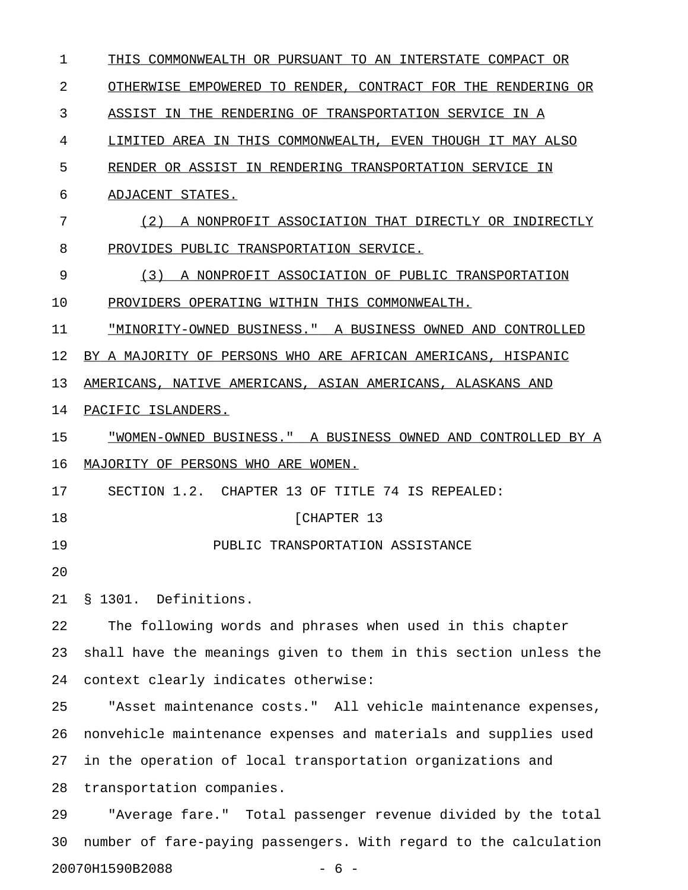THIS COMMONWEALTH OR PURSUANT TO AN INTERSTATE COMPACT OR OTHERWISE EMPOWERED TO RENDER, CONTRACT FOR THE RENDERING OR ASSIST IN THE RENDERING OF TRANSPORTATION SERVICE IN A LIMITED AREA IN THIS COMMONWEALTH, EVEN THOUGH IT MAY ALSO RENDER OR ASSIST IN RENDERING TRANSPORTATION SERVICE IN ADJACENT STATES.

(2) A NONPROFIT ASSOCIATION THAT DIRECTLY OR INDIRECTLY PROVIDES PUBLIC TRANSPORTATION SERVICE.

(3) A NONPROFIT ASSOCIATION OF PUBLIC TRANSPORTATION PROVIDERS OPERATING WITHIN THIS COMMONWEALTH.

"MINORITY-OWNED BUSINESS." A BUSINESS OWNED AND CONTROLLED BY A MAJORITY OF PERSONS WHO ARE AFRICAN AMERICANS, HISPANIC AMERICANS, NATIVE AMERICANS, ASIAN AMERICANS, ALASKANS AND PACIFIC ISLANDERS.

"WOMEN-OWNED BUSINESS." A BUSINESS OWNED AND CONTROLLED BY A MAJORITY OF PERSONS WHO ARE WOMEN.

SECTION 1.2. CHAPTER 13 OF TITLE 74 IS REPEALED:

[CHAPTER 13

PUBLIC TRANSPORTATION ASSISTANCE

§ 1301. Definitions.

The following words and phrases when used in this chapter shall have the meanings given to them in this section unless the context clearly indicates otherwise:

"Asset maintenance costs." All vehicle maintenance expenses, nonvehicle maintenance expenses and materials and supplies used in the operation of local transportation organizations and transportation companies.

"Average fare." Total passenger revenue divided by the total number of fare-paying passengers. With regard to the calculation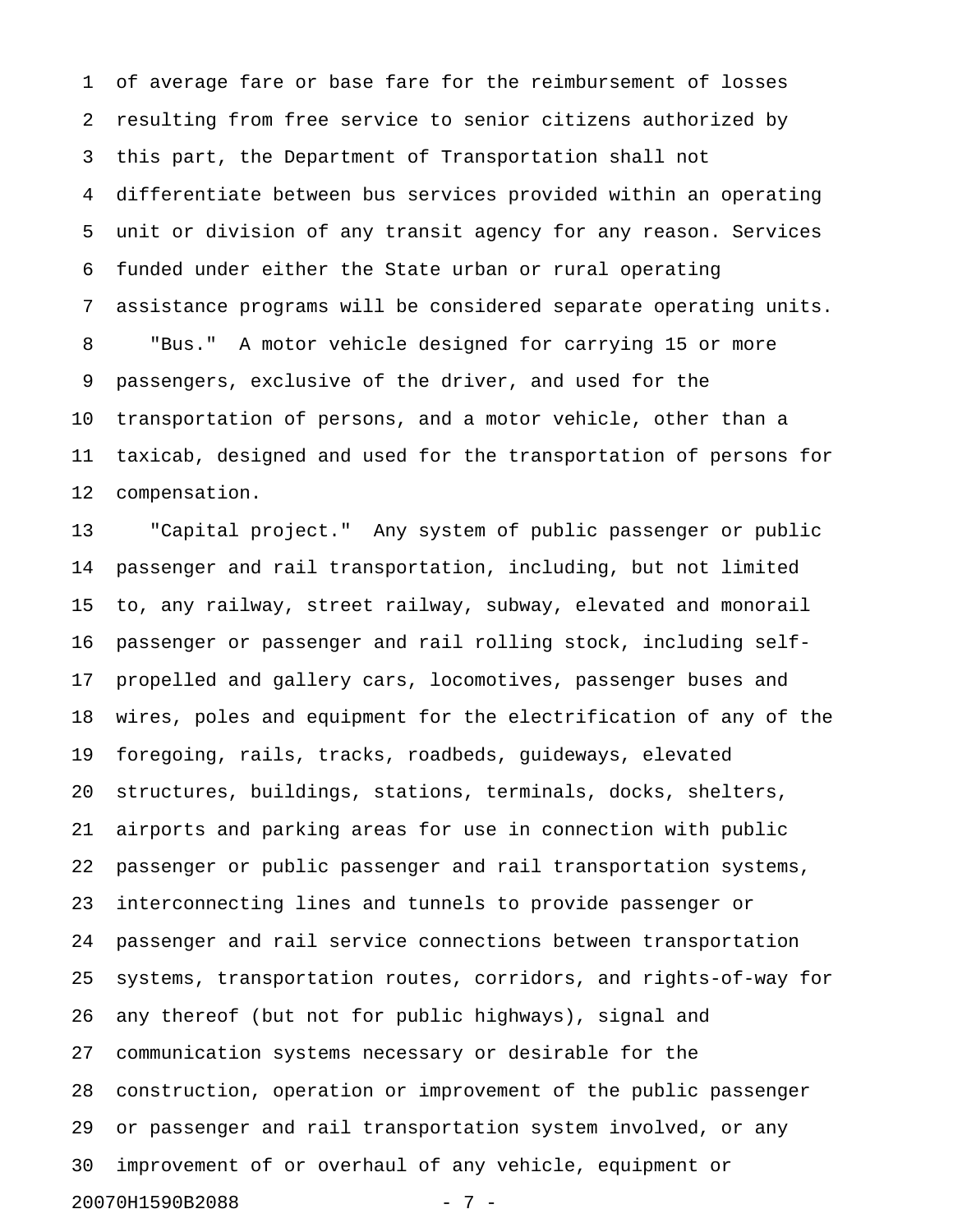of average fare or base fare for the reimbursement of losses resulting from free service to senior citizens authorized by this part, the Department of Transportation shall not differentiate between bus services provided within an operating unit or division of any transit agency for any reason. Services funded under either the State urban or rural operating assistance programs will be considered separate operating units.

"Bus." A motor vehicle designed for carrying 15 or more passengers, exclusive of the driver, and used for the transportation of persons, and a motor vehicle, other than a taxicab, designed and used for the transportation of persons for compensation.

"Capital project." Any system of public passenger or public passenger and rail transportation, including, but not limited to, any railway, street railway, subway, elevated and monorail passenger or passenger and rail rolling stock, including self-propelled and gallery cars, locomotives, passenger buses and wires, poles and equipment for the electrification of any of the foregoing, rails, tracks, roadbeds, guideways, elevated structures, buildings, stations, terminals, docks, shelters, airports and parking areas for use in connection with public passenger or public passenger and rail transportation systems, interconnecting lines and tunnels to provide passenger or passenger and rail service connections between transportation systems, transportation routes, corridors, and rights-of-way for any thereof (but not for public highways), signal and communication systems necessary or desirable for the construction, operation or improvement of the public passenger or passenger and rail transportation system involved, or any improvement of or overhaul of any vehicle, equipment or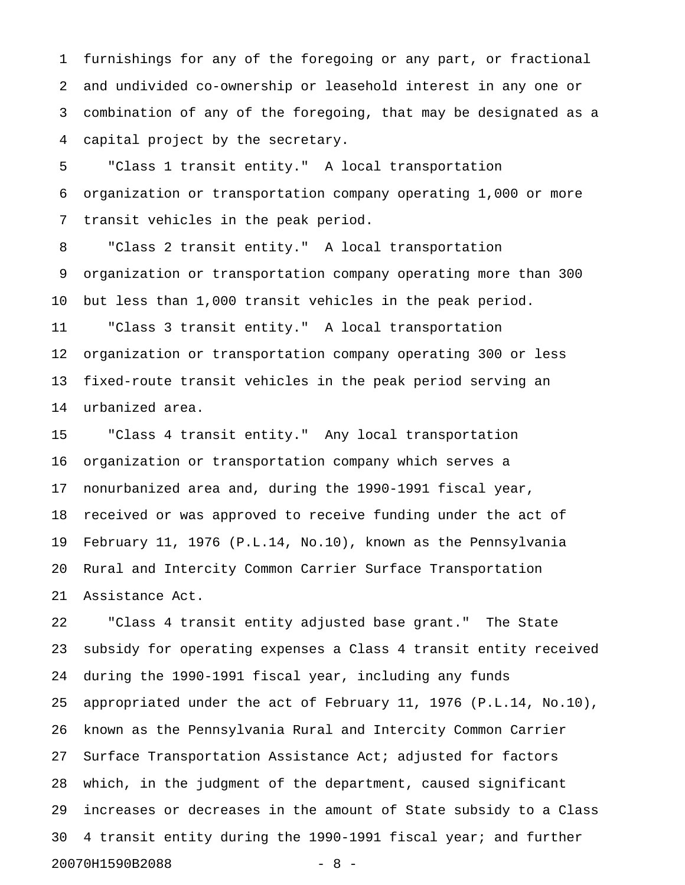furnishings for any of the foregoing or any part, or fractional and undivided co-ownership or leasehold interest in any one or combination of any of the foregoing, that may be designated as a capital project by the secretary.

"Class 1 transit entity." A local transportation organization or transportation company operating 1,000 or more transit vehicles in the peak period.

"Class 2 transit entity." A local transportation organization or transportation company operating more than 300 but less than 1,000 transit vehicles in the peak period.

"Class 3 transit entity." A local transportation organization or transportation company operating 300 or less fixed-route transit vehicles in the peak period serving an urbanized area.

"Class 4 transit entity." Any local transportation organization or transportation company which serves a nonurbanized area and, during the 1990-1991 fiscal year, received or was approved to receive funding under the act of February 11, 1976 (P.L.14, No.10), known as the Pennsylvania Rural and Intercity Common Carrier Surface Transportation Assistance Act.

"Class 4 transit entity adjusted base grant." The State subsidy for operating expenses a Class 4 transit entity received during the 1990-1991 fiscal year, including any funds appropriated under the act of February 11, 1976 (P.L.14, No.10), known as the Pennsylvania Rural and Intercity Common Carrier Surface Transportation Assistance Act; adjusted for factors which, in the judgment of the department, caused significant increases or decreases in the amount of State subsidy to a Class 4 transit entity during the 1990-1991 fiscal year; and further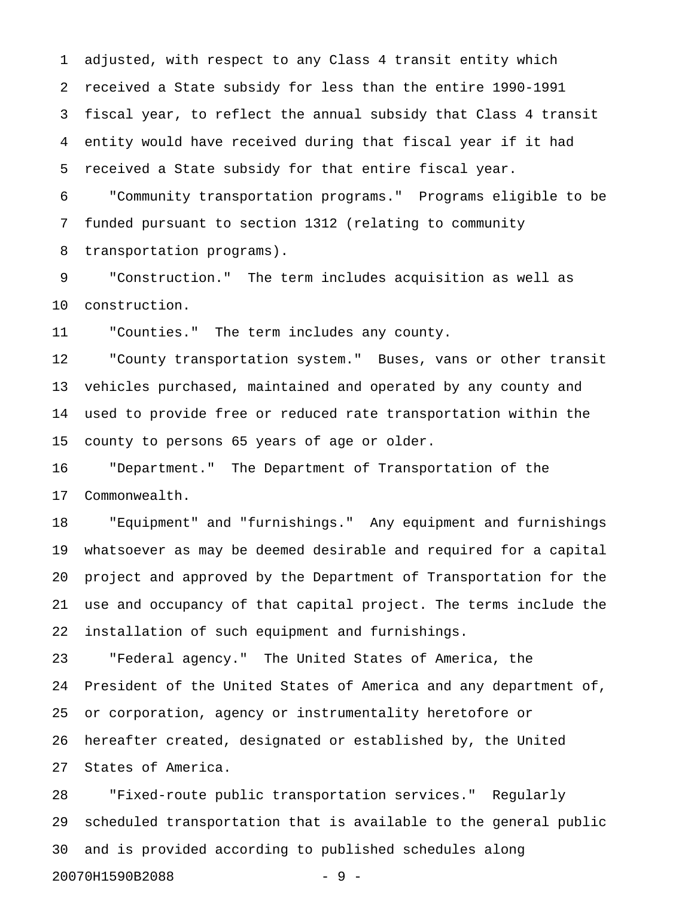adjusted, with respect to any Class 4 transit entity which received a State subsidy for less than the entire 1990-1991 fiscal year, to reflect the annual subsidy that Class 4 transit entity would have received during that fiscal year if it had received a State subsidy for that entire fiscal year.

"Community transportation programs." Programs eligible to be funded pursuant to section 1312 (relating to community transportation programs).

"Construction." The term includes acquisition as well as construction.

"Counties." The term includes any county.

"County transportation system." Buses, vans or other transit vehicles purchased, maintained and operated by any county and used to provide free or reduced rate transportation within the county to persons 65 years of age or older.

"Department." The Department of Transportation of the Commonwealth.

"Equipment" and "furnishings." Any equipment and furnishings whatsoever as may be deemed desirable and required for a capital project and approved by the Department of Transportation for the use and occupancy of that capital project. The terms include the installation of such equipment and furnishings.

"Federal agency." The United States of America, the President of the United States of America and any department of, or corporation, agency or instrumentality heretofore or hereafter created, designated or established by, the United States of America.

"Fixed-route public transportation services." Regularly scheduled transportation that is available to the general public and is provided according to published schedules along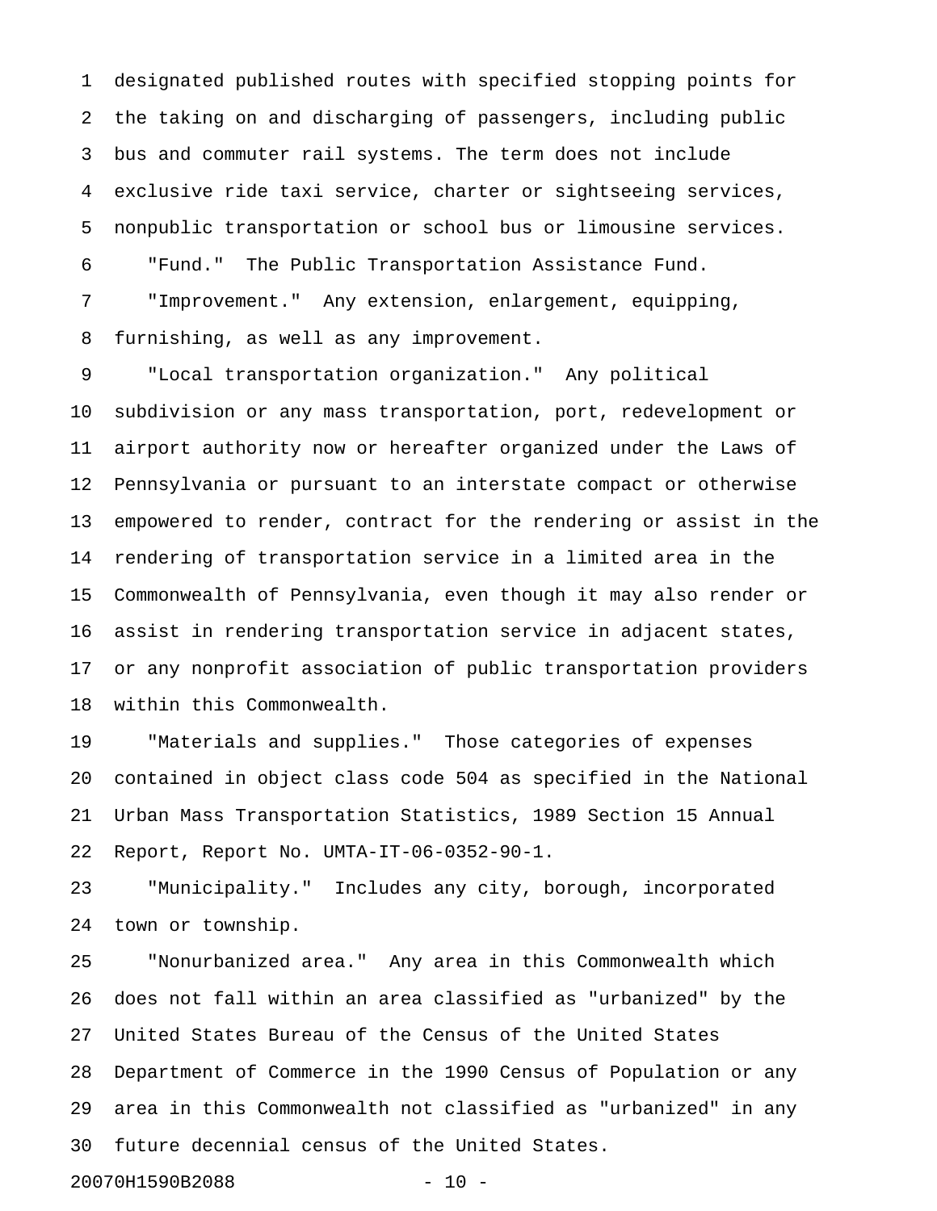designated published routes with specified stopping points for the taking on and discharging of passengers, including public bus and commuter rail systems. The term does not include exclusive ride taxi service, charter or sightseeing services, nonpublic transportation or school bus or limousine services.

"Fund." The Public Transportation Assistance Fund.

"Improvement." Any extension, enlargement, equipping, furnishing, as well as any improvement.

"Local transportation organization." Any political subdivision or any mass transportation, port, redevelopment or airport authority now or hereafter organized under the Laws of Pennsylvania or pursuant to an interstate compact or otherwise empowered to render, contract for the rendering or assist in the rendering of transportation service in a limited area in the Commonwealth of Pennsylvania, even though it may also render or assist in rendering transportation service in adjacent states, or any nonprofit association of public transportation providers within this Commonwealth.

"Materials and supplies." Those categories of expenses contained in object class code 504 as specified in the National Urban Mass Transportation Statistics, 1989 Section 15 Annual Report, Report No. UMTA-IT-06-0352-90-1.

"Municipality." Includes any city, borough, incorporated town or township.

"Nonurbanized area." Any area in this Commonwealth which does not fall within an area classified as "urbanized" by the United States Bureau of the Census of the United States Department of Commerce in the 1990 Census of Population or any area in this Commonwealth not classified as "urbanized" in any future decennial census of the United States.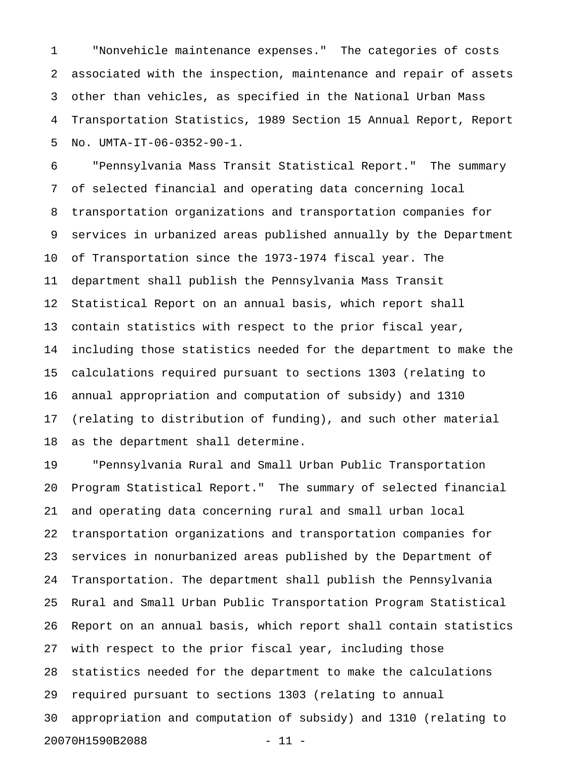"Nonvehicle maintenance expenses." The categories of costs associated with the inspection, maintenance and repair of assets other than vehicles, as specified in the National Urban Mass Transportation Statistics, 1989 Section 15 Annual Report, Report No. UMTA-IT-06-0352-90-1.

"Pennsylvania Mass Transit Statistical Report." The summary of selected financial and operating data concerning local transportation organizations and transportation companies for services in urbanized areas published annually by the Department of Transportation since the 1973-1974 fiscal year. The department shall publish the Pennsylvania Mass Transit Statistical Report on an annual basis, which report shall contain statistics with respect to the prior fiscal year, including those statistics needed for the department to make the calculations required pursuant to sections 1303 (relating to annual appropriation and computation of subsidy) and 1310 (relating to distribution of funding), and such other material as the department shall determine.

"Pennsylvania Rural and Small Urban Public Transportation Program Statistical Report." The summary of selected financial and operating data concerning rural and small urban local transportation organizations and transportation companies for services in nonurbanized areas published by the Department of Transportation. The department shall publish the Pennsylvania Rural and Small Urban Public Transportation Program Statistical Report on an annual basis, which report shall contain statistics with respect to the prior fiscal year, including those statistics needed for the department to make the calculations required pursuant to sections 1303 (relating to annual appropriation and computation of subsidy) and 1310 (relating to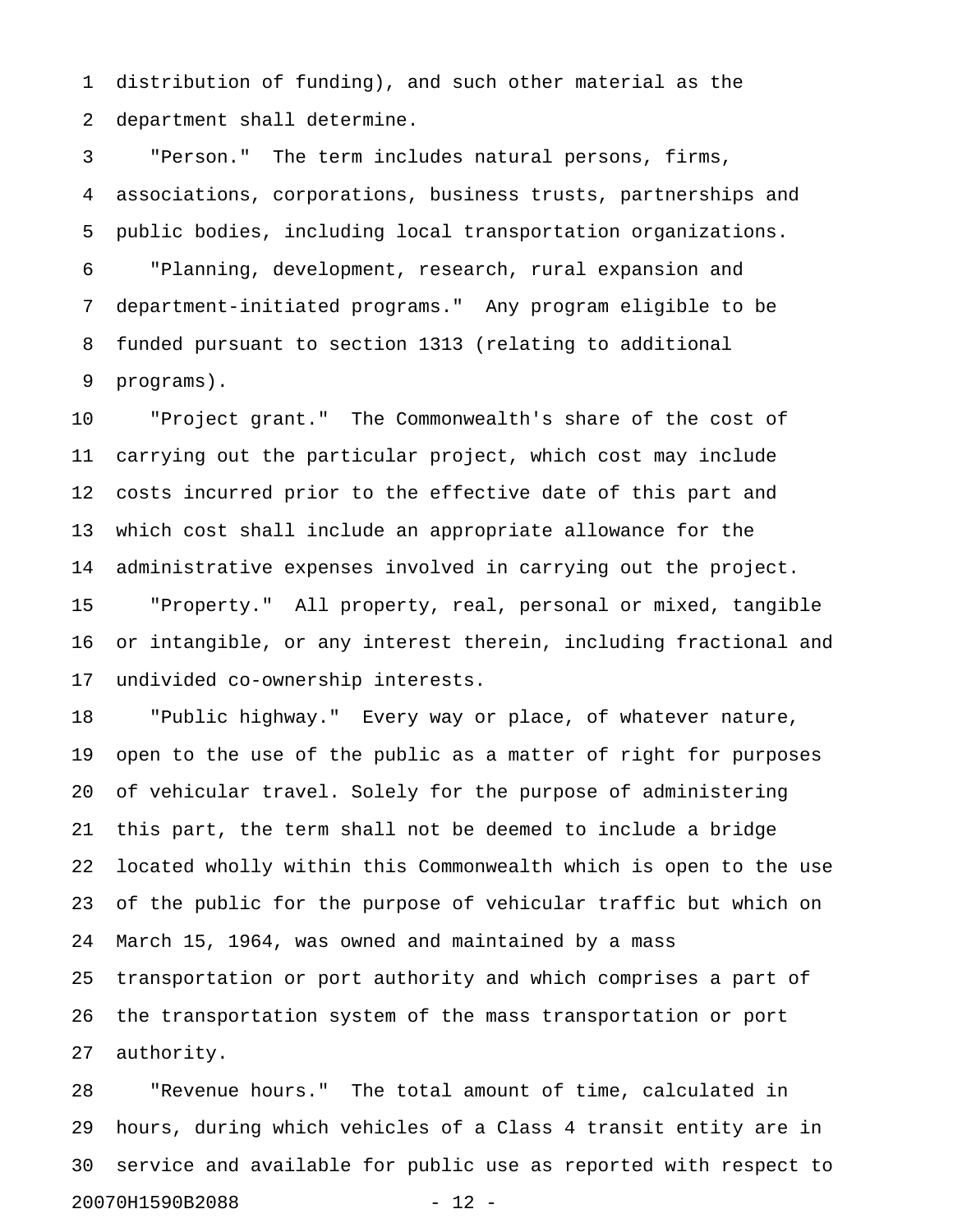distribution of funding), and such other material as the department shall determine.

"Person." The term includes natural persons, firms, associations, corporations, business trusts, partnerships and public bodies, including local transportation organizations.

"Planning, development, research, rural expansion and department-initiated programs." Any program eligible to be funded pursuant to section 1313 (relating to additional programs).

"Project grant." The Commonwealth's share of the cost of carrying out the particular project, which cost may include costs incurred prior to the effective date of this part and which cost shall include an appropriate allowance for the administrative expenses involved in carrying out the project.

"Property." All property, real, personal or mixed, tangible or intangible, or any interest therein, including fractional and undivided co-ownership interests.

"Public highway." Every way or place, of whatever nature, open to the use of the public as a matter of right for purposes of vehicular travel. Solely for the purpose of administering this part, the term shall not be deemed to include a bridge located wholly within this Commonwealth which is open to the use of the public for the purpose of vehicular traffic but which on March 15, 1964, was owned and maintained by a mass transportation or port authority and which comprises a part of the transportation system of the mass transportation or port authority.

"Revenue hours." The total amount of time, calculated in hours, during which vehicles of a Class 4 transit entity are in service and available for public use as reported with respect to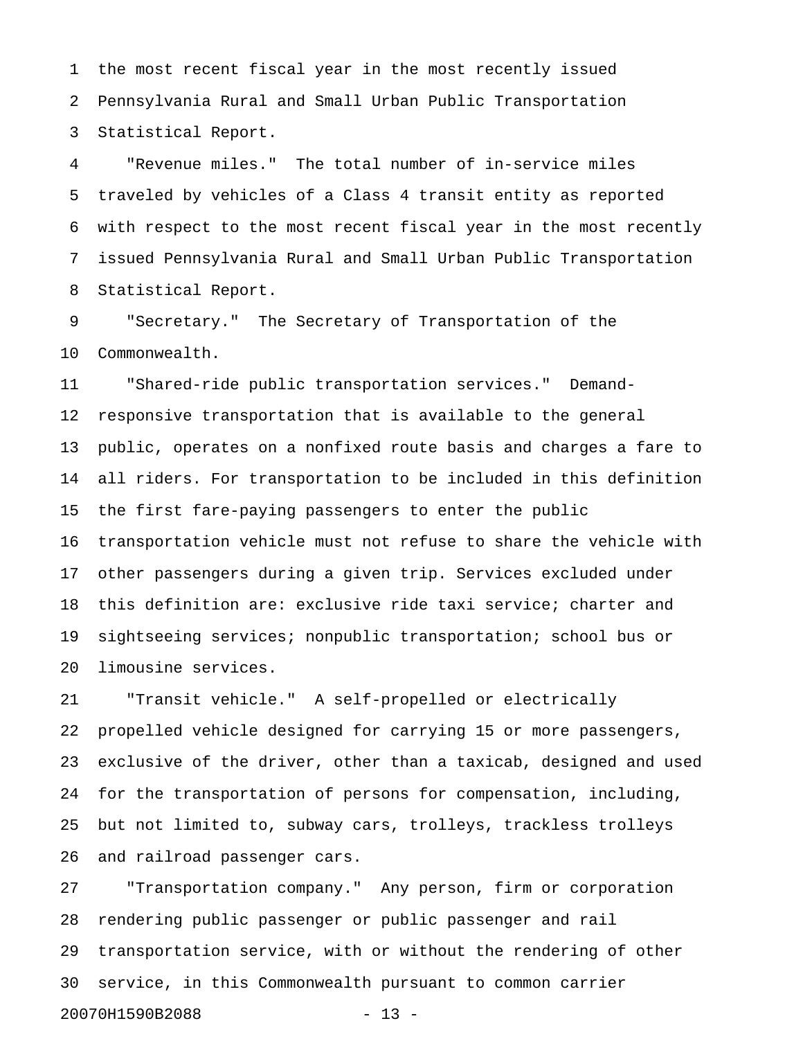the most recent fiscal year in the most recently issued Pennsylvania Rural and Small Urban Public Transportation Statistical Report.

"Revenue miles." The total number of in-service miles traveled by vehicles of a Class 4 transit entity as reported with respect to the most recent fiscal year in the most recently issued Pennsylvania Rural and Small Urban Public Transportation Statistical Report.

"Secretary." The Secretary of Transportation of the Commonwealth.

"Shared-ride public transportation services." Demand-responsive transportation that is available to the general public, operates on a nonfixed route basis and charges a fare to all riders. For transportation to be included in this definition the first fare-paying passengers to enter the public transportation vehicle must not refuse to share the vehicle with other passengers during a given trip. Services excluded under this definition are: exclusive ride taxi service; charter and sightseeing services; nonpublic transportation; school bus or limousine services.

"Transit vehicle." A self-propelled or electrically propelled vehicle designed for carrying 15 or more passengers, exclusive of the driver, other than a taxicab, designed and used for the transportation of persons for compensation, including, but not limited to, subway cars, trolleys, trackless trolleys and railroad passenger cars.

"Transportation company." Any person, firm or corporation rendering public passenger or public passenger and rail transportation service, with or without the rendering of other service, in this Commonwealth pursuant to common carrier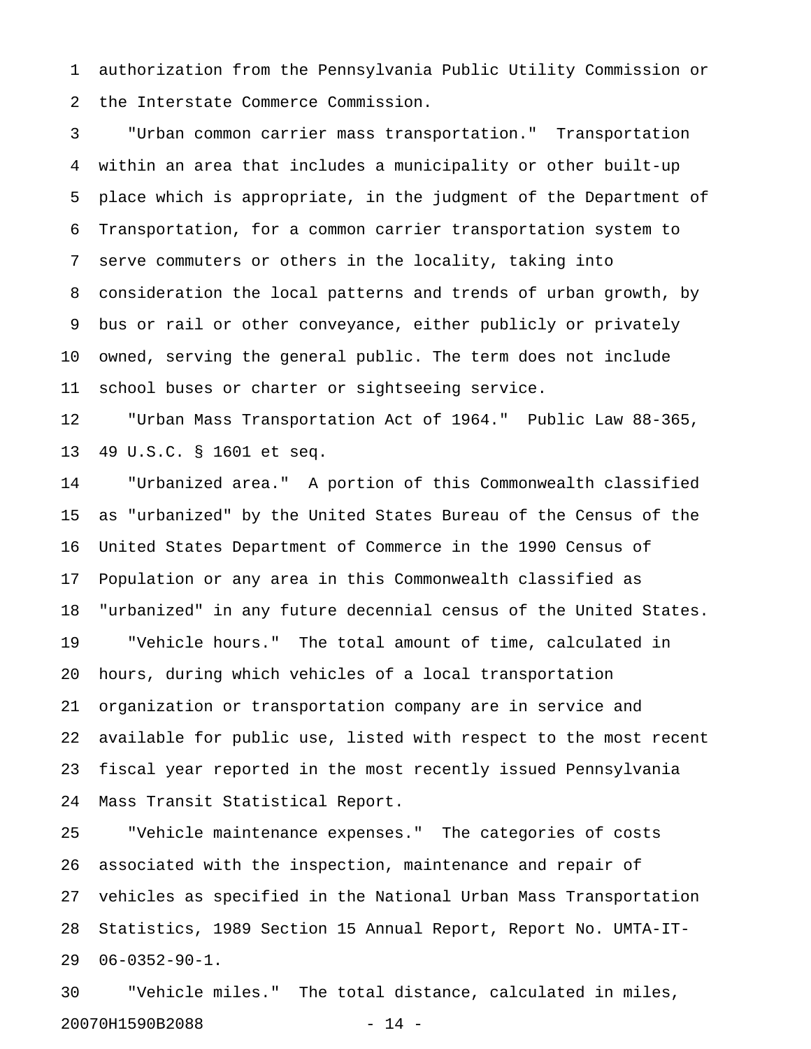authorization from the Pennsylvania Public Utility Commission or the Interstate Commerce Commission.

"Urban common carrier mass transportation." Transportation within an area that includes a municipality or other built-up place which is appropriate, in the judgment of the Department of Transportation, for a common carrier transportation system to serve commuters or others in the locality, taking into consideration the local patterns and trends of urban growth, by bus or rail or other conveyance, either publicly or privately owned, serving the general public. The term does not include school buses or charter or sightseeing service.

"Urban Mass Transportation Act of 1964." Public Law 88-365, 49 U.S.C. § 1601 et seq.

"Urbanized area." A portion of this Commonwealth classified as "urbanized" by the United States Bureau of the Census of the United States Department of Commerce in the 1990 Census of Population or any area in this Commonwealth classified as "urbanized" in any future decennial census of the United States.

"Vehicle hours." The total amount of time, calculated in hours, during which vehicles of a local transportation organization or transportation company are in service and available for public use, listed with respect to the most recent fiscal year reported in the most recently issued Pennsylvania Mass Transit Statistical Report.

"Vehicle maintenance expenses." The categories of costs associated with the inspection, maintenance and repair of vehicles as specified in the National Urban Mass Transportation Statistics, 1989 Section 15 Annual Report, Report No. UMTA-IT-06-0352-90-1.

"Vehicle miles." The total distance, calculated in miles,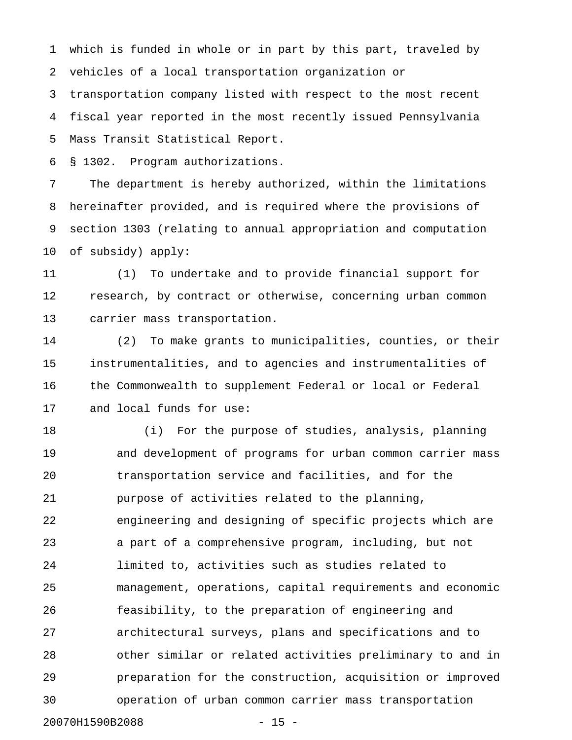which is funded in whole or in part by this part, traveled by vehicles of a local transportation organization or transportation company listed with respect to the most recent fiscal year reported in the most recently issued Pennsylvania Mass Transit Statistical Report.

§ 1302. Program authorizations.

The department is hereby authorized, within the limitations hereinafter provided, and is required where the provisions of section 1303 (relating to annual appropriation and computation of subsidy) apply:

(1) To undertake and to provide financial support for research, by contract or otherwise, concerning urban common carrier mass transportation.

(2) To make grants to municipalities, counties, or their instrumentalities, and to agencies and instrumentalities of the Commonwealth to supplement Federal or local or Federal and local funds for use:

(i) For the purpose of studies, analysis, planning and development of programs for urban common carrier mass transportation service and facilities, and for the purpose of activities related to the planning, engineering and designing of specific projects which are a part of a comprehensive program, including, but not limited to, activities such as studies related to management, operations, capital requirements and economic feasibility, to the preparation of engineering and architectural surveys, plans and specifications and to other similar or related activities preliminary to and in preparation for the construction, acquisition or improved operation of urban common carrier mass transportation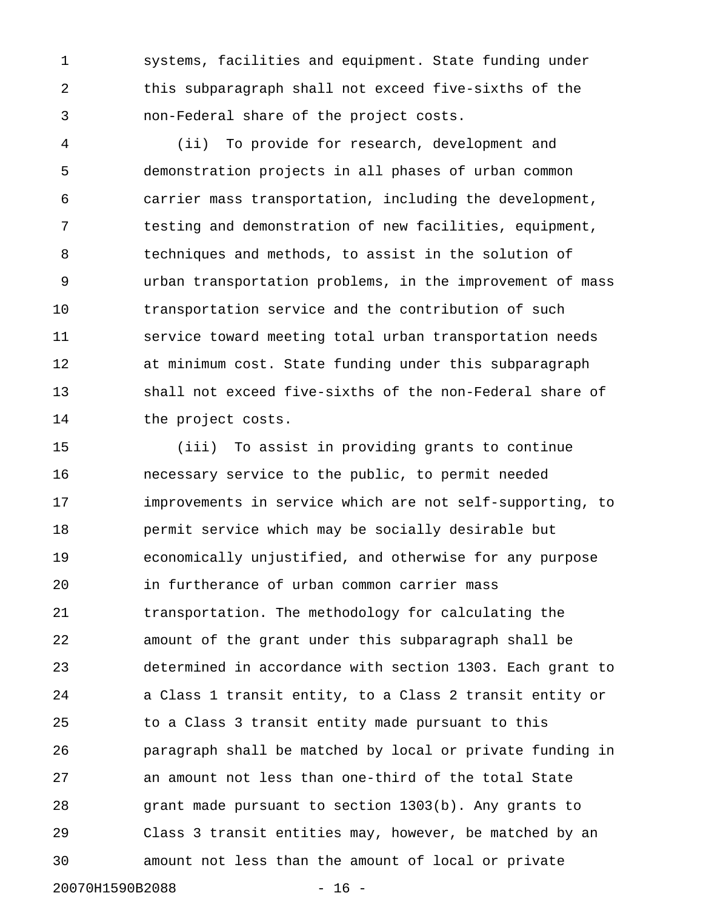systems, facilities and equipment. State funding under this subparagraph shall not exceed five-sixths of the non-Federal share of the project costs.

(ii) To provide for research, development and demonstration projects in all phases of urban common carrier mass transportation, including the development, testing and demonstration of new facilities, equipment, techniques and methods, to assist in the solution of urban transportation problems, in the improvement of mass transportation service and the contribution of such service toward meeting total urban transportation needs at minimum cost. State funding under this subparagraph shall not exceed five-sixths of the non-Federal share of the project costs.

(iii) To assist in providing grants to continue necessary service to the public, to permit needed improvements in service which are not self-supporting, to permit service which may be socially desirable but economically unjustified, and otherwise for any purpose in furtherance of urban common carrier mass transportation. The methodology for calculating the amount of the grant under this subparagraph shall be determined in accordance with section 1303. Each grant to a Class 1 transit entity, to a Class 2 transit entity or to a Class 3 transit entity made pursuant to this paragraph shall be matched by local or private funding in an amount not less than one-third of the total State grant made pursuant to section 1303(b). Any grants to Class 3 transit entities may, however, be matched by an amount not less than the amount of local or private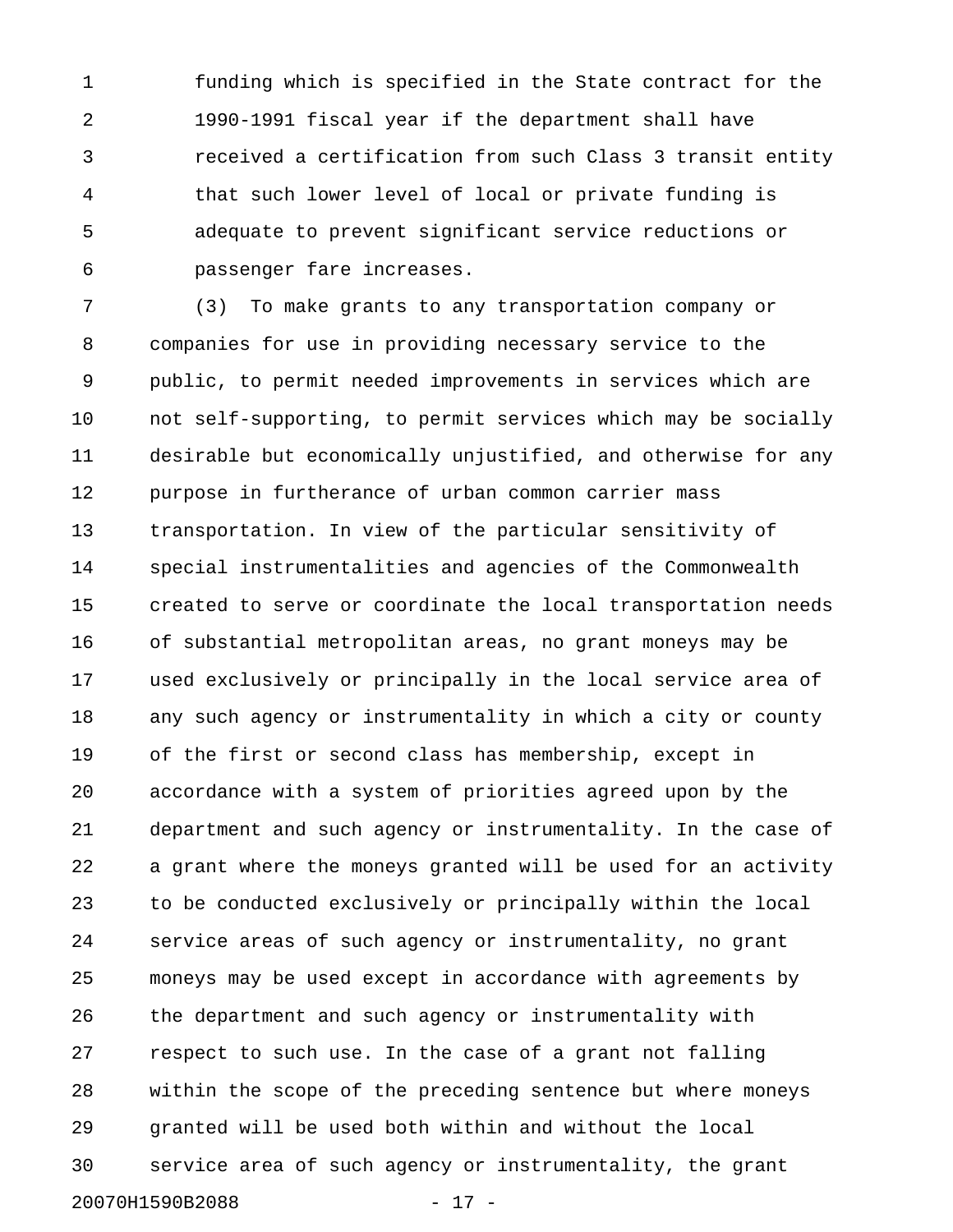funding which is specified in the State contract for the 1990-1991 fiscal year if the department shall have received a certification from such Class 3 transit entity that such lower level of local or private funding is adequate to prevent significant service reductions or passenger fare increases.

(3) To make grants to any transportation company or companies for use in providing necessary service to the public, to permit needed improvements in services which are not self-supporting, to permit services which may be socially desirable but economically unjustified, and otherwise for any purpose in furtherance of urban common carrier mass transportation. In view of the particular sensitivity of special instrumentalities and agencies of the Commonwealth created to serve or coordinate the local transportation needs of substantial metropolitan areas, no grant moneys may be used exclusively or principally in the local service area of any such agency or instrumentality in which a city or county of the first or second class has membership, except in accordance with a system of priorities agreed upon by the department and such agency or instrumentality. In the case of a grant where the moneys granted will be used for an activity to be conducted exclusively or principally within the local service areas of such agency or instrumentality, no grant moneys may be used except in accordance with agreements by the department and such agency or instrumentality with respect to such use. In the case of a grant not falling within the scope of the preceding sentence but where moneys granted will be used both within and without the local service area of such agency or instrumentality, the grant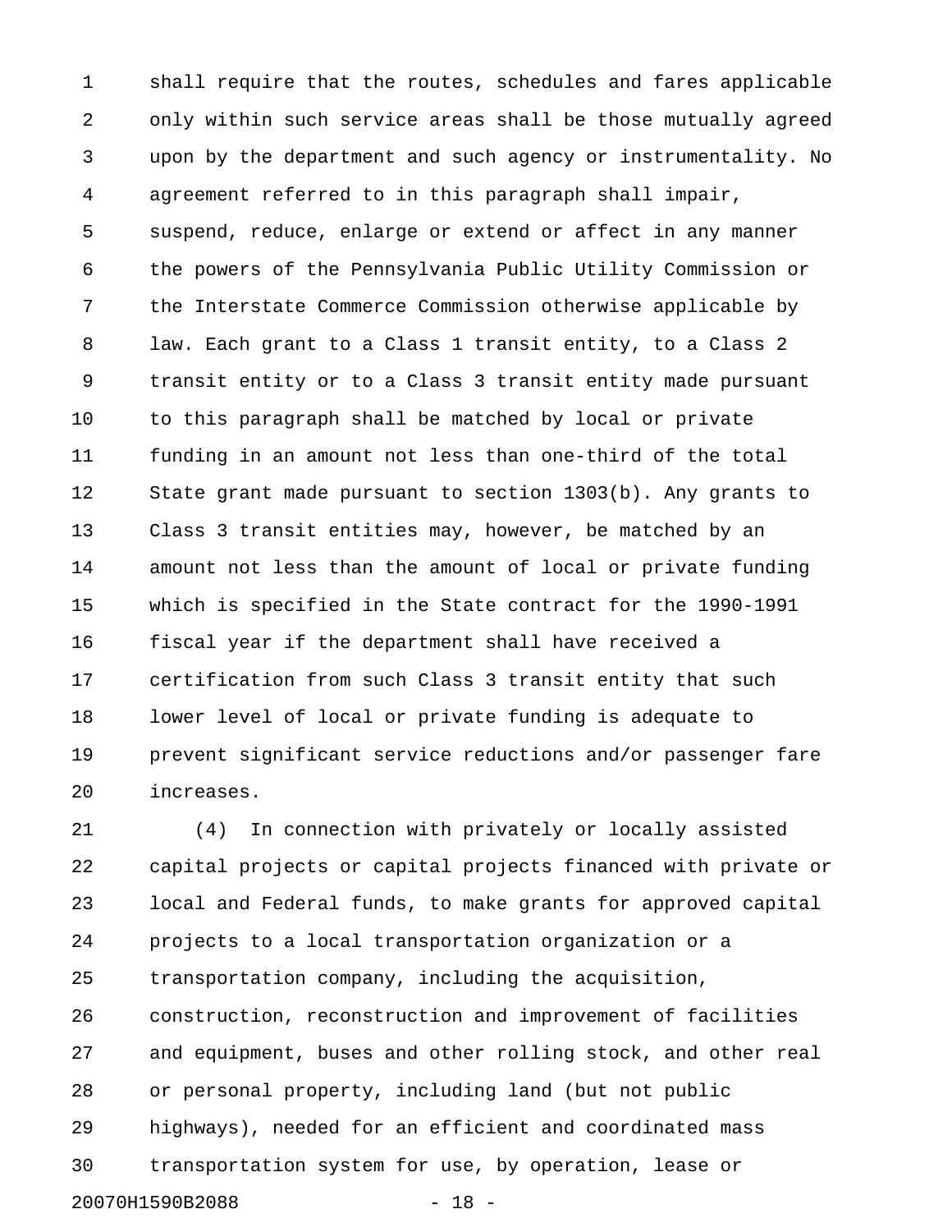shall require that the routes, schedules and fares applicable only within such service areas shall be those mutually agreed upon by the department and such agency or instrumentality. No agreement referred to in this paragraph shall impair, suspend, reduce, enlarge or extend or affect in any manner the powers of the Pennsylvania Public Utility Commission or the Interstate Commerce Commission otherwise applicable by law. Each grant to a Class 1 transit entity, to a Class 2 transit entity or to a Class 3 transit entity made pursuant to this paragraph shall be matched by local or private funding in an amount not less than one-third of the total State grant made pursuant to section 1303(b). Any grants to Class 3 transit entities may, however, be matched by an amount not less than the amount of local or private funding which is specified in the State contract for the 1990-1991 fiscal year if the department shall have received a certification from such Class 3 transit entity that such lower level of local or private funding is adequate to prevent significant service reductions and/or passenger fare increases.

(4) In connection with privately or locally assisted capital projects or capital projects financed with private or local and Federal funds, to make grants for approved capital projects to a local transportation organization or a transportation company, including the acquisition, construction, reconstruction and improvement of facilities and equipment, buses and other rolling stock, and other real or personal property, including land (but not public highways), needed for an efficient and coordinated mass transportation system for use, by operation, lease or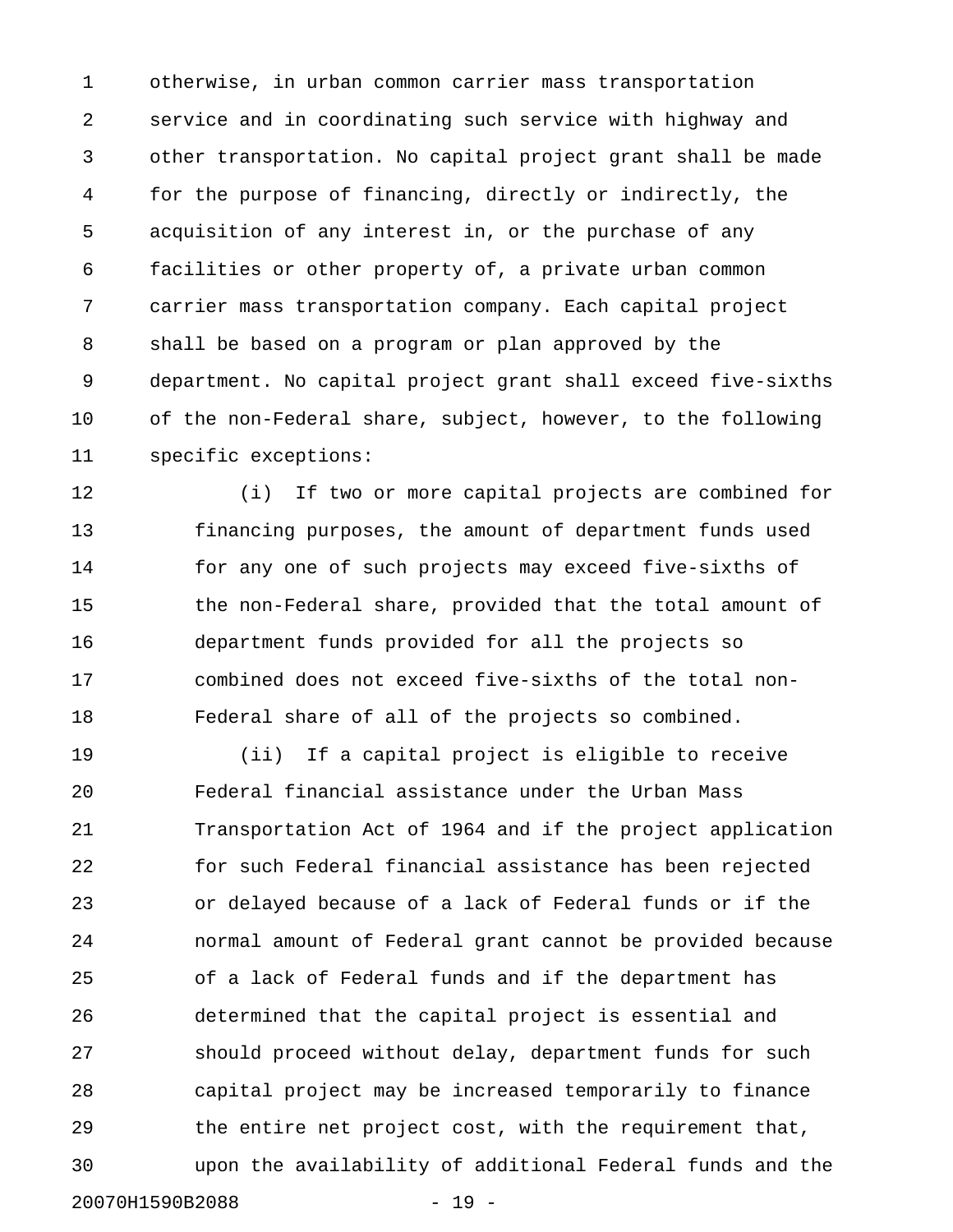otherwise, in urban common carrier mass transportation service and in coordinating such service with highway and other transportation. No capital project grant shall be made for the purpose of financing, directly or indirectly, the acquisition of any interest in, or the purchase of any facilities or other property of, a private urban common carrier mass transportation company. Each capital project shall be based on a program or plan approved by the department. No capital project grant shall exceed five-sixths of the non-Federal share, subject, however, to the following specific exceptions:

(i) If two or more capital projects are combined for financing purposes, the amount of department funds used for any one of such projects may exceed five-sixths of the non-Federal share, provided that the total amount of department funds provided for all the projects so combined does not exceed five-sixths of the total non-Federal share of all of the projects so combined.

(ii) If a capital project is eligible to receive Federal financial assistance under the Urban Mass Transportation Act of 1964 and if the project application for such Federal financial assistance has been rejected or delayed because of a lack of Federal funds or if the normal amount of Federal grant cannot be provided because of a lack of Federal funds and if the department has determined that the capital project is essential and should proceed without delay, department funds for such capital project may be increased temporarily to finance the entire net project cost, with the requirement that, upon the availability of additional Federal funds and the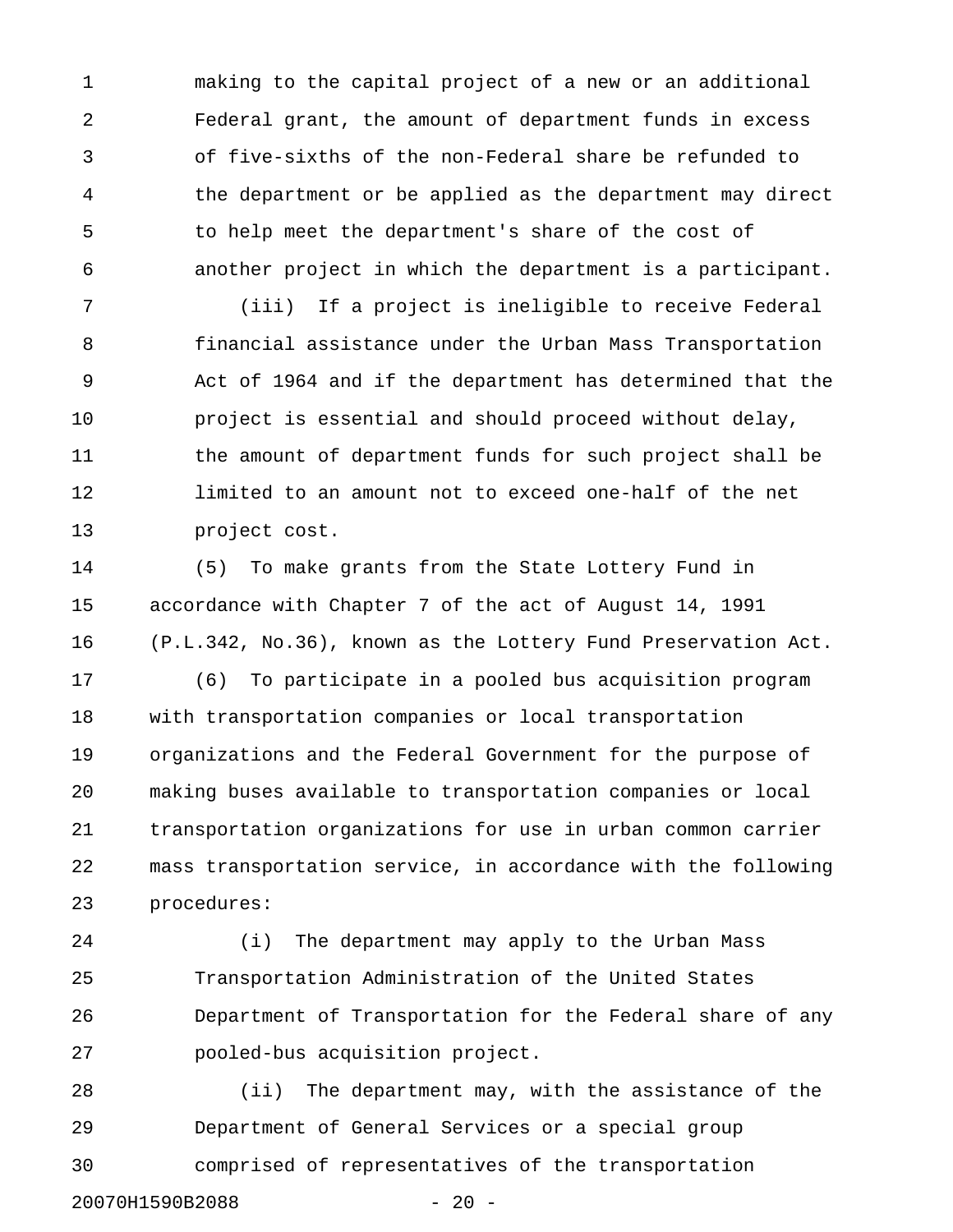making to the capital project of a new or an additional Federal grant, the amount of department funds in excess of five-sixths of the non-Federal share be refunded to the department or be applied as the department may direct to help meet the department's share of the cost of another project in which the department is a participant.

(iii) If a project is ineligible to receive Federal financial assistance under the Urban Mass Transportation Act of 1964 and if the department has determined that the project is essential and should proceed without delay, the amount of department funds for such project shall be limited to an amount not to exceed one-half of the net project cost.

(5) To make grants from the State Lottery Fund in accordance with Chapter 7 of the act of August 14, 1991 (P.L.342, No.36), known as the Lottery Fund Preservation Act.

(6) To participate in a pooled bus acquisition program with transportation companies or local transportation organizations and the Federal Government for the purpose of making buses available to transportation companies or local transportation organizations for use in urban common carrier mass transportation service, in accordance with the following procedures:

(i) The department may apply to the Urban Mass Transportation Administration of the United States Department of Transportation for the Federal share of any pooled-bus acquisition project.

(ii) The department may, with the assistance of the Department of General Services or a special group comprised of representatives of the transportation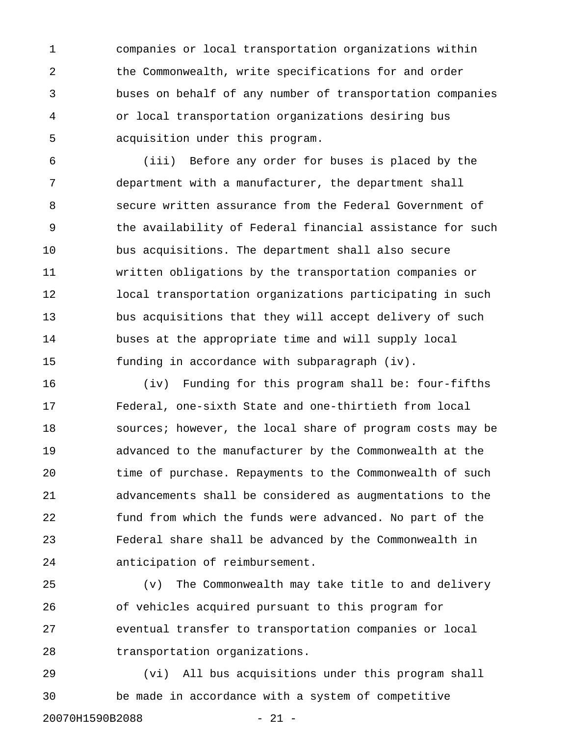companies or local transportation organizations within the Commonwealth, write specifications for and order buses on behalf of any number of transportation companies or local transportation organizations desiring bus acquisition under this program.

(iii) Before any order for buses is placed by the department with a manufacturer, the department shall secure written assurance from the Federal Government of the availability of Federal financial assistance for such bus acquisitions. The department shall also secure written obligations by the transportation companies or local transportation organizations participating in such bus acquisitions that they will accept delivery of such buses at the appropriate time and will supply local funding in accordance with subparagraph (iv).

(iv) Funding for this program shall be: four-fifths Federal, one-sixth State and one-thirtieth from local sources; however, the local share of program costs may be advanced to the manufacturer by the Commonwealth at the time of purchase. Repayments to the Commonwealth of such advancements shall be considered as augmentations to the fund from which the funds were advanced. No part of the Federal share shall be advanced by the Commonwealth in anticipation of reimbursement.

(v) The Commonwealth may take title to and delivery of vehicles acquired pursuant to this program for eventual transfer to transportation companies or local transportation organizations.

(vi) All bus acquisitions under this program shall be made in accordance with a system of competitive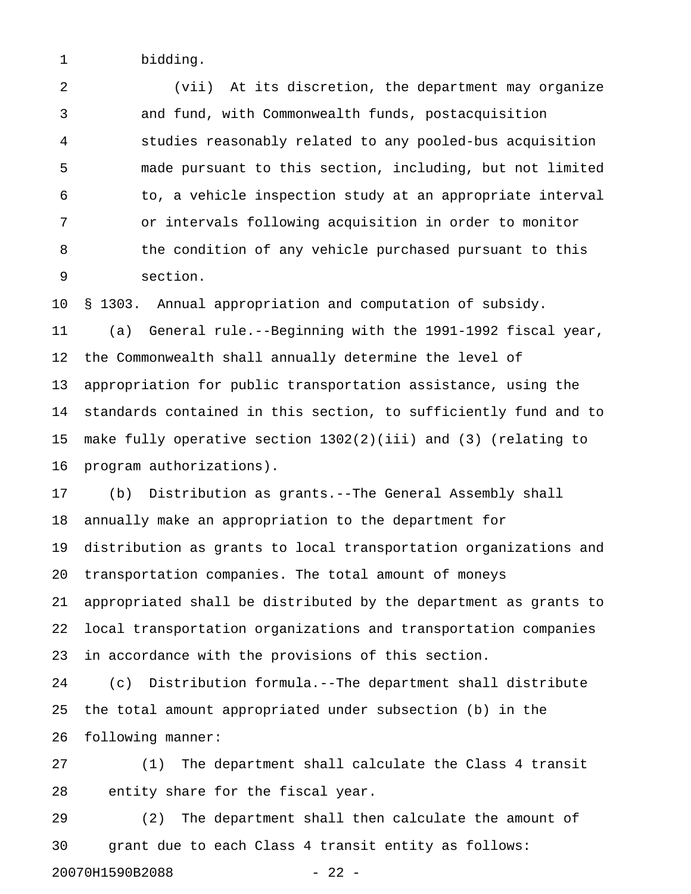bidding.

(vii) At its discretion, the department may organize and fund, with Commonwealth funds, postacquisition studies reasonably related to any pooled-bus acquisition made pursuant to this section, including, but not limited to, a vehicle inspection study at an appropriate interval or intervals following acquisition in order to monitor the condition of any vehicle purchased pursuant to this section.

§ 1303. Annual appropriation and computation of subsidy.

(a) General rule.--Beginning with the 1991-1992 fiscal year, the Commonwealth shall annually determine the level of appropriation for public transportation assistance, using the standards contained in this section, to sufficiently fund and to make fully operative section 1302(2)(iii) and (3) (relating to program authorizations).

(b) Distribution as grants.--The General Assembly shall annually make an appropriation to the department for distribution as grants to local transportation organizations and transportation companies. The total amount of moneys appropriated shall be distributed by the department as grants to local transportation organizations and transportation companies in accordance with the provisions of this section.

(c) Distribution formula.--The department shall distribute the total amount appropriated under subsection (b) in the following manner:

(1) The department shall calculate the Class 4 transit entity share for the fiscal year.

(2) The department shall then calculate the amount of grant due to each Class 4 transit entity as follows: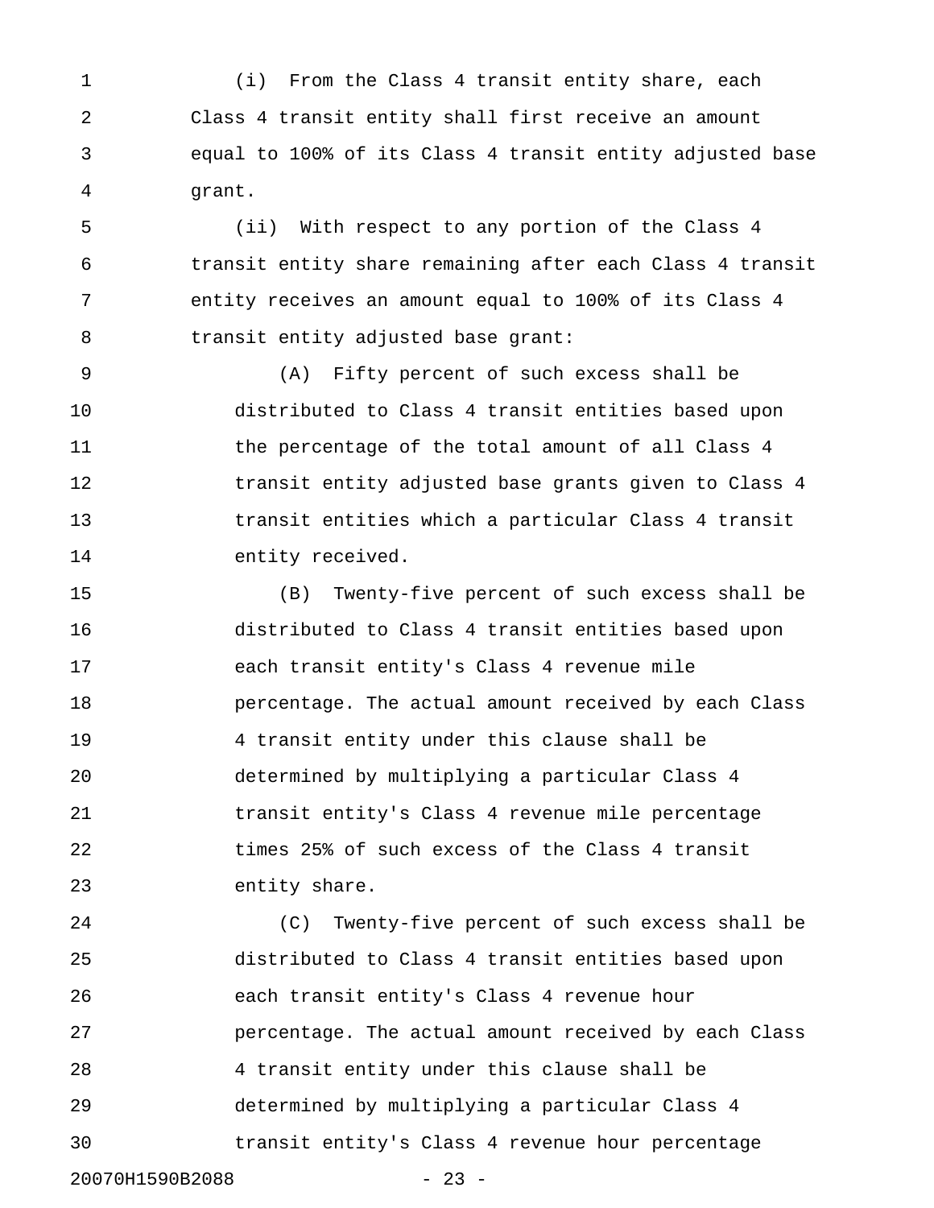(i) From the Class 4 transit entity share, each Class 4 transit entity shall first receive an amount equal to 100% of its Class 4 transit entity adjusted base grant.

(ii) With respect to any portion of the Class 4 transit entity share remaining after each Class 4 transit entity receives an amount equal to 100% of its Class 4 transit entity adjusted base grant:

(A) Fifty percent of such excess shall be distributed to Class 4 transit entities based upon the percentage of the total amount of all Class 4 transit entity adjusted base grants given to Class 4 transit entities which a particular Class 4 transit entity received.

(B) Twenty-five percent of such excess shall be distributed to Class 4 transit entities based upon each transit entity's Class 4 revenue mile percentage. The actual amount received by each Class 4 transit entity under this clause shall be determined by multiplying a particular Class 4 transit entity's Class 4 revenue mile percentage times 25% of such excess of the Class 4 transit entity share.

(C) Twenty-five percent of such excess shall be distributed to Class 4 transit entities based upon each transit entity's Class 4 revenue hour percentage. The actual amount received by each Class 4 transit entity under this clause shall be determined by multiplying a particular Class 4 transit entity's Class 4 revenue hour percentage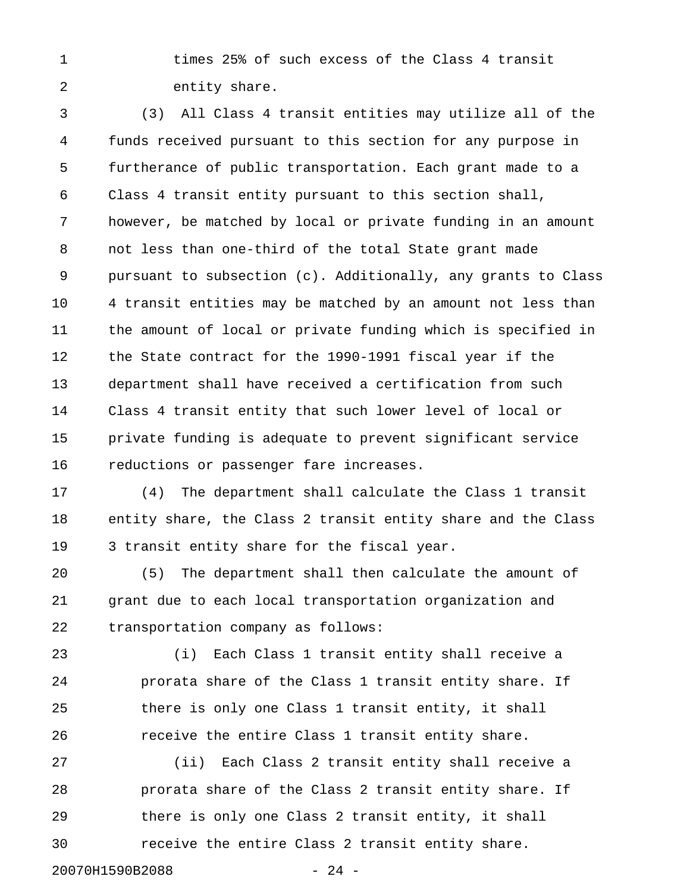times 25% of such excess of the Class 4 transit entity share.

(3) All Class 4 transit entities may utilize all of the funds received pursuant to this section for any purpose in furtherance of public transportation. Each grant made to a Class 4 transit entity pursuant to this section shall, however, be matched by local or private funding in an amount not less than one-third of the total State grant made pursuant to subsection (c). Additionally, any grants to Class 4 transit entities may be matched by an amount not less than the amount of local or private funding which is specified in the State contract for the 1990-1991 fiscal year if the department shall have received a certification from such Class 4 transit entity that such lower level of local or private funding is adequate to prevent significant service reductions or passenger fare increases.

(4) The department shall calculate the Class 1 transit entity share, the Class 2 transit entity share and the Class 3 transit entity share for the fiscal year.

(5) The department shall then calculate the amount of grant due to each local transportation organization and transportation company as follows:

(i) Each Class 1 transit entity shall receive a prorata share of the Class 1 transit entity share. If there is only one Class 1 transit entity, it shall receive the entire Class 1 transit entity share.

(ii) Each Class 2 transit entity shall receive a prorata share of the Class 2 transit entity share. If there is only one Class 2 transit entity, it shall receive the entire Class 2 transit entity share.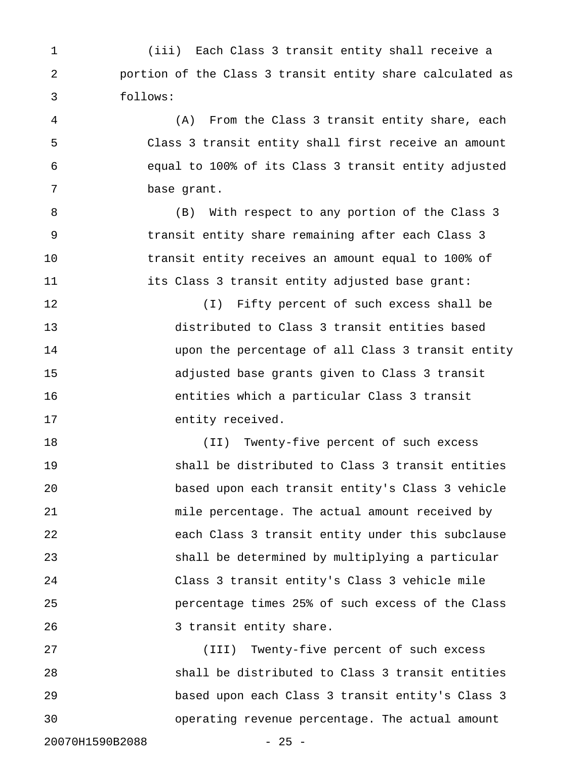(iii) Each Class 3 transit entity shall receive a portion of the Class 3 transit entity share calculated as follows:

(A) From the Class 3 transit entity share, each Class 3 transit entity shall first receive an amount equal to 100% of its Class 3 transit entity adjusted base grant.

(B) With respect to any portion of the Class 3 transit entity share remaining after each Class 3 transit entity receives an amount equal to 100% of its Class 3 transit entity adjusted base grant:

(I) Fifty percent of such excess shall be distributed to Class 3 transit entities based upon the percentage of all Class 3 transit entity adjusted base grants given to Class 3 transit entities which a particular Class 3 transit entity received.

(II) Twenty-five percent of such excess shall be distributed to Class 3 transit entities based upon each transit entity's Class 3 vehicle mile percentage. The actual amount received by each Class 3 transit entity under this subclause shall be determined by multiplying a particular Class 3 transit entity's Class 3 vehicle mile percentage times 25% of such excess of the Class 3 transit entity share.

(III) Twenty-five percent of such excess shall be distributed to Class 3 transit entities based upon each Class 3 transit entity's Class 3 operating revenue percentage. The actual amount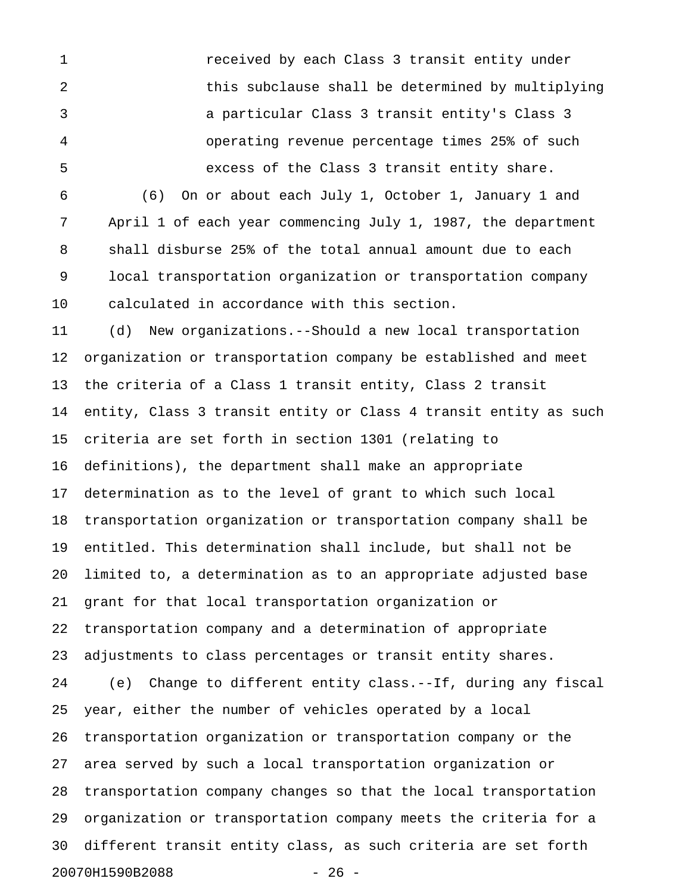received by each Class 3 transit entity under this subclause shall be determined by multiplying a particular Class 3 transit entity's Class 3 operating revenue percentage times 25% of such excess of the Class 3 transit entity share.

(6) On or about each July 1, October 1, January 1 and April 1 of each year commencing July 1, 1987, the department shall disburse 25% of the total annual amount due to each local transportation organization or transportation company calculated in accordance with this section.

(d) New organizations.--Should a new local transportation organization or transportation company be established and meet the criteria of a Class 1 transit entity, Class 2 transit entity, Class 3 transit entity or Class 4 transit entity as such criteria are set forth in section 1301 (relating to definitions), the department shall make an appropriate determination as to the level of grant to which such local transportation organization or transportation company shall be entitled. This determination shall include, but shall not be limited to, a determination as to an appropriate adjusted base grant for that local transportation organization or transportation company and a determination of appropriate adjustments to class percentages or transit entity shares.

(e) Change to different entity class.--If, during any fiscal year, either the number of vehicles operated by a local transportation organization or transportation company or the area served by such a local transportation organization or transportation company changes so that the local transportation organization or transportation company meets the criteria for a different transit entity class, as such criteria are set forth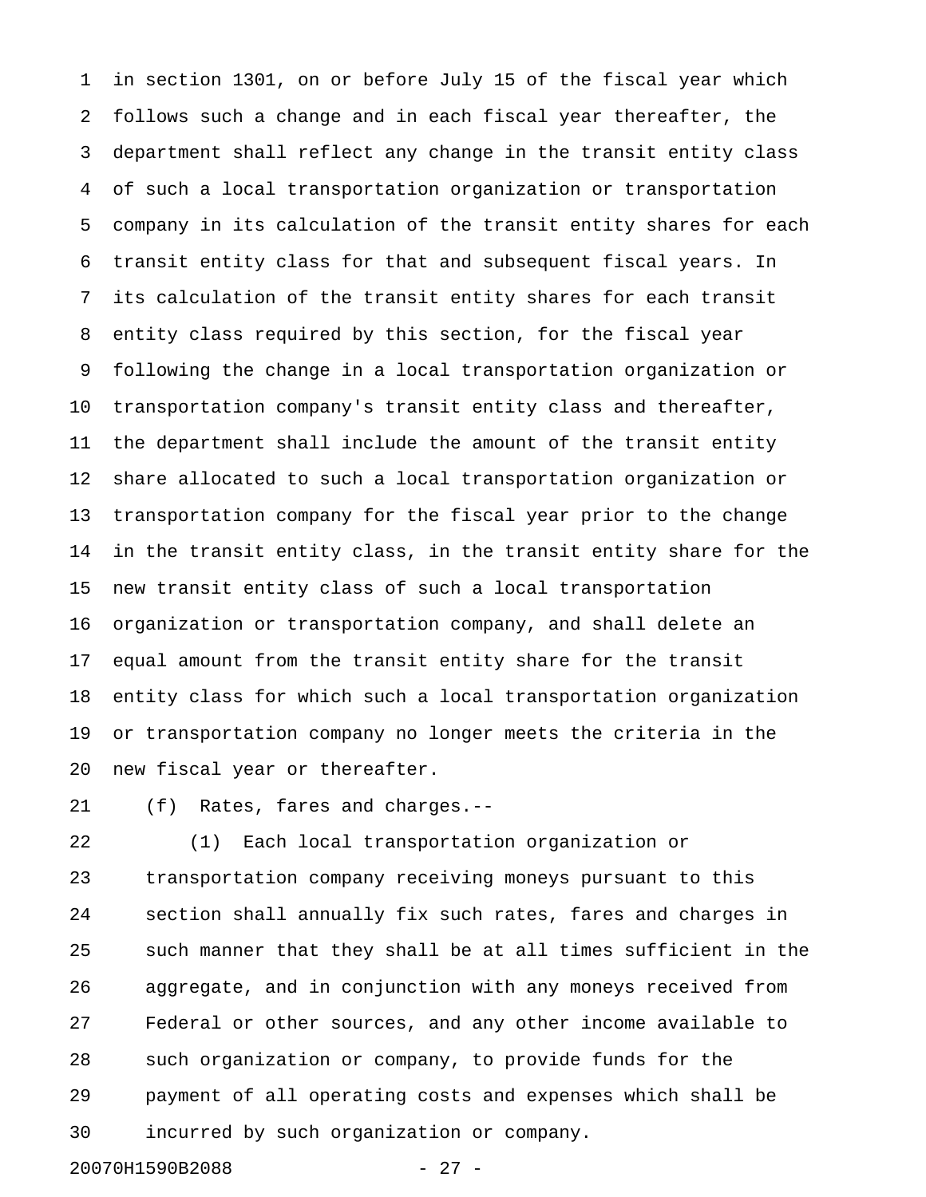in section 1301, on or before July 15 of the fiscal year which follows such a change and in each fiscal year thereafter, the department shall reflect any change in the transit entity class of such a local transportation organization or transportation company in its calculation of the transit entity shares for each transit entity class for that and subsequent fiscal years. In its calculation of the transit entity shares for each transit entity class required by this section, for the fiscal year following the change in a local transportation organization or transportation company's transit entity class and thereafter, the department shall include the amount of the transit entity share allocated to such a local transportation organization or transportation company for the fiscal year prior to the change in the transit entity class, in the transit entity share for the new transit entity class of such a local transportation organization or transportation company, and shall delete an equal amount from the transit entity share for the transit entity class for which such a local transportation organization or transportation company no longer meets the criteria in the new fiscal year or thereafter.

(f) Rates, fares and charges.--

(1) Each local transportation organization or transportation company receiving moneys pursuant to this section shall annually fix such rates, fares and charges in such manner that they shall be at all times sufficient in the aggregate, and in conjunction with any moneys received from Federal or other sources, and any other income available to such organization or company, to provide funds for the payment of all operating costs and expenses which shall be incurred by such organization or company.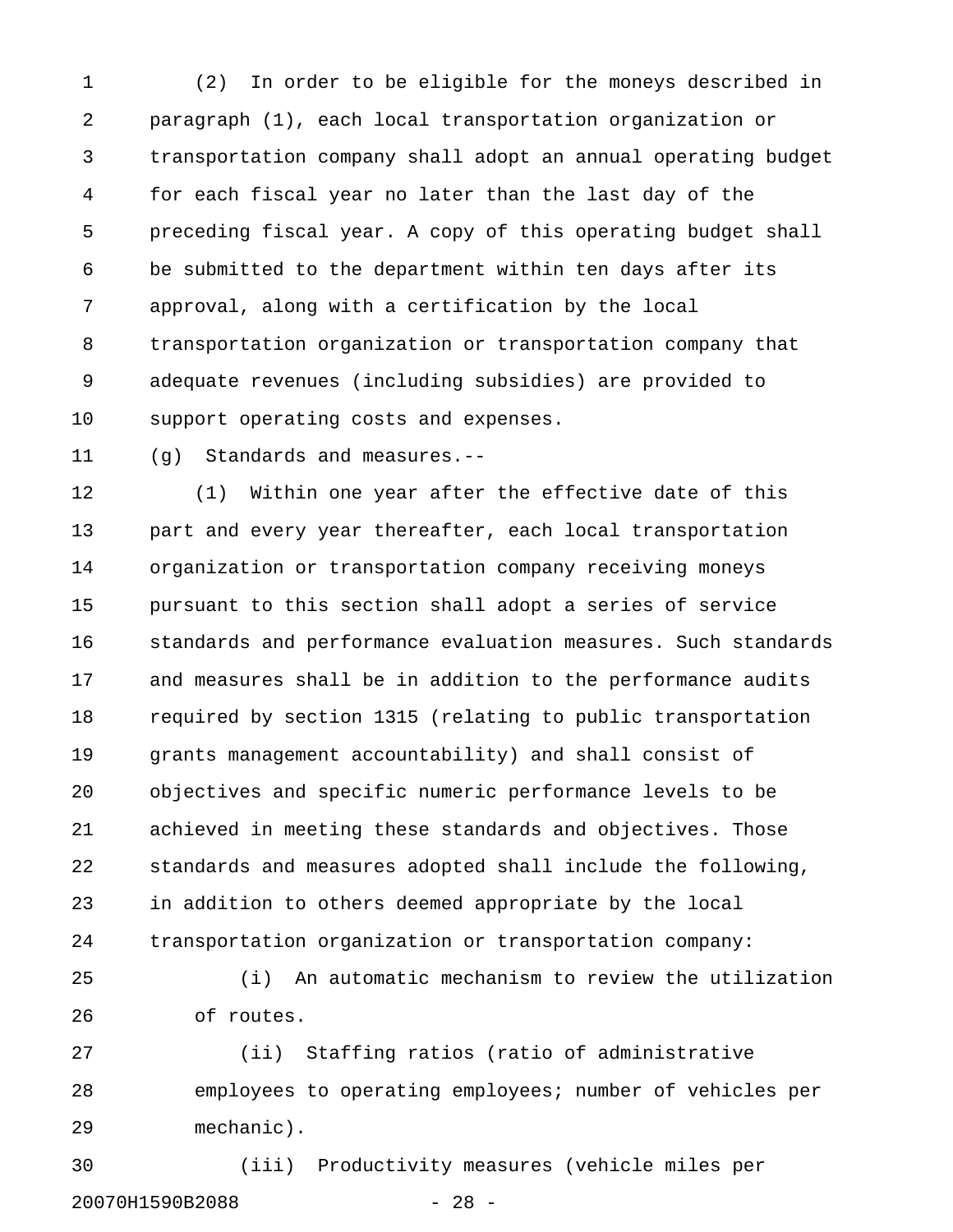(2) In order to be eligible for the moneys described in paragraph (1), each local transportation organization or transportation company shall adopt an annual operating budget for each fiscal year no later than the last day of the preceding fiscal year. A copy of this operating budget shall be submitted to the department within ten days after its approval, along with a certification by the local transportation organization or transportation company that adequate revenues (including subsidies) are provided to support operating costs and expenses.

(g) Standards and measures.--

(1) Within one year after the effective date of this part and every year thereafter, each local transportation organization or transportation company receiving moneys pursuant to this section shall adopt a series of service standards and performance evaluation measures. Such standards and measures shall be in addition to the performance audits required by section 1315 (relating to public transportation grants management accountability) and shall consist of objectives and specific numeric performance levels to be achieved in meeting these standards and objectives. Those standards and measures adopted shall include the following, in addition to others deemed appropriate by the local transportation organization or transportation company:

(i) An automatic mechanism to review the utilization of routes.

(ii) Staffing ratios (ratio of administrative employees to operating employees; number of vehicles per mechanic).

(iii) Productivity measures (vehicle miles per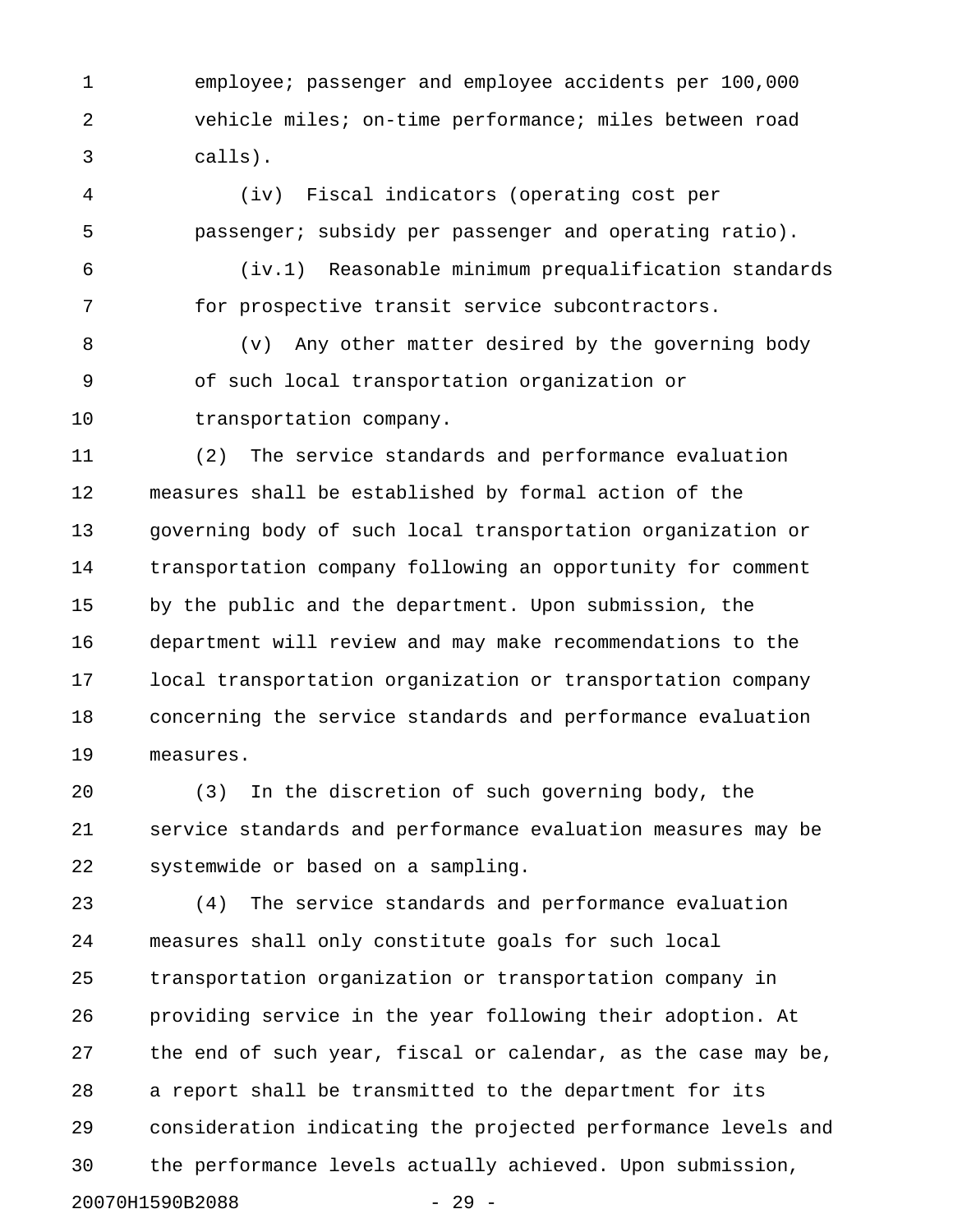employee; passenger and employee accidents per 100,000 vehicle miles; on-time performance; miles between road calls).

(iv) Fiscal indicators (operating cost per passenger; subsidy per passenger and operating ratio).

(iv.1) Reasonable minimum prequalification standards for prospective transit service subcontractors.

(v) Any other matter desired by the governing body of such local transportation organization or transportation company.

(2) The service standards and performance evaluation measures shall be established by formal action of the governing body of such local transportation organization or transportation company following an opportunity for comment by the public and the department. Upon submission, the department will review and may make recommendations to the local transportation organization or transportation company concerning the service standards and performance evaluation measures.

(3) In the discretion of such governing body, the service standards and performance evaluation measures may be systemwide or based on a sampling.

(4) The service standards and performance evaluation measures shall only constitute goals for such local transportation organization or transportation company in providing service in the year following their adoption. At the end of such year, fiscal or calendar, as the case may be, a report shall be transmitted to the department for its consideration indicating the projected performance levels and the performance levels actually achieved. Upon submission,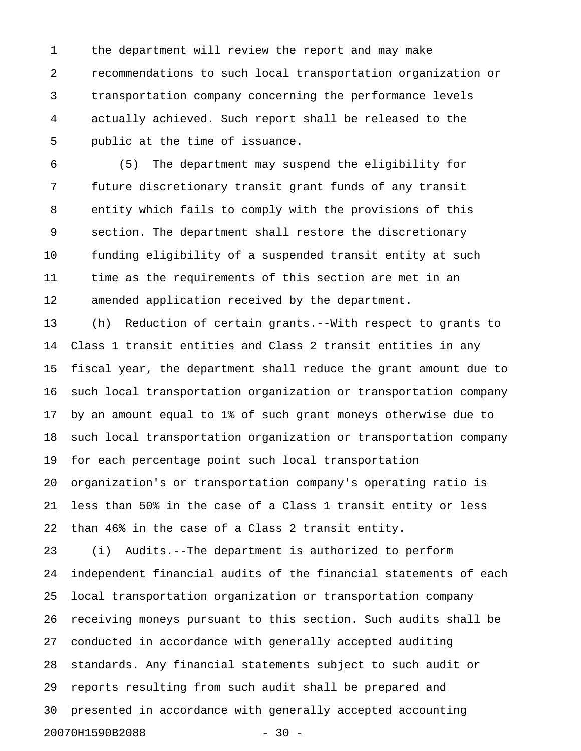the department will review the report and may make recommendations to such local transportation organization or transportation company concerning the performance levels actually achieved. Such report shall be released to the public at the time of issuance.

(5) The department may suspend the eligibility for future discretionary transit grant funds of any transit entity which fails to comply with the provisions of this section. The department shall restore the discretionary funding eligibility of a suspended transit entity at such time as the requirements of this section are met in an amended application received by the department.

(h) Reduction of certain grants.--With respect to grants to Class 1 transit entities and Class 2 transit entities in any fiscal year, the department shall reduce the grant amount due to such local transportation organization or transportation company by an amount equal to 1% of such grant moneys otherwise due to such local transportation organization or transportation company for each percentage point such local transportation organization's or transportation company's operating ratio is less than 50% in the case of a Class 1 transit entity or less than 46% in the case of a Class 2 transit entity.

(i) Audits.--The department is authorized to perform independent financial audits of the financial statements of each local transportation organization or transportation company receiving moneys pursuant to this section. Such audits shall be conducted in accordance with generally accepted auditing standards. Any financial statements subject to such audit or reports resulting from such audit shall be prepared and presented in accordance with generally accepted accounting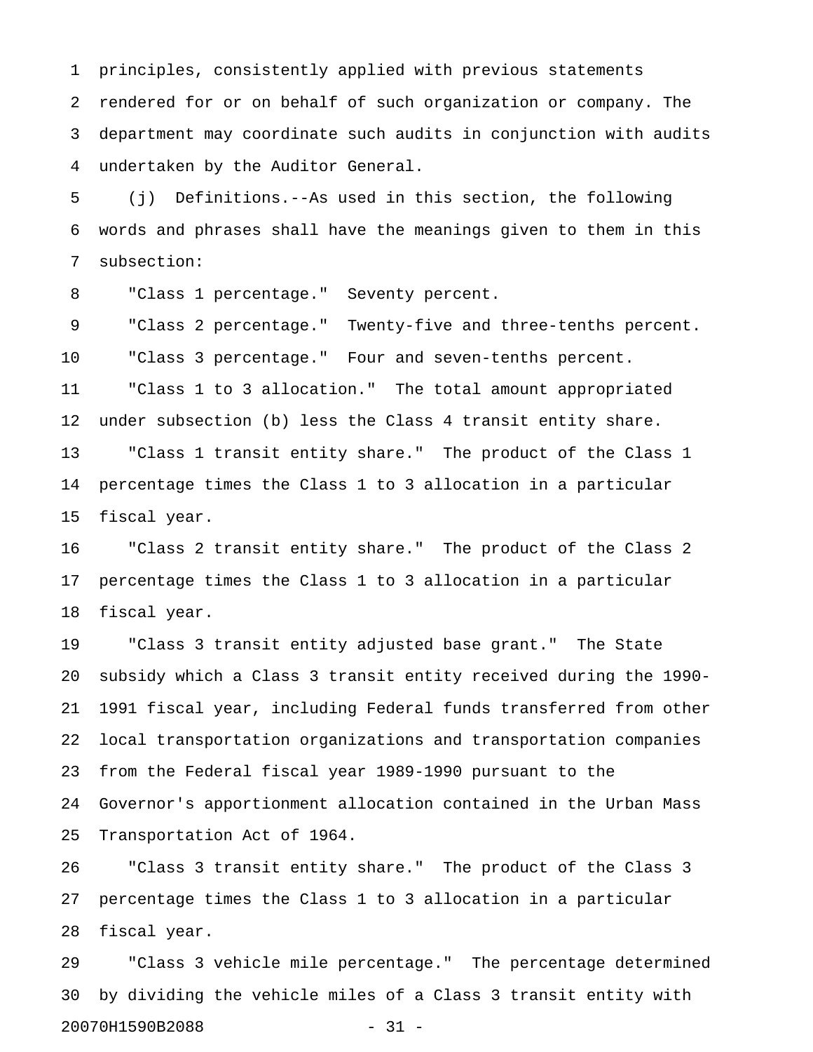principles, consistently applied with previous statements rendered for or on behalf of such organization or company. The department may coordinate such audits in conjunction with audits undertaken by the Auditor General.

(j) Definitions.--As used in this section, the following words and phrases shall have the meanings given to them in this subsection:

"Class 1 percentage." Seventy percent.

"Class 2 percentage." Twenty-five and three-tenths percent.

"Class 3 percentage." Four and seven-tenths percent.

"Class 1 to 3 allocation." The total amount appropriated under subsection (b) less the Class 4 transit entity share.

"Class 1 transit entity share." The product of the Class 1 percentage times the Class 1 to 3 allocation in a particular fiscal year.

"Class 2 transit entity share." The product of the Class 2 percentage times the Class 1 to 3 allocation in a particular fiscal year.

"Class 3 transit entity adjusted base grant." The State subsidy which a Class 3 transit entity received during the 1990-1991 fiscal year, including Federal funds transferred from other local transportation organizations and transportation companies from the Federal fiscal year 1989-1990 pursuant to the Governor's apportionment allocation contained in the Urban Mass Transportation Act of 1964.

"Class 3 transit entity share." The product of the Class 3 percentage times the Class 1 to 3 allocation in a particular fiscal year.

"Class 3 vehicle mile percentage." The percentage determined by dividing the vehicle miles of a Class 3 transit entity with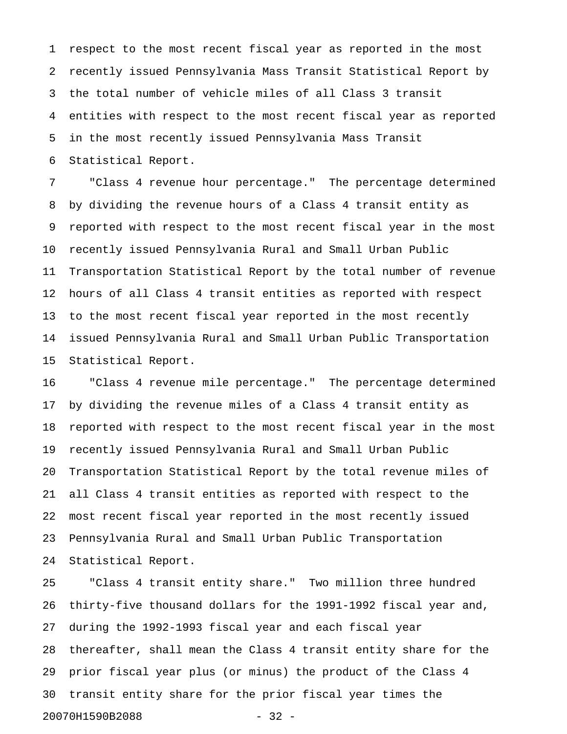respect to the most recent fiscal year as reported in the most recently issued Pennsylvania Mass Transit Statistical Report by the total number of vehicle miles of all Class 3 transit entities with respect to the most recent fiscal year as reported in the most recently issued Pennsylvania Mass Transit Statistical Report.

"Class 4 revenue hour percentage." The percentage determined by dividing the revenue hours of a Class 4 transit entity as reported with respect to the most recent fiscal year in the most recently issued Pennsylvania Rural and Small Urban Public Transportation Statistical Report by the total number of revenue hours of all Class 4 transit entities as reported with respect to the most recent fiscal year reported in the most recently issued Pennsylvania Rural and Small Urban Public Transportation Statistical Report.

"Class 4 revenue mile percentage." The percentage determined by dividing the revenue miles of a Class 4 transit entity as reported with respect to the most recent fiscal year in the most recently issued Pennsylvania Rural and Small Urban Public Transportation Statistical Report by the total revenue miles of all Class 4 transit entities as reported with respect to the most recent fiscal year reported in the most recently issued Pennsylvania Rural and Small Urban Public Transportation Statistical Report.

"Class 4 transit entity share." Two million three hundred thirty-five thousand dollars for the 1991-1992 fiscal year and, during the 1992-1993 fiscal year and each fiscal year thereafter, shall mean the Class 4 transit entity share for the prior fiscal year plus (or minus) the product of the Class 4 transit entity share for the prior fiscal year times the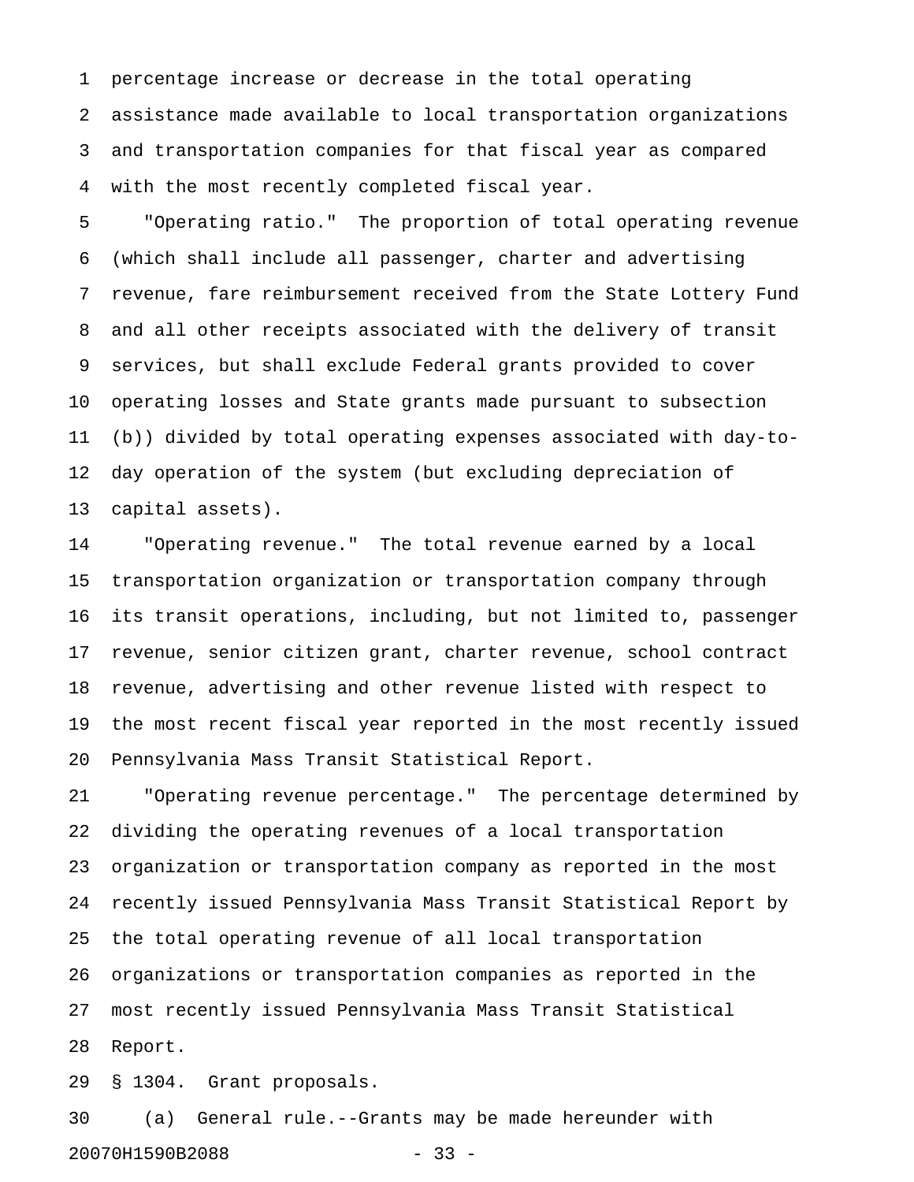percentage increase or decrease in the total operating assistance made available to local transportation organizations and transportation companies for that fiscal year as compared with the most recently completed fiscal year.

"Operating ratio." The proportion of total operating revenue (which shall include all passenger, charter and advertising revenue, fare reimbursement received from the State Lottery Fund and all other receipts associated with the delivery of transit services, but shall exclude Federal grants provided to cover operating losses and State grants made pursuant to subsection (b)) divided by total operating expenses associated with day-to-day operation of the system (but excluding depreciation of capital assets).

"Operating revenue." The total revenue earned by a local transportation organization or transportation company through its transit operations, including, but not limited to, passenger revenue, senior citizen grant, charter revenue, school contract revenue, advertising and other revenue listed with respect to the most recent fiscal year reported in the most recently issued Pennsylvania Mass Transit Statistical Report.

"Operating revenue percentage." The percentage determined by dividing the operating revenues of a local transportation organization or transportation company as reported in the most recently issued Pennsylvania Mass Transit Statistical Report by the total operating revenue of all local transportation organizations or transportation companies as reported in the most recently issued Pennsylvania Mass Transit Statistical Report.

§ 1304. Grant proposals.

(a) General rule.--Grants may be made hereunder with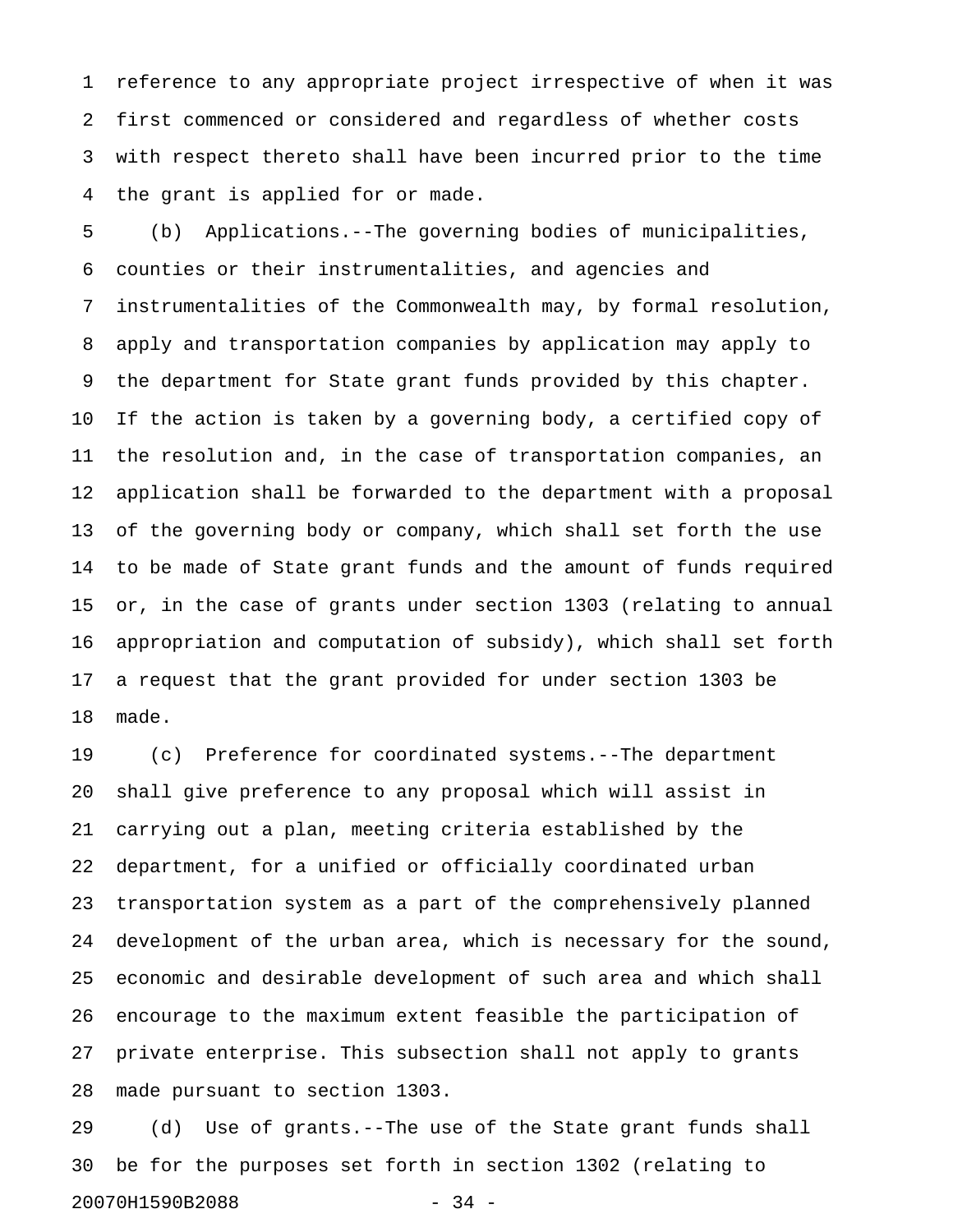reference to any appropriate project irrespective of when it was first commenced or considered and regardless of whether costs with respect thereto shall have been incurred prior to the time the grant is applied for or made.

(b) Applications.--The governing bodies of municipalities, counties or their instrumentalities, and agencies and instrumentalities of the Commonwealth may, by formal resolution, apply and transportation companies by application may apply to the department for State grant funds provided by this chapter. If the action is taken by a governing body, a certified copy of the resolution and, in the case of transportation companies, an application shall be forwarded to the department with a proposal of the governing body or company, which shall set forth the use to be made of State grant funds and the amount of funds required or, in the case of grants under section 1303 (relating to annual appropriation and computation of subsidy), which shall set forth a request that the grant provided for under section 1303 be made.

(c) Preference for coordinated systems.--The department shall give preference to any proposal which will assist in carrying out a plan, meeting criteria established by the department, for a unified or officially coordinated urban transportation system as a part of the comprehensively planned development of the urban area, which is necessary for the sound, economic and desirable development of such area and which shall encourage to the maximum extent feasible the participation of private enterprise. This subsection shall not apply to grants made pursuant to section 1303.

(d) Use of grants.--The use of the State grant funds shall be for the purposes set forth in section 1302 (relating to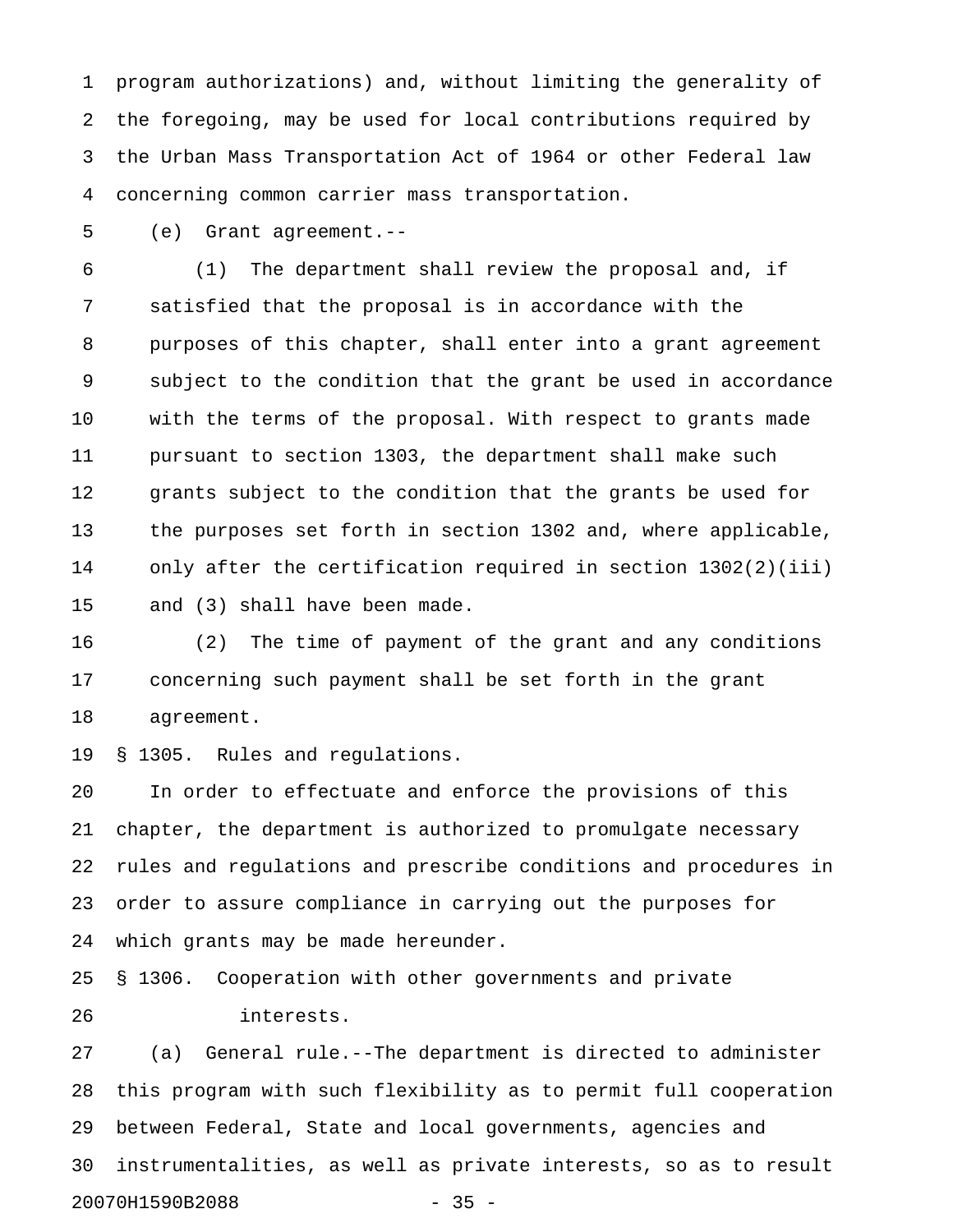program authorizations) and, without limiting the generality of the foregoing, may be used for local contributions required by the Urban Mass Transportation Act of 1964 or other Federal law concerning common carrier mass transportation.

(e) Grant agreement.--

(1) The department shall review the proposal and, if satisfied that the proposal is in accordance with the purposes of this chapter, shall enter into a grant agreement subject to the condition that the grant be used in accordance with the terms of the proposal. With respect to grants made pursuant to section 1303, the department shall make such grants subject to the condition that the grants be used for the purposes set forth in section 1302 and, where applicable, only after the certification required in section 1302(2)(iii) and (3) shall have been made.

(2) The time of payment of the grant and any conditions concerning such payment shall be set forth in the grant agreement.

§ 1305. Rules and regulations.

In order to effectuate and enforce the provisions of this chapter, the department is authorized to promulgate necessary rules and regulations and prescribe conditions and procedures in order to assure compliance in carrying out the purposes for which grants may be made hereunder.

§ 1306. Cooperation with other governments and private interests.

(a) General rule.--The department is directed to administer this program with such flexibility as to permit full cooperation between Federal, State and local governments, agencies and instrumentalities, as well as private interests, so as to result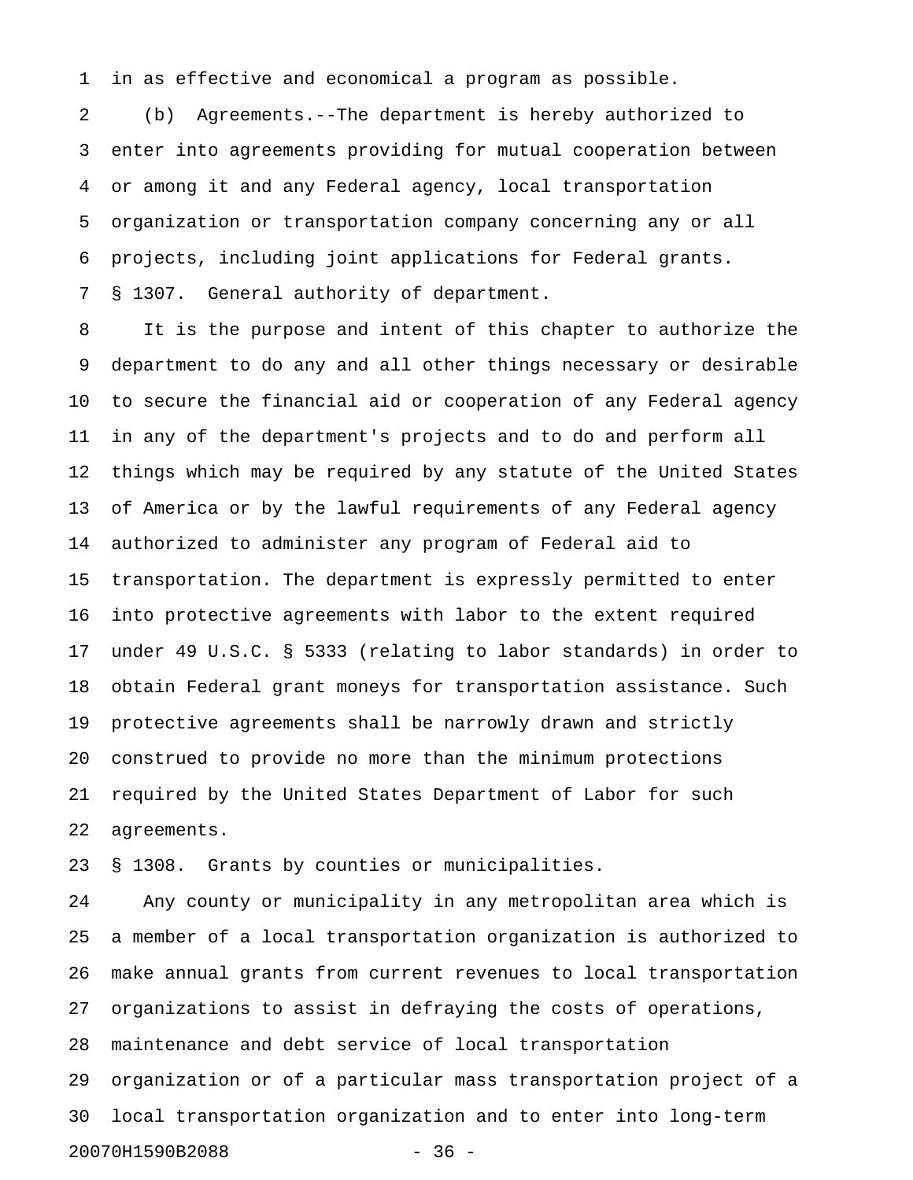in as effective and economical a program as possible.

(b) Agreements.--The department is hereby authorized to enter into agreements providing for mutual cooperation between or among it and any Federal agency, local transportation organization or transportation company concerning any or all projects, including joint applications for Federal grants.

§ 1307. General authority of department.

It is the purpose and intent of this chapter to authorize the department to do any and all other things necessary or desirable to secure the financial aid or cooperation of any Federal agency in any of the department's projects and to do and perform all things which may be required by any statute of the United States of America or by the lawful requirements of any Federal agency authorized to administer any program of Federal aid to transportation. The department is expressly permitted to enter into protective agreements with labor to the extent required under 49 U.S.C. § 5333 (relating to labor standards) in order to obtain Federal grant moneys for transportation assistance. Such protective agreements shall be narrowly drawn and strictly construed to provide no more than the minimum protections required by the United States Department of Labor for such agreements.

§ 1308. Grants by counties or municipalities.

Any county or municipality in any metropolitan area which is a member of a local transportation organization is authorized to make annual grants from current revenues to local transportation organizations to assist in defraying the costs of operations, maintenance and debt service of local transportation organization or of a particular mass transportation project of a local transportation organization and to enter into long-term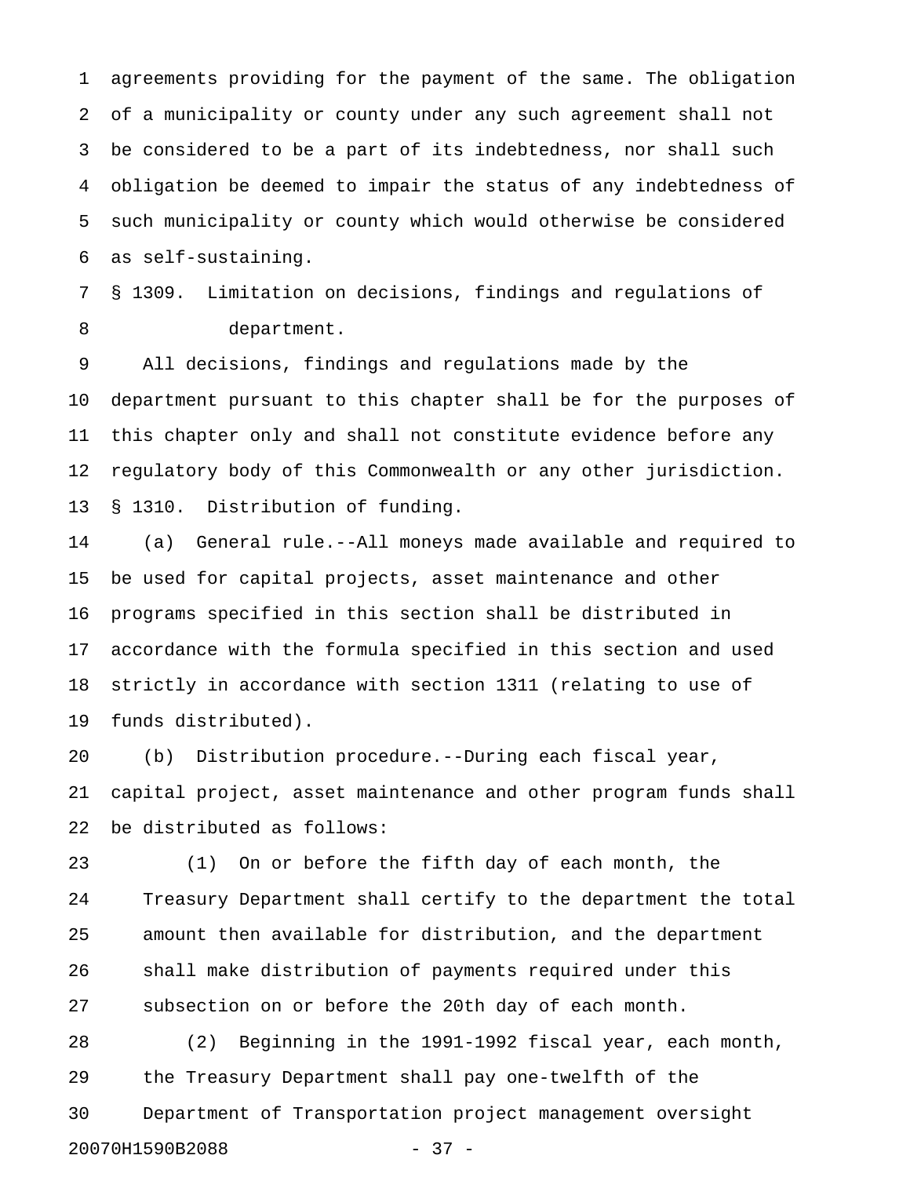agreements providing for the payment of the same. The obligation of a municipality or county under any such agreement shall not be considered to be a part of its indebtedness, nor shall such obligation be deemed to impair the status of any indebtedness of such municipality or county which would otherwise be considered as self-sustaining.

§ 1309. Limitation on decisions, findings and regulations of department.

All decisions, findings and regulations made by the department pursuant to this chapter shall be for the purposes of this chapter only and shall not constitute evidence before any regulatory body of this Commonwealth or any other jurisdiction.

§ 1310. Distribution of funding.

(a) General rule.--All moneys made available and required to be used for capital projects, asset maintenance and other programs specified in this section shall be distributed in accordance with the formula specified in this section and used strictly in accordance with section 1311 (relating to use of funds distributed).

(b) Distribution procedure.--During each fiscal year, capital project, asset maintenance and other program funds shall be distributed as follows:

(1) On or before the fifth day of each month, the Treasury Department shall certify to the department the total amount then available for distribution, and the department shall make distribution of payments required under this subsection on or before the 20th day of each month.

(2) Beginning in the 1991-1992 fiscal year, each month, the Treasury Department shall pay one-twelfth of the Department of Transportation project management oversight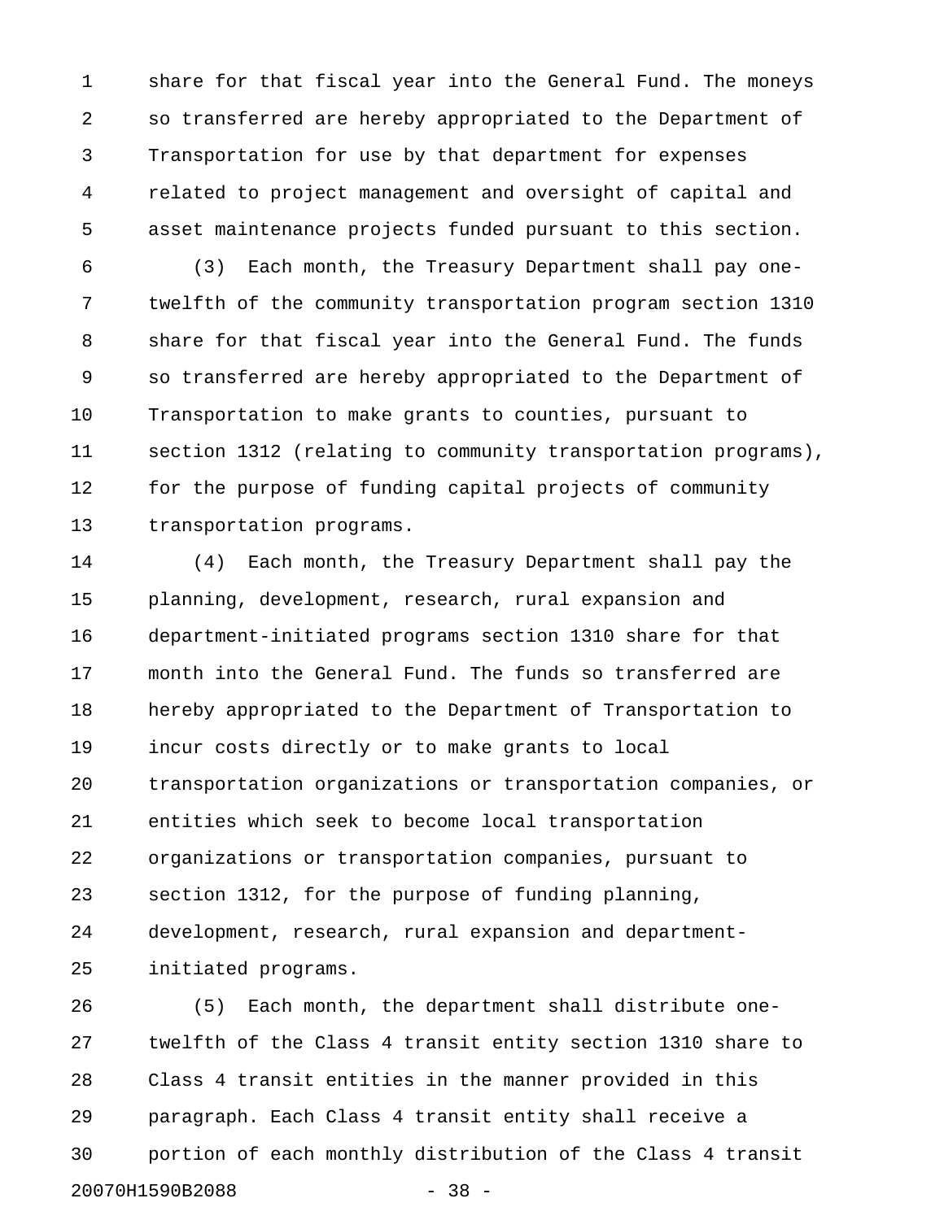share for that fiscal year into the General Fund. The moneys so transferred are hereby appropriated to the Department of Transportation for use by that department for expenses related to project management and oversight of capital and asset maintenance projects funded pursuant to this section.

(3) Each month, the Treasury Department shall pay one-twelfth of the community transportation program section 1310 share for that fiscal year into the General Fund. The funds so transferred are hereby appropriated to the Department of Transportation to make grants to counties, pursuant to section 1312 (relating to community transportation programs), for the purpose of funding capital projects of community transportation programs.

(4) Each month, the Treasury Department shall pay the planning, development, research, rural expansion and department-initiated programs section 1310 share for that month into the General Fund. The funds so transferred are hereby appropriated to the Department of Transportation to incur costs directly or to make grants to local transportation organizations or transportation companies, or entities which seek to become local transportation organizations or transportation companies, pursuant to section 1312, for the purpose of funding planning, development, research, rural expansion and department-initiated programs.

(5) Each month, the department shall distribute one-twelfth of the Class 4 transit entity section 1310 share to Class 4 transit entities in the manner provided in this paragraph. Each Class 4 transit entity shall receive a portion of each monthly distribution of the Class 4 transit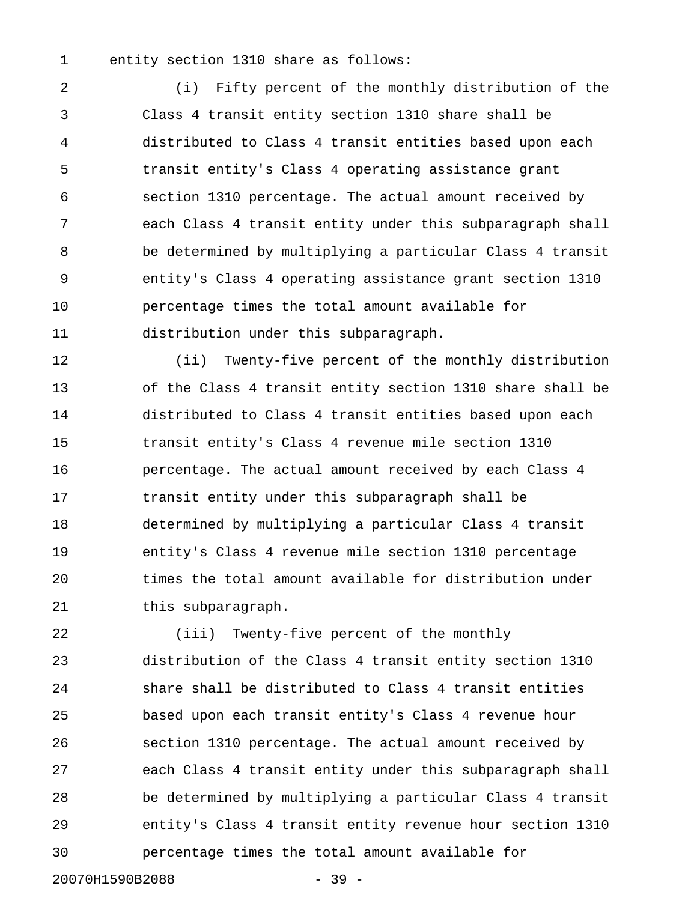entity section 1310 share as follows:

(i) Fifty percent of the monthly distribution of the Class 4 transit entity section 1310 share shall be distributed to Class 4 transit entities based upon each transit entity's Class 4 operating assistance grant section 1310 percentage. The actual amount received by each Class 4 transit entity under this subparagraph shall be determined by multiplying a particular Class 4 transit entity's Class 4 operating assistance grant section 1310 percentage times the total amount available for distribution under this subparagraph.

(ii) Twenty-five percent of the monthly distribution of the Class 4 transit entity section 1310 share shall be distributed to Class 4 transit entities based upon each transit entity's Class 4 revenue mile section 1310 percentage. The actual amount received by each Class 4 transit entity under this subparagraph shall be determined by multiplying a particular Class 4 transit entity's Class 4 revenue mile section 1310 percentage times the total amount available for distribution under this subparagraph.

(iii) Twenty-five percent of the monthly distribution of the Class 4 transit entity section 1310 share shall be distributed to Class 4 transit entities based upon each transit entity's Class 4 revenue hour section 1310 percentage. The actual amount received by each Class 4 transit entity under this subparagraph shall be determined by multiplying a particular Class 4 transit entity's Class 4 transit entity revenue hour section 1310 percentage times the total amount available for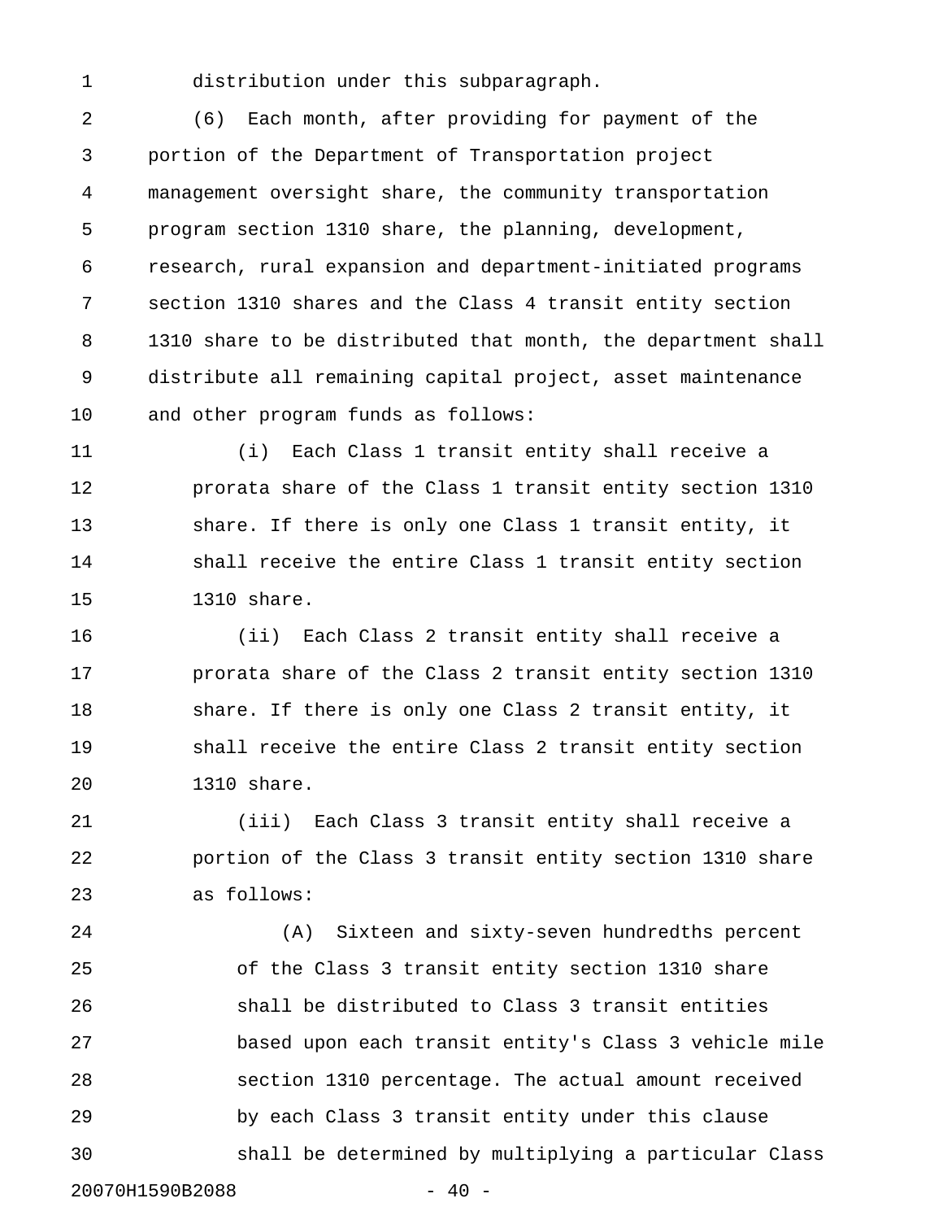distribution under this subparagraph.

(6) Each month, after providing for payment of the portion of the Department of Transportation project management oversight share, the community transportation program section 1310 share, the planning, development, research, rural expansion and department-initiated programs section 1310 shares and the Class 4 transit entity section 1310 share to be distributed that month, the department shall distribute all remaining capital project, asset maintenance and other program funds as follows:

(i) Each Class 1 transit entity shall receive a prorata share of the Class 1 transit entity section 1310 share. If there is only one Class 1 transit entity, it shall receive the entire Class 1 transit entity section 1310 share.

(ii) Each Class 2 transit entity shall receive a prorata share of the Class 2 transit entity section 1310 share. If there is only one Class 2 transit entity, it shall receive the entire Class 2 transit entity section 1310 share.

(iii) Each Class 3 transit entity shall receive a portion of the Class 3 transit entity section 1310 share as follows:

(A) Sixteen and sixty-seven hundredths percent of the Class 3 transit entity section 1310 share shall be distributed to Class 3 transit entities based upon each transit entity's Class 3 vehicle mile section 1310 percentage. The actual amount received by each Class 3 transit entity under this clause shall be determined by multiplying a particular Class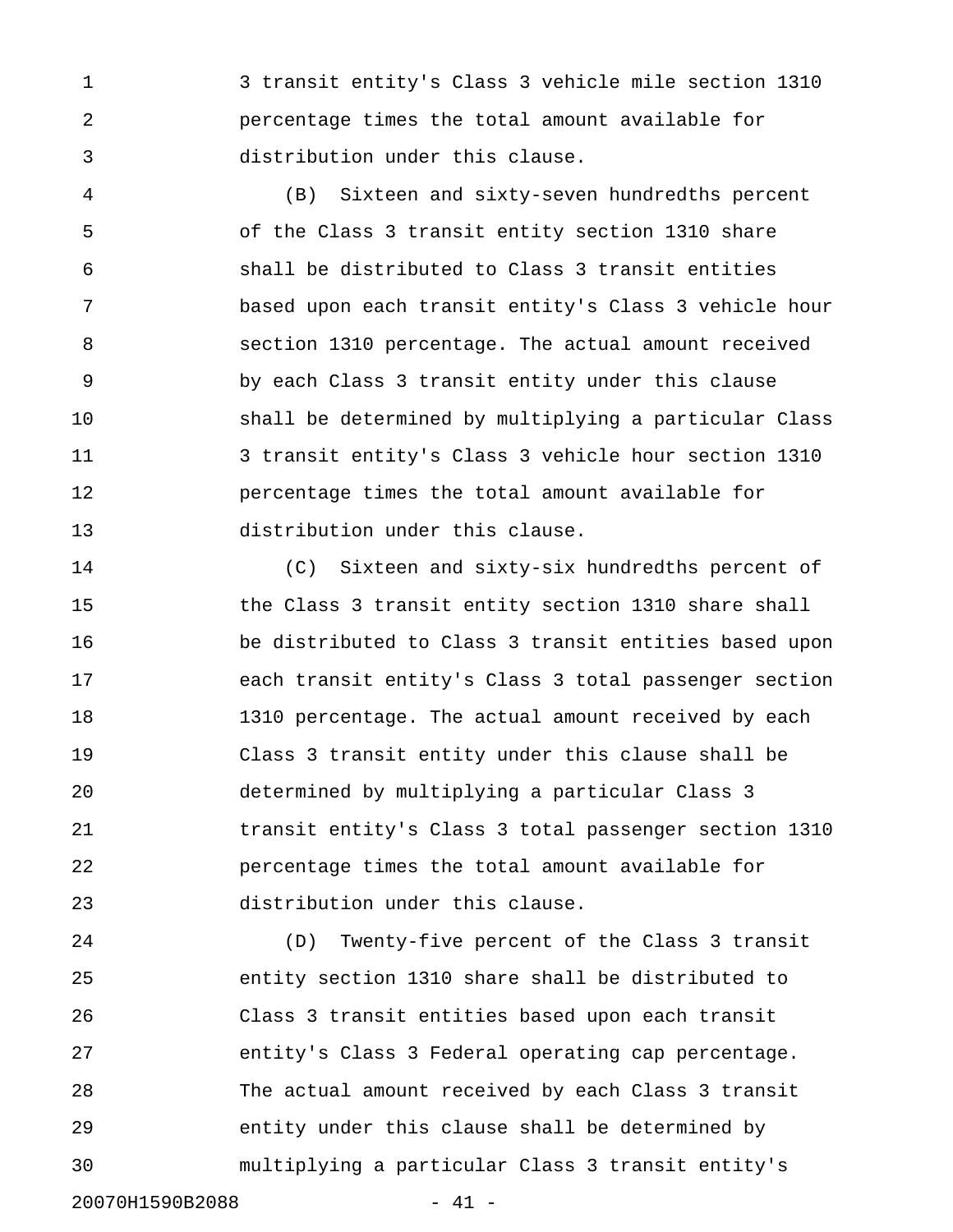3 transit entity's Class 3 vehicle mile section 1310 percentage times the total amount available for distribution under this clause.

(B) Sixteen and sixty-seven hundredths percent of the Class 3 transit entity section 1310 share shall be distributed to Class 3 transit entities based upon each transit entity's Class 3 vehicle hour section 1310 percentage. The actual amount received by each Class 3 transit entity under this clause shall be determined by multiplying a particular Class 3 transit entity's Class 3 vehicle hour section 1310 percentage times the total amount available for distribution under this clause.

(C) Sixteen and sixty-six hundredths percent of the Class 3 transit entity section 1310 share shall be distributed to Class 3 transit entities based upon each transit entity's Class 3 total passenger section 1310 percentage. The actual amount received by each Class 3 transit entity under this clause shall be determined by multiplying a particular Class 3 transit entity's Class 3 total passenger section 1310 percentage times the total amount available for distribution under this clause.

(D) Twenty-five percent of the Class 3 transit entity section 1310 share shall be distributed to Class 3 transit entities based upon each transit entity's Class 3 Federal operating cap percentage. The actual amount received by each Class 3 transit entity under this clause shall be determined by multiplying a particular Class 3 transit entity's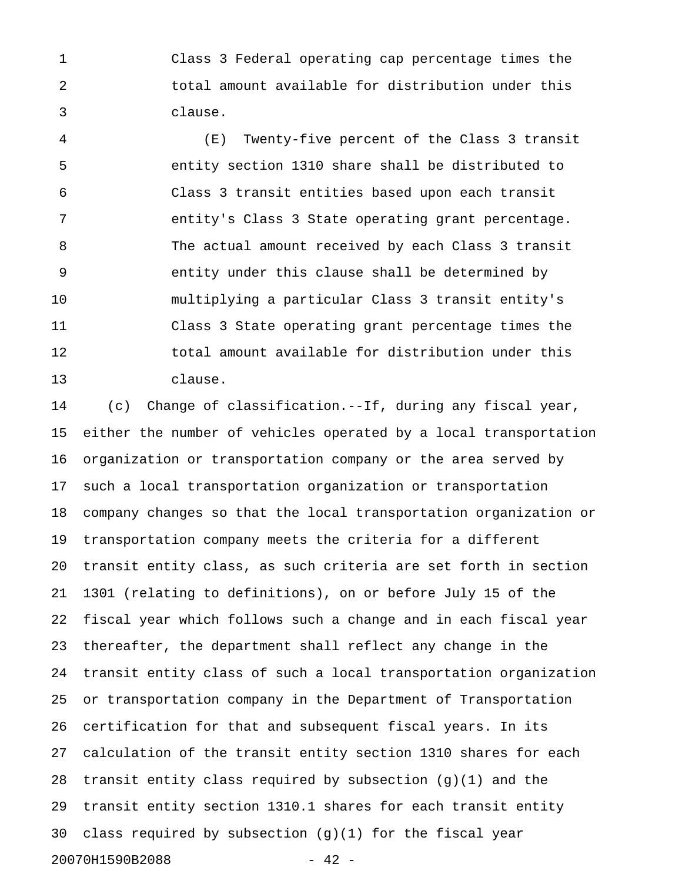Class 3 Federal operating cap percentage times the total amount available for distribution under this clause.

(E) Twenty-five percent of the Class 3 transit entity section 1310 share shall be distributed to Class 3 transit entities based upon each transit entity's Class 3 State operating grant percentage. The actual amount received by each Class 3 transit entity under this clause shall be determined by multiplying a particular Class 3 transit entity's Class 3 State operating grant percentage times the total amount available for distribution under this clause.

(c) Change of classification.--If, during any fiscal year, either the number of vehicles operated by a local transportation organization or transportation company or the area served by such a local transportation organization or transportation company changes so that the local transportation organization or transportation company meets the criteria for a different transit entity class, as such criteria are set forth in section 1301 (relating to definitions), on or before July 15 of the fiscal year which follows such a change and in each fiscal year thereafter, the department shall reflect any change in the transit entity class of such a local transportation organization or transportation company in the Department of Transportation certification for that and subsequent fiscal years. In its calculation of the transit entity section 1310 shares for each transit entity class required by subsection (g)(1) and the transit entity section 1310.1 shares for each transit entity class required by subsection (g)(1) for the fiscal year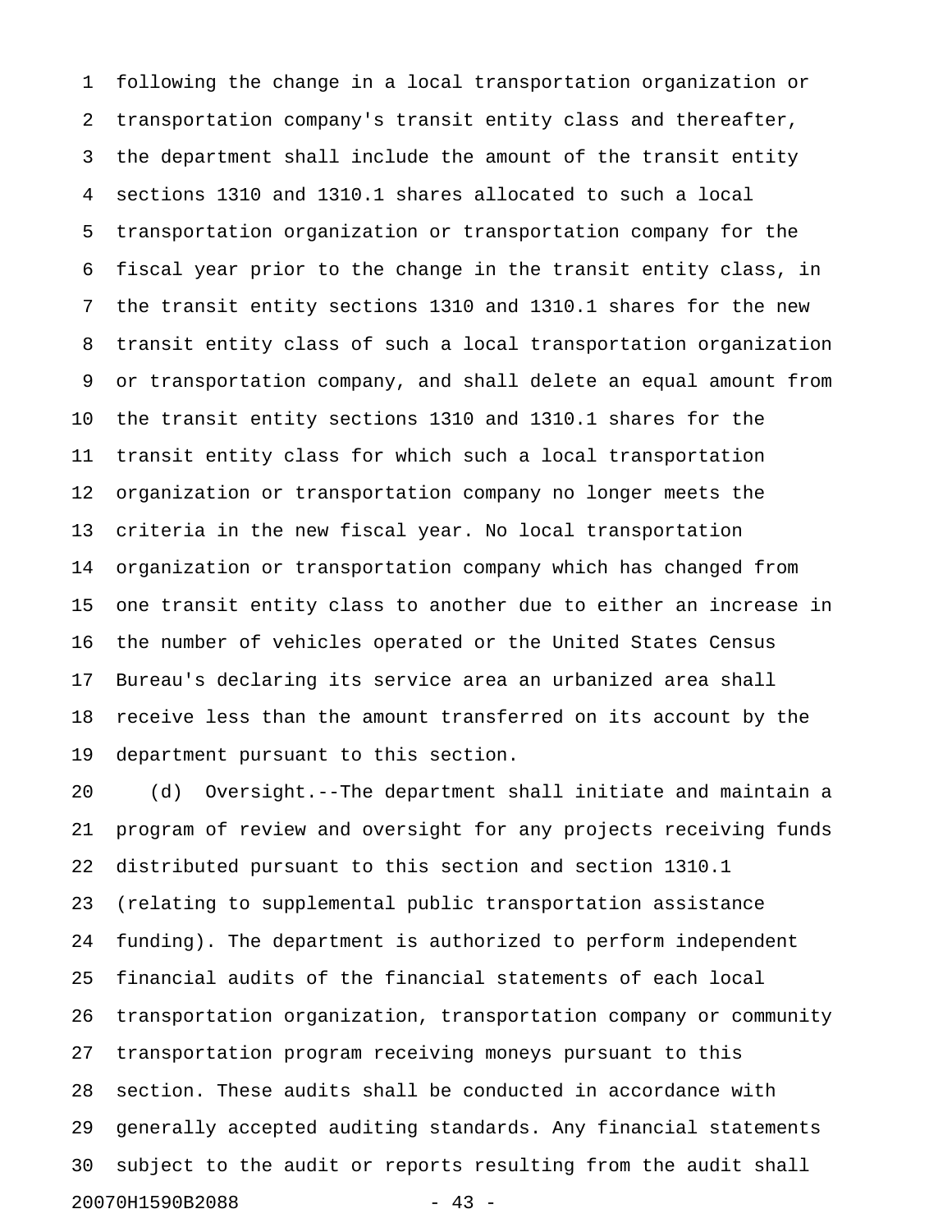following the change in a local transportation organization or transportation company's transit entity class and thereafter, the department shall include the amount of the transit entity sections 1310 and 1310.1 shares allocated to such a local transportation organization or transportation company for the fiscal year prior to the change in the transit entity class, in the transit entity sections 1310 and 1310.1 shares for the new transit entity class of such a local transportation organization or transportation company, and shall delete an equal amount from the transit entity sections 1310 and 1310.1 shares for the transit entity class for which such a local transportation organization or transportation company no longer meets the criteria in the new fiscal year. No local transportation organization or transportation company which has changed from one transit entity class to another due to either an increase in the number of vehicles operated or the United States Census Bureau's declaring its service area an urbanized area shall receive less than the amount transferred on its account by the department pursuant to this section.

(d) Oversight.--The department shall initiate and maintain a program of review and oversight for any projects receiving funds distributed pursuant to this section and section 1310.1 (relating to supplemental public transportation assistance funding). The department is authorized to perform independent financial audits of the financial statements of each local transportation organization, transportation company or community transportation program receiving moneys pursuant to this section. These audits shall be conducted in accordance with generally accepted auditing standards. Any financial statements subject to the audit or reports resulting from the audit shall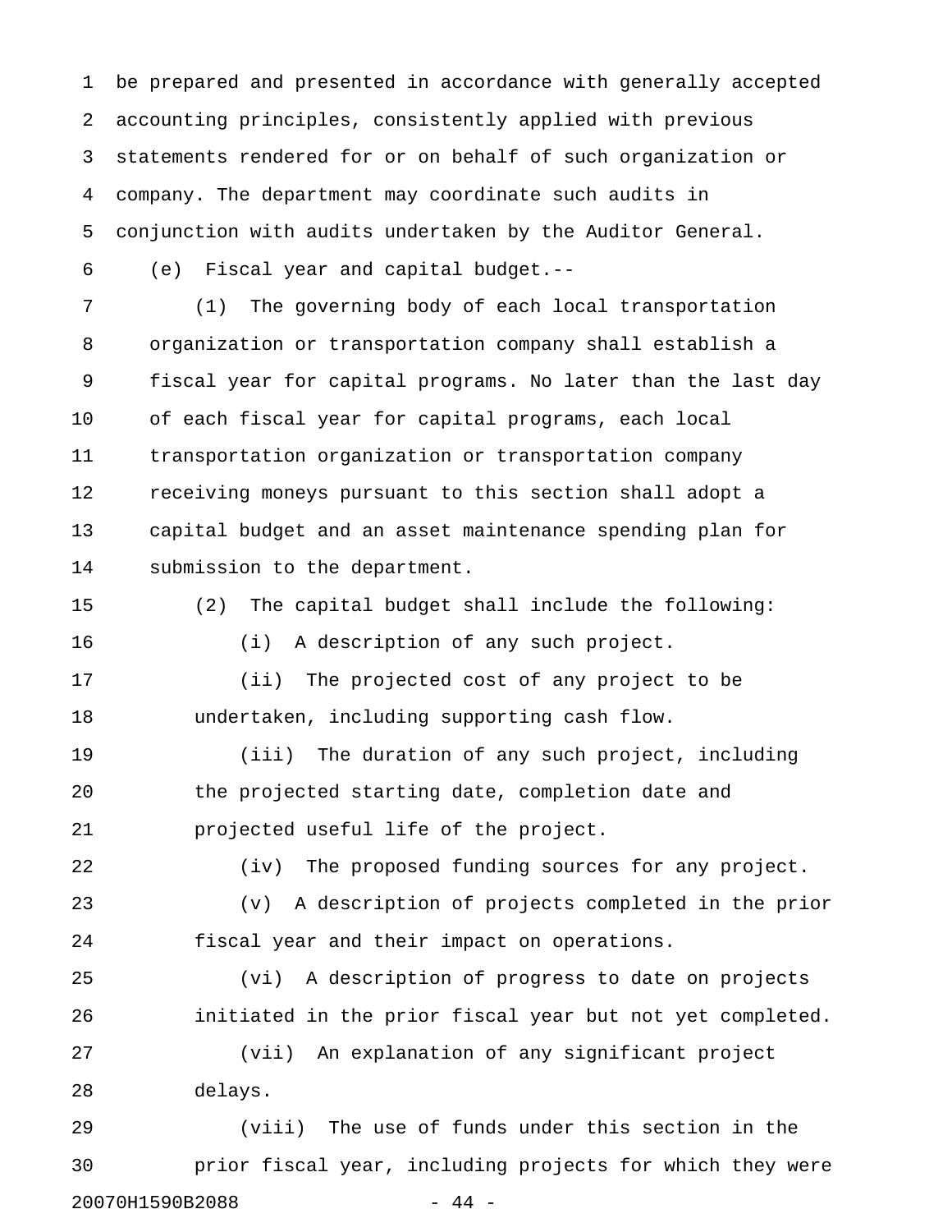be prepared and presented in accordance with generally accepted accounting principles, consistently applied with previous statements rendered for or on behalf of such organization or company. The department may coordinate such audits in conjunction with audits undertaken by the Auditor General.

(e) Fiscal year and capital budget.--

(1) The governing body of each local transportation organization or transportation company shall establish a fiscal year for capital programs. No later than the last day of each fiscal year for capital programs, each local transportation organization or transportation company receiving moneys pursuant to this section shall adopt a capital budget and an asset maintenance spending plan for submission to the department.

(2) The capital budget shall include the following:

(i) A description of any such project.

(ii) The projected cost of any project to be undertaken, including supporting cash flow.

(iii) The duration of any such project, including the projected starting date, completion date and projected useful life of the project.

(iv) The proposed funding sources for any project.

(v) A description of projects completed in the prior fiscal year and their impact on operations.

(vi) A description of progress to date on projects initiated in the prior fiscal year but not yet completed.

(vii) An explanation of any significant project delays.

(viii) The use of funds under this section in the prior fiscal year, including projects for which they were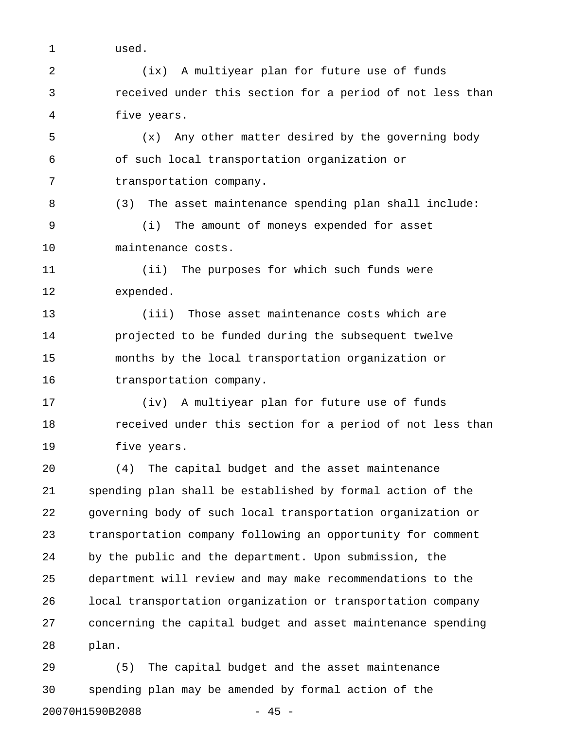used.

(ix) A multiyear plan for future use of funds received under this section for a period of not less than five years.

(x) Any other matter desired by the governing body of such local transportation organization or transportation company.

(3) The asset maintenance spending plan shall include:

(i) The amount of moneys expended for asset maintenance costs.

(ii) The purposes for which such funds were expended.

(iii) Those asset maintenance costs which are projected to be funded during the subsequent twelve months by the local transportation organization or transportation company.

(iv) A multiyear plan for future use of funds received under this section for a period of not less than five years.

(4) The capital budget and the asset maintenance spending plan shall be established by formal action of the governing body of such local transportation organization or transportation company following an opportunity for comment by the public and the department. Upon submission, the department will review and may make recommendations to the local transportation organization or transportation company concerning the capital budget and asset maintenance spending plan.

(5) The capital budget and the asset maintenance spending plan may be amended by formal action of the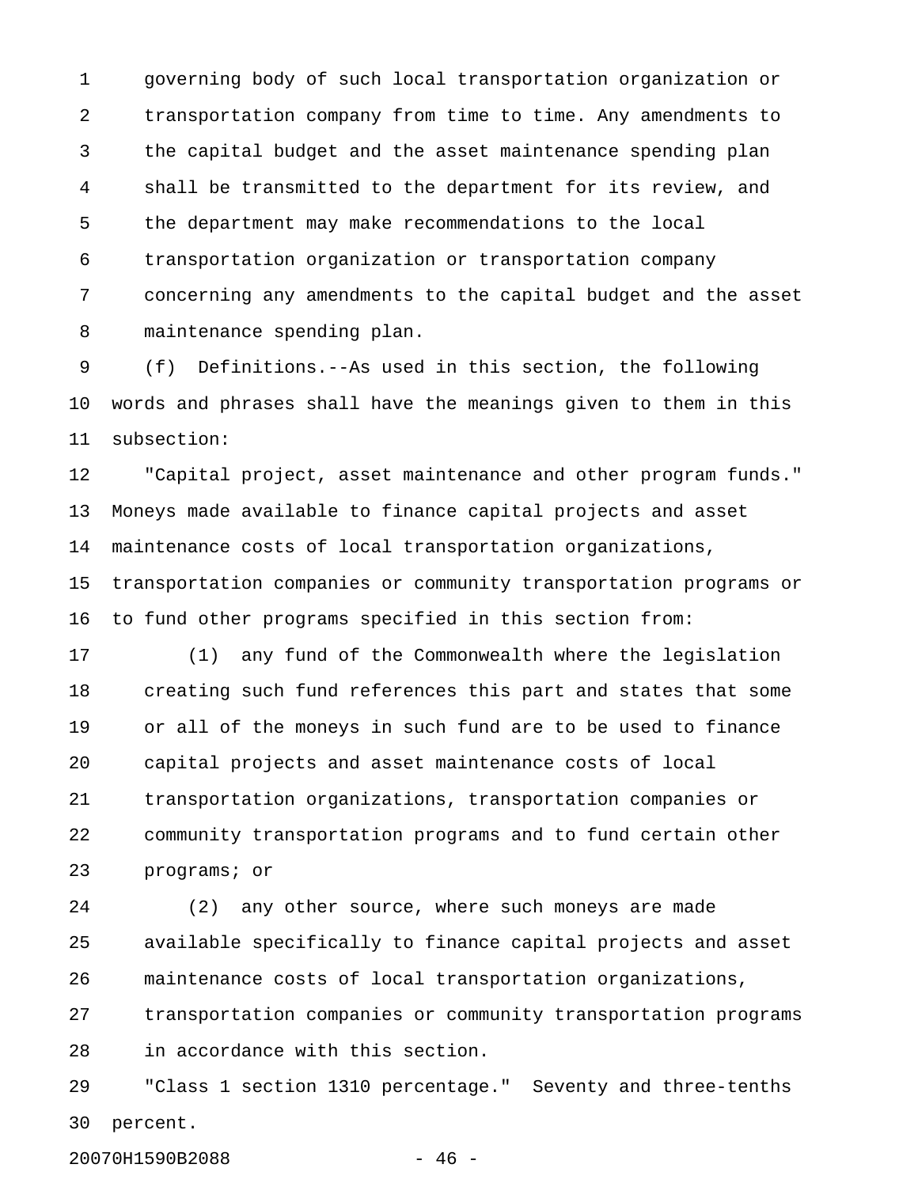governing body of such local transportation organization or transportation company from time to time. Any amendments to the capital budget and the asset maintenance spending plan shall be transmitted to the department for its review, and the department may make recommendations to the local transportation organization or transportation company concerning any amendments to the capital budget and the asset maintenance spending plan.

(f) Definitions.--As used in this section, the following words and phrases shall have the meanings given to them in this subsection:

"Capital project, asset maintenance and other program funds." Moneys made available to finance capital projects and asset maintenance costs of local transportation organizations, transportation companies or community transportation programs or to fund other programs specified in this section from:

(1) any fund of the Commonwealth where the legislation creating such fund references this part and states that some or all of the moneys in such fund are to be used to finance capital projects and asset maintenance costs of local transportation organizations, transportation companies or community transportation programs and to fund certain other programs; or

(2) any other source, where such moneys are made available specifically to finance capital projects and asset maintenance costs of local transportation organizations, transportation companies or community transportation programs in accordance with this section.

"Class 1 section 1310 percentage." Seventy and three-tenths percent.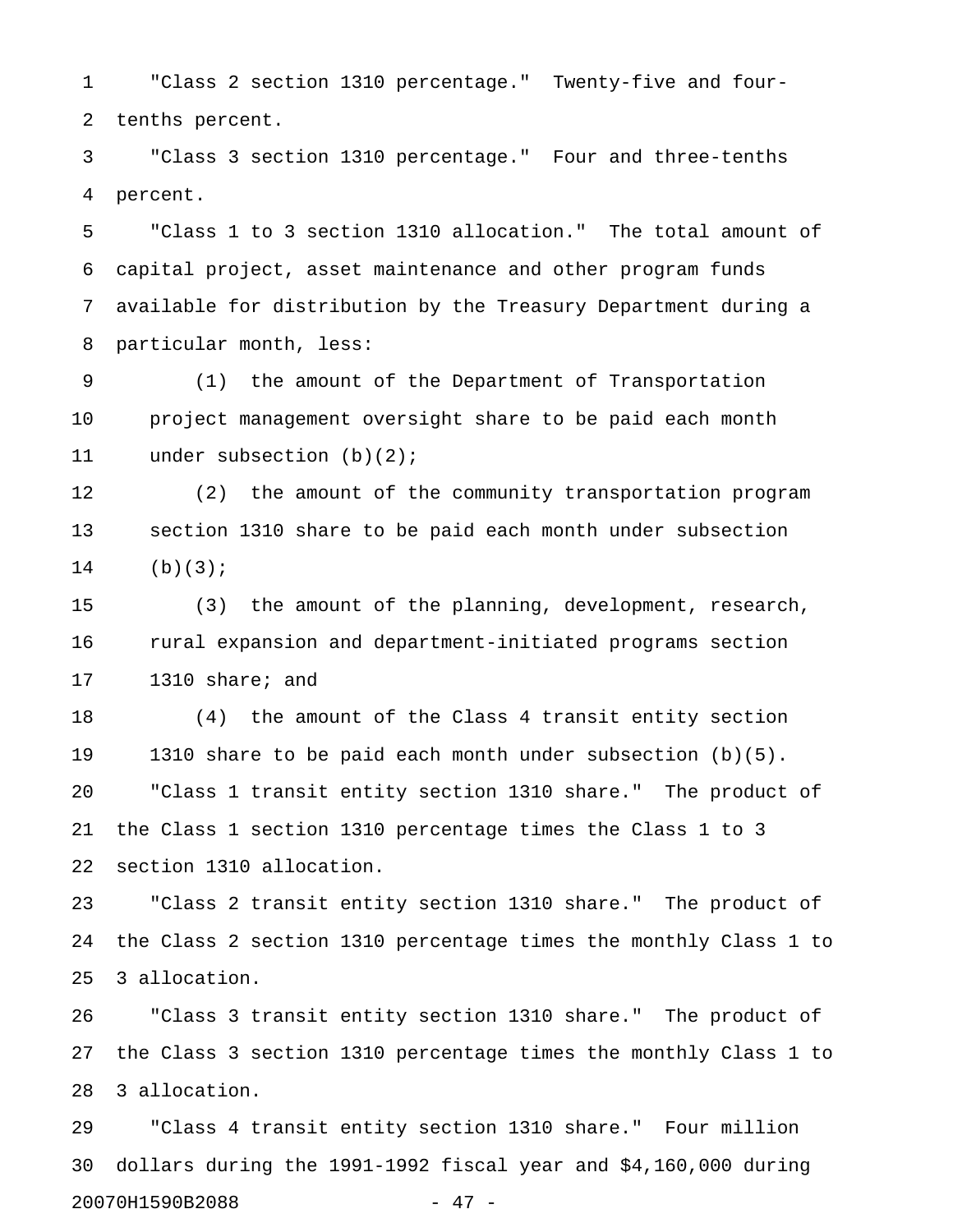"Class 2 section 1310 percentage." Twenty-five and four-tenths percent.

"Class 3 section 1310 percentage." Four and three-tenths percent.

"Class 1 to 3 section 1310 allocation." The total amount of capital project, asset maintenance and other program funds available for distribution by the Treasury Department during a particular month, less:

(1) the amount of the Department of Transportation project management oversight share to be paid each month under subsection (b)(2);

(2) the amount of the community transportation program section 1310 share to be paid each month under subsection (b)(3);

(3) the amount of the planning, development, research, rural expansion and department-initiated programs section 1310 share; and

(4) the amount of the Class 4 transit entity section 1310 share to be paid each month under subsection (b)(5).

"Class 1 transit entity section 1310 share." The product of the Class 1 section 1310 percentage times the Class 1 to 3 section 1310 allocation.

"Class 2 transit entity section 1310 share." The product of the Class 2 section 1310 percentage times the monthly Class 1 to 3 allocation.

"Class 3 transit entity section 1310 share." The product of the Class 3 section 1310 percentage times the monthly Class 1 to 3 allocation.

"Class 4 transit entity section 1310 share." Four million dollars during the 1991-1992 fiscal year and $4,160,000 during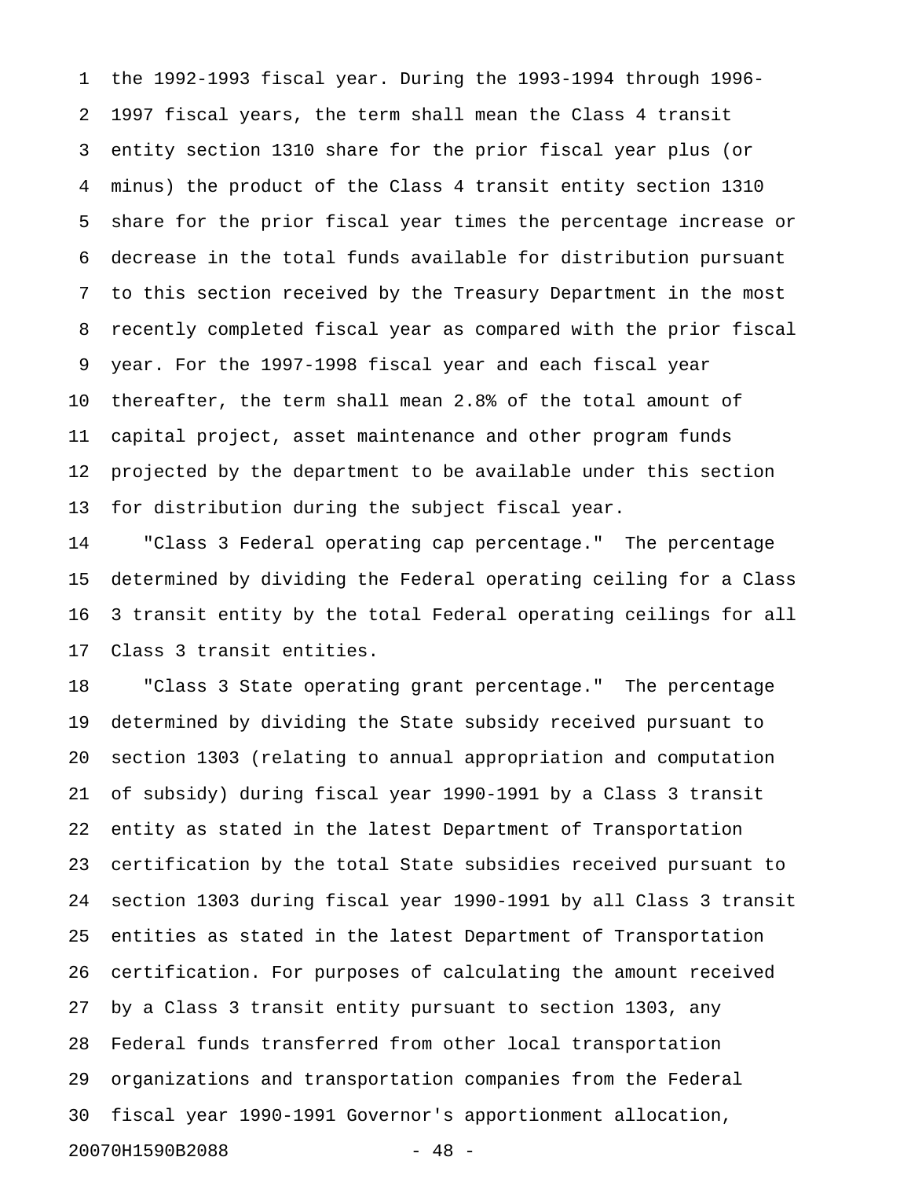the 1992-1993 fiscal year. During the 1993-1994 through 1996-1997 fiscal years, the term shall mean the Class 4 transit entity section 1310 share for the prior fiscal year plus (or minus) the product of the Class 4 transit entity section 1310 share for the prior fiscal year times the percentage increase or decrease in the total funds available for distribution pursuant to this section received by the Treasury Department in the most recently completed fiscal year as compared with the prior fiscal year. For the 1997-1998 fiscal year and each fiscal year thereafter, the term shall mean 2.8% of the total amount of capital project, asset maintenance and other program funds projected by the department to be available under this section for distribution during the subject fiscal year.

"Class 3 Federal operating cap percentage." The percentage determined by dividing the Federal operating ceiling for a Class 3 transit entity by the total Federal operating ceilings for all Class 3 transit entities.

"Class 3 State operating grant percentage." The percentage determined by dividing the State subsidy received pursuant to section 1303 (relating to annual appropriation and computation of subsidy) during fiscal year 1990-1991 by a Class 3 transit entity as stated in the latest Department of Transportation certification by the total State subsidies received pursuant to section 1303 during fiscal year 1990-1991 by all Class 3 transit entities as stated in the latest Department of Transportation certification. For purposes of calculating the amount received by a Class 3 transit entity pursuant to section 1303, any Federal funds transferred from other local transportation organizations and transportation companies from the Federal fiscal year 1990-1991 Governor's apportionment allocation,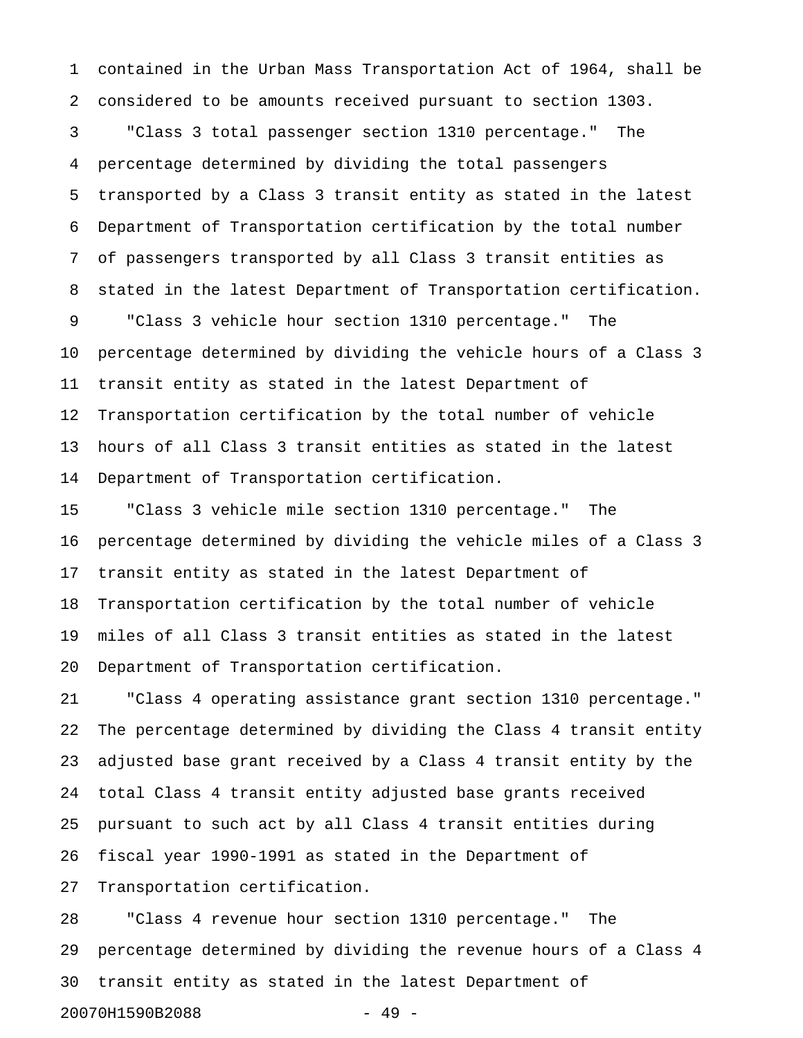contained in the Urban Mass Transportation Act of 1964, shall be considered to be amounts received pursuant to section 1303.

"Class 3 total passenger section 1310 percentage." The percentage determined by dividing the total passengers transported by a Class 3 transit entity as stated in the latest Department of Transportation certification by the total number of passengers transported by all Class 3 transit entities as stated in the latest Department of Transportation certification.

"Class 3 vehicle hour section 1310 percentage." The percentage determined by dividing the vehicle hours of a Class 3 transit entity as stated in the latest Department of Transportation certification by the total number of vehicle hours of all Class 3 transit entities as stated in the latest Department of Transportation certification.

"Class 3 vehicle mile section 1310 percentage." The percentage determined by dividing the vehicle miles of a Class 3 transit entity as stated in the latest Department of Transportation certification by the total number of vehicle miles of all Class 3 transit entities as stated in the latest Department of Transportation certification.

"Class 4 operating assistance grant section 1310 percentage." The percentage determined by dividing the Class 4 transit entity adjusted base grant received by a Class 4 transit entity by the total Class 4 transit entity adjusted base grants received pursuant to such act by all Class 4 transit entities during fiscal year 1990-1991 as stated in the Department of Transportation certification.

"Class 4 revenue hour section 1310 percentage." The percentage determined by dividing the revenue hours of a Class 4 transit entity as stated in the latest Department of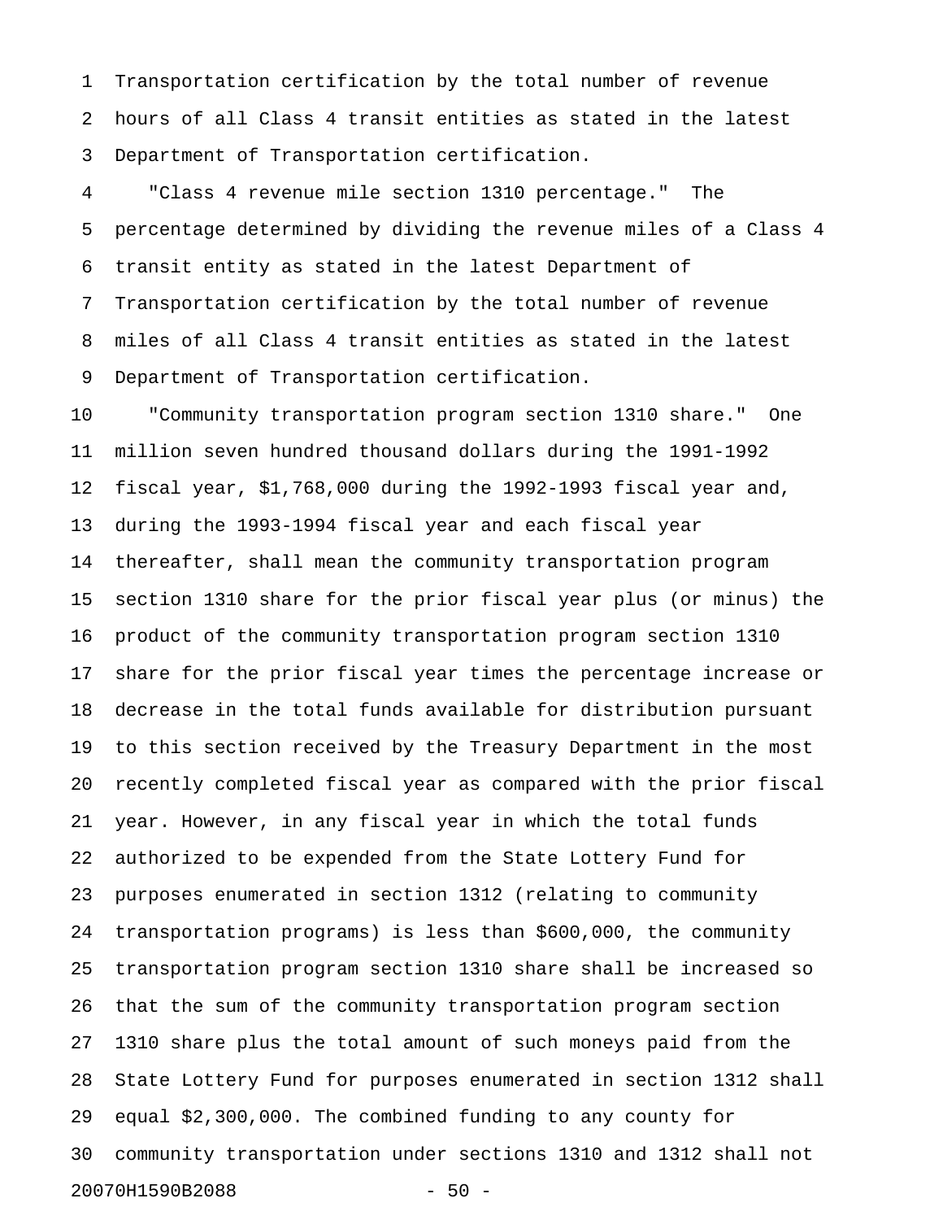Transportation certification by the total number of revenue hours of all Class 4 transit entities as stated in the latest Department of Transportation certification.

"Class 4 revenue mile section 1310 percentage." The percentage determined by dividing the revenue miles of a Class 4 transit entity as stated in the latest Department of Transportation certification by the total number of revenue miles of all Class 4 transit entities as stated in the latest Department of Transportation certification.

"Community transportation program section 1310 share." One million seven hundred thousand dollars during the 1991-1992 fiscal year, $1,768,000 during the 1992-1993 fiscal year and, during the 1993-1994 fiscal year and each fiscal year thereafter, shall mean the community transportation program section 1310 share for the prior fiscal year plus (or minus) the product of the community transportation program section 1310 share for the prior fiscal year times the percentage increase or decrease in the total funds available for distribution pursuant to this section received by the Treasury Department in the most recently completed fiscal year as compared with the prior fiscal year. However, in any fiscal year in which the total funds authorized to be expended from the State Lottery Fund for purposes enumerated in section 1312 (relating to community transportation programs) is less than $600,000, the community transportation program section 1310 share shall be increased so that the sum of the community transportation program section 1310 share plus the total amount of such moneys paid from the State Lottery Fund for purposes enumerated in section 1312 shall equal $2,300,000. The combined funding to any county for community transportation under sections 1310 and 1312 shall not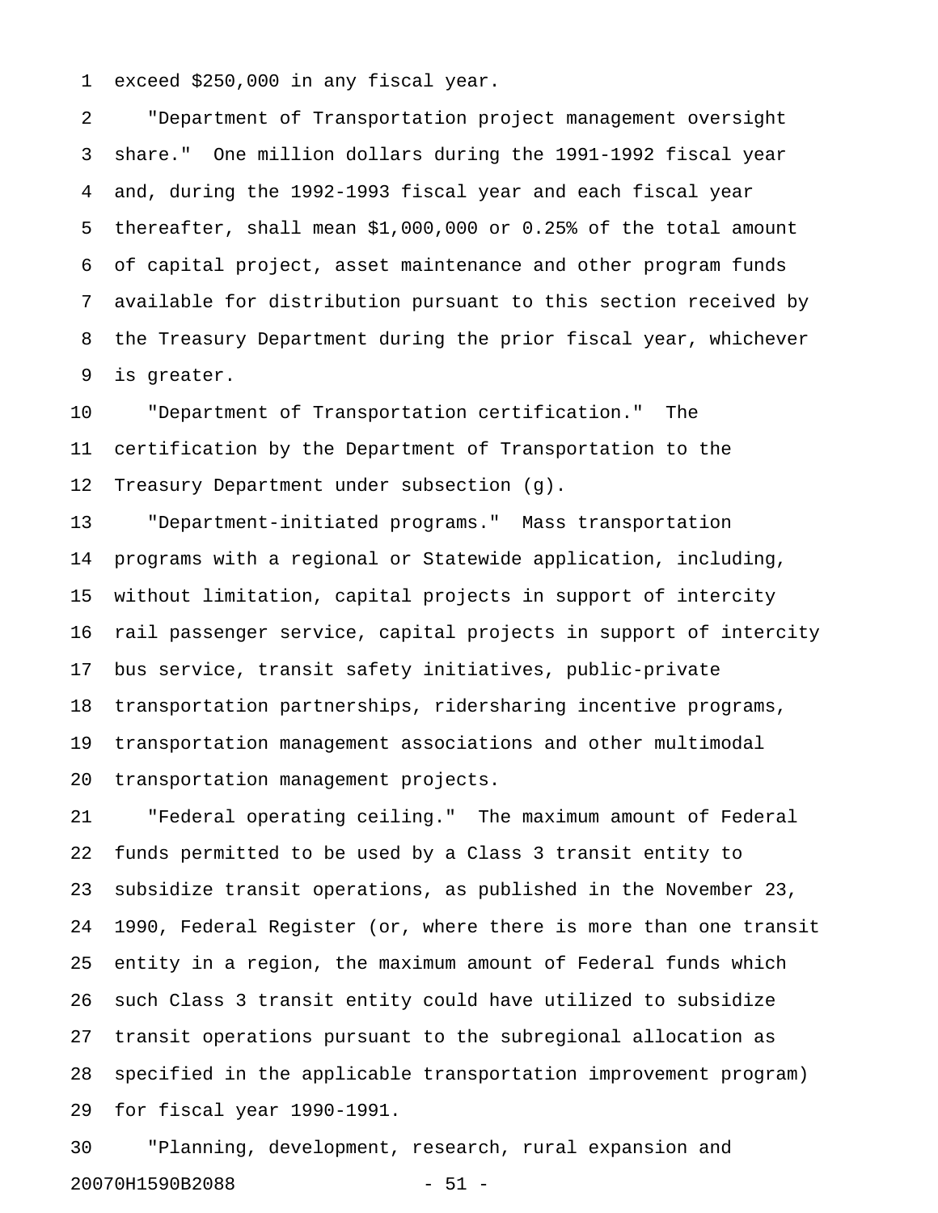exceed $250,000 in any fiscal year.

"Department of Transportation project management oversight share." One million dollars during the 1991-1992 fiscal year and, during the 1992-1993 fiscal year and each fiscal year thereafter, shall mean $1,000,000 or 0.25% of the total amount of capital project, asset maintenance and other program funds available for distribution pursuant to this section received by the Treasury Department during the prior fiscal year, whichever is greater.

"Department of Transportation certification." The certification by the Department of Transportation to the Treasury Department under subsection (g).

"Department-initiated programs." Mass transportation programs with a regional or Statewide application, including, without limitation, capital projects in support of intercity rail passenger service, capital projects in support of intercity bus service, transit safety initiatives, public-private transportation partnerships, ridersharing incentive programs, transportation management associations and other multimodal transportation management projects.

"Federal operating ceiling." The maximum amount of Federal funds permitted to be used by a Class 3 transit entity to subsidize transit operations, as published in the November 23, 1990, Federal Register (or, where there is more than one transit entity in a region, the maximum amount of Federal funds which such Class 3 transit entity could have utilized to subsidize transit operations pursuant to the subregional allocation as specified in the applicable transportation improvement program) for fiscal year 1990-1991.

"Planning, development, research, rural expansion and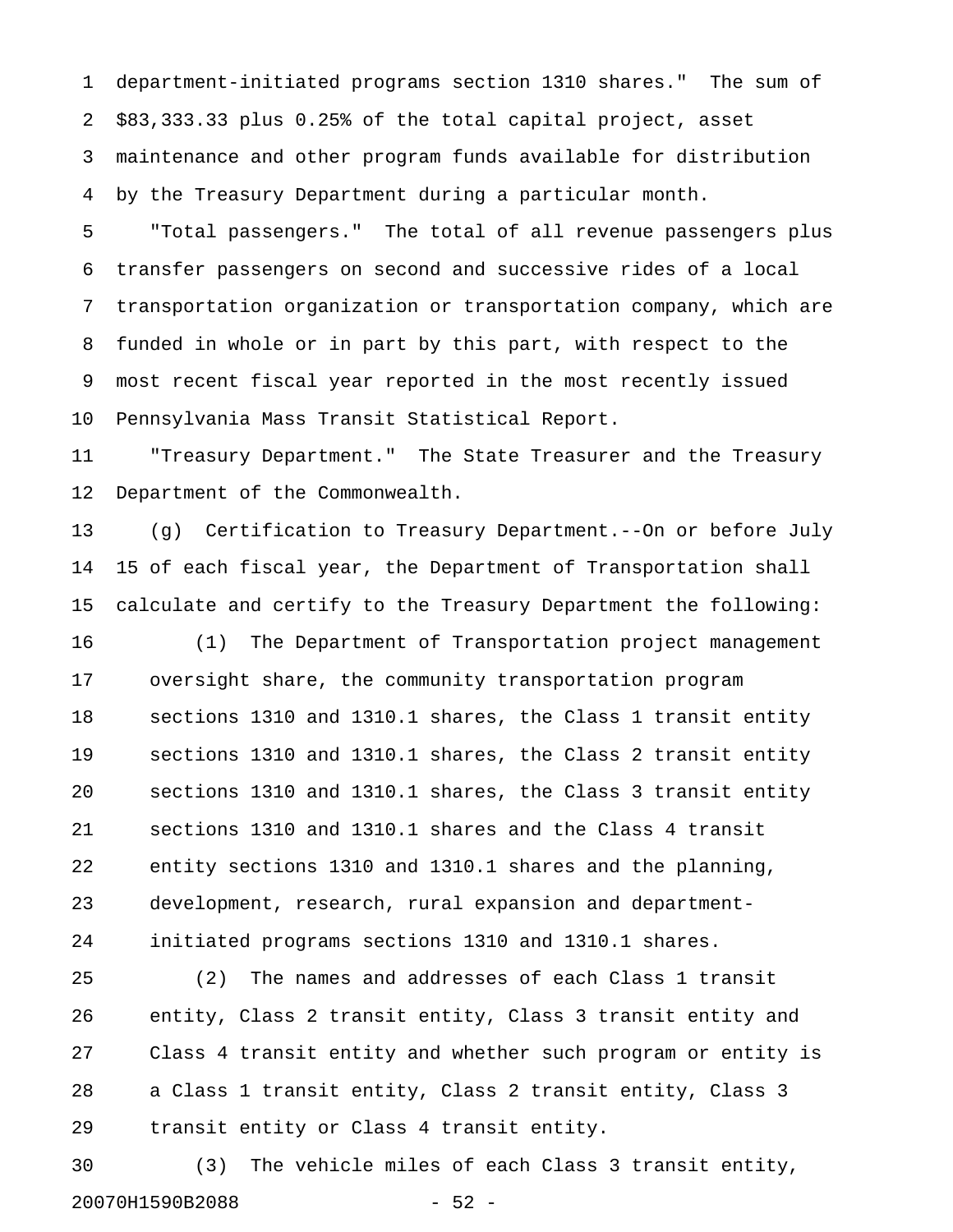department-initiated programs section 1310 shares." The sum of $83,333.33 plus 0.25% of the total capital project, asset maintenance and other program funds available for distribution by the Treasury Department during a particular month.

"Total passengers." The total of all revenue passengers plus transfer passengers on second and successive rides of a local transportation organization or transportation company, which are funded in whole or in part by this part, with respect to the most recent fiscal year reported in the most recently issued Pennsylvania Mass Transit Statistical Report.

"Treasury Department." The State Treasurer and the Treasury Department of the Commonwealth.

(g) Certification to Treasury Department.--On or before July 15 of each fiscal year, the Department of Transportation shall calculate and certify to the Treasury Department the following:

(1) The Department of Transportation project management oversight share, the community transportation program sections 1310 and 1310.1 shares, the Class 1 transit entity sections 1310 and 1310.1 shares, the Class 2 transit entity sections 1310 and 1310.1 shares, the Class 3 transit entity sections 1310 and 1310.1 shares and the Class 4 transit entity sections 1310 and 1310.1 shares and the planning, development, research, rural expansion and department-initiated programs sections 1310 and 1310.1 shares.

(2) The names and addresses of each Class 1 transit entity, Class 2 transit entity, Class 3 transit entity and Class 4 transit entity and whether such program or entity is a Class 1 transit entity, Class 2 transit entity, Class 3 transit entity or Class 4 transit entity.

(3) The vehicle miles of each Class 3 transit entity,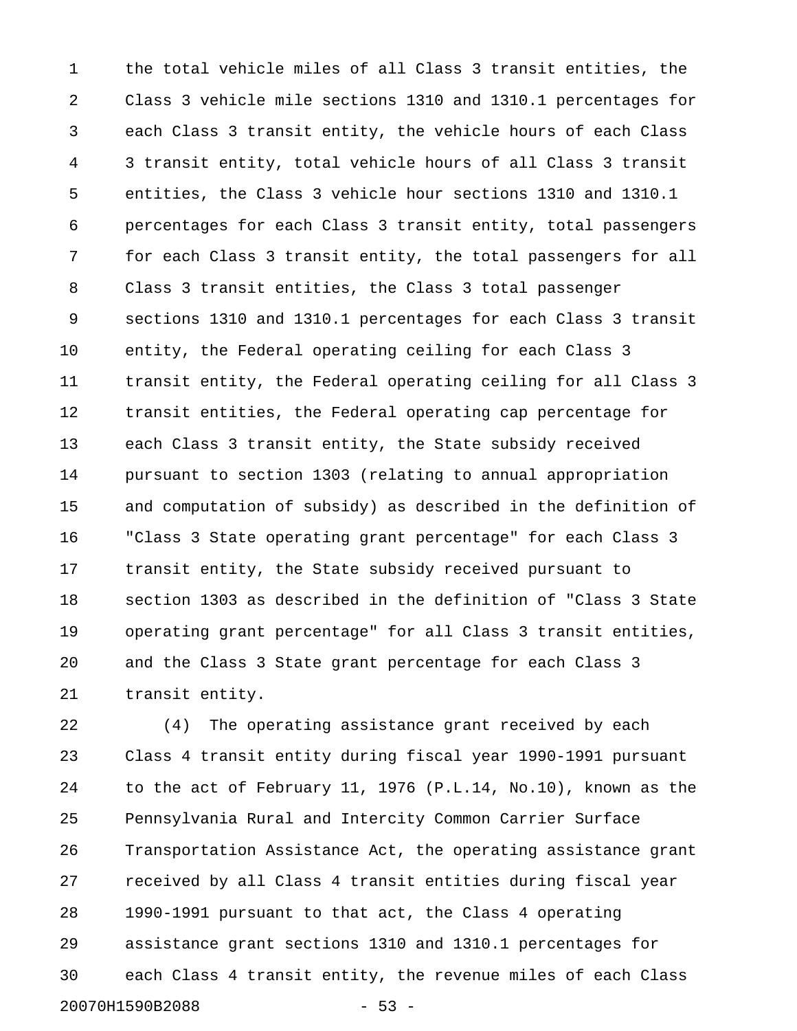the total vehicle miles of all Class 3 transit entities, the Class 3 vehicle mile sections 1310 and 1310.1 percentages for each Class 3 transit entity, the vehicle hours of each Class 3 transit entity, total vehicle hours of all Class 3 transit entities, the Class 3 vehicle hour sections 1310 and 1310.1 percentages for each Class 3 transit entity, total passengers for each Class 3 transit entity, the total passengers for all Class 3 transit entities, the Class 3 total passenger sections 1310 and 1310.1 percentages for each Class 3 transit entity, the Federal operating ceiling for each Class 3 transit entity, the Federal operating ceiling for all Class 3 transit entities, the Federal operating cap percentage for each Class 3 transit entity, the State subsidy received pursuant to section 1303 (relating to annual appropriation and computation of subsidy) as described in the definition of "Class 3 State operating grant percentage" for each Class 3 transit entity, the State subsidy received pursuant to section 1303 as described in the definition of "Class 3 State operating grant percentage" for all Class 3 transit entities, and the Class 3 State grant percentage for each Class 3 transit entity.

(4) The operating assistance grant received by each Class 4 transit entity during fiscal year 1990-1991 pursuant to the act of February 11, 1976 (P.L.14, No.10), known as the Pennsylvania Rural and Intercity Common Carrier Surface Transportation Assistance Act, the operating assistance grant received by all Class 4 transit entities during fiscal year 1990-1991 pursuant to that act, the Class 4 operating assistance grant sections 1310 and 1310.1 percentages for each Class 4 transit entity, the revenue miles of each Class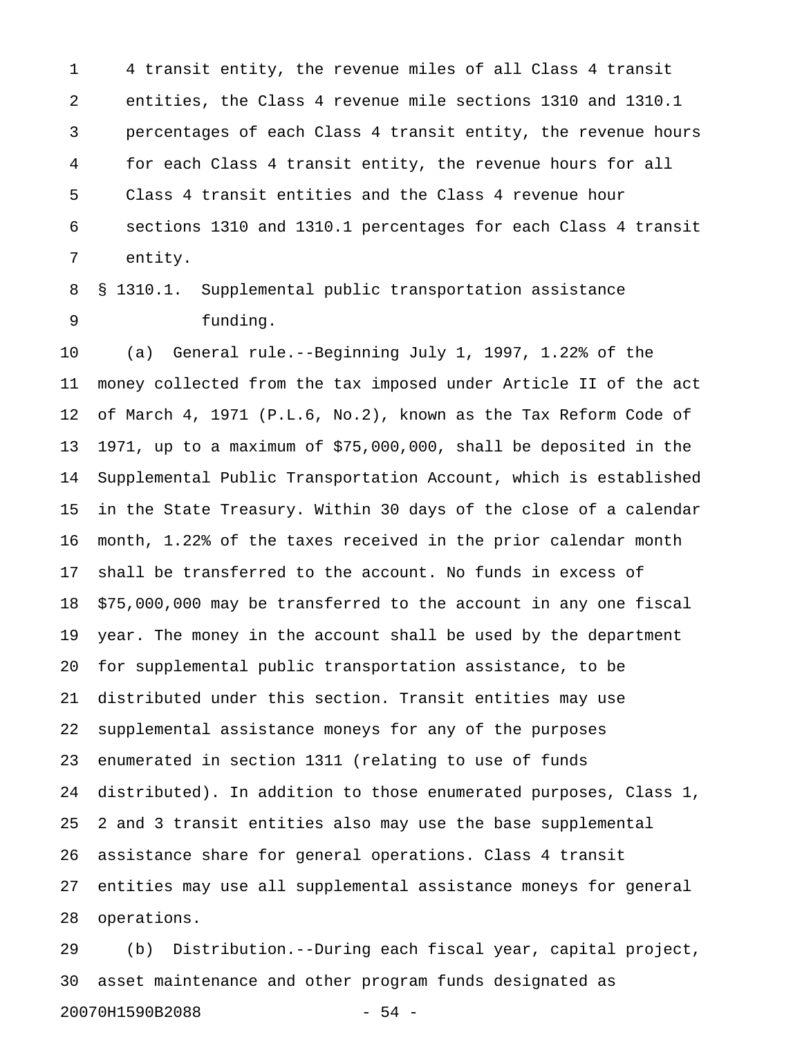4 transit entity, the revenue miles of all Class 4 transit entities, the Class 4 revenue mile sections 1310 and 1310.1 percentages of each Class 4 transit entity, the revenue hours for each Class 4 transit entity, the revenue hours for all Class 4 transit entities and the Class 4 revenue hour sections 1310 and 1310.1 percentages for each Class 4 transit entity.

§ 1310.1. Supplemental public transportation assistance funding.

(a) General rule.--Beginning July 1, 1997, 1.22% of the money collected from the tax imposed under Article II of the act of March 4, 1971 (P.L.6, No.2), known as the Tax Reform Code of 1971, up to a maximum of $75,000,000, shall be deposited in the Supplemental Public Transportation Account, which is established in the State Treasury. Within 30 days of the close of a calendar month, 1.22% of the taxes received in the prior calendar month shall be transferred to the account. No funds in excess of $75,000,000 may be transferred to the account in any one fiscal year. The money in the account shall be used by the department for supplemental public transportation assistance, to be distributed under this section. Transit entities may use supplemental assistance moneys for any of the purposes enumerated in section 1311 (relating to use of funds distributed). In addition to those enumerated purposes, Class 1, 2 and 3 transit entities also may use the base supplemental assistance share for general operations. Class 4 transit entities may use all supplemental assistance moneys for general operations.

(b) Distribution.--During each fiscal year, capital project, asset maintenance and other program funds designated as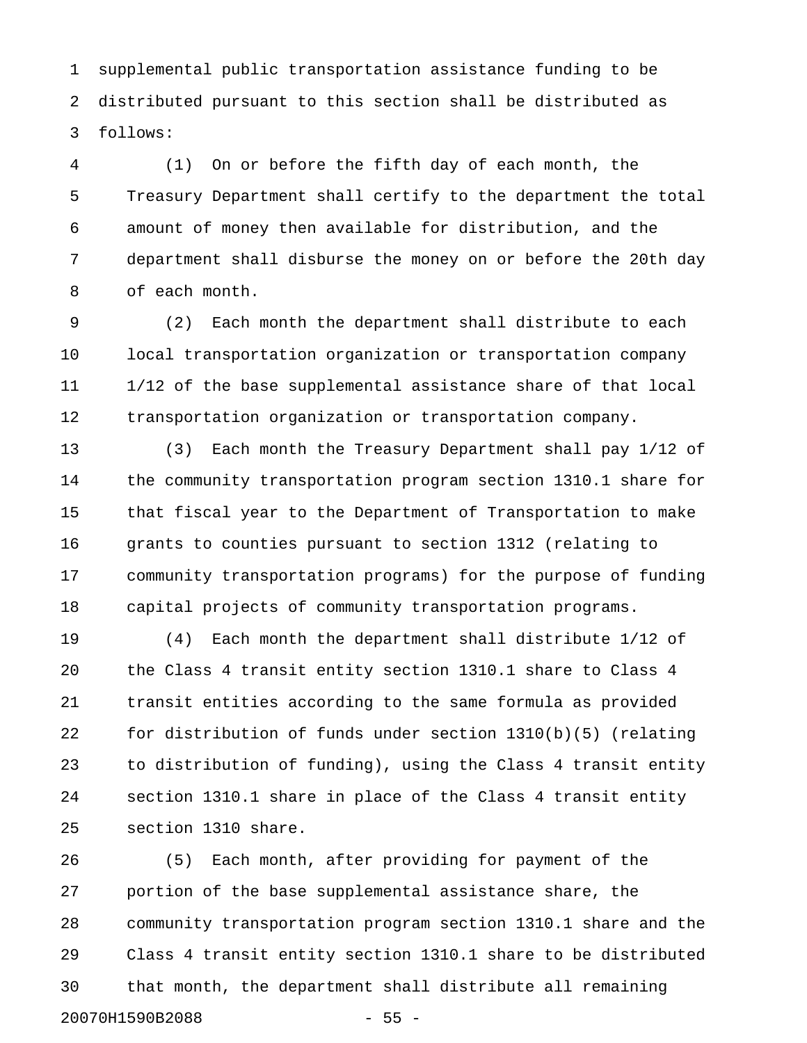supplemental public transportation assistance funding to be distributed pursuant to this section shall be distributed as follows:

(1) On or before the fifth day of each month, the Treasury Department shall certify to the department the total amount of money then available for distribution, and the department shall disburse the money on or before the 20th day of each month.

(2) Each month the department shall distribute to each local transportation organization or transportation company 1/12 of the base supplemental assistance share of that local transportation organization or transportation company.

(3) Each month the Treasury Department shall pay 1/12 of the community transportation program section 1310.1 share for that fiscal year to the Department of Transportation to make grants to counties pursuant to section 1312 (relating to community transportation programs) for the purpose of funding capital projects of community transportation programs.

(4) Each month the department shall distribute 1/12 of the Class 4 transit entity section 1310.1 share to Class 4 transit entities according to the same formula as provided for distribution of funds under section 1310(b)(5) (relating to distribution of funding), using the Class 4 transit entity section 1310.1 share in place of the Class 4 transit entity section 1310 share.

(5) Each month, after providing for payment of the portion of the base supplemental assistance share, the community transportation program section 1310.1 share and the Class 4 transit entity section 1310.1 share to be distributed that month, the department shall distribute all remaining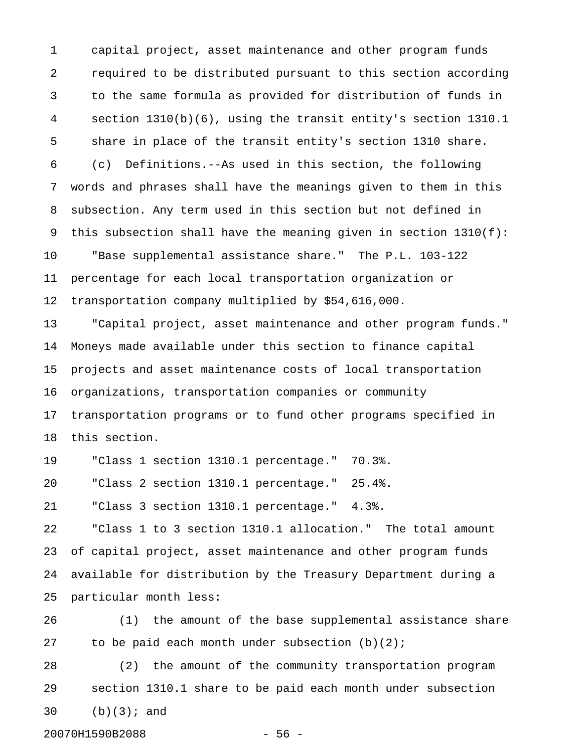capital project, asset maintenance and other program funds required to be distributed pursuant to this section according to the same formula as provided for distribution of funds in section 1310(b)(6), using the transit entity's section 1310.1 share in place of the transit entity's section 1310 share.

(c) Definitions.--As used in this section, the following words and phrases shall have the meanings given to them in this subsection. Any term used in this section but not defined in this subsection shall have the meaning given in section 1310(f):

"Base supplemental assistance share." The P.L. 103-122 percentage for each local transportation organization or transportation company multiplied by $54,616,000.

"Capital project, asset maintenance and other program funds." Moneys made available under this section to finance capital projects and asset maintenance costs of local transportation organizations, transportation companies or community transportation programs or to fund other programs specified in this section.

"Class 1 section 1310.1 percentage." 70.3%.

"Class 2 section 1310.1 percentage." 25.4%.

"Class 3 section 1310.1 percentage." 4.3%.

"Class 1 to 3 section 1310.1 allocation." The total amount of capital project, asset maintenance and other program funds available for distribution by the Treasury Department during a particular month less:

(1) the amount of the base supplemental assistance share to be paid each month under subsection (b)(2);

(2) the amount of the community transportation program section 1310.1 share to be paid each month under subsection (b)(3); and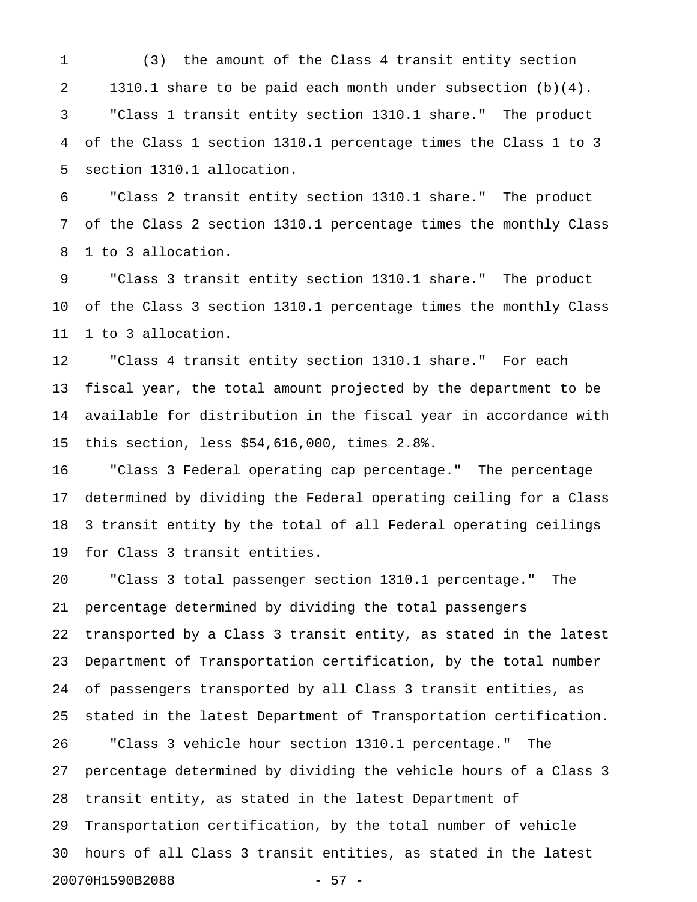(3) the amount of the Class 4 transit entity section 1310.1 share to be paid each month under subsection (b)(4).

"Class 1 transit entity section 1310.1 share." The product of the Class 1 section 1310.1 percentage times the Class 1 to 3 section 1310.1 allocation.

"Class 2 transit entity section 1310.1 share." The product of the Class 2 section 1310.1 percentage times the monthly Class 1 to 3 allocation.

"Class 3 transit entity section 1310.1 share." The product of the Class 3 section 1310.1 percentage times the monthly Class 1 to 3 allocation.

"Class 4 transit entity section 1310.1 share." For each fiscal year, the total amount projected by the department to be available for distribution in the fiscal year in accordance with this section, less $54,616,000, times 2.8%.

"Class 3 Federal operating cap percentage." The percentage determined by dividing the Federal operating ceiling for a Class 3 transit entity by the total of all Federal operating ceilings for Class 3 transit entities.

"Class 3 total passenger section 1310.1 percentage." The percentage determined by dividing the total passengers transported by a Class 3 transit entity, as stated in the latest Department of Transportation certification, by the total number of passengers transported by all Class 3 transit entities, as stated in the latest Department of Transportation certification.

"Class 3 vehicle hour section 1310.1 percentage." The percentage determined by dividing the vehicle hours of a Class 3 transit entity, as stated in the latest Department of Transportation certification, by the total number of vehicle hours of all Class 3 transit entities, as stated in the latest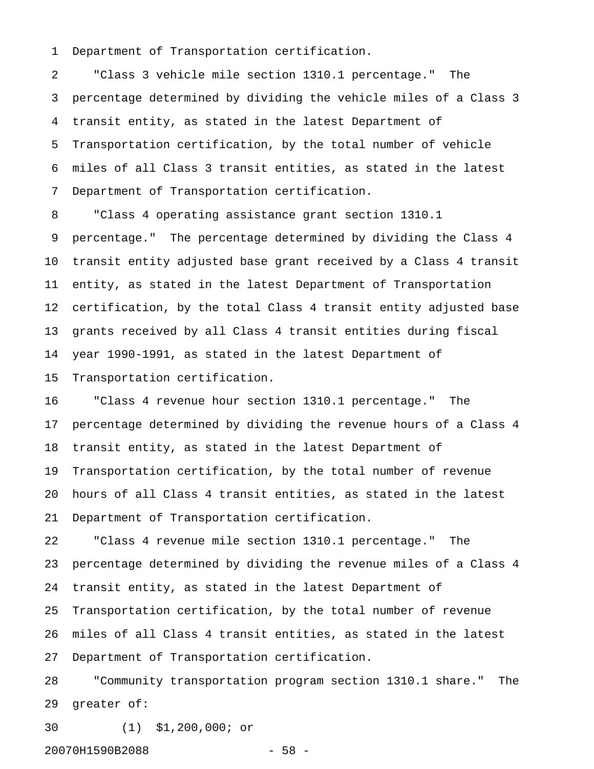Department of Transportation certification.

"Class 3 vehicle mile section 1310.1 percentage." The percentage determined by dividing the vehicle miles of a Class 3 transit entity, as stated in the latest Department of Transportation certification, by the total number of vehicle miles of all Class 3 transit entities, as stated in the latest Department of Transportation certification.

"Class 4 operating assistance grant section 1310.1 percentage." The percentage determined by dividing the Class 4 transit entity adjusted base grant received by a Class 4 transit entity, as stated in the latest Department of Transportation certification, by the total Class 4 transit entity adjusted base grants received by all Class 4 transit entities during fiscal year 1990-1991, as stated in the latest Department of Transportation certification.

"Class 4 revenue hour section 1310.1 percentage." The percentage determined by dividing the revenue hours of a Class 4 transit entity, as stated in the latest Department of Transportation certification, by the total number of revenue hours of all Class 4 transit entities, as stated in the latest Department of Transportation certification.

"Class 4 revenue mile section 1310.1 percentage." The percentage determined by dividing the revenue miles of a Class 4 transit entity, as stated in the latest Department of Transportation certification, by the total number of revenue miles of all Class 4 transit entities, as stated in the latest Department of Transportation certification.

"Community transportation program section 1310.1 share." The greater of:

(1) $1,200,000; or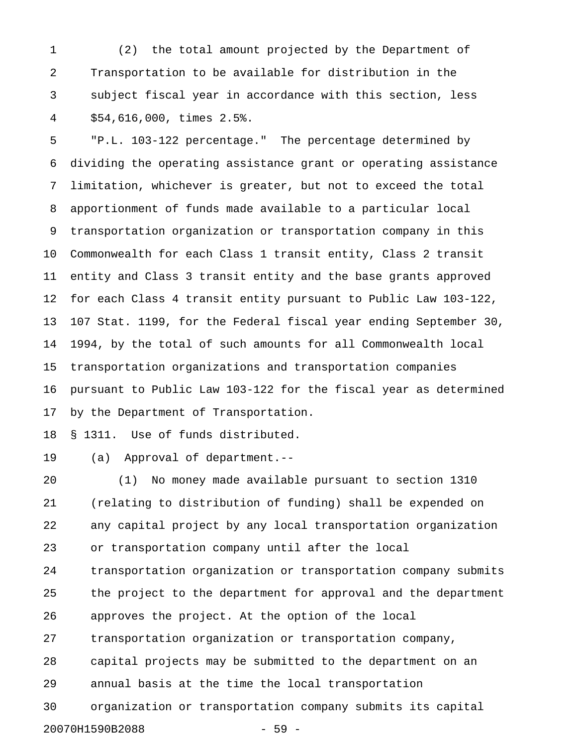(2) the total amount projected by the Department of Transportation to be available for distribution in the subject fiscal year in accordance with this section, less $54,616,000, times 2.5%.

"P.L. 103-122 percentage." The percentage determined by dividing the operating assistance grant or operating assistance limitation, whichever is greater, but not to exceed the total apportionment of funds made available to a particular local transportation organization or transportation company in this Commonwealth for each Class 1 transit entity, Class 2 transit entity and Class 3 transit entity and the base grants approved for each Class 4 transit entity pursuant to Public Law 103-122, 107 Stat. 1199, for the Federal fiscal year ending September 30, 1994, by the total of such amounts for all Commonwealth local transportation organizations and transportation companies pursuant to Public Law 103-122 for the fiscal year as determined by the Department of Transportation.

§ 1311. Use of funds distributed.

(a) Approval of department.--

(1) No money made available pursuant to section 1310 (relating to distribution of funding) shall be expended on any capital project by any local transportation organization or transportation company until after the local transportation organization or transportation company submits the project to the department for approval and the department approves the project. At the option of the local transportation organization or transportation company, capital projects may be submitted to the department on an annual basis at the time the local transportation organization or transportation company submits its capital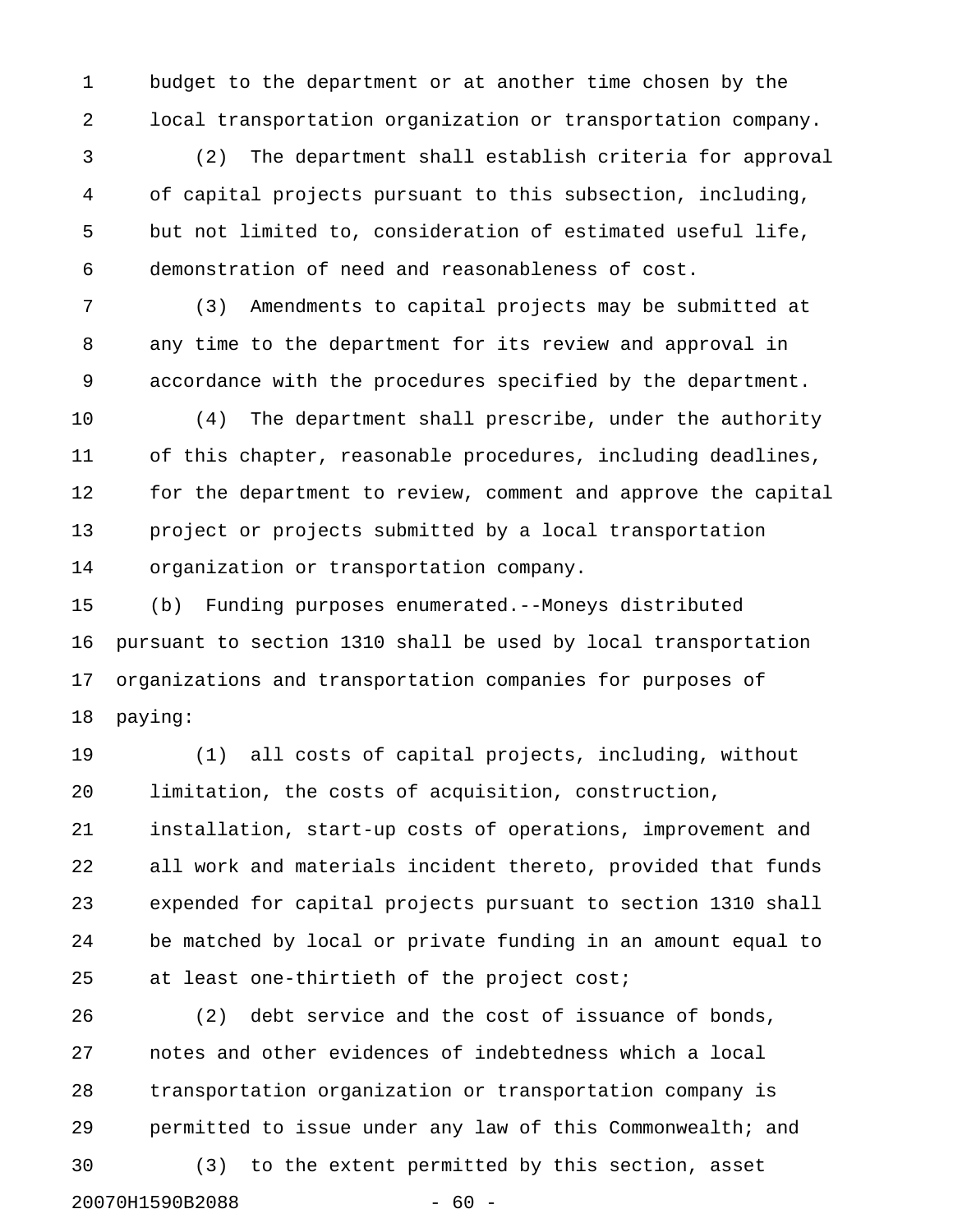budget to the department or at another time chosen by the local transportation organization or transportation company.

(2) The department shall establish criteria for approval of capital projects pursuant to this subsection, including, but not limited to, consideration of estimated useful life, demonstration of need and reasonableness of cost.

(3) Amendments to capital projects may be submitted at any time to the department for its review and approval in accordance with the procedures specified by the department.

(4) The department shall prescribe, under the authority of this chapter, reasonable procedures, including deadlines, for the department to review, comment and approve the capital project or projects submitted by a local transportation organization or transportation company.

(b) Funding purposes enumerated.--Moneys distributed pursuant to section 1310 shall be used by local transportation organizations and transportation companies for purposes of paying:

(1) all costs of capital projects, including, without limitation, the costs of acquisition, construction, installation, start-up costs of operations, improvement and all work and materials incident thereto, provided that funds expended for capital projects pursuant to section 1310 shall be matched by local or private funding in an amount equal to at least one-thirtieth of the project cost;

(2) debt service and the cost of issuance of bonds, notes and other evidences of indebtedness which a local transportation organization or transportation company is permitted to issue under any law of this Commonwealth; and

(3) to the extent permitted by this section, asset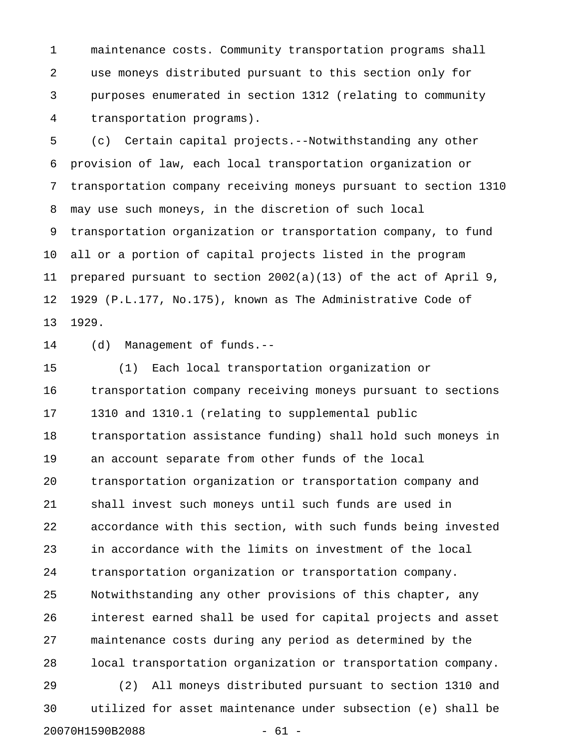maintenance costs. Community transportation programs shall use moneys distributed pursuant to this section only for purposes enumerated in section 1312 (relating to community transportation programs).

(c) Certain capital projects.--Notwithstanding any other provision of law, each local transportation organization or transportation company receiving moneys pursuant to section 1310 may use such moneys, in the discretion of such local transportation organization or transportation company, to fund all or a portion of capital projects listed in the program prepared pursuant to section 2002(a)(13) of the act of April 9, 1929 (P.L.177, No.175), known as The Administrative Code of 1929.

(d) Management of funds.--

(1) Each local transportation organization or transportation company receiving moneys pursuant to sections 1310 and 1310.1 (relating to supplemental public transportation assistance funding) shall hold such moneys in an account separate from other funds of the local transportation organization or transportation company and shall invest such moneys until such funds are used in accordance with this section, with such funds being invested in accordance with the limits on investment of the local transportation organization or transportation company. Notwithstanding any other provisions of this chapter, any interest earned shall be used for capital projects and asset maintenance costs during any period as determined by the local transportation organization or transportation company.

(2) All moneys distributed pursuant to section 1310 and utilized for asset maintenance under subsection (e) shall be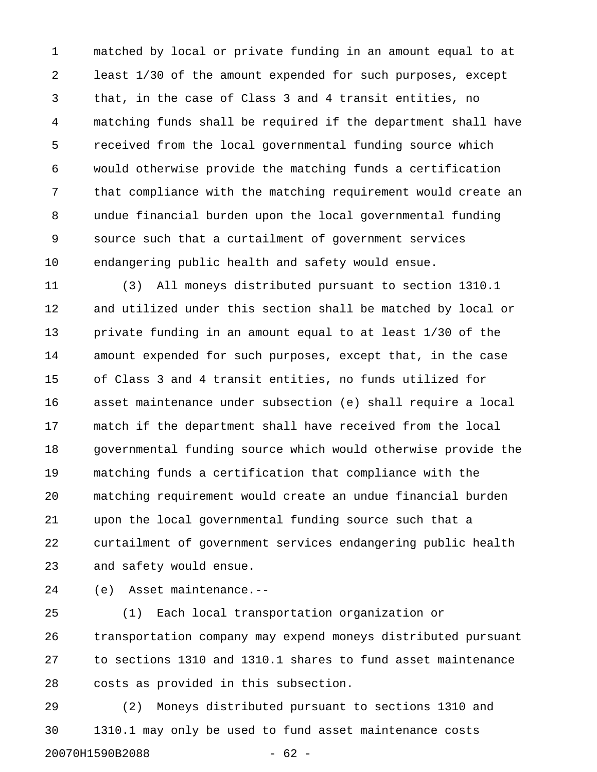matched by local or private funding in an amount equal to at least 1/30 of the amount expended for such purposes, except that, in the case of Class 3 and 4 transit entities, no matching funds shall be required if the department shall have received from the local governmental funding source which would otherwise provide the matching funds a certification that compliance with the matching requirement would create an undue financial burden upon the local governmental funding source such that a curtailment of government services endangering public health and safety would ensue.

(3) All moneys distributed pursuant to section 1310.1 and utilized under this section shall be matched by local or private funding in an amount equal to at least 1/30 of the amount expended for such purposes, except that, in the case of Class 3 and 4 transit entities, no funds utilized for asset maintenance under subsection (e) shall require a local match if the department shall have received from the local governmental funding source which would otherwise provide the matching funds a certification that compliance with the matching requirement would create an undue financial burden upon the local governmental funding source such that a curtailment of government services endangering public health and safety would ensue.

(e) Asset maintenance.--

(1) Each local transportation organization or transportation company may expend moneys distributed pursuant to sections 1310 and 1310.1 shares to fund asset maintenance costs as provided in this subsection.

(2) Moneys distributed pursuant to sections 1310 and 1310.1 may only be used to fund asset maintenance costs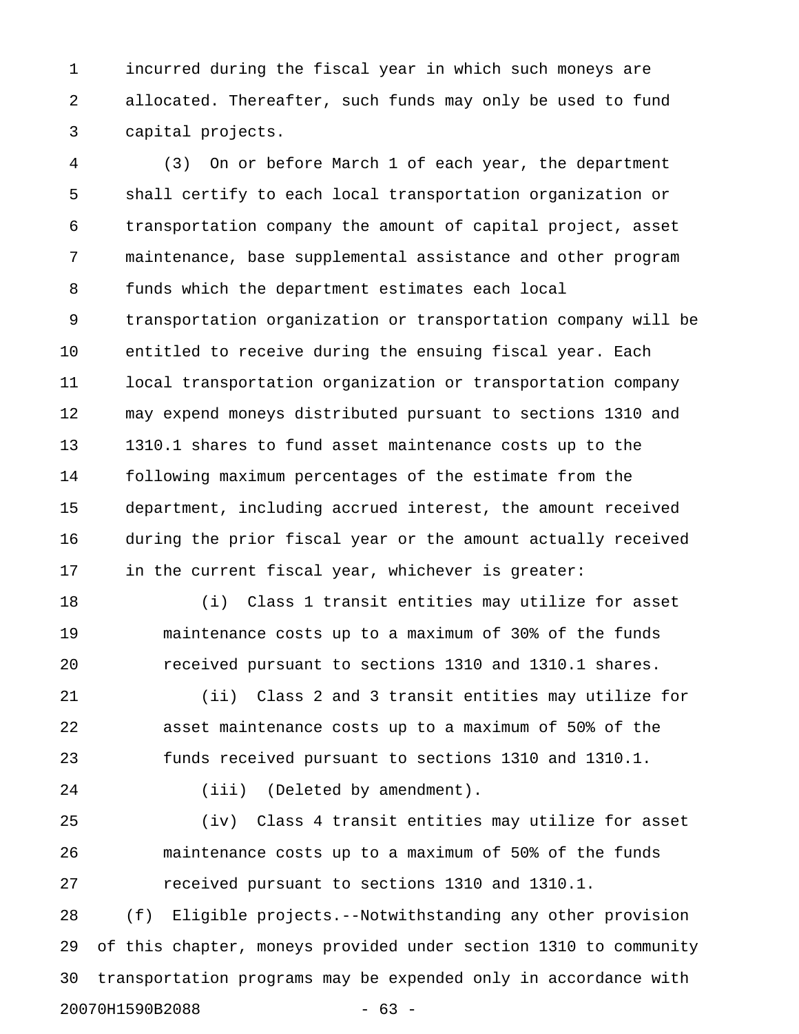incurred during the fiscal year in which such moneys are allocated. Thereafter, such funds may only be used to fund capital projects.

(3) On or before March 1 of each year, the department shall certify to each local transportation organization or transportation company the amount of capital project, asset maintenance, base supplemental assistance and other program funds which the department estimates each local transportation organization or transportation company will be entitled to receive during the ensuing fiscal year. Each local transportation organization or transportation company may expend moneys distributed pursuant to sections 1310 and 1310.1 shares to fund asset maintenance costs up to the following maximum percentages of the estimate from the department, including accrued interest, the amount received during the prior fiscal year or the amount actually received in the current fiscal year, whichever is greater:

(i) Class 1 transit entities may utilize for asset maintenance costs up to a maximum of 30% of the funds received pursuant to sections 1310 and 1310.1 shares.

(ii) Class 2 and 3 transit entities may utilize for asset maintenance costs up to a maximum of 50% of the funds received pursuant to sections 1310 and 1310.1.

(iii) (Deleted by amendment).

(iv) Class 4 transit entities may utilize for asset maintenance costs up to a maximum of 50% of the funds received pursuant to sections 1310 and 1310.1.

(f) Eligible projects.--Notwithstanding any other provision of this chapter, moneys provided under section 1310 to community transportation programs may be expended only in accordance with

20070H1590B2088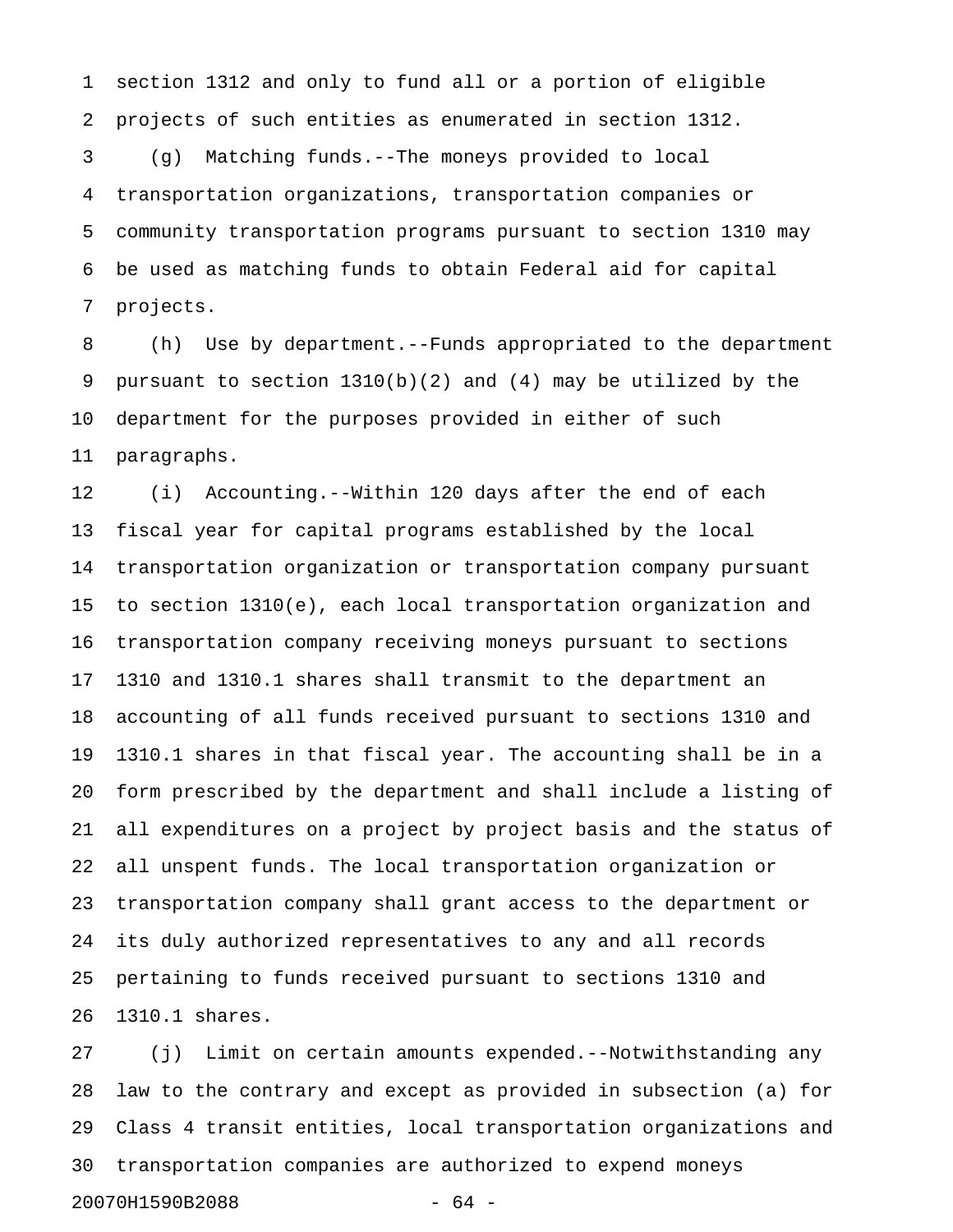section 1312 and only to fund all or a portion of eligible projects of such entities as enumerated in section 1312.

(g) Matching funds.--The moneys provided to local transportation organizations, transportation companies or community transportation programs pursuant to section 1310 may be used as matching funds to obtain Federal aid for capital projects.

(h) Use by department.--Funds appropriated to the department pursuant to section 1310(b)(2) and (4) may be utilized by the department for the purposes provided in either of such paragraphs.

(i) Accounting.--Within 120 days after the end of each fiscal year for capital programs established by the local transportation organization or transportation company pursuant to section 1310(e), each local transportation organization and transportation company receiving moneys pursuant to sections 1310 and 1310.1 shares shall transmit to the department an accounting of all funds received pursuant to sections 1310 and 1310.1 shares in that fiscal year. The accounting shall be in a form prescribed by the department and shall include a listing of all expenditures on a project by project basis and the status of all unspent funds. The local transportation organization or transportation company shall grant access to the department or its duly authorized representatives to any and all records pertaining to funds received pursuant to sections 1310 and 1310.1 shares.

(j) Limit on certain amounts expended.--Notwithstanding any law to the contrary and except as provided in subsection (a) for Class 4 transit entities, local transportation organizations and transportation companies are authorized to expend moneys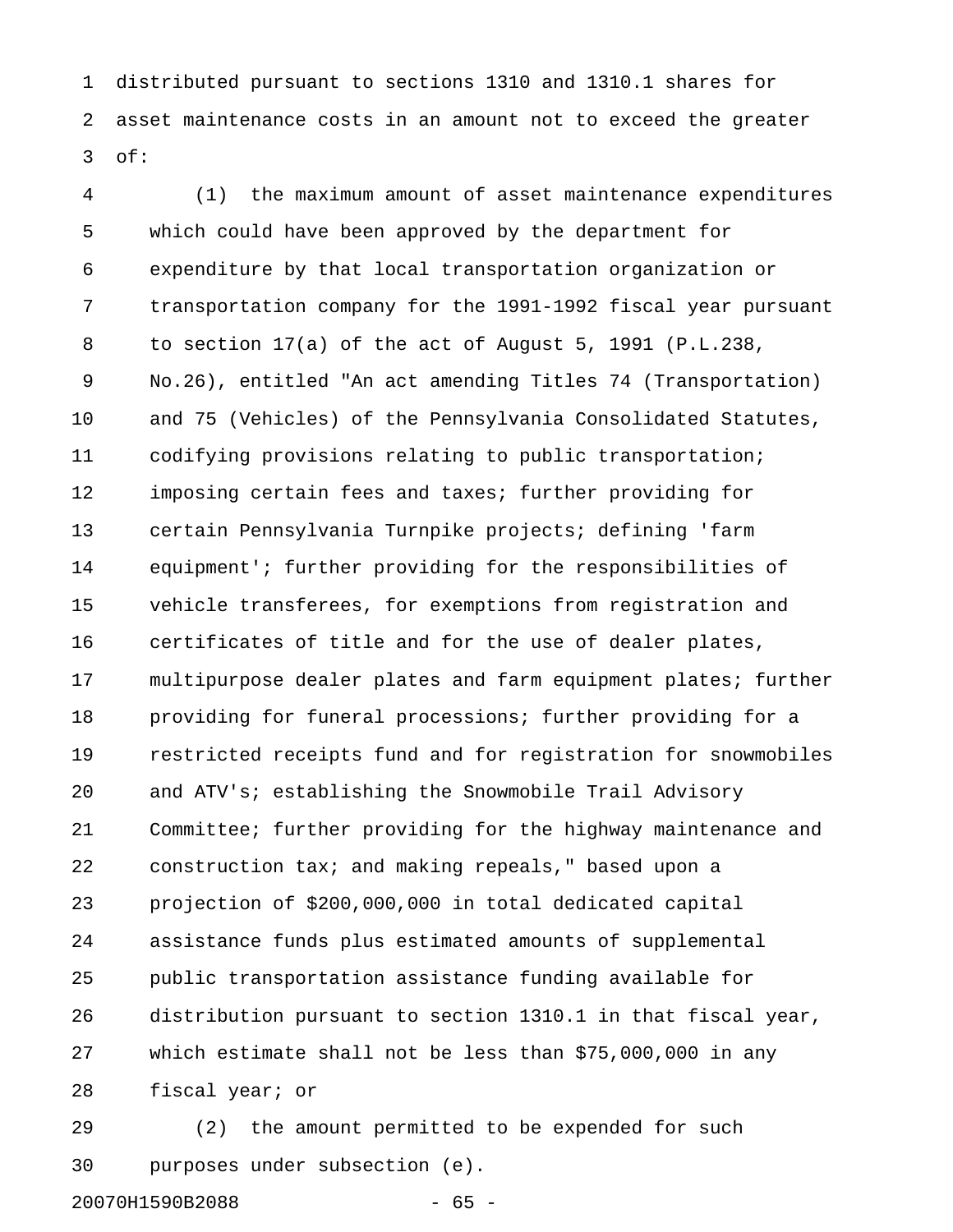distributed pursuant to sections 1310 and 1310.1 shares for asset maintenance costs in an amount not to exceed the greater of:

(1) the maximum amount of asset maintenance expenditures which could have been approved by the department for expenditure by that local transportation organization or transportation company for the 1991-1992 fiscal year pursuant to section 17(a) of the act of August 5, 1991 (P.L.238, No.26), entitled "An act amending Titles 74 (Transportation) and 75 (Vehicles) of the Pennsylvania Consolidated Statutes, codifying provisions relating to public transportation; imposing certain fees and taxes; further providing for certain Pennsylvania Turnpike projects; defining 'farm equipment'; further providing for the responsibilities of vehicle transferees, for exemptions from registration and certificates of title and for the use of dealer plates, multipurpose dealer plates and farm equipment plates; further providing for funeral processions; further providing for a restricted receipts fund and for registration for snowmobiles and ATV's; establishing the Snowmobile Trail Advisory Committee; further providing for the highway maintenance and construction tax; and making repeals," based upon a projection of $200,000,000 in total dedicated capital assistance funds plus estimated amounts of supplemental public transportation assistance funding available for distribution pursuant to section 1310.1 in that fiscal year, which estimate shall not be less than $75,000,000 in any fiscal year; or

(2) the amount permitted to be expended for such purposes under subsection (e).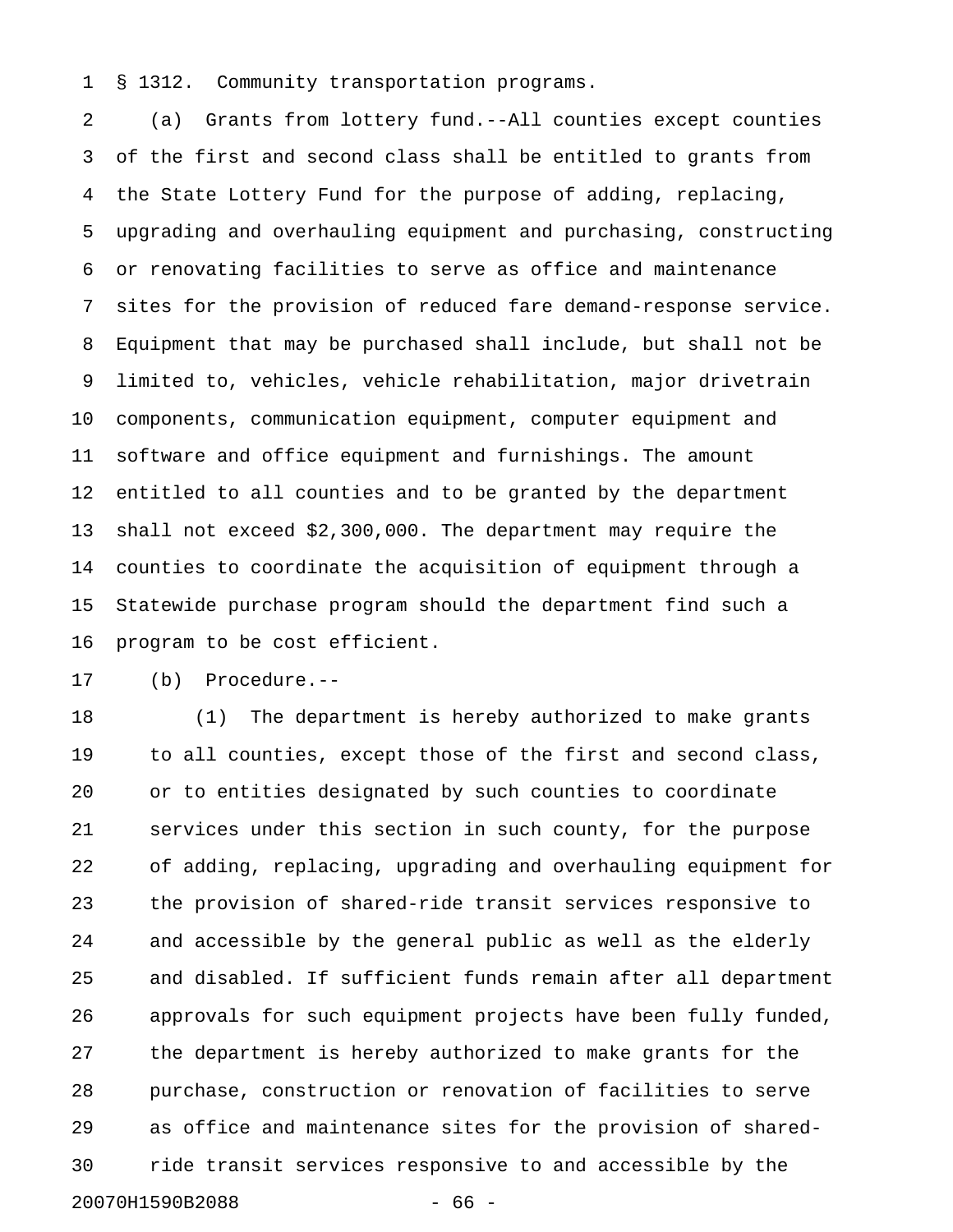§ 1312. Community transportation programs.

(a) Grants from lottery fund.--All counties except counties of the first and second class shall be entitled to grants from the State Lottery Fund for the purpose of adding, replacing, upgrading and overhauling equipment and purchasing, constructing or renovating facilities to serve as office and maintenance sites for the provision of reduced fare demand-response service. Equipment that may be purchased shall include, but shall not be limited to, vehicles, vehicle rehabilitation, major drivetrain components, communication equipment, computer equipment and software and office equipment and furnishings. The amount entitled to all counties and to be granted by the department shall not exceed $2,300,000. The department may require the counties to coordinate the acquisition of equipment through a Statewide purchase program should the department find such a program to be cost efficient.

(b) Procedure.--

(1) The department is hereby authorized to make grants to all counties, except those of the first and second class, or to entities designated by such counties to coordinate services under this section in such county, for the purpose of adding, replacing, upgrading and overhauling equipment for the provision of shared-ride transit services responsive to and accessible by the general public as well as the elderly and disabled. If sufficient funds remain after all department approvals for such equipment projects have been fully funded, the department is hereby authorized to make grants for the purchase, construction or renovation of facilities to serve as office and maintenance sites for the provision of shared-ride transit services responsive to and accessible by the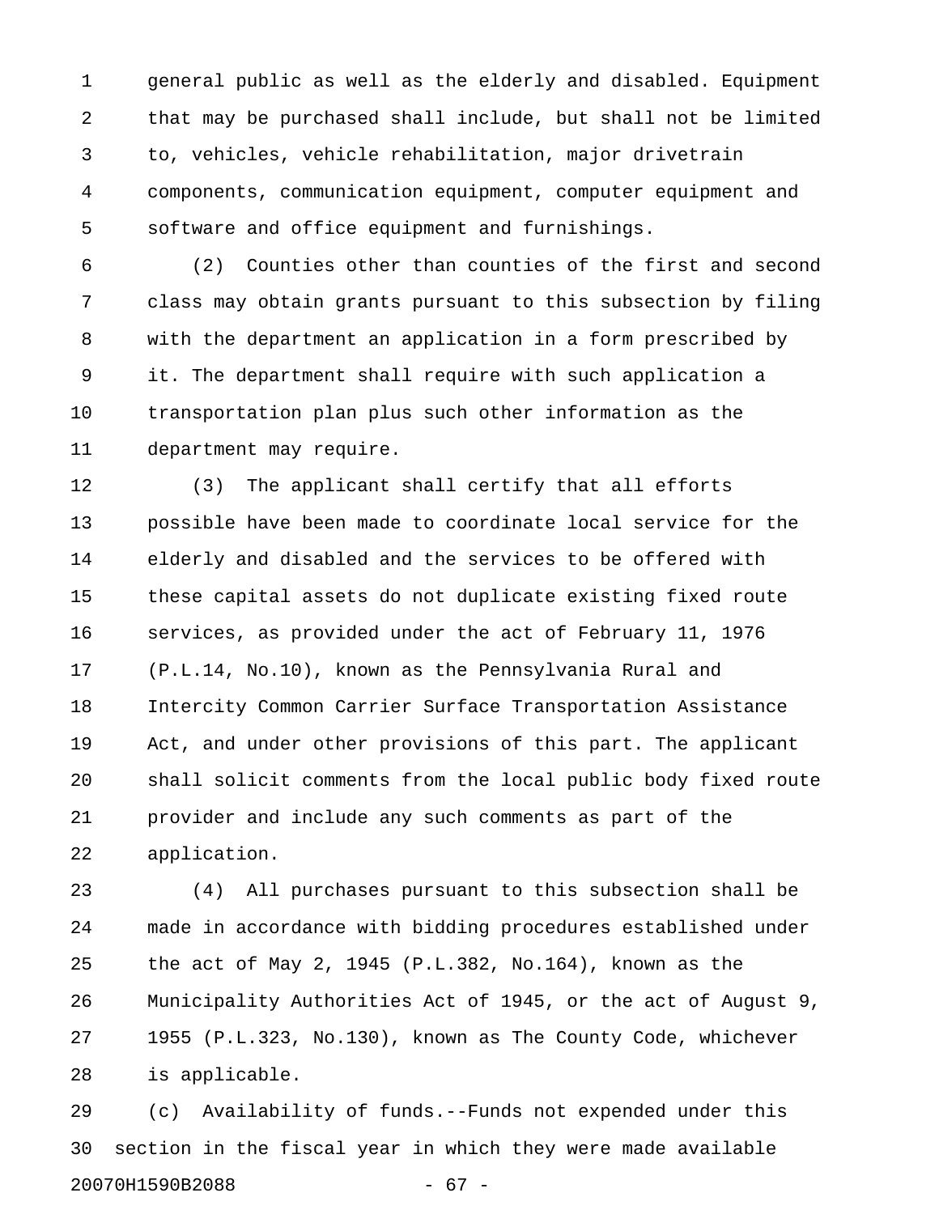general public as well as the elderly and disabled. Equipment that may be purchased shall include, but shall not be limited to, vehicles, vehicle rehabilitation, major drivetrain components, communication equipment, computer equipment and software and office equipment and furnishings.

(2) Counties other than counties of the first and second class may obtain grants pursuant to this subsection by filing with the department an application in a form prescribed by it. The department shall require with such application a transportation plan plus such other information as the department may require.

(3) The applicant shall certify that all efforts possible have been made to coordinate local service for the elderly and disabled and the services to be offered with these capital assets do not duplicate existing fixed route services, as provided under the act of February 11, 1976 (P.L.14, No.10), known as the Pennsylvania Rural and Intercity Common Carrier Surface Transportation Assistance Act, and under other provisions of this part. The applicant shall solicit comments from the local public body fixed route provider and include any such comments as part of the application.

(4) All purchases pursuant to this subsection shall be made in accordance with bidding procedures established under the act of May 2, 1945 (P.L.382, No.164), known as the Municipality Authorities Act of 1945, or the act of August 9, 1955 (P.L.323, No.130), known as The County Code, whichever is applicable.

(c) Availability of funds.--Funds not expended under this section in the fiscal year in which they were made available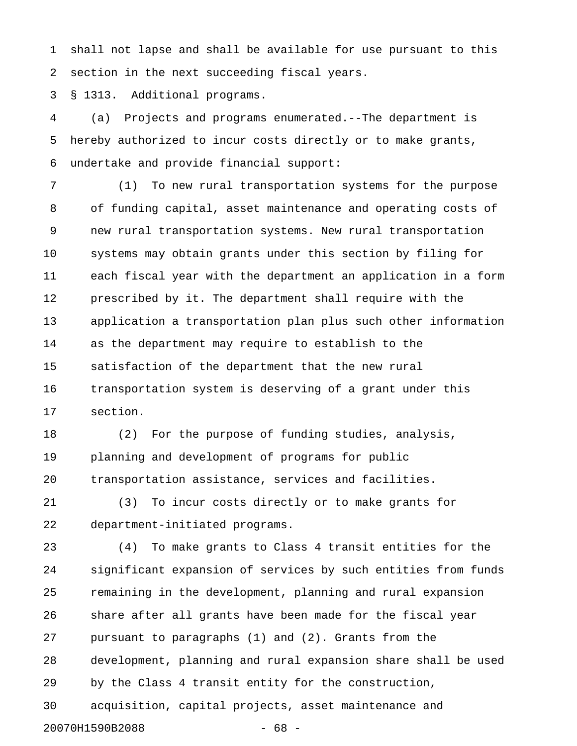shall not lapse and shall be available for use pursuant to this section in the next succeeding fiscal years.

§ 1313. Additional programs.

(a) Projects and programs enumerated.--The department is hereby authorized to incur costs directly or to make grants, undertake and provide financial support:

(1) To new rural transportation systems for the purpose of funding capital, asset maintenance and operating costs of new rural transportation systems. New rural transportation systems may obtain grants under this section by filing for each fiscal year with the department an application in a form prescribed by it. The department shall require with the application a transportation plan plus such other information as the department may require to establish to the satisfaction of the department that the new rural transportation system is deserving of a grant under this section.

(2) For the purpose of funding studies, analysis, planning and development of programs for public transportation assistance, services and facilities.

(3) To incur costs directly or to make grants for department-initiated programs.

(4) To make grants to Class 4 transit entities for the significant expansion of services by such entities from funds remaining in the development, planning and rural expansion share after all grants have been made for the fiscal year pursuant to paragraphs (1) and (2). Grants from the development, planning and rural expansion share shall be used by the Class 4 transit entity for the construction, acquisition, capital projects, asset maintenance and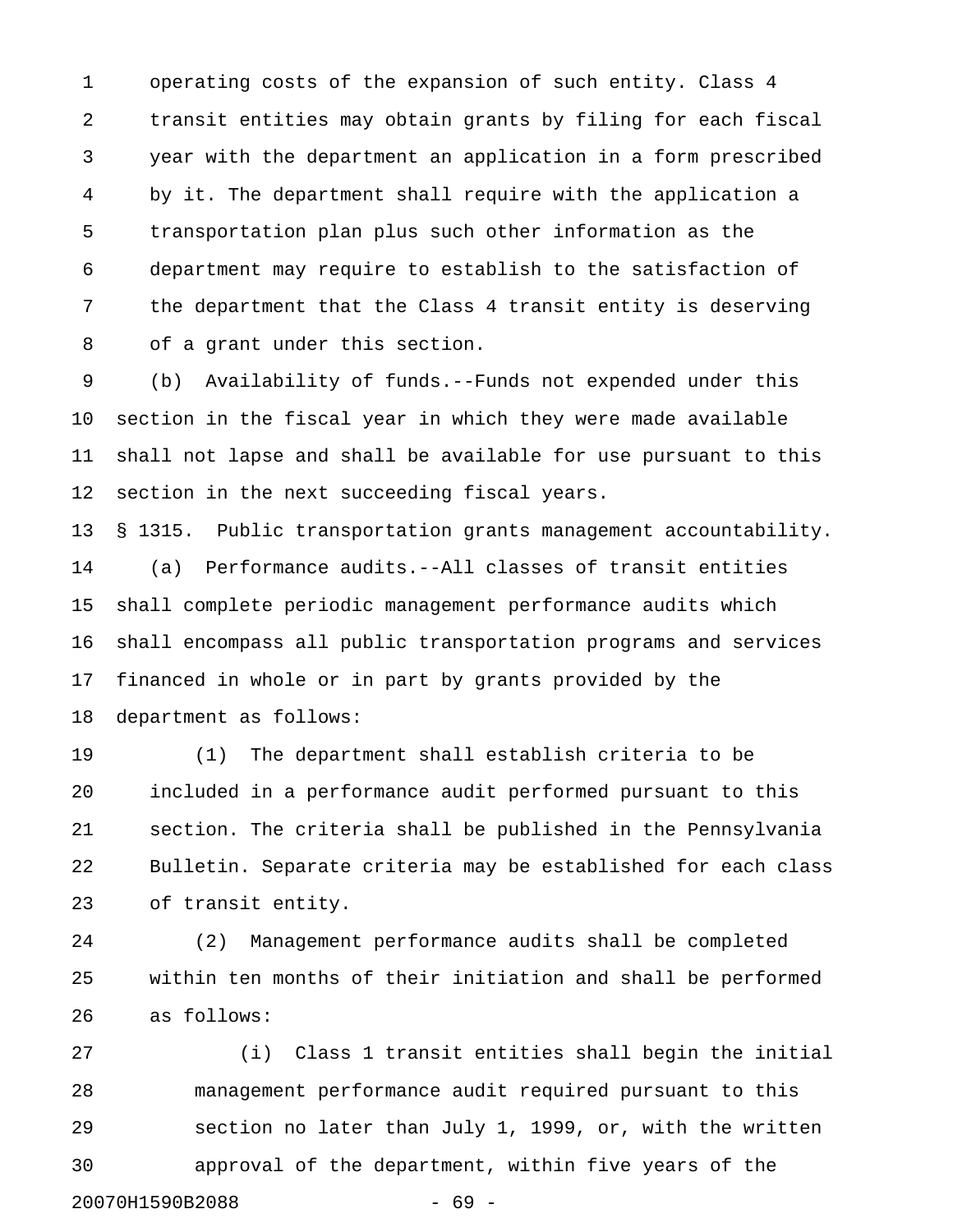operating costs of the expansion of such entity. Class 4 transit entities may obtain grants by filing for each fiscal year with the department an application in a form prescribed by it. The department shall require with the application a transportation plan plus such other information as the department may require to establish to the satisfaction of the department that the Class 4 transit entity is deserving of a grant under this section.

(b) Availability of funds.--Funds not expended under this section in the fiscal year in which they were made available shall not lapse and shall be available for use pursuant to this section in the next succeeding fiscal years.

§ 1315. Public transportation grants management accountability.

(a) Performance audits.--All classes of transit entities shall complete periodic management performance audits which shall encompass all public transportation programs and services financed in whole or in part by grants provided by the department as follows:

(1) The department shall establish criteria to be included in a performance audit performed pursuant to this section. The criteria shall be published in the Pennsylvania Bulletin. Separate criteria may be established for each class of transit entity.

(2) Management performance audits shall be completed within ten months of their initiation and shall be performed as follows:

(i) Class 1 transit entities shall begin the initial management performance audit required pursuant to this section no later than July 1, 1999, or, with the written approval of the department, within five years of the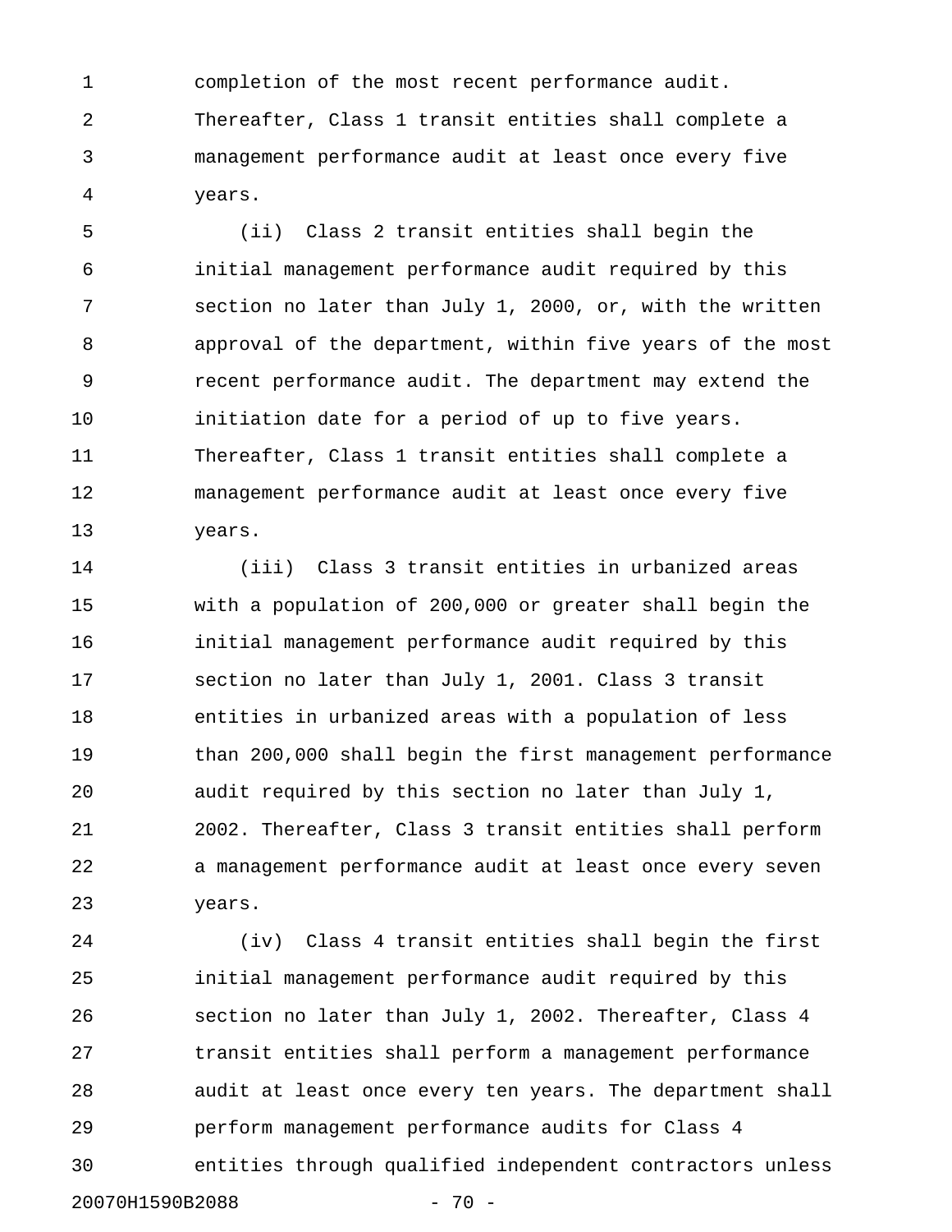completion of the most recent performance audit. Thereafter, Class 1 transit entities shall complete a management performance audit at least once every five years.

(ii) Class 2 transit entities shall begin the initial management performance audit required by this section no later than July 1, 2000, or, with the written approval of the department, within five years of the most recent performance audit. The department may extend the initiation date for a period of up to five years. Thereafter, Class 1 transit entities shall complete a management performance audit at least once every five years.

(iii) Class 3 transit entities in urbanized areas with a population of 200,000 or greater shall begin the initial management performance audit required by this section no later than July 1, 2001. Class 3 transit entities in urbanized areas with a population of less than 200,000 shall begin the first management performance audit required by this section no later than July 1, 2002. Thereafter, Class 3 transit entities shall perform a management performance audit at least once every seven years.

(iv) Class 4 transit entities shall begin the first initial management performance audit required by this section no later than July 1, 2002. Thereafter, Class 4 transit entities shall perform a management performance audit at least once every ten years. The department shall perform management performance audits for Class 4 entities through qualified independent contractors unless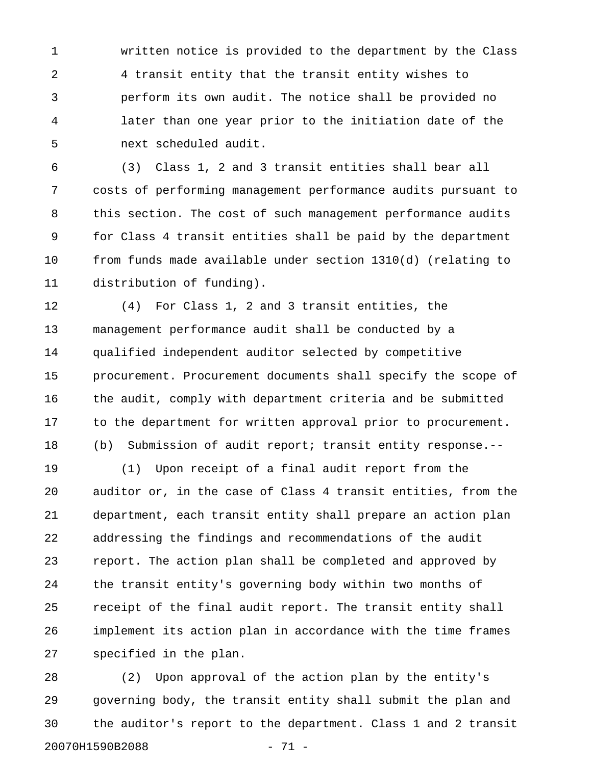written notice is provided to the department by the Class 4 transit entity that the transit entity wishes to perform its own audit. The notice shall be provided no later than one year prior to the initiation date of the next scheduled audit.

(3) Class 1, 2 and 3 transit entities shall bear all costs of performing management performance audits pursuant to this section. The cost of such management performance audits for Class 4 transit entities shall be paid by the department from funds made available under section 1310(d) (relating to distribution of funding).

(4) For Class 1, 2 and 3 transit entities, the management performance audit shall be conducted by a qualified independent auditor selected by competitive procurement. Procurement documents shall specify the scope of the audit, comply with department criteria and be submitted to the department for written approval prior to procurement.

(b) Submission of audit report; transit entity response.--

(1) Upon receipt of a final audit report from the auditor or, in the case of Class 4 transit entities, from the department, each transit entity shall prepare an action plan addressing the findings and recommendations of the audit report. The action plan shall be completed and approved by the transit entity's governing body within two months of receipt of the final audit report. The transit entity shall implement its action plan in accordance with the time frames specified in the plan.

(2) Upon approval of the action plan by the entity's governing body, the transit entity shall submit the plan and the auditor's report to the department. Class 1 and 2 transit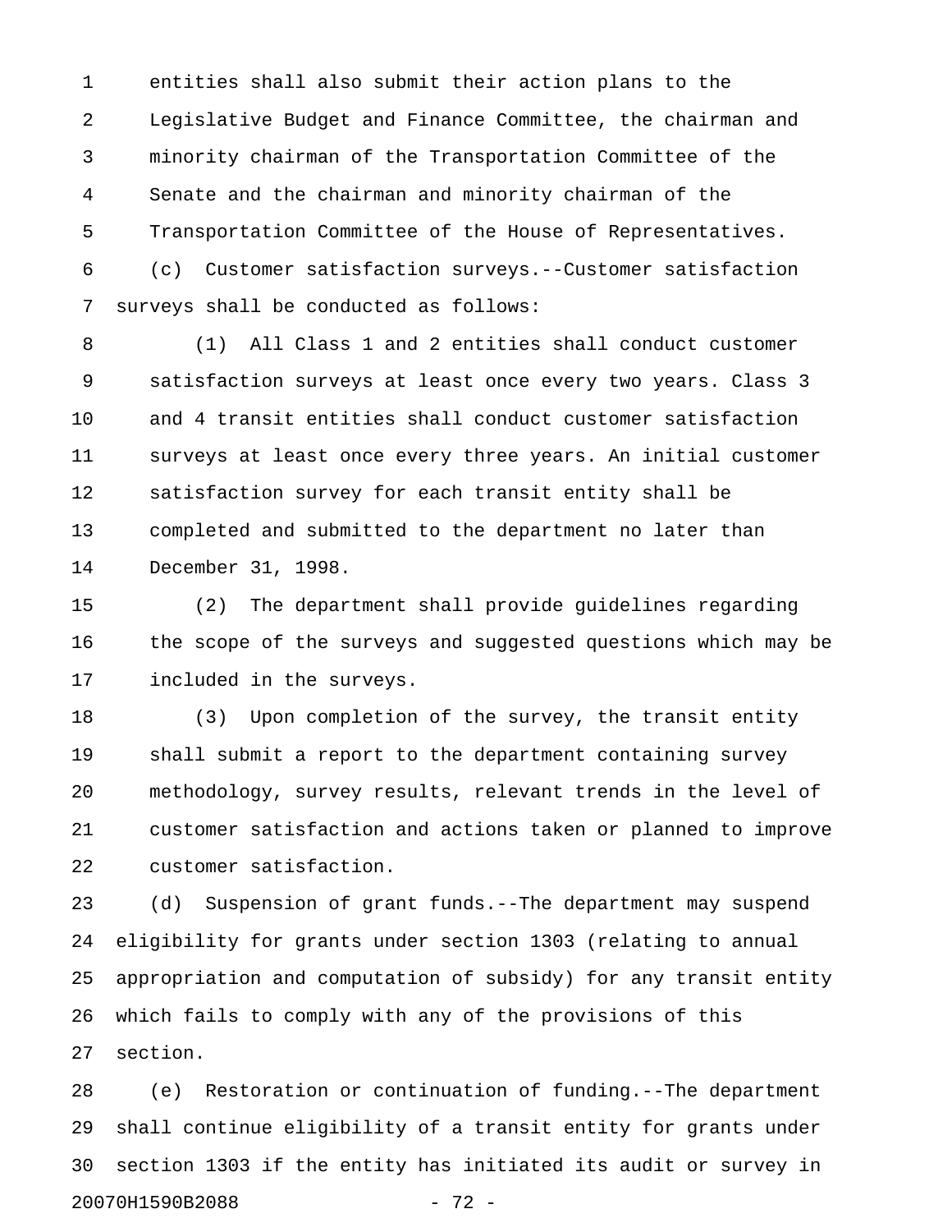entities shall also submit their action plans to the Legislative Budget and Finance Committee, the chairman and minority chairman of the Transportation Committee of the Senate and the chairman and minority chairman of the Transportation Committee of the House of Representatives.

(c) Customer satisfaction surveys.--Customer satisfaction surveys shall be conducted as follows:

(1) All Class 1 and 2 entities shall conduct customer satisfaction surveys at least once every two years. Class 3 and 4 transit entities shall conduct customer satisfaction surveys at least once every three years. An initial customer satisfaction survey for each transit entity shall be completed and submitted to the department no later than December 31, 1998.

(2) The department shall provide guidelines regarding the scope of the surveys and suggested questions which may be included in the surveys.

(3) Upon completion of the survey, the transit entity shall submit a report to the department containing survey methodology, survey results, relevant trends in the level of customer satisfaction and actions taken or planned to improve customer satisfaction.

(d) Suspension of grant funds.--The department may suspend eligibility for grants under section 1303 (relating to annual appropriation and computation of subsidy) for any transit entity which fails to comply with any of the provisions of this section.

(e) Restoration or continuation of funding.--The department shall continue eligibility of a transit entity for grants under section 1303 if the entity has initiated its audit or survey in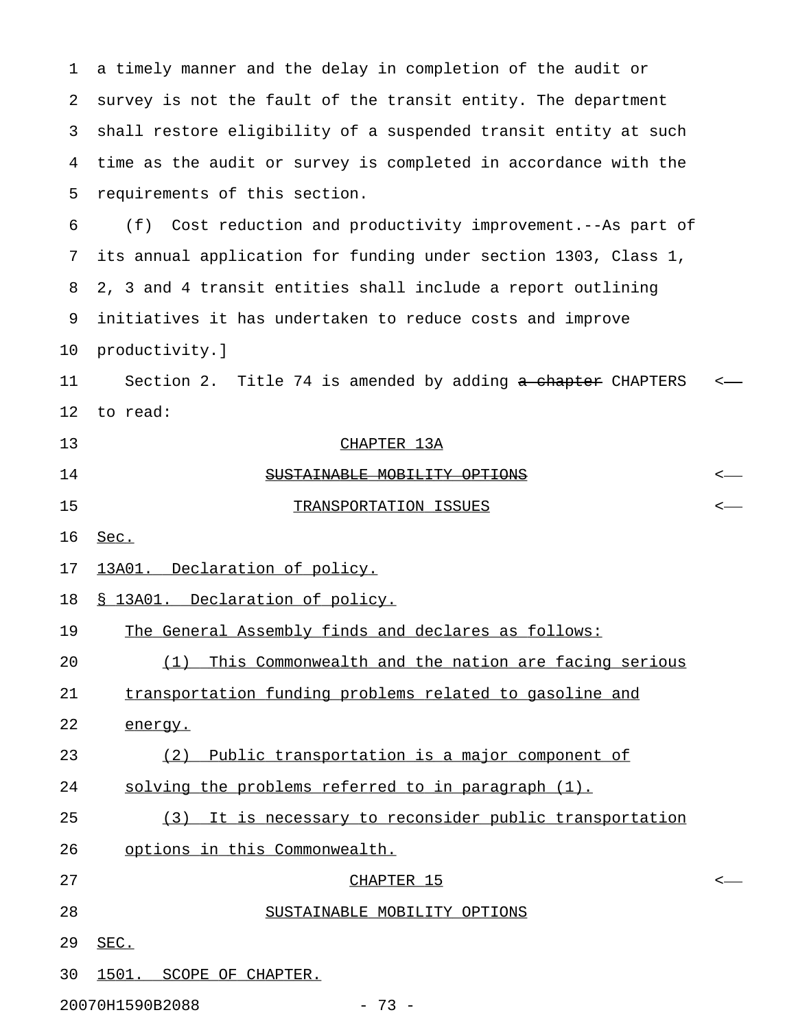a timely manner and the delay in completion of the audit or survey is not the fault of the transit entity. The department shall restore eligibility of a suspended transit entity at such time as the audit or survey is completed in accordance with the requirements of this section.

(f) Cost reduction and productivity improvement.--As part of its annual application for funding under section 1303, Class 1, 2, 3 and 4 transit entities shall include a report outlining initiatives it has undertaken to reduce costs and improve productivity.]

Section 2. Title 74 is amended by adding ~~a chapter~~ CHAPTERS to read:

CHAPTER 13A

~~SUSTAINABLE MOBILITY OPTIONS~~

TRANSPORTATION ISSUES

Sec.

13A01. Declaration of policy.

§ 13A01. Declaration of policy.

The General Assembly finds and declares as follows:

(1) This Commonwealth and the nation are facing serious transportation funding problems related to gasoline and energy.

(2) Public transportation is a major component of solving the problems referred to in paragraph (1).

(3) It is necessary to reconsider public transportation options in this Commonwealth.

CHAPTER 15

SUSTAINABLE MOBILITY OPTIONS

SEC.

1501. SCOPE OF CHAPTER.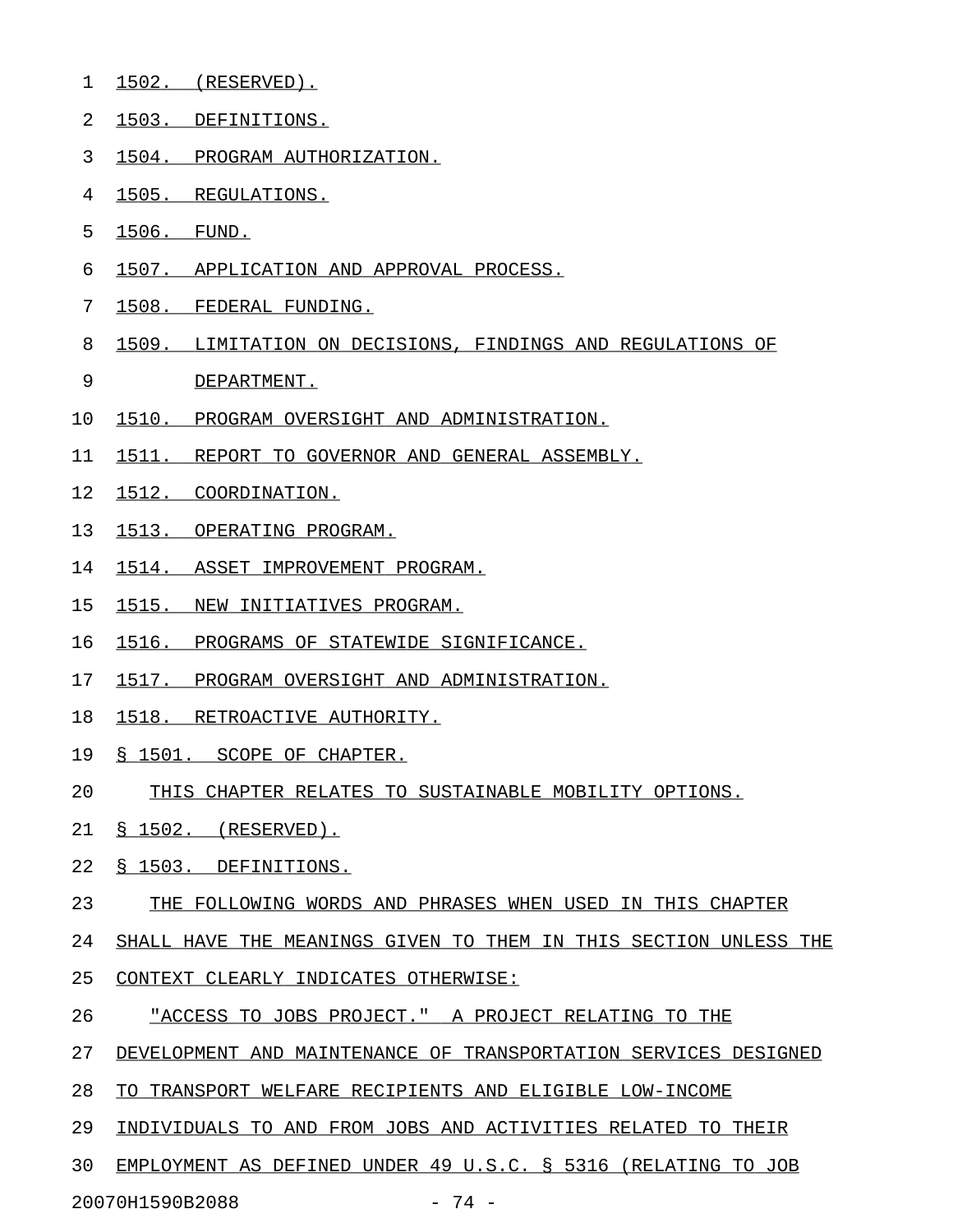1502. (RESERVED).
1503. DEFINITIONS.
1504. PROGRAM AUTHORIZATION.
1505. REGULATIONS.
1506. FUND.
1507. APPLICATION AND APPROVAL PROCESS.
1508. FEDERAL FUNDING.
1509. LIMITATION ON DECISIONS, FINDINGS AND REGULATIONS OF DEPARTMENT.
1510. PROGRAM OVERSIGHT AND ADMINISTRATION.
1511. REPORT TO GOVERNOR AND GENERAL ASSEMBLY.
1512. COORDINATION.
1513. OPERATING PROGRAM.
1514. ASSET IMPROVEMENT PROGRAM.
1515. NEW INITIATIVES PROGRAM.
1516. PROGRAMS OF STATEWIDE SIGNIFICANCE.
1517. PROGRAM OVERSIGHT AND ADMINISTRATION.
1518. RETROACTIVE AUTHORITY.

§ 1501. SCOPE OF CHAPTER.

THIS CHAPTER RELATES TO SUSTAINABLE MOBILITY OPTIONS.

§ 1502. (RESERVED).

§ 1503. DEFINITIONS.

THE FOLLOWING WORDS AND PHRASES WHEN USED IN THIS CHAPTER SHALL HAVE THE MEANINGS GIVEN TO THEM IN THIS SECTION UNLESS THE CONTEXT CLEARLY INDICATES OTHERWISE:

"ACCESS TO JOBS PROJECT." A PROJECT RELATING TO THE DEVELOPMENT AND MAINTENANCE OF TRANSPORTATION SERVICES DESIGNED TO TRANSPORT WELFARE RECIPIENTS AND ELIGIBLE LOW-INCOME INDIVIDUALS TO AND FROM JOBS AND ACTIVITIES RELATED TO THEIR EMPLOYMENT AS DEFINED UNDER 49 U.S.C. § 5316 (RELATING TO JOB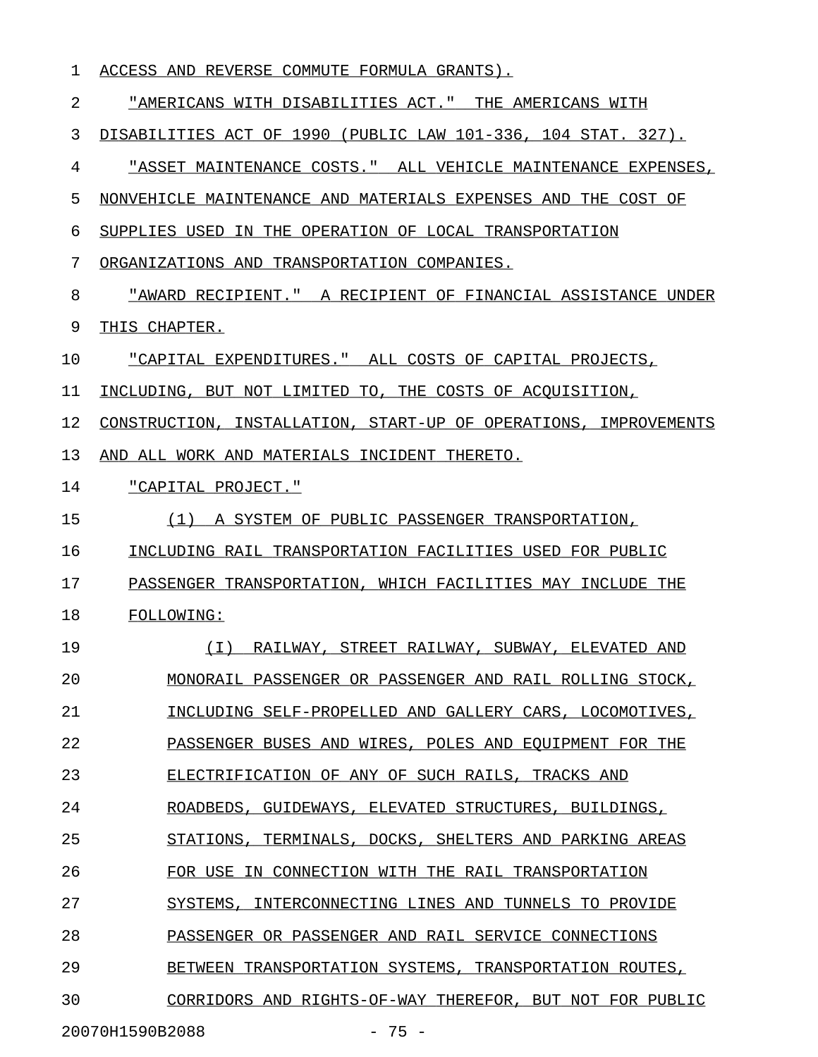ACCESS AND REVERSE COMMUTE FORMULA GRANTS).

"AMERICANS WITH DISABILITIES ACT." THE AMERICANS WITH DISABILITIES ACT OF 1990 (PUBLIC LAW 101-336, 104 STAT. 327).

"ASSET MAINTENANCE COSTS." ALL VEHICLE MAINTENANCE EXPENSES, NONVEHICLE MAINTENANCE AND MATERIALS EXPENSES AND THE COST OF SUPPLIES USED IN THE OPERATION OF LOCAL TRANSPORTATION ORGANIZATIONS AND TRANSPORTATION COMPANIES.

"AWARD RECIPIENT." A RECIPIENT OF FINANCIAL ASSISTANCE UNDER THIS CHAPTER.

"CAPITAL EXPENDITURES." ALL COSTS OF CAPITAL PROJECTS, INCLUDING, BUT NOT LIMITED TO, THE COSTS OF ACQUISITION, CONSTRUCTION, INSTALLATION, START-UP OF OPERATIONS, IMPROVEMENTS AND ALL WORK AND MATERIALS INCIDENT THERETO.

"CAPITAL PROJECT."

(1) A SYSTEM OF PUBLIC PASSENGER TRANSPORTATION, INCLUDING RAIL TRANSPORTATION FACILITIES USED FOR PUBLIC PASSENGER TRANSPORTATION, WHICH FACILITIES MAY INCLUDE THE FOLLOWING:

(I) RAILWAY, STREET RAILWAY, SUBWAY, ELEVATED AND MONORAIL PASSENGER OR PASSENGER AND RAIL ROLLING STOCK, INCLUDING SELF-PROPELLED AND GALLERY CARS, LOCOMOTIVES, PASSENGER BUSES AND WIRES, POLES AND EQUIPMENT FOR THE ELECTRIFICATION OF ANY OF SUCH RAILS, TRACKS AND ROADBEDS, GUIDEWAYS, ELEVATED STRUCTURES, BUILDINGS, STATIONS, TERMINALS, DOCKS, SHELTERS AND PARKING AREAS FOR USE IN CONNECTION WITH THE RAIL TRANSPORTATION SYSTEMS, INTERCONNECTING LINES AND TUNNELS TO PROVIDE PASSENGER OR PASSENGER AND RAIL SERVICE CONNECTIONS BETWEEN TRANSPORTATION SYSTEMS, TRANSPORTATION ROUTES, CORRIDORS AND RIGHTS-OF-WAY THEREFOR, BUT NOT FOR PUBLIC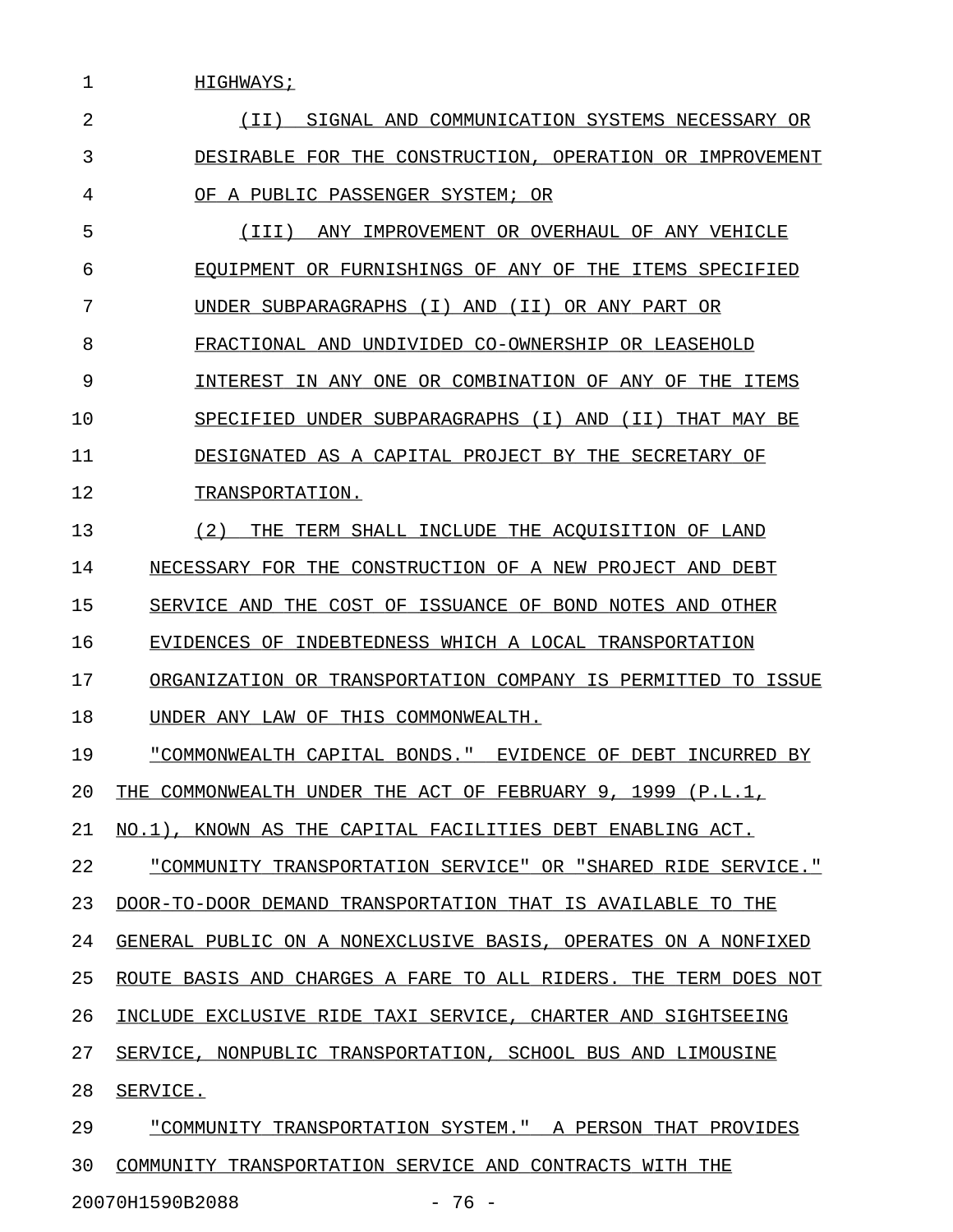HIGHWAYS;

(II) SIGNAL AND COMMUNICATION SYSTEMS NECESSARY OR DESIRABLE FOR THE CONSTRUCTION, OPERATION OR IMPROVEMENT OF A PUBLIC PASSENGER SYSTEM; OR

(III) ANY IMPROVEMENT OR OVERHAUL OF ANY VEHICLE EQUIPMENT OR FURNISHINGS OF ANY OF THE ITEMS SPECIFIED UNDER SUBPARAGRAPHS (I) AND (II) OR ANY PART OR FRACTIONAL AND UNDIVIDED CO-OWNERSHIP OR LEASEHOLD INTEREST IN ANY ONE OR COMBINATION OF ANY OF THE ITEMS SPECIFIED UNDER SUBPARAGRAPHS (I) AND (II) THAT MAY BE DESIGNATED AS A CAPITAL PROJECT BY THE SECRETARY OF TRANSPORTATION.

(2) THE TERM SHALL INCLUDE THE ACQUISITION OF LAND NECESSARY FOR THE CONSTRUCTION OF A NEW PROJECT AND DEBT SERVICE AND THE COST OF ISSUANCE OF BOND NOTES AND OTHER EVIDENCES OF INDEBTEDNESS WHICH A LOCAL TRANSPORTATION ORGANIZATION OR TRANSPORTATION COMPANY IS PERMITTED TO ISSUE UNDER ANY LAW OF THIS COMMONWEALTH.

"COMMONWEALTH CAPITAL BONDS." EVIDENCE OF DEBT INCURRED BY THE COMMONWEALTH UNDER THE ACT OF FEBRUARY 9, 1999 (P.L.1, NO.1), KNOWN AS THE CAPITAL FACILITIES DEBT ENABLING ACT.

"COMMUNITY TRANSPORTATION SERVICE" OR "SHARED RIDE SERVICE." DOOR-TO-DOOR DEMAND TRANSPORTATION THAT IS AVAILABLE TO THE GENERAL PUBLIC ON A NONEXCLUSIVE BASIS, OPERATES ON A NONFIXED ROUTE BASIS AND CHARGES A FARE TO ALL RIDERS. THE TERM DOES NOT INCLUDE EXCLUSIVE RIDE TAXI SERVICE, CHARTER AND SIGHTSEEING SERVICE, NONPUBLIC TRANSPORTATION, SCHOOL BUS AND LIMOUSINE SERVICE.

"COMMUNITY TRANSPORTATION SYSTEM." A PERSON THAT PROVIDES COMMUNITY TRANSPORTATION SERVICE AND CONTRACTS WITH THE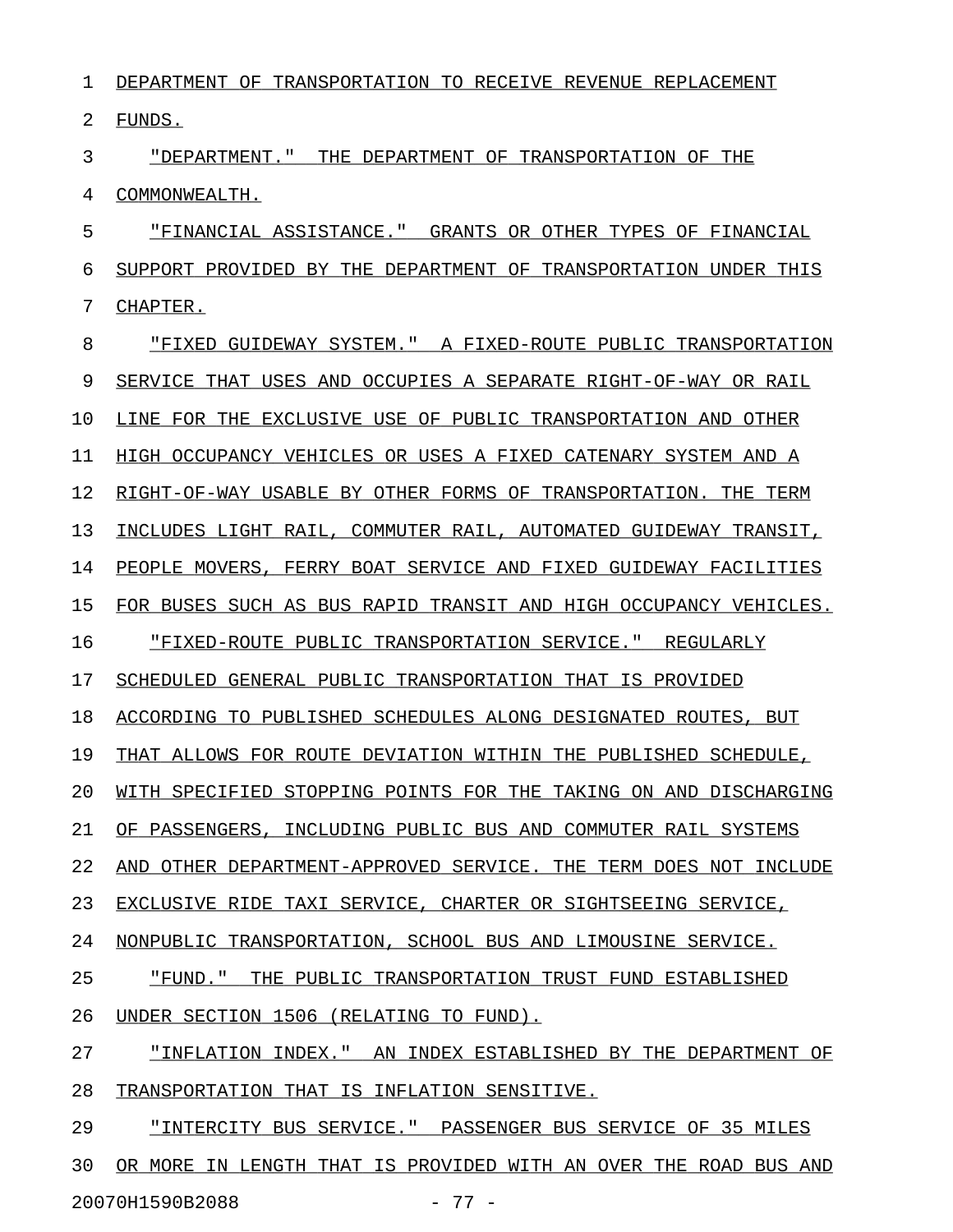DEPARTMENT OF TRANSPORTATION TO RECEIVE REVENUE REPLACEMENT FUNDS.

"DEPARTMENT." THE DEPARTMENT OF TRANSPORTATION OF THE COMMONWEALTH.

"FINANCIAL ASSISTANCE." GRANTS OR OTHER TYPES OF FINANCIAL SUPPORT PROVIDED BY THE DEPARTMENT OF TRANSPORTATION UNDER THIS CHAPTER.

"FIXED GUIDEWAY SYSTEM." A FIXED-ROUTE PUBLIC TRANSPORTATION SERVICE THAT USES AND OCCUPIES A SEPARATE RIGHT-OF-WAY OR RAIL LINE FOR THE EXCLUSIVE USE OF PUBLIC TRANSPORTATION AND OTHER HIGH OCCUPANCY VEHICLES OR USES A FIXED CATENARY SYSTEM AND A RIGHT-OF-WAY USABLE BY OTHER FORMS OF TRANSPORTATION. THE TERM INCLUDES LIGHT RAIL, COMMUTER RAIL, AUTOMATED GUIDEWAY TRANSIT, PEOPLE MOVERS, FERRY BOAT SERVICE AND FIXED GUIDEWAY FACILITIES FOR BUSES SUCH AS BUS RAPID TRANSIT AND HIGH OCCUPANCY VEHICLES.

"FIXED-ROUTE PUBLIC TRANSPORTATION SERVICE." REGULARLY SCHEDULED GENERAL PUBLIC TRANSPORTATION THAT IS PROVIDED ACCORDING TO PUBLISHED SCHEDULES ALONG DESIGNATED ROUTES, BUT THAT ALLOWS FOR ROUTE DEVIATION WITHIN THE PUBLISHED SCHEDULE, WITH SPECIFIED STOPPING POINTS FOR THE TAKING ON AND DISCHARGING OF PASSENGERS, INCLUDING PUBLIC BUS AND COMMUTER RAIL SYSTEMS AND OTHER DEPARTMENT-APPROVED SERVICE. THE TERM DOES NOT INCLUDE EXCLUSIVE RIDE TAXI SERVICE, CHARTER OR SIGHTSEEING SERVICE, NONPUBLIC TRANSPORTATION, SCHOOL BUS AND LIMOUSINE SERVICE.

"FUND." THE PUBLIC TRANSPORTATION TRUST FUND ESTABLISHED UNDER SECTION 1506 (RELATING TO FUND).

"INFLATION INDEX." AN INDEX ESTABLISHED BY THE DEPARTMENT OF TRANSPORTATION THAT IS INFLATION SENSITIVE.

"INTERCITY BUS SERVICE." PASSENGER BUS SERVICE OF 35 MILES OR MORE IN LENGTH THAT IS PROVIDED WITH AN OVER THE ROAD BUS AND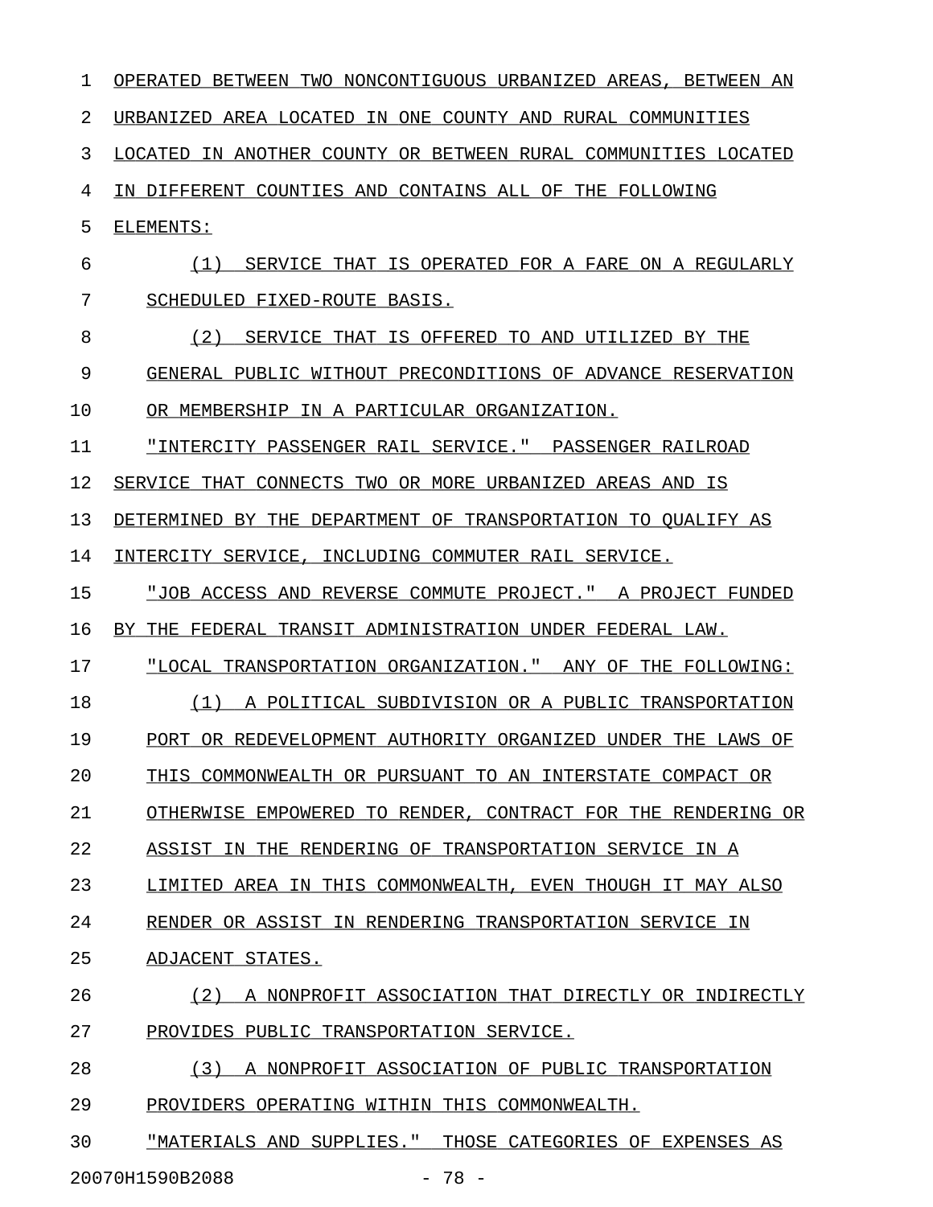OPERATED BETWEEN TWO NONCONTIGUOUS URBANIZED AREAS, BETWEEN AN URBANIZED AREA LOCATED IN ONE COUNTY AND RURAL COMMUNITIES LOCATED IN ANOTHER COUNTY OR BETWEEN RURAL COMMUNITIES LOCATED IN DIFFERENT COUNTIES AND CONTAINS ALL OF THE FOLLOWING ELEMENTS:

(1) SERVICE THAT IS OPERATED FOR A FARE ON A REGULARLY SCHEDULED FIXED-ROUTE BASIS.

(2) SERVICE THAT IS OFFERED TO AND UTILIZED BY THE GENERAL PUBLIC WITHOUT PRECONDITIONS OF ADVANCE RESERVATION OR MEMBERSHIP IN A PARTICULAR ORGANIZATION.

"INTERCITY PASSENGER RAIL SERVICE." PASSENGER RAILROAD SERVICE THAT CONNECTS TWO OR MORE URBANIZED AREAS AND IS DETERMINED BY THE DEPARTMENT OF TRANSPORTATION TO QUALIFY AS INTERCITY SERVICE, INCLUDING COMMUTER RAIL SERVICE.

"JOB ACCESS AND REVERSE COMMUTE PROJECT." A PROJECT FUNDED BY THE FEDERAL TRANSIT ADMINISTRATION UNDER FEDERAL LAW.

"LOCAL TRANSPORTATION ORGANIZATION." ANY OF THE FOLLOWING:

(1) A POLITICAL SUBDIVISION OR A PUBLIC TRANSPORTATION PORT OR REDEVELOPMENT AUTHORITY ORGANIZED UNDER THE LAWS OF THIS COMMONWEALTH OR PURSUANT TO AN INTERSTATE COMPACT OR OTHERWISE EMPOWERED TO RENDER, CONTRACT FOR THE RENDERING OR ASSIST IN THE RENDERING OF TRANSPORTATION SERVICE IN A LIMITED AREA IN THIS COMMONWEALTH, EVEN THOUGH IT MAY ALSO RENDER OR ASSIST IN RENDERING TRANSPORTATION SERVICE IN ADJACENT STATES.

(2) A NONPROFIT ASSOCIATION THAT DIRECTLY OR INDIRECTLY PROVIDES PUBLIC TRANSPORTATION SERVICE.

(3) A NONPROFIT ASSOCIATION OF PUBLIC TRANSPORTATION PROVIDERS OPERATING WITHIN THIS COMMONWEALTH.

"MATERIALS AND SUPPLIES." THOSE CATEGORIES OF EXPENSES AS

20070H1590B2088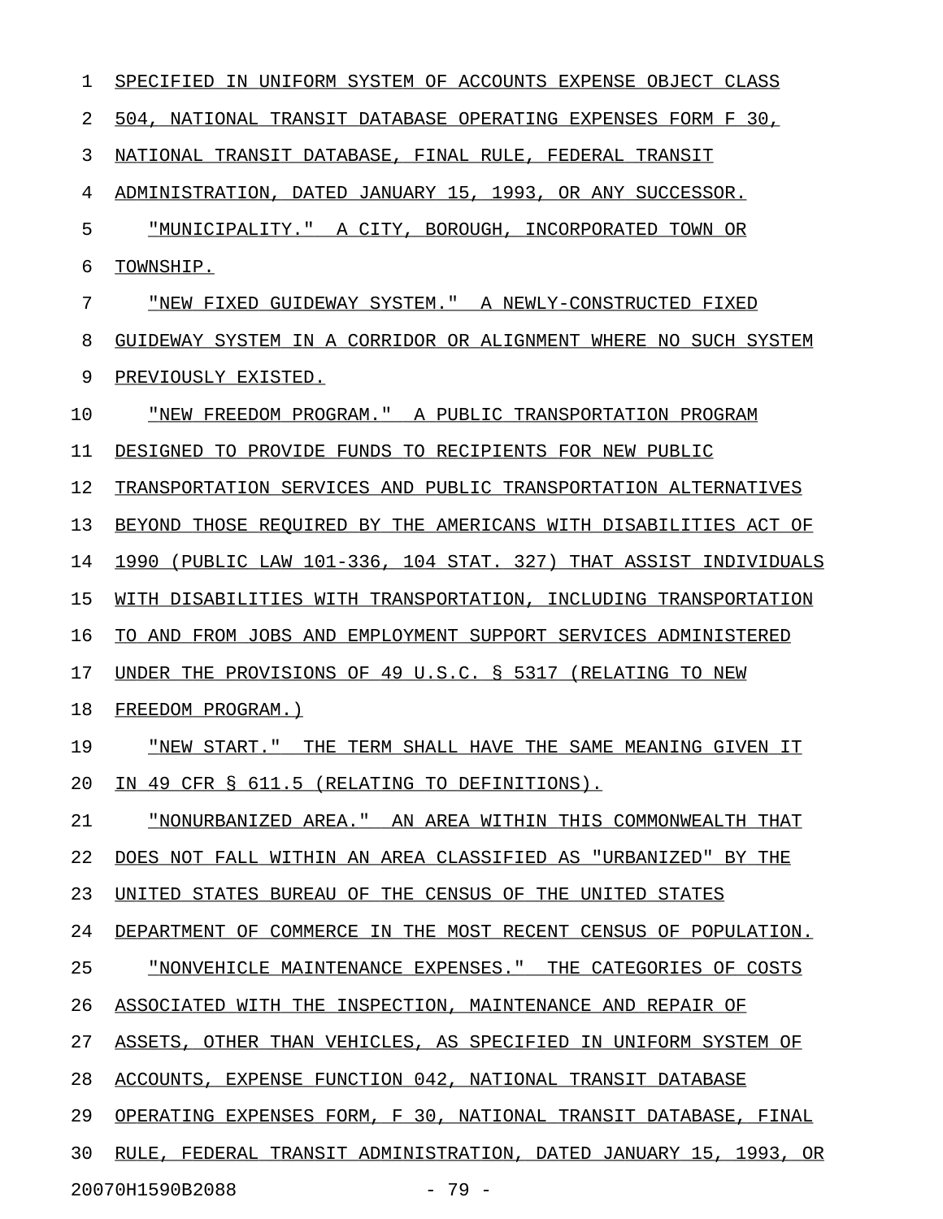SPECIFIED IN UNIFORM SYSTEM OF ACCOUNTS EXPENSE OBJECT CLASS 504, NATIONAL TRANSIT DATABASE OPERATING EXPENSES FORM F 30, NATIONAL TRANSIT DATABASE, FINAL RULE, FEDERAL TRANSIT ADMINISTRATION, DATED JANUARY 15, 1993, OR ANY SUCCESSOR.

"MUNICIPALITY." A CITY, BOROUGH, INCORPORATED TOWN OR TOWNSHIP.

"NEW FIXED GUIDEWAY SYSTEM." A NEWLY-CONSTRUCTED FIXED GUIDEWAY SYSTEM IN A CORRIDOR OR ALIGNMENT WHERE NO SUCH SYSTEM PREVIOUSLY EXISTED.

"NEW FREEDOM PROGRAM." A PUBLIC TRANSPORTATION PROGRAM DESIGNED TO PROVIDE FUNDS TO RECIPIENTS FOR NEW PUBLIC TRANSPORTATION SERVICES AND PUBLIC TRANSPORTATION ALTERNATIVES BEYOND THOSE REQUIRED BY THE AMERICANS WITH DISABILITIES ACT OF 1990 (PUBLIC LAW 101-336, 104 STAT. 327) THAT ASSIST INDIVIDUALS WITH DISABILITIES WITH TRANSPORTATION, INCLUDING TRANSPORTATION TO AND FROM JOBS AND EMPLOYMENT SUPPORT SERVICES ADMINISTERED UNDER THE PROVISIONS OF 49 U.S.C. § 5317 (RELATING TO NEW FREEDOM PROGRAM.)

"NEW START." THE TERM SHALL HAVE THE SAME MEANING GIVEN IT IN 49 CFR § 611.5 (RELATING TO DEFINITIONS).

"NONURBANIZED AREA." AN AREA WITHIN THIS COMMONWEALTH THAT DOES NOT FALL WITHIN AN AREA CLASSIFIED AS "URBANIZED" BY THE UNITED STATES BUREAU OF THE CENSUS OF THE UNITED STATES DEPARTMENT OF COMMERCE IN THE MOST RECENT CENSUS OF POPULATION.

"NONVEHICLE MAINTENANCE EXPENSES." THE CATEGORIES OF COSTS ASSOCIATED WITH THE INSPECTION, MAINTENANCE AND REPAIR OF ASSETS, OTHER THAN VEHICLES, AS SPECIFIED IN UNIFORM SYSTEM OF ACCOUNTS, EXPENSE FUNCTION 042, NATIONAL TRANSIT DATABASE OPERATING EXPENSES FORM, F 30, NATIONAL TRANSIT DATABASE, FINAL RULE, FEDERAL TRANSIT ADMINISTRATION, DATED JANUARY 15, 1993, OR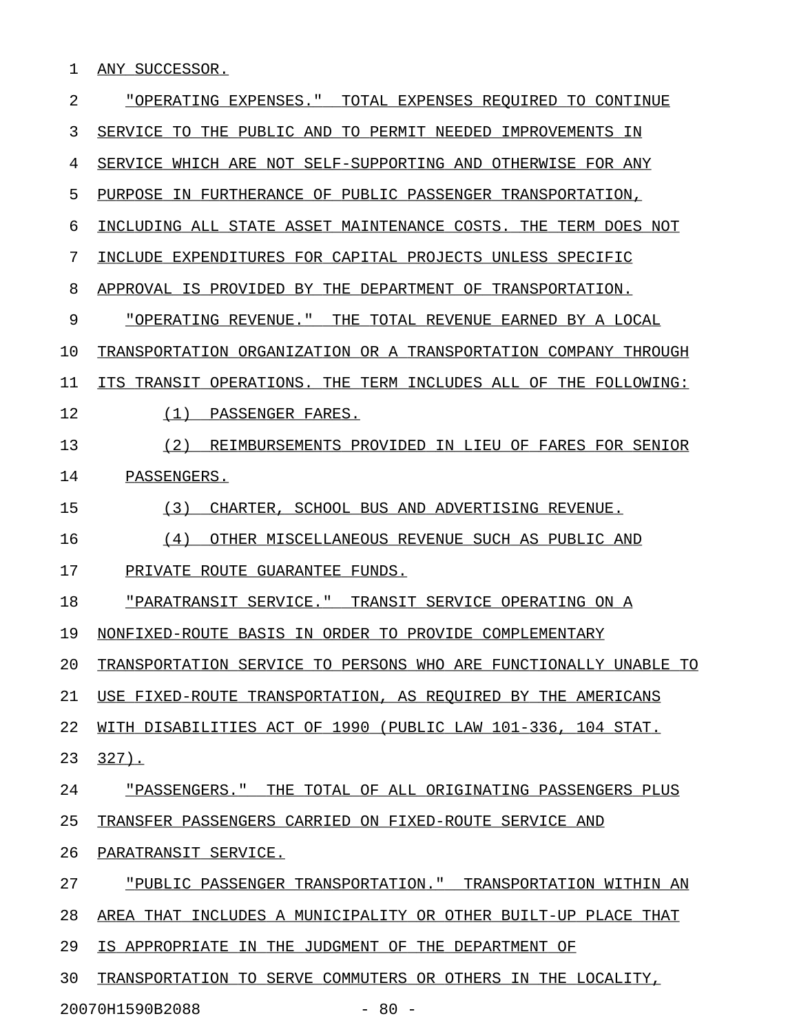ANY SUCCESSOR.

"OPERATING EXPENSES." TOTAL EXPENSES REQUIRED TO CONTINUE SERVICE TO THE PUBLIC AND TO PERMIT NEEDED IMPROVEMENTS IN SERVICE WHICH ARE NOT SELF-SUPPORTING AND OTHERWISE FOR ANY PURPOSE IN FURTHERANCE OF PUBLIC PASSENGER TRANSPORTATION, INCLUDING ALL STATE ASSET MAINTENANCE COSTS. THE TERM DOES NOT INCLUDE EXPENDITURES FOR CAPITAL PROJECTS UNLESS SPECIFIC APPROVAL IS PROVIDED BY THE DEPARTMENT OF TRANSPORTATION.

"OPERATING REVENUE." THE TOTAL REVENUE EARNED BY A LOCAL TRANSPORTATION ORGANIZATION OR A TRANSPORTATION COMPANY THROUGH ITS TRANSIT OPERATIONS. THE TERM INCLUDES ALL OF THE FOLLOWING:

(1) PASSENGER FARES.

(2) REIMBURSEMENTS PROVIDED IN LIEU OF FARES FOR SENIOR PASSENGERS.

(3) CHARTER, SCHOOL BUS AND ADVERTISING REVENUE.

(4) OTHER MISCELLANEOUS REVENUE SUCH AS PUBLIC AND PRIVATE ROUTE GUARANTEE FUNDS.

"PARATRANSIT SERVICE." TRANSIT SERVICE OPERATING ON A NONFIXED-ROUTE BASIS IN ORDER TO PROVIDE COMPLEMENTARY TRANSPORTATION SERVICE TO PERSONS WHO ARE FUNCTIONALLY UNABLE TO USE FIXED-ROUTE TRANSPORTATION, AS REQUIRED BY THE AMERICANS WITH DISABILITIES ACT OF 1990 (PUBLIC LAW 101-336, 104 STAT. 327).

"PASSENGERS." THE TOTAL OF ALL ORIGINATING PASSENGERS PLUS TRANSFER PASSENGERS CARRIED ON FIXED-ROUTE SERVICE AND PARATRANSIT SERVICE.

"PUBLIC PASSENGER TRANSPORTATION." TRANSPORTATION WITHIN AN AREA THAT INCLUDES A MUNICIPALITY OR OTHER BUILT-UP PLACE THAT IS APPROPRIATE IN THE JUDGMENT OF THE DEPARTMENT OF TRANSPORTATION TO SERVE COMMUTERS OR OTHERS IN THE LOCALITY,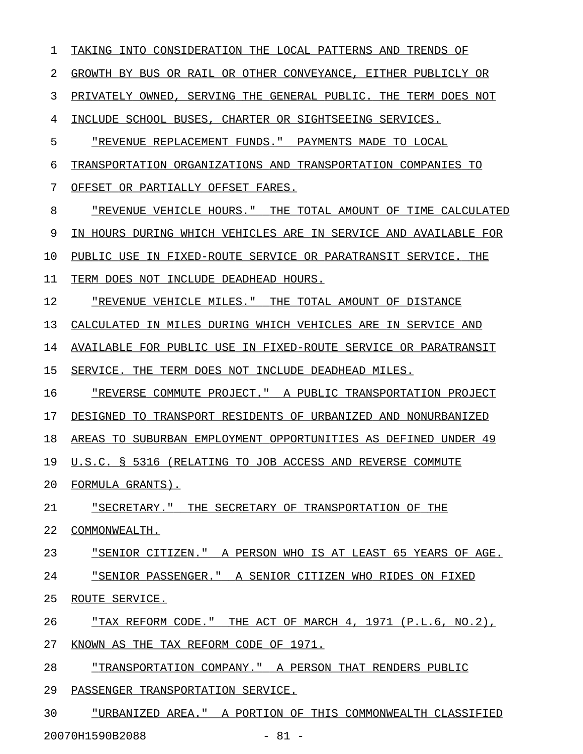TAKING INTO CONSIDERATION THE LOCAL PATTERNS AND TRENDS OF GROWTH BY BUS OR RAIL OR OTHER CONVEYANCE, EITHER PUBLICLY OR PRIVATELY OWNED, SERVING THE GENERAL PUBLIC. THE TERM DOES NOT INCLUDE SCHOOL BUSES, CHARTER OR SIGHTSEEING SERVICES.

"REVENUE REPLACEMENT FUNDS." PAYMENTS MADE TO LOCAL TRANSPORTATION ORGANIZATIONS AND TRANSPORTATION COMPANIES TO OFFSET OR PARTIALLY OFFSET FARES.

"REVENUE VEHICLE HOURS." THE TOTAL AMOUNT OF TIME CALCULATED IN HOURS DURING WHICH VEHICLES ARE IN SERVICE AND AVAILABLE FOR PUBLIC USE IN FIXED-ROUTE SERVICE OR PARATRANSIT SERVICE. THE TERM DOES NOT INCLUDE DEADHEAD HOURS.

"REVENUE VEHICLE MILES." THE TOTAL AMOUNT OF DISTANCE CALCULATED IN MILES DURING WHICH VEHICLES ARE IN SERVICE AND AVAILABLE FOR PUBLIC USE IN FIXED-ROUTE SERVICE OR PARATRANSIT SERVICE. THE TERM DOES NOT INCLUDE DEADHEAD MILES.

"REVERSE COMMUTE PROJECT." A PUBLIC TRANSPORTATION PROJECT DESIGNED TO TRANSPORT RESIDENTS OF URBANIZED AND NONURBANIZED AREAS TO SUBURBAN EMPLOYMENT OPPORTUNITIES AS DEFINED UNDER 49 U.S.C. § 5316 (RELATING TO JOB ACCESS AND REVERSE COMMUTE FORMULA GRANTS).

"SECRETARY." THE SECRETARY OF TRANSPORTATION OF THE COMMONWEALTH.

"SENIOR CITIZEN." A PERSON WHO IS AT LEAST 65 YEARS OF AGE.

"SENIOR PASSENGER." A SENIOR CITIZEN WHO RIDES ON FIXED ROUTE SERVICE.

"TAX REFORM CODE." THE ACT OF MARCH 4, 1971 (P.L.6, NO.2), KNOWN AS THE TAX REFORM CODE OF 1971.

"TRANSPORTATION COMPANY." A PERSON THAT RENDERS PUBLIC PASSENGER TRANSPORTATION SERVICE.

"URBANIZED AREA." A PORTION OF THIS COMMONWEALTH CLASSIFIED

20070H1590B2088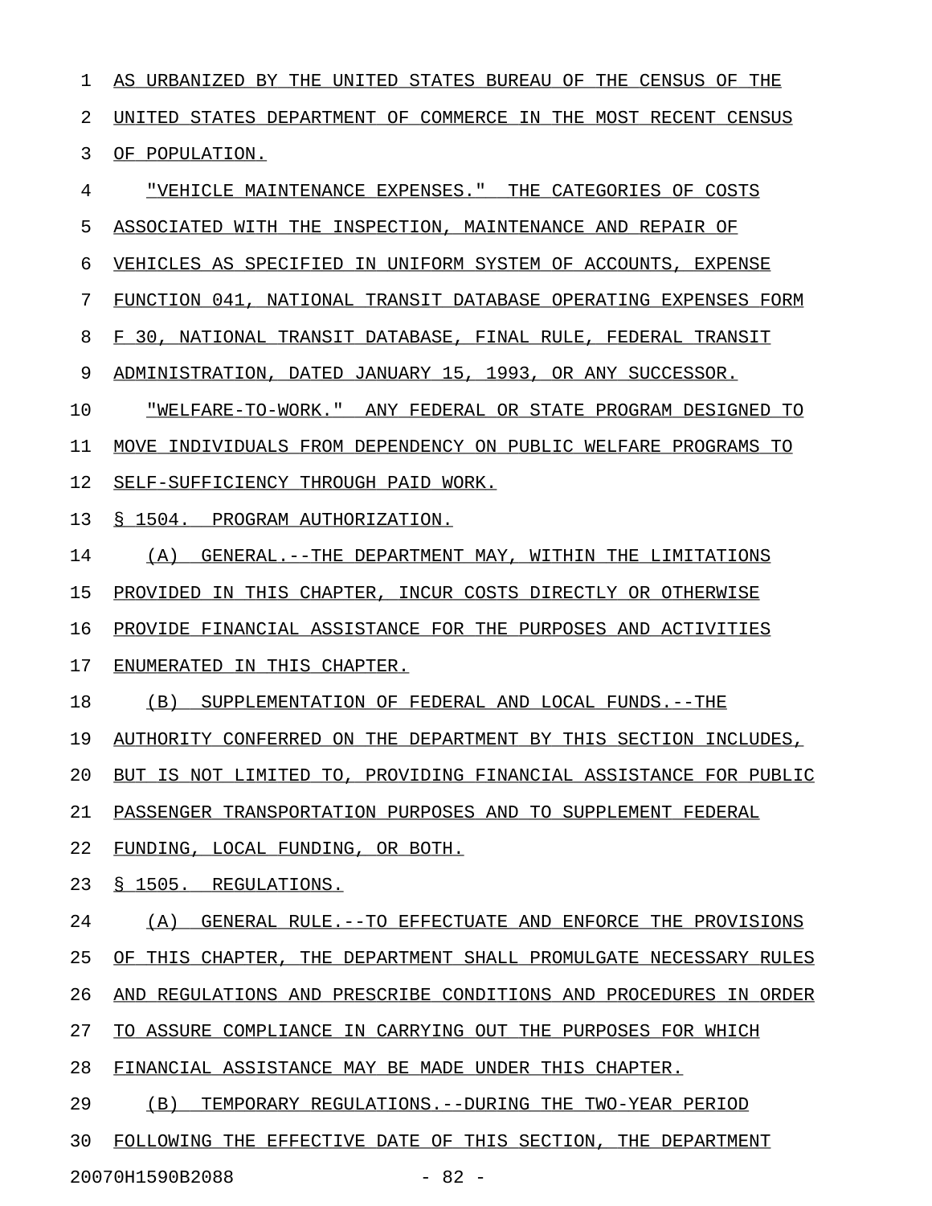AS URBANIZED BY THE UNITED STATES BUREAU OF THE CENSUS OF THE UNITED STATES DEPARTMENT OF COMMERCE IN THE MOST RECENT CENSUS OF POPULATION.

"VEHICLE MAINTENANCE EXPENSES." THE CATEGORIES OF COSTS ASSOCIATED WITH THE INSPECTION, MAINTENANCE AND REPAIR OF VEHICLES AS SPECIFIED IN UNIFORM SYSTEM OF ACCOUNTS, EXPENSE FUNCTION 041, NATIONAL TRANSIT DATABASE OPERATING EXPENSES FORM F 30, NATIONAL TRANSIT DATABASE, FINAL RULE, FEDERAL TRANSIT ADMINISTRATION, DATED JANUARY 15, 1993, OR ANY SUCCESSOR.

"WELFARE-TO-WORK." ANY FEDERAL OR STATE PROGRAM DESIGNED TO MOVE INDIVIDUALS FROM DEPENDENCY ON PUBLIC WELFARE PROGRAMS TO SELF-SUFFICIENCY THROUGH PAID WORK.

§ 1504. PROGRAM AUTHORIZATION.

(A) GENERAL.--THE DEPARTMENT MAY, WITHIN THE LIMITATIONS PROVIDED IN THIS CHAPTER, INCUR COSTS DIRECTLY OR OTHERWISE PROVIDE FINANCIAL ASSISTANCE FOR THE PURPOSES AND ACTIVITIES ENUMERATED IN THIS CHAPTER.

(B) SUPPLEMENTATION OF FEDERAL AND LOCAL FUNDS.--THE AUTHORITY CONFERRED ON THE DEPARTMENT BY THIS SECTION INCLUDES, BUT IS NOT LIMITED TO, PROVIDING FINANCIAL ASSISTANCE FOR PUBLIC PASSENGER TRANSPORTATION PURPOSES AND TO SUPPLEMENT FEDERAL FUNDING, LOCAL FUNDING, OR BOTH.

§ 1505. REGULATIONS.

(A) GENERAL RULE.--TO EFFECTUATE AND ENFORCE THE PROVISIONS OF THIS CHAPTER, THE DEPARTMENT SHALL PROMULGATE NECESSARY RULES AND REGULATIONS AND PRESCRIBE CONDITIONS AND PROCEDURES IN ORDER TO ASSURE COMPLIANCE IN CARRYING OUT THE PURPOSES FOR WHICH FINANCIAL ASSISTANCE MAY BE MADE UNDER THIS CHAPTER.

(B) TEMPORARY REGULATIONS.--DURING THE TWO-YEAR PERIOD FOLLOWING THE EFFECTIVE DATE OF THIS SECTION, THE DEPARTMENT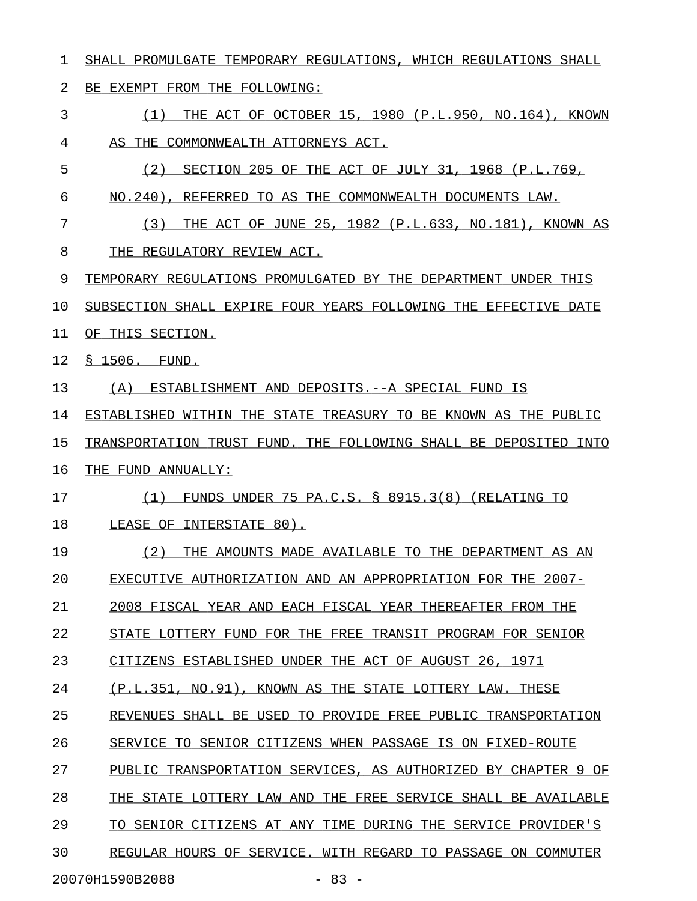SHALL PROMULGATE TEMPORARY REGULATIONS, WHICH REGULATIONS SHALL BE EXEMPT FROM THE FOLLOWING:

(1) THE ACT OF OCTOBER 15, 1980 (P.L.950, NO.164), KNOWN AS THE COMMONWEALTH ATTORNEYS ACT.

(2) SECTION 205 OF THE ACT OF JULY 31, 1968 (P.L.769, NO.240), REFERRED TO AS THE COMMONWEALTH DOCUMENTS LAW.

(3) THE ACT OF JUNE 25, 1982 (P.L.633, NO.181), KNOWN AS THE REGULATORY REVIEW ACT.

TEMPORARY REGULATIONS PROMULGATED BY THE DEPARTMENT UNDER THIS SUBSECTION SHALL EXPIRE FOUR YEARS FOLLOWING THE EFFECTIVE DATE OF THIS SECTION.

§ 1506. FUND.

(A) ESTABLISHMENT AND DEPOSITS.--A SPECIAL FUND IS ESTABLISHED WITHIN THE STATE TREASURY TO BE KNOWN AS THE PUBLIC TRANSPORTATION TRUST FUND. THE FOLLOWING SHALL BE DEPOSITED INTO THE FUND ANNUALLY:

(1) FUNDS UNDER 75 PA.C.S. § 8915.3(8) (RELATING TO LEASE OF INTERSTATE 80).

(2) THE AMOUNTS MADE AVAILABLE TO THE DEPARTMENT AS AN EXECUTIVE AUTHORIZATION AND AN APPROPRIATION FOR THE 2007-2008 FISCAL YEAR AND EACH FISCAL YEAR THEREAFTER FROM THE STATE LOTTERY FUND FOR THE FREE TRANSIT PROGRAM FOR SENIOR CITIZENS ESTABLISHED UNDER THE ACT OF AUGUST 26, 1971 (P.L.351, NO.91), KNOWN AS THE STATE LOTTERY LAW. THESE REVENUES SHALL BE USED TO PROVIDE FREE PUBLIC TRANSPORTATION SERVICE TO SENIOR CITIZENS WHEN PASSAGE IS ON FIXED-ROUTE PUBLIC TRANSPORTATION SERVICES, AS AUTHORIZED BY CHAPTER 9 OF THE STATE LOTTERY LAW AND THE FREE SERVICE SHALL BE AVAILABLE TO SENIOR CITIZENS AT ANY TIME DURING THE SERVICE PROVIDER'S REGULAR HOURS OF SERVICE. WITH REGARD TO PASSAGE ON COMMUTER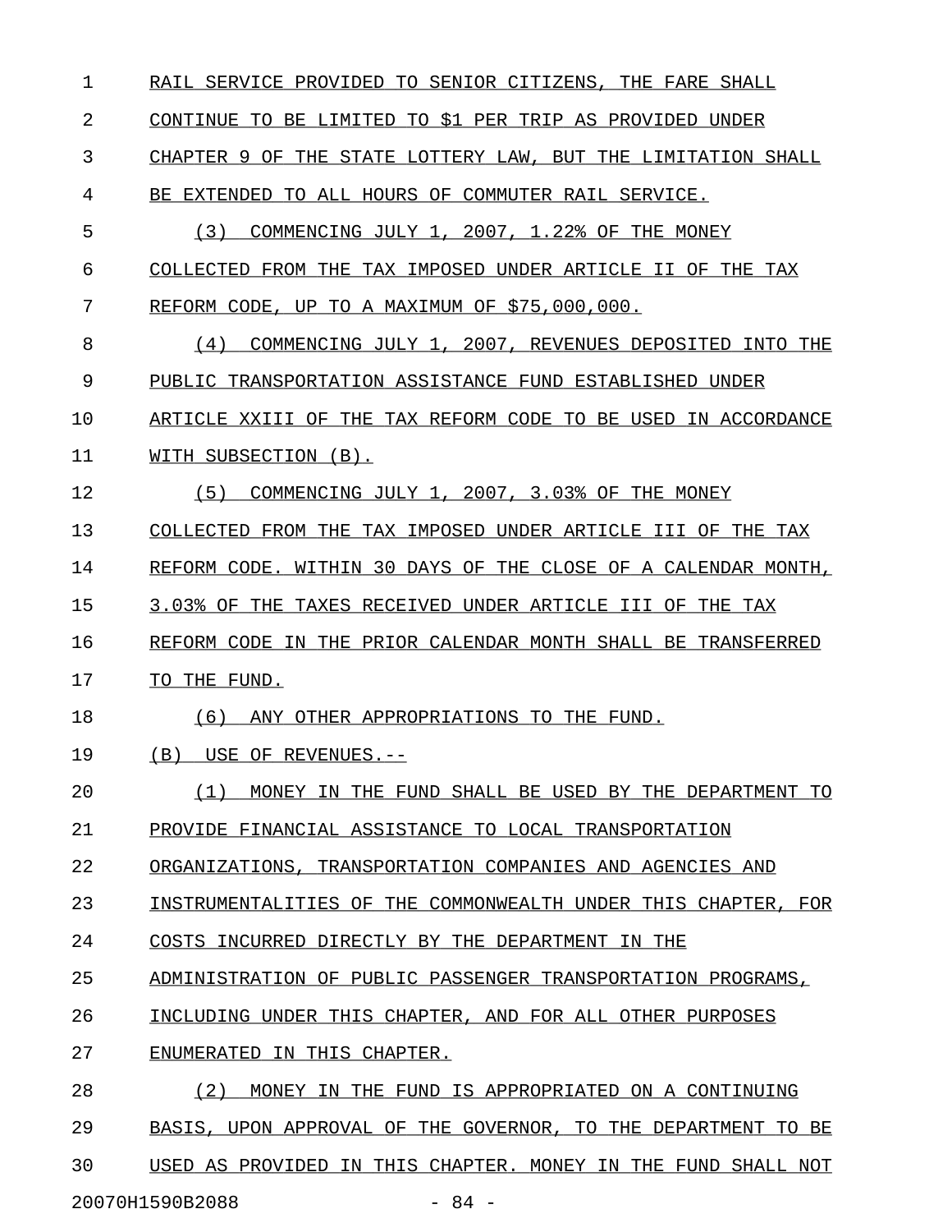RAIL SERVICE PROVIDED TO SENIOR CITIZENS, THE FARE SHALL CONTINUE TO BE LIMITED TO $1 PER TRIP AS PROVIDED UNDER CHAPTER 9 OF THE STATE LOTTERY LAW, BUT THE LIMITATION SHALL BE EXTENDED TO ALL HOURS OF COMMUTER RAIL SERVICE.

(3) COMMENCING JULY 1, 2007, 1.22% OF THE MONEY COLLECTED FROM THE TAX IMPOSED UNDER ARTICLE II OF THE TAX REFORM CODE, UP TO A MAXIMUM OF $75,000,000.

(4) COMMENCING JULY 1, 2007, REVENUES DEPOSITED INTO THE PUBLIC TRANSPORTATION ASSISTANCE FUND ESTABLISHED UNDER ARTICLE XXIII OF THE TAX REFORM CODE TO BE USED IN ACCORDANCE WITH SUBSECTION (B).

(5) COMMENCING JULY 1, 2007, 3.03% OF THE MONEY COLLECTED FROM THE TAX IMPOSED UNDER ARTICLE III OF THE TAX REFORM CODE. WITHIN 30 DAYS OF THE CLOSE OF A CALENDAR MONTH, 3.03% OF THE TAXES RECEIVED UNDER ARTICLE III OF THE TAX REFORM CODE IN THE PRIOR CALENDAR MONTH SHALL BE TRANSFERRED TO THE FUND.

(6) ANY OTHER APPROPRIATIONS TO THE FUND.

(B) USE OF REVENUES.--

(1) MONEY IN THE FUND SHALL BE USED BY THE DEPARTMENT TO PROVIDE FINANCIAL ASSISTANCE TO LOCAL TRANSPORTATION ORGANIZATIONS, TRANSPORTATION COMPANIES AND AGENCIES AND INSTRUMENTALITIES OF THE COMMONWEALTH UNDER THIS CHAPTER, FOR COSTS INCURRED DIRECTLY BY THE DEPARTMENT IN THE ADMINISTRATION OF PUBLIC PASSENGER TRANSPORTATION PROGRAMS, INCLUDING UNDER THIS CHAPTER, AND FOR ALL OTHER PURPOSES ENUMERATED IN THIS CHAPTER.

(2) MONEY IN THE FUND IS APPROPRIATED ON A CONTINUING BASIS, UPON APPROVAL OF THE GOVERNOR, TO THE DEPARTMENT TO BE USED AS PROVIDED IN THIS CHAPTER. MONEY IN THE FUND SHALL NOT

20070H1590B2088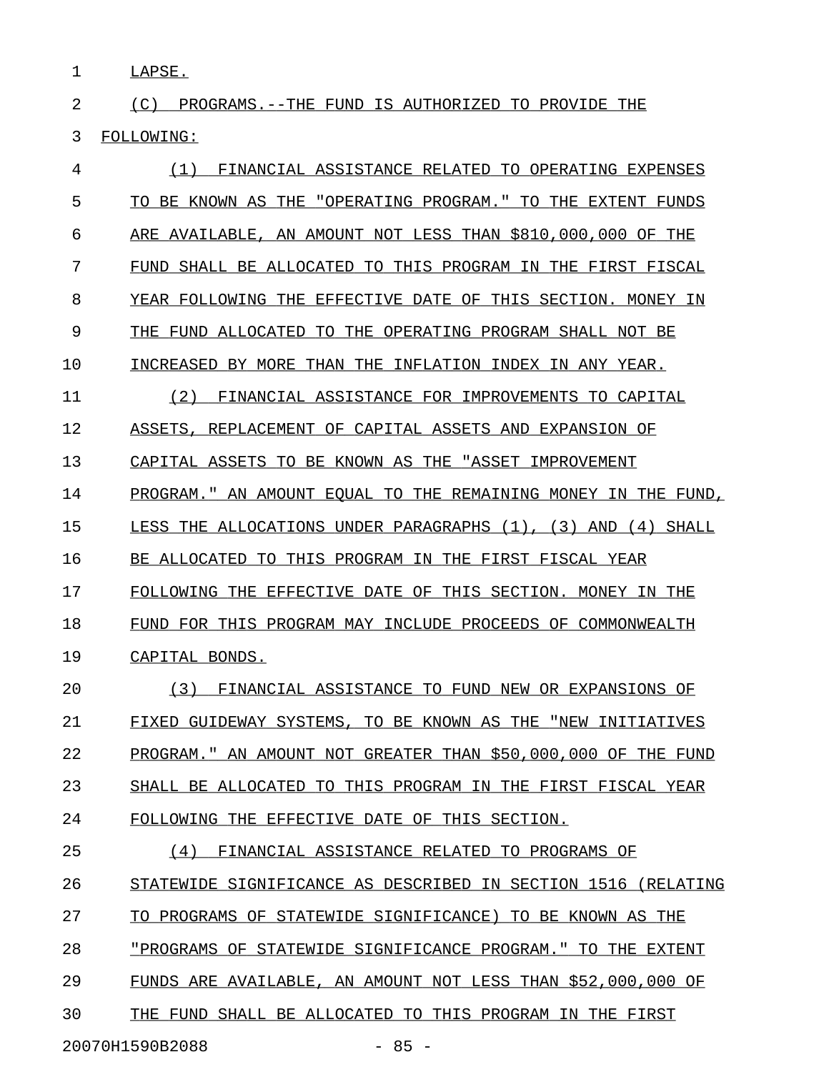LAPSE.

(C) PROGRAMS.--THE FUND IS AUTHORIZED TO PROVIDE THE FOLLOWING:

(1) FINANCIAL ASSISTANCE RELATED TO OPERATING EXPENSES TO BE KNOWN AS THE "OPERATING PROGRAM." TO THE EXTENT FUNDS ARE AVAILABLE, AN AMOUNT NOT LESS THAN $810,000,000 OF THE FUND SHALL BE ALLOCATED TO THIS PROGRAM IN THE FIRST FISCAL YEAR FOLLOWING THE EFFECTIVE DATE OF THIS SECTION. MONEY IN THE FUND ALLOCATED TO THE OPERATING PROGRAM SHALL NOT BE INCREASED BY MORE THAN THE INFLATION INDEX IN ANY YEAR.

(2) FINANCIAL ASSISTANCE FOR IMPROVEMENTS TO CAPITAL ASSETS, REPLACEMENT OF CAPITAL ASSETS AND EXPANSION OF CAPITAL ASSETS TO BE KNOWN AS THE "ASSET IMPROVEMENT PROGRAM." AN AMOUNT EQUAL TO THE REMAINING MONEY IN THE FUND, LESS THE ALLOCATIONS UNDER PARAGRAPHS (1), (3) AND (4) SHALL BE ALLOCATED TO THIS PROGRAM IN THE FIRST FISCAL YEAR FOLLOWING THE EFFECTIVE DATE OF THIS SECTION. MONEY IN THE FUND FOR THIS PROGRAM MAY INCLUDE PROCEEDS OF COMMONWEALTH CAPITAL BONDS.

(3) FINANCIAL ASSISTANCE TO FUND NEW OR EXPANSIONS OF FIXED GUIDEWAY SYSTEMS, TO BE KNOWN AS THE "NEW INITIATIVES PROGRAM." AN AMOUNT NOT GREATER THAN $50,000,000 OF THE FUND SHALL BE ALLOCATED TO THIS PROGRAM IN THE FIRST FISCAL YEAR FOLLOWING THE EFFECTIVE DATE OF THIS SECTION.

(4) FINANCIAL ASSISTANCE RELATED TO PROGRAMS OF STATEWIDE SIGNIFICANCE AS DESCRIBED IN SECTION 1516 (RELATING TO PROGRAMS OF STATEWIDE SIGNIFICANCE) TO BE KNOWN AS THE "PROGRAMS OF STATEWIDE SIGNIFICANCE PROGRAM." TO THE EXTENT FUNDS ARE AVAILABLE, AN AMOUNT NOT LESS THAN $52,000,000 OF THE FUND SHALL BE ALLOCATED TO THIS PROGRAM IN THE FIRST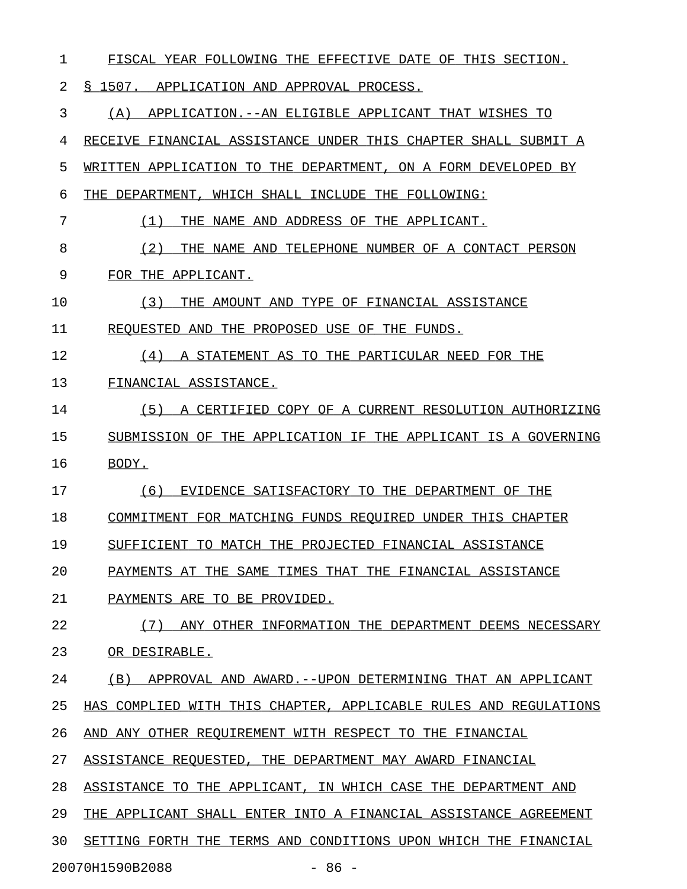FISCAL YEAR FOLLOWING THE EFFECTIVE DATE OF THIS SECTION.

§ 1507. APPLICATION AND APPROVAL PROCESS.

(A) APPLICATION.--AN ELIGIBLE APPLICANT THAT WISHES TO RECEIVE FINANCIAL ASSISTANCE UNDER THIS CHAPTER SHALL SUBMIT A WRITTEN APPLICATION TO THE DEPARTMENT, ON A FORM DEVELOPED BY THE DEPARTMENT, WHICH SHALL INCLUDE THE FOLLOWING:

(1) THE NAME AND ADDRESS OF THE APPLICANT.

(2) THE NAME AND TELEPHONE NUMBER OF A CONTACT PERSON FOR THE APPLICANT.

(3) THE AMOUNT AND TYPE OF FINANCIAL ASSISTANCE REQUESTED AND THE PROPOSED USE OF THE FUNDS.

(4) A STATEMENT AS TO THE PARTICULAR NEED FOR THE FINANCIAL ASSISTANCE.

(5) A CERTIFIED COPY OF A CURRENT RESOLUTION AUTHORIZING SUBMISSION OF THE APPLICATION IF THE APPLICANT IS A GOVERNING BODY.

(6) EVIDENCE SATISFACTORY TO THE DEPARTMENT OF THE COMMITMENT FOR MATCHING FUNDS REQUIRED UNDER THIS CHAPTER SUFFICIENT TO MATCH THE PROJECTED FINANCIAL ASSISTANCE PAYMENTS AT THE SAME TIMES THAT THE FINANCIAL ASSISTANCE PAYMENTS ARE TO BE PROVIDED.

(7) ANY OTHER INFORMATION THE DEPARTMENT DEEMS NECESSARY OR DESIRABLE.

(B) APPROVAL AND AWARD.--UPON DETERMINING THAT AN APPLICANT HAS COMPLIED WITH THIS CHAPTER, APPLICABLE RULES AND REGULATIONS AND ANY OTHER REQUIREMENT WITH RESPECT TO THE FINANCIAL ASSISTANCE REQUESTED, THE DEPARTMENT MAY AWARD FINANCIAL ASSISTANCE TO THE APPLICANT, IN WHICH CASE THE DEPARTMENT AND THE APPLICANT SHALL ENTER INTO A FINANCIAL ASSISTANCE AGREEMENT SETTING FORTH THE TERMS AND CONDITIONS UPON WHICH THE FINANCIAL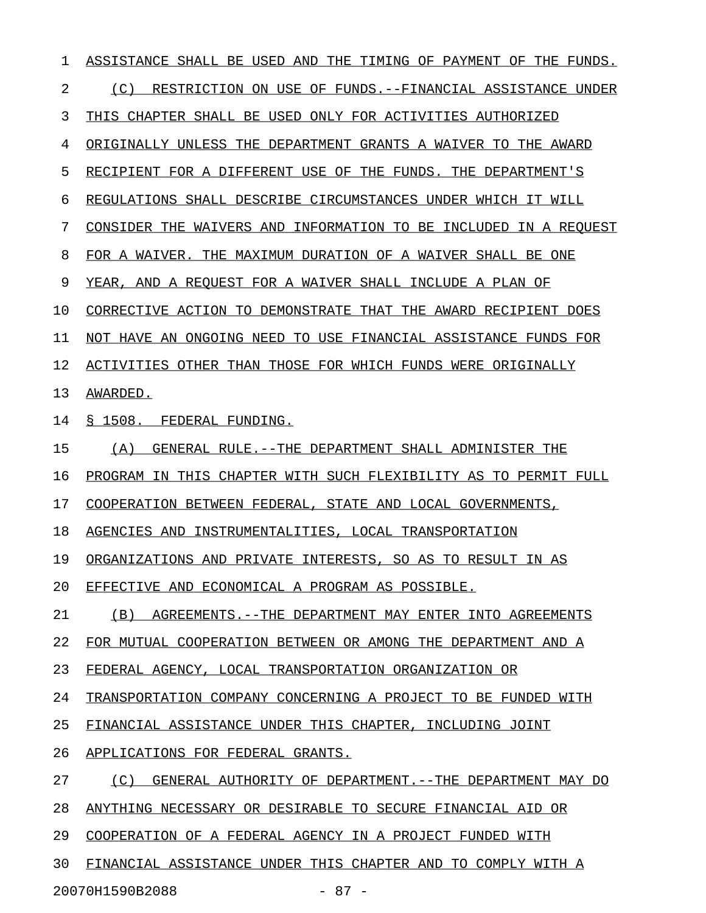ASSISTANCE SHALL BE USED AND THE TIMING OF PAYMENT OF THE FUNDS.

(C) RESTRICTION ON USE OF FUNDS.--FINANCIAL ASSISTANCE UNDER THIS CHAPTER SHALL BE USED ONLY FOR ACTIVITIES AUTHORIZED ORIGINALLY UNLESS THE DEPARTMENT GRANTS A WAIVER TO THE AWARD RECIPIENT FOR A DIFFERENT USE OF THE FUNDS. THE DEPARTMENT'S REGULATIONS SHALL DESCRIBE CIRCUMSTANCES UNDER WHICH IT WILL CONSIDER THE WAIVERS AND INFORMATION TO BE INCLUDED IN A REQUEST FOR A WAIVER. THE MAXIMUM DURATION OF A WAIVER SHALL BE ONE YEAR, AND A REQUEST FOR A WAIVER SHALL INCLUDE A PLAN OF CORRECTIVE ACTION TO DEMONSTRATE THAT THE AWARD RECIPIENT DOES NOT HAVE AN ONGOING NEED TO USE FINANCIAL ASSISTANCE FUNDS FOR ACTIVITIES OTHER THAN THOSE FOR WHICH FUNDS WERE ORIGINALLY AWARDED.

§ 1508. FEDERAL FUNDING.

(A) GENERAL RULE.--THE DEPARTMENT SHALL ADMINISTER THE PROGRAM IN THIS CHAPTER WITH SUCH FLEXIBILITY AS TO PERMIT FULL COOPERATION BETWEEN FEDERAL, STATE AND LOCAL GOVERNMENTS, AGENCIES AND INSTRUMENTALITIES, LOCAL TRANSPORTATION ORGANIZATIONS AND PRIVATE INTERESTS, SO AS TO RESULT IN AS EFFECTIVE AND ECONOMICAL A PROGRAM AS POSSIBLE.

(B) AGREEMENTS.--THE DEPARTMENT MAY ENTER INTO AGREEMENTS FOR MUTUAL COOPERATION BETWEEN OR AMONG THE DEPARTMENT AND A FEDERAL AGENCY, LOCAL TRANSPORTATION ORGANIZATION OR TRANSPORTATION COMPANY CONCERNING A PROJECT TO BE FUNDED WITH FINANCIAL ASSISTANCE UNDER THIS CHAPTER, INCLUDING JOINT APPLICATIONS FOR FEDERAL GRANTS.

(C) GENERAL AUTHORITY OF DEPARTMENT.--THE DEPARTMENT MAY DO ANYTHING NECESSARY OR DESIRABLE TO SECURE FINANCIAL AID OR COOPERATION OF A FEDERAL AGENCY IN A PROJECT FUNDED WITH FINANCIAL ASSISTANCE UNDER THIS CHAPTER AND TO COMPLY WITH A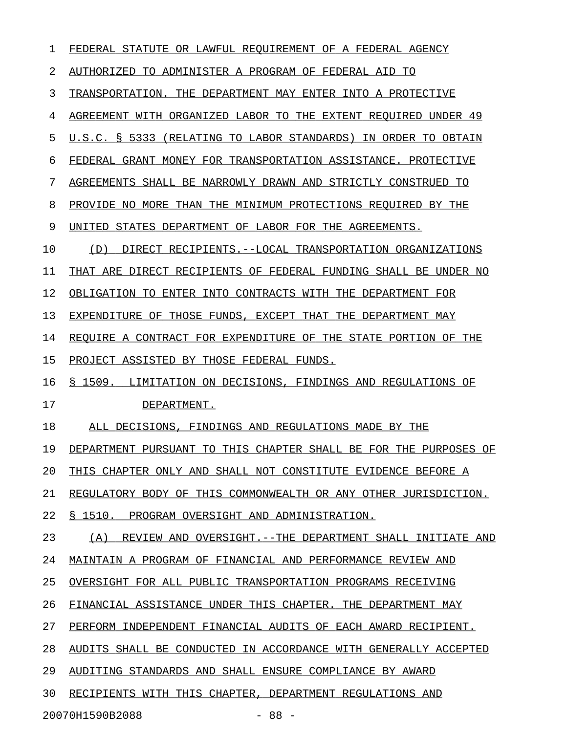FEDERAL STATUTE OR LAWFUL REQUIREMENT OF A FEDERAL AGENCY AUTHORIZED TO ADMINISTER A PROGRAM OF FEDERAL AID TO TRANSPORTATION. THE DEPARTMENT MAY ENTER INTO A PROTECTIVE AGREEMENT WITH ORGANIZED LABOR TO THE EXTENT REQUIRED UNDER 49 U.S.C. § 5333 (RELATING TO LABOR STANDARDS) IN ORDER TO OBTAIN FEDERAL GRANT MONEY FOR TRANSPORTATION ASSISTANCE. PROTECTIVE AGREEMENTS SHALL BE NARROWLY DRAWN AND STRICTLY CONSTRUED TO PROVIDE NO MORE THAN THE MINIMUM PROTECTIONS REQUIRED BY THE UNITED STATES DEPARTMENT OF LABOR FOR THE AGREEMENTS.

(D) DIRECT RECIPIENTS.--LOCAL TRANSPORTATION ORGANIZATIONS THAT ARE DIRECT RECIPIENTS OF FEDERAL FUNDING SHALL BE UNDER NO OBLIGATION TO ENTER INTO CONTRACTS WITH THE DEPARTMENT FOR EXPENDITURE OF THOSE FUNDS, EXCEPT THAT THE DEPARTMENT MAY REQUIRE A CONTRACT FOR EXPENDITURE OF THE STATE PORTION OF THE PROJECT ASSISTED BY THOSE FEDERAL FUNDS.

§ 1509. LIMITATION ON DECISIONS, FINDINGS AND REGULATIONS OF DEPARTMENT.

ALL DECISIONS, FINDINGS AND REGULATIONS MADE BY THE DEPARTMENT PURSUANT TO THIS CHAPTER SHALL BE FOR THE PURPOSES OF THIS CHAPTER ONLY AND SHALL NOT CONSTITUTE EVIDENCE BEFORE A REGULATORY BODY OF THIS COMMONWEALTH OR ANY OTHER JURISDICTION.

§ 1510. PROGRAM OVERSIGHT AND ADMINISTRATION.

(A) REVIEW AND OVERSIGHT.--THE DEPARTMENT SHALL INITIATE AND MAINTAIN A PROGRAM OF FINANCIAL AND PERFORMANCE REVIEW AND OVERSIGHT FOR ALL PUBLIC TRANSPORTATION PROGRAMS RECEIVING FINANCIAL ASSISTANCE UNDER THIS CHAPTER. THE DEPARTMENT MAY PERFORM INDEPENDENT FINANCIAL AUDITS OF EACH AWARD RECIPIENT. AUDITS SHALL BE CONDUCTED IN ACCORDANCE WITH GENERALLY ACCEPTED AUDITING STANDARDS AND SHALL ENSURE COMPLIANCE BY AWARD RECIPIENTS WITH THIS CHAPTER, DEPARTMENT REGULATIONS AND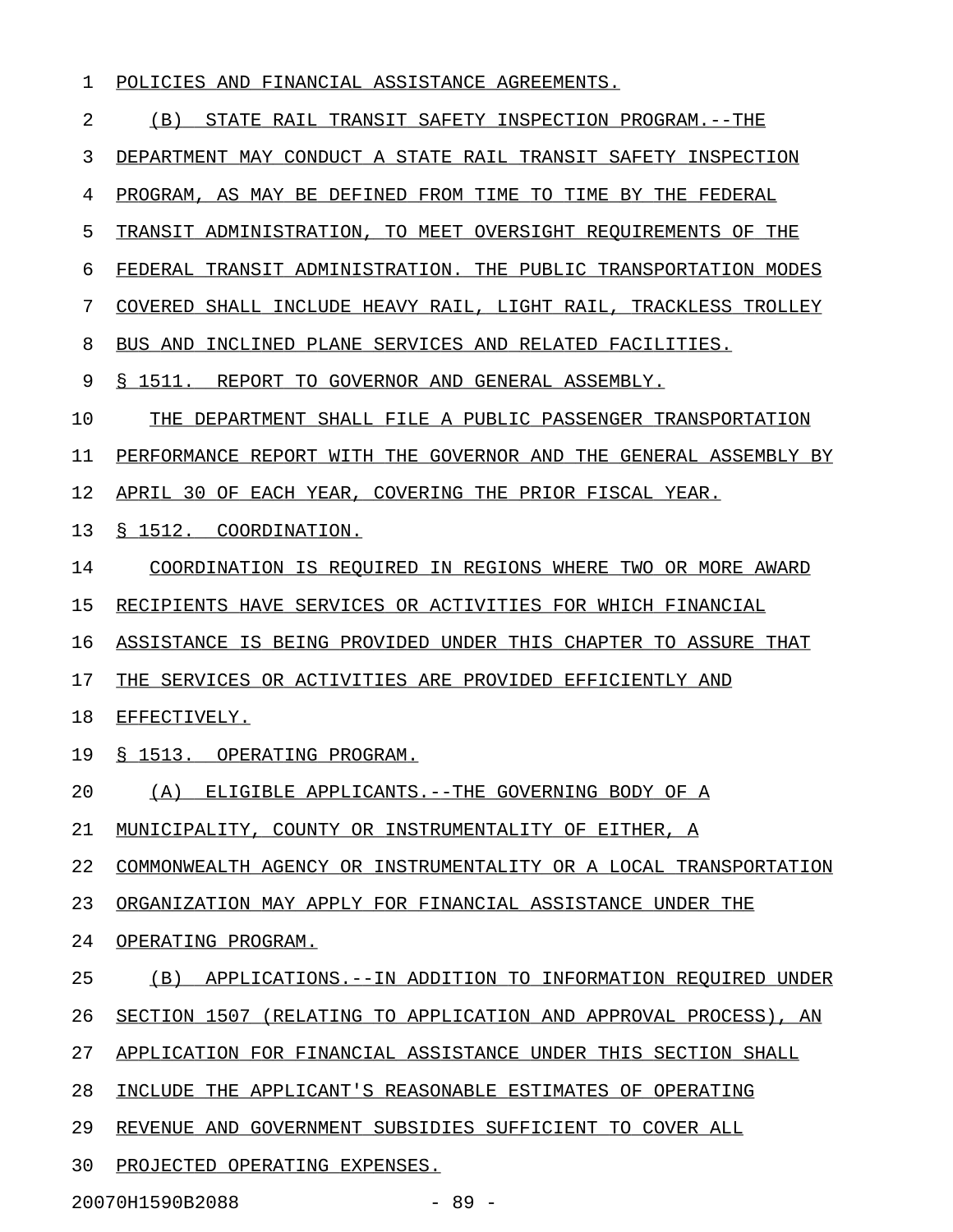POLICIES AND FINANCIAL ASSISTANCE AGREEMENTS.

(B) STATE RAIL TRANSIT SAFETY INSPECTION PROGRAM.--THE DEPARTMENT MAY CONDUCT A STATE RAIL TRANSIT SAFETY INSPECTION PROGRAM, AS MAY BE DEFINED FROM TIME TO TIME BY THE FEDERAL TRANSIT ADMINISTRATION, TO MEET OVERSIGHT REQUIREMENTS OF THE FEDERAL TRANSIT ADMINISTRATION. THE PUBLIC TRANSPORTATION MODES COVERED SHALL INCLUDE HEAVY RAIL, LIGHT RAIL, TRACKLESS TROLLEY BUS AND INCLINED PLANE SERVICES AND RELATED FACILITIES.

§ 1511. REPORT TO GOVERNOR AND GENERAL ASSEMBLY.

THE DEPARTMENT SHALL FILE A PUBLIC PASSENGER TRANSPORTATION PERFORMANCE REPORT WITH THE GOVERNOR AND THE GENERAL ASSEMBLY BY APRIL 30 OF EACH YEAR, COVERING THE PRIOR FISCAL YEAR.

§ 1512. COORDINATION.

COORDINATION IS REQUIRED IN REGIONS WHERE TWO OR MORE AWARD RECIPIENTS HAVE SERVICES OR ACTIVITIES FOR WHICH FINANCIAL ASSISTANCE IS BEING PROVIDED UNDER THIS CHAPTER TO ASSURE THAT THE SERVICES OR ACTIVITIES ARE PROVIDED EFFICIENTLY AND EFFECTIVELY.

§ 1513. OPERATING PROGRAM.

(A) ELIGIBLE APPLICANTS.--THE GOVERNING BODY OF A MUNICIPALITY, COUNTY OR INSTRUMENTALITY OF EITHER, A COMMONWEALTH AGENCY OR INSTRUMENTALITY OR A LOCAL TRANSPORTATION ORGANIZATION MAY APPLY FOR FINANCIAL ASSISTANCE UNDER THE OPERATING PROGRAM.

(B) APPLICATIONS.--IN ADDITION TO INFORMATION REQUIRED UNDER SECTION 1507 (RELATING TO APPLICATION AND APPROVAL PROCESS), AN APPLICATION FOR FINANCIAL ASSISTANCE UNDER THIS SECTION SHALL INCLUDE THE APPLICANT'S REASONABLE ESTIMATES OF OPERATING REVENUE AND GOVERNMENT SUBSIDIES SUFFICIENT TO COVER ALL PROJECTED OPERATING EXPENSES.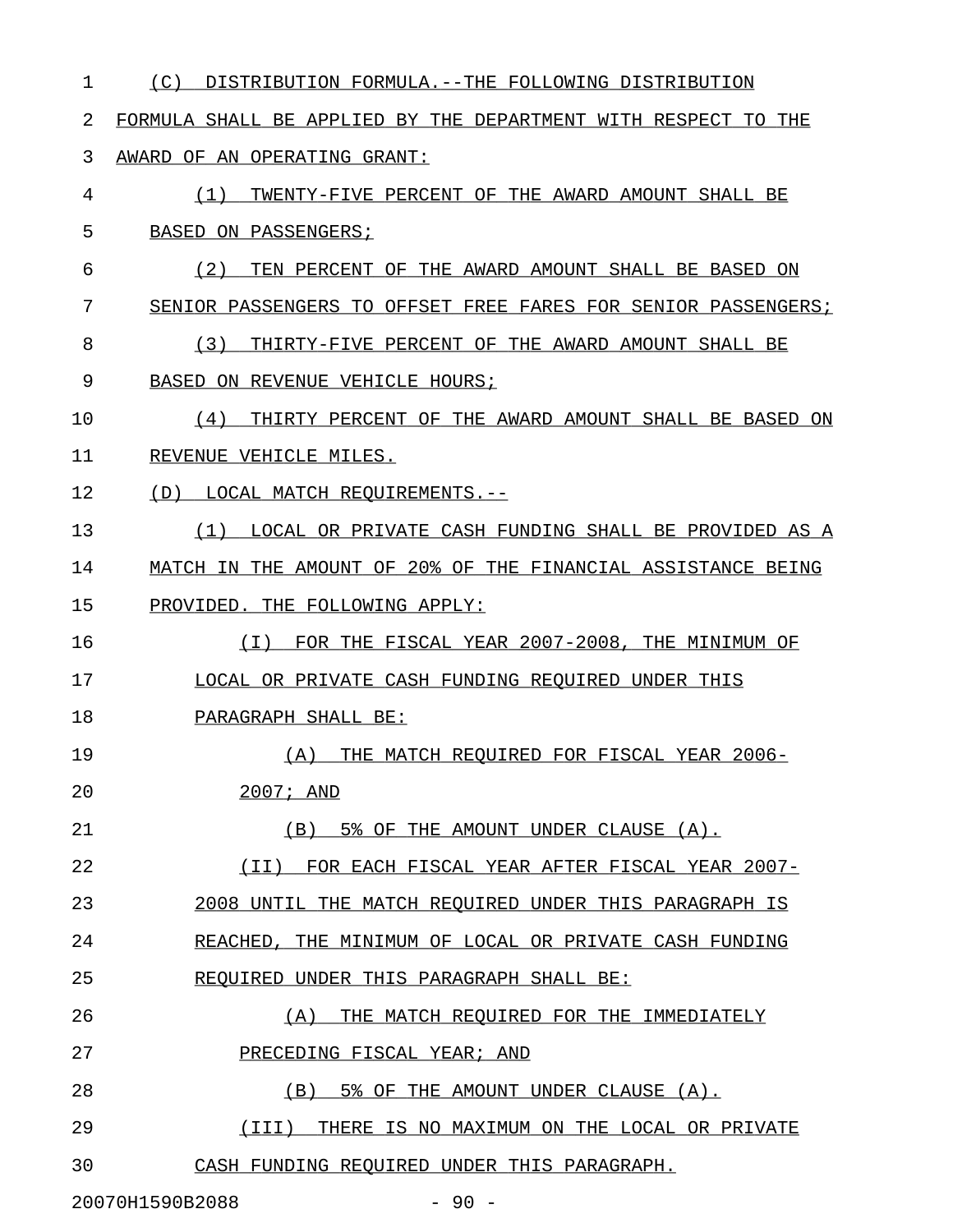(C) DISTRIBUTION FORMULA.--THE FOLLOWING DISTRIBUTION FORMULA SHALL BE APPLIED BY THE DEPARTMENT WITH RESPECT TO THE AWARD OF AN OPERATING GRANT:

(1) TWENTY-FIVE PERCENT OF THE AWARD AMOUNT SHALL BE BASED ON PASSENGERS;

(2) TEN PERCENT OF THE AWARD AMOUNT SHALL BE BASED ON SENIOR PASSENGERS TO OFFSET FREE FARES FOR SENIOR PASSENGERS;

(3) THIRTY-FIVE PERCENT OF THE AWARD AMOUNT SHALL BE BASED ON REVENUE VEHICLE HOURS;

(4) THIRTY PERCENT OF THE AWARD AMOUNT SHALL BE BASED ON REVENUE VEHICLE MILES.

(D) LOCAL MATCH REQUIREMENTS.--

(1) LOCAL OR PRIVATE CASH FUNDING SHALL BE PROVIDED AS A MATCH IN THE AMOUNT OF 20% OF THE FINANCIAL ASSISTANCE BEING PROVIDED. THE FOLLOWING APPLY:

(I) FOR THE FISCAL YEAR 2007-2008, THE MINIMUM OF LOCAL OR PRIVATE CASH FUNDING REQUIRED UNDER THIS PARAGRAPH SHALL BE:

(A) THE MATCH REQUIRED FOR FISCAL YEAR 2006-2007; AND

(B) 5% OF THE AMOUNT UNDER CLAUSE (A).

(II) FOR EACH FISCAL YEAR AFTER FISCAL YEAR 2007-2008 UNTIL THE MATCH REQUIRED UNDER THIS PARAGRAPH IS REACHED, THE MINIMUM OF LOCAL OR PRIVATE CASH FUNDING REQUIRED UNDER THIS PARAGRAPH SHALL BE:

(A) THE MATCH REQUIRED FOR THE IMMEDIATELY PRECEDING FISCAL YEAR; AND

(B) 5% OF THE AMOUNT UNDER CLAUSE (A).

(III) THERE IS NO MAXIMUM ON THE LOCAL OR PRIVATE CASH FUNDING REQUIRED UNDER THIS PARAGRAPH.

20070H1590B2088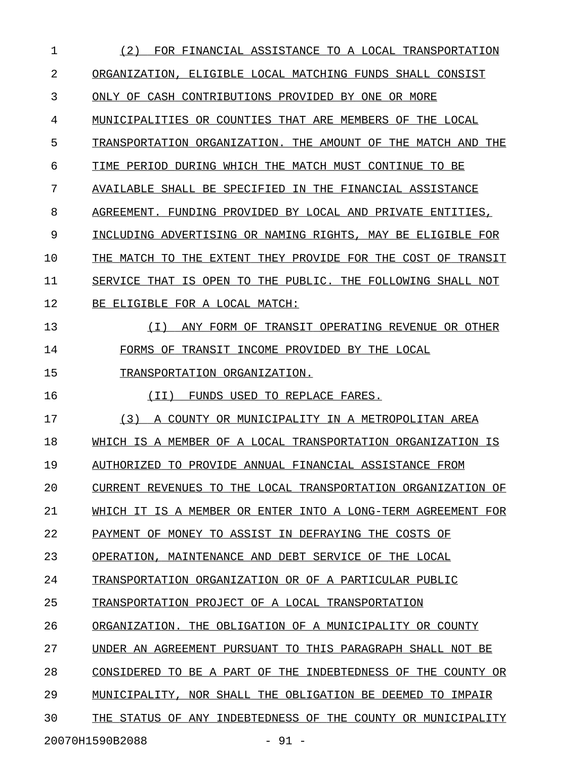(2) FOR FINANCIAL ASSISTANCE TO A LOCAL TRANSPORTATION ORGANIZATION, ELIGIBLE LOCAL MATCHING FUNDS SHALL CONSIST ONLY OF CASH CONTRIBUTIONS PROVIDED BY ONE OR MORE MUNICIPALITIES OR COUNTIES THAT ARE MEMBERS OF THE LOCAL TRANSPORTATION ORGANIZATION. THE AMOUNT OF THE MATCH AND THE TIME PERIOD DURING WHICH THE MATCH MUST CONTINUE TO BE AVAILABLE SHALL BE SPECIFIED IN THE FINANCIAL ASSISTANCE AGREEMENT. FUNDING PROVIDED BY LOCAL AND PRIVATE ENTITIES, INCLUDING ADVERTISING OR NAMING RIGHTS, MAY BE ELIGIBLE FOR THE MATCH TO THE EXTENT THEY PROVIDE FOR THE COST OF TRANSIT SERVICE THAT IS OPEN TO THE PUBLIC. THE FOLLOWING SHALL NOT BE ELIGIBLE FOR A LOCAL MATCH:

(I) ANY FORM OF TRANSIT OPERATING REVENUE OR OTHER FORMS OF TRANSIT INCOME PROVIDED BY THE LOCAL TRANSPORTATION ORGANIZATION.

(II) FUNDS USED TO REPLACE FARES.

(3) A COUNTY OR MUNICIPALITY IN A METROPOLITAN AREA WHICH IS A MEMBER OF A LOCAL TRANSPORTATION ORGANIZATION IS AUTHORIZED TO PROVIDE ANNUAL FINANCIAL ASSISTANCE FROM CURRENT REVENUES TO THE LOCAL TRANSPORTATION ORGANIZATION OF WHICH IT IS A MEMBER OR ENTER INTO A LONG-TERM AGREEMENT FOR PAYMENT OF MONEY TO ASSIST IN DEFRAYING THE COSTS OF OPERATION, MAINTENANCE AND DEBT SERVICE OF THE LOCAL TRANSPORTATION ORGANIZATION OR OF A PARTICULAR PUBLIC TRANSPORTATION PROJECT OF A LOCAL TRANSPORTATION ORGANIZATION. THE OBLIGATION OF A MUNICIPALITY OR COUNTY UNDER AN AGREEMENT PURSUANT TO THIS PARAGRAPH SHALL NOT BE CONSIDERED TO BE A PART OF THE INDEBTEDNESS OF THE COUNTY OR MUNICIPALITY, NOR SHALL THE OBLIGATION BE DEEMED TO IMPAIR THE STATUS OF ANY INDEBTEDNESS OF THE COUNTY OR MUNICIPALITY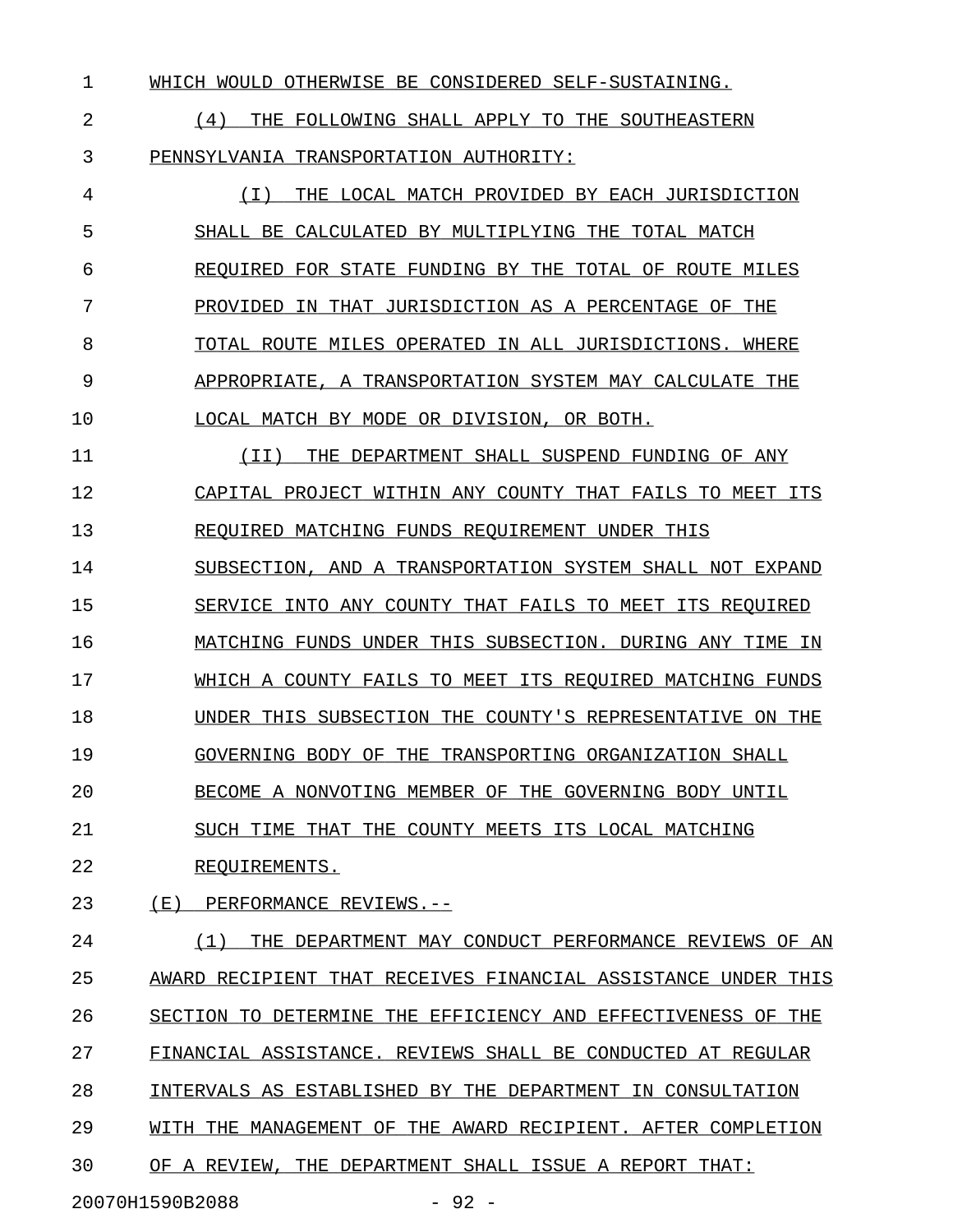WHICH WOULD OTHERWISE BE CONSIDERED SELF-SUSTAINING.

(4) THE FOLLOWING SHALL APPLY TO THE SOUTHEASTERN PENNSYLVANIA TRANSPORTATION AUTHORITY:

(I) THE LOCAL MATCH PROVIDED BY EACH JURISDICTION SHALL BE CALCULATED BY MULTIPLYING THE TOTAL MATCH REQUIRED FOR STATE FUNDING BY THE TOTAL OF ROUTE MILES PROVIDED IN THAT JURISDICTION AS A PERCENTAGE OF THE TOTAL ROUTE MILES OPERATED IN ALL JURISDICTIONS. WHERE APPROPRIATE, A TRANSPORTATION SYSTEM MAY CALCULATE THE LOCAL MATCH BY MODE OR DIVISION, OR BOTH.

(II) THE DEPARTMENT SHALL SUSPEND FUNDING OF ANY CAPITAL PROJECT WITHIN ANY COUNTY THAT FAILS TO MEET ITS REQUIRED MATCHING FUNDS REQUIREMENT UNDER THIS SUBSECTION, AND A TRANSPORTATION SYSTEM SHALL NOT EXPAND SERVICE INTO ANY COUNTY THAT FAILS TO MEET ITS REQUIRED MATCHING FUNDS UNDER THIS SUBSECTION. DURING ANY TIME IN WHICH A COUNTY FAILS TO MEET ITS REQUIRED MATCHING FUNDS UNDER THIS SUBSECTION THE COUNTY'S REPRESENTATIVE ON THE GOVERNING BODY OF THE TRANSPORTING ORGANIZATION SHALL BECOME A NONVOTING MEMBER OF THE GOVERNING BODY UNTIL SUCH TIME THAT THE COUNTY MEETS ITS LOCAL MATCHING REQUIREMENTS.

(E) PERFORMANCE REVIEWS.--

(1) THE DEPARTMENT MAY CONDUCT PERFORMANCE REVIEWS OF AN AWARD RECIPIENT THAT RECEIVES FINANCIAL ASSISTANCE UNDER THIS SECTION TO DETERMINE THE EFFICIENCY AND EFFECTIVENESS OF THE FINANCIAL ASSISTANCE. REVIEWS SHALL BE CONDUCTED AT REGULAR INTERVALS AS ESTABLISHED BY THE DEPARTMENT IN CONSULTATION WITH THE MANAGEMENT OF THE AWARD RECIPIENT. AFTER COMPLETION OF A REVIEW, THE DEPARTMENT SHALL ISSUE A REPORT THAT: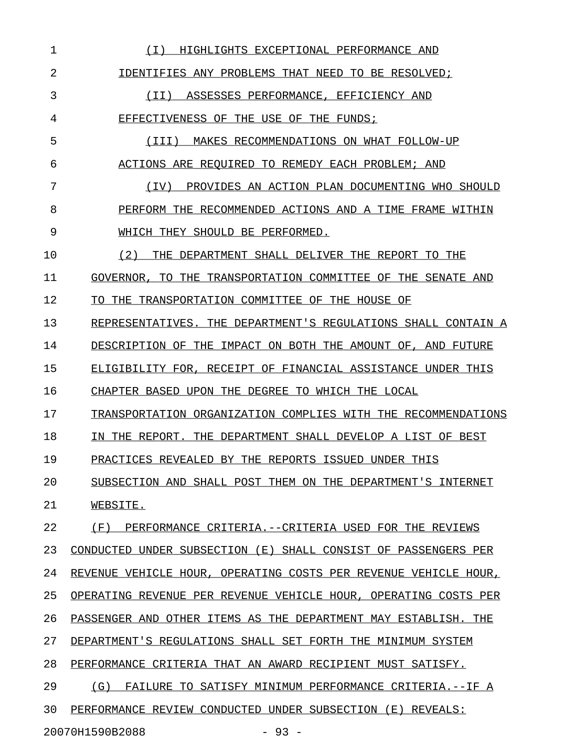(I) HIGHLIGHTS EXCEPTIONAL PERFORMANCE AND IDENTIFIES ANY PROBLEMS THAT NEED TO BE RESOLVED;

(II) ASSESSES PERFORMANCE, EFFICIENCY AND EFFECTIVENESS OF THE USE OF THE FUNDS;

(III) MAKES RECOMMENDATIONS ON WHAT FOLLOW-UP ACTIONS ARE REQUIRED TO REMEDY EACH PROBLEM; AND

(IV) PROVIDES AN ACTION PLAN DOCUMENTING WHO SHOULD PERFORM THE RECOMMENDED ACTIONS AND A TIME FRAME WITHIN WHICH THEY SHOULD BE PERFORMED.

(2) THE DEPARTMENT SHALL DELIVER THE REPORT TO THE GOVERNOR, TO THE TRANSPORTATION COMMITTEE OF THE SENATE AND TO THE TRANSPORTATION COMMITTEE OF THE HOUSE OF REPRESENTATIVES. THE DEPARTMENT'S REGULATIONS SHALL CONTAIN A DESCRIPTION OF THE IMPACT ON BOTH THE AMOUNT OF, AND FUTURE ELIGIBILITY FOR, RECEIPT OF FINANCIAL ASSISTANCE UNDER THIS CHAPTER BASED UPON THE DEGREE TO WHICH THE LOCAL TRANSPORTATION ORGANIZATION COMPLIES WITH THE RECOMMENDATIONS IN THE REPORT. THE DEPARTMENT SHALL DEVELOP A LIST OF BEST PRACTICES REVEALED BY THE REPORTS ISSUED UNDER THIS SUBSECTION AND SHALL POST THEM ON THE DEPARTMENT'S INTERNET WEBSITE.

(F) PERFORMANCE CRITERIA.--CRITERIA USED FOR THE REVIEWS CONDUCTED UNDER SUBSECTION (E) SHALL CONSIST OF PASSENGERS PER REVENUE VEHICLE HOUR, OPERATING COSTS PER REVENUE VEHICLE HOUR, OPERATING REVENUE PER REVENUE VEHICLE HOUR, OPERATING COSTS PER PASSENGER AND OTHER ITEMS AS THE DEPARTMENT MAY ESTABLISH. THE DEPARTMENT'S REGULATIONS SHALL SET FORTH THE MINIMUM SYSTEM PERFORMANCE CRITERIA THAT AN AWARD RECIPIENT MUST SATISFY.

(G) FAILURE TO SATISFY MINIMUM PERFORMANCE CRITERIA.--IF A PERFORMANCE REVIEW CONDUCTED UNDER SUBSECTION (E) REVEALS: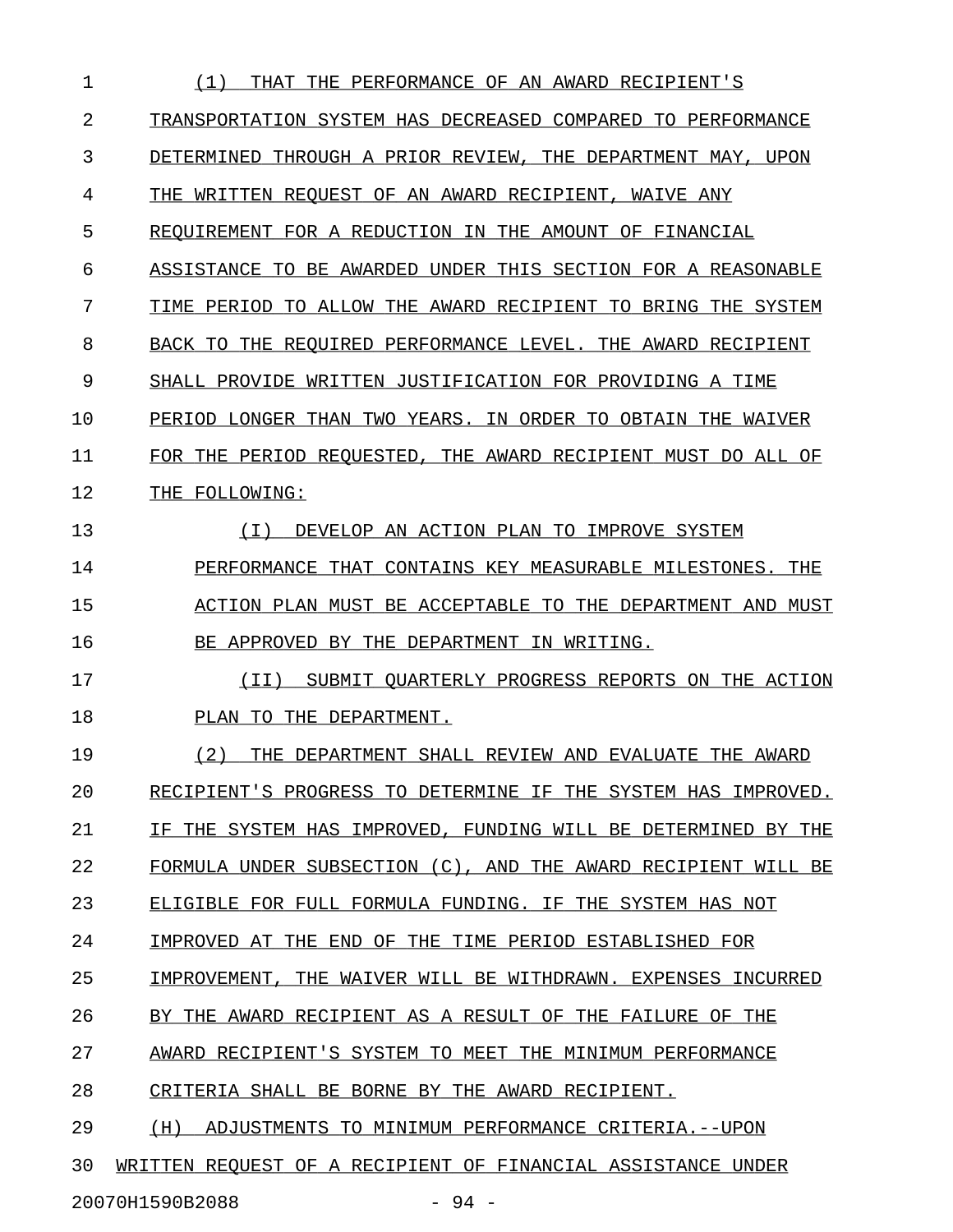(1) THAT THE PERFORMANCE OF AN AWARD RECIPIENT'S TRANSPORTATION SYSTEM HAS DECREASED COMPARED TO PERFORMANCE DETERMINED THROUGH A PRIOR REVIEW, THE DEPARTMENT MAY, UPON THE WRITTEN REQUEST OF AN AWARD RECIPIENT, WAIVE ANY REQUIREMENT FOR A REDUCTION IN THE AMOUNT OF FINANCIAL ASSISTANCE TO BE AWARDED UNDER THIS SECTION FOR A REASONABLE TIME PERIOD TO ALLOW THE AWARD RECIPIENT TO BRING THE SYSTEM BACK TO THE REQUIRED PERFORMANCE LEVEL. THE AWARD RECIPIENT SHALL PROVIDE WRITTEN JUSTIFICATION FOR PROVIDING A TIME PERIOD LONGER THAN TWO YEARS. IN ORDER TO OBTAIN THE WAIVER FOR THE PERIOD REQUESTED, THE AWARD RECIPIENT MUST DO ALL OF THE FOLLOWING:

(I) DEVELOP AN ACTION PLAN TO IMPROVE SYSTEM PERFORMANCE THAT CONTAINS KEY MEASURABLE MILESTONES. THE ACTION PLAN MUST BE ACCEPTABLE TO THE DEPARTMENT AND MUST BE APPROVED BY THE DEPARTMENT IN WRITING.

(II) SUBMIT QUARTERLY PROGRESS REPORTS ON THE ACTION PLAN TO THE DEPARTMENT.

(2) THE DEPARTMENT SHALL REVIEW AND EVALUATE THE AWARD RECIPIENT'S PROGRESS TO DETERMINE IF THE SYSTEM HAS IMPROVED. IF THE SYSTEM HAS IMPROVED, FUNDING WILL BE DETERMINED BY THE FORMULA UNDER SUBSECTION (C), AND THE AWARD RECIPIENT WILL BE ELIGIBLE FOR FULL FORMULA FUNDING. IF THE SYSTEM HAS NOT IMPROVED AT THE END OF THE TIME PERIOD ESTABLISHED FOR IMPROVEMENT, THE WAIVER WILL BE WITHDRAWN. EXPENSES INCURRED BY THE AWARD RECIPIENT AS A RESULT OF THE FAILURE OF THE AWARD RECIPIENT'S SYSTEM TO MEET THE MINIMUM PERFORMANCE CRITERIA SHALL BE BORNE BY THE AWARD RECIPIENT.

(H) ADJUSTMENTS TO MINIMUM PERFORMANCE CRITERIA.--UPON WRITTEN REQUEST OF A RECIPIENT OF FINANCIAL ASSISTANCE UNDER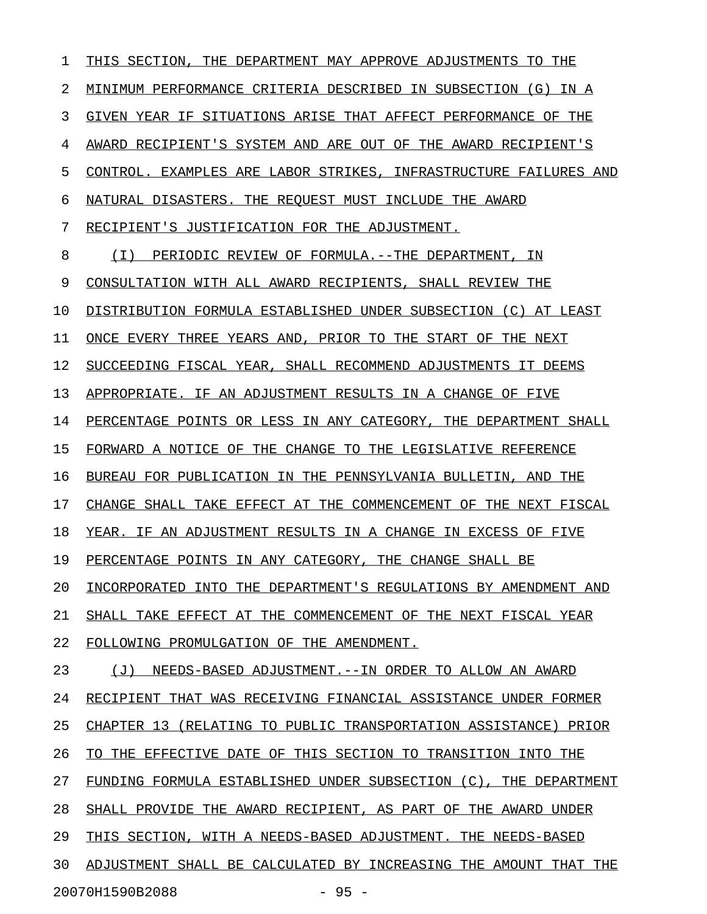THIS SECTION, THE DEPARTMENT MAY APPROVE ADJUSTMENTS TO THE MINIMUM PERFORMANCE CRITERIA DESCRIBED IN SUBSECTION (G) IN A GIVEN YEAR IF SITUATIONS ARISE THAT AFFECT PERFORMANCE OF THE AWARD RECIPIENT'S SYSTEM AND ARE OUT OF THE AWARD RECIPIENT'S CONTROL. EXAMPLES ARE LABOR STRIKES, INFRASTRUCTURE FAILURES AND NATURAL DISASTERS. THE REQUEST MUST INCLUDE THE AWARD RECIPIENT'S JUSTIFICATION FOR THE ADJUSTMENT.

(I) PERIODIC REVIEW OF FORMULA.--THE DEPARTMENT, IN CONSULTATION WITH ALL AWARD RECIPIENTS, SHALL REVIEW THE DISTRIBUTION FORMULA ESTABLISHED UNDER SUBSECTION (C) AT LEAST ONCE EVERY THREE YEARS AND, PRIOR TO THE START OF THE NEXT SUCCEEDING FISCAL YEAR, SHALL RECOMMEND ADJUSTMENTS IT DEEMS APPROPRIATE. IF AN ADJUSTMENT RESULTS IN A CHANGE OF FIVE PERCENTAGE POINTS OR LESS IN ANY CATEGORY, THE DEPARTMENT SHALL FORWARD A NOTICE OF THE CHANGE TO THE LEGISLATIVE REFERENCE BUREAU FOR PUBLICATION IN THE PENNSYLVANIA BULLETIN, AND THE CHANGE SHALL TAKE EFFECT AT THE COMMENCEMENT OF THE NEXT FISCAL YEAR. IF AN ADJUSTMENT RESULTS IN A CHANGE IN EXCESS OF FIVE PERCENTAGE POINTS IN ANY CATEGORY, THE CHANGE SHALL BE INCORPORATED INTO THE DEPARTMENT'S REGULATIONS BY AMENDMENT AND SHALL TAKE EFFECT AT THE COMMENCEMENT OF THE NEXT FISCAL YEAR FOLLOWING PROMULGATION OF THE AMENDMENT.

(J) NEEDS-BASED ADJUSTMENT.--IN ORDER TO ALLOW AN AWARD RECIPIENT THAT WAS RECEIVING FINANCIAL ASSISTANCE UNDER FORMER CHAPTER 13 (RELATING TO PUBLIC TRANSPORTATION ASSISTANCE) PRIOR TO THE EFFECTIVE DATE OF THIS SECTION TO TRANSITION INTO THE FUNDING FORMULA ESTABLISHED UNDER SUBSECTION (C), THE DEPARTMENT SHALL PROVIDE THE AWARD RECIPIENT, AS PART OF THE AWARD UNDER THIS SECTION, WITH A NEEDS-BASED ADJUSTMENT. THE NEEDS-BASED ADJUSTMENT SHALL BE CALCULATED BY INCREASING THE AMOUNT THAT THE

20070H1590B2088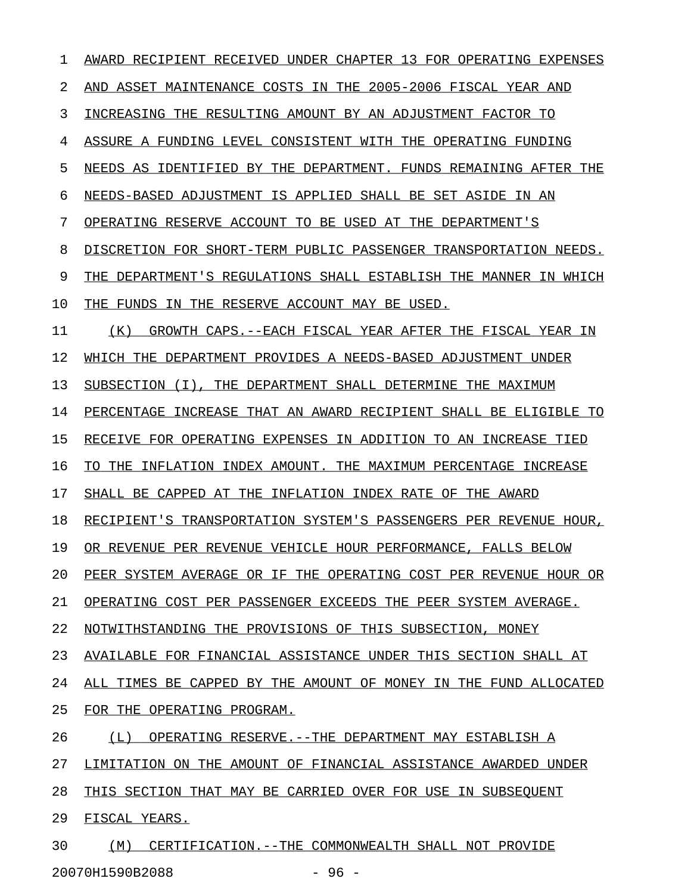AWARD RECIPIENT RECEIVED UNDER CHAPTER 13 FOR OPERATING EXPENSES AND ASSET MAINTENANCE COSTS IN THE 2005-2006 FISCAL YEAR AND INCREASING THE RESULTING AMOUNT BY AN ADJUSTMENT FACTOR TO ASSURE A FUNDING LEVEL CONSISTENT WITH THE OPERATING FUNDING NEEDS AS IDENTIFIED BY THE DEPARTMENT. FUNDS REMAINING AFTER THE NEEDS-BASED ADJUSTMENT IS APPLIED SHALL BE SET ASIDE IN AN OPERATING RESERVE ACCOUNT TO BE USED AT THE DEPARTMENT'S DISCRETION FOR SHORT-TERM PUBLIC PASSENGER TRANSPORTATION NEEDS. THE DEPARTMENT'S REGULATIONS SHALL ESTABLISH THE MANNER IN WHICH THE FUNDS IN THE RESERVE ACCOUNT MAY BE USED.

(K) GROWTH CAPS.--EACH FISCAL YEAR AFTER THE FISCAL YEAR IN WHICH THE DEPARTMENT PROVIDES A NEEDS-BASED ADJUSTMENT UNDER SUBSECTION (I), THE DEPARTMENT SHALL DETERMINE THE MAXIMUM PERCENTAGE INCREASE THAT AN AWARD RECIPIENT SHALL BE ELIGIBLE TO RECEIVE FOR OPERATING EXPENSES IN ADDITION TO AN INCREASE TIED TO THE INFLATION INDEX AMOUNT. THE MAXIMUM PERCENTAGE INCREASE SHALL BE CAPPED AT THE INFLATION INDEX RATE OF THE AWARD RECIPIENT'S TRANSPORTATION SYSTEM'S PASSENGERS PER REVENUE HOUR, OR REVENUE PER REVENUE VEHICLE HOUR PERFORMANCE, FALLS BELOW PEER SYSTEM AVERAGE OR IF THE OPERATING COST PER REVENUE HOUR OR OPERATING COST PER PASSENGER EXCEEDS THE PEER SYSTEM AVERAGE. NOTWITHSTANDING THE PROVISIONS OF THIS SUBSECTION, MONEY AVAILABLE FOR FINANCIAL ASSISTANCE UNDER THIS SECTION SHALL AT ALL TIMES BE CAPPED BY THE AMOUNT OF MONEY IN THE FUND ALLOCATED FOR THE OPERATING PROGRAM.

(L) OPERATING RESERVE.--THE DEPARTMENT MAY ESTABLISH A LIMITATION ON THE AMOUNT OF FINANCIAL ASSISTANCE AWARDED UNDER THIS SECTION THAT MAY BE CARRIED OVER FOR USE IN SUBSEQUENT FISCAL YEARS.

(M) CERTIFICATION.--THE COMMONWEALTH SHALL NOT PROVIDE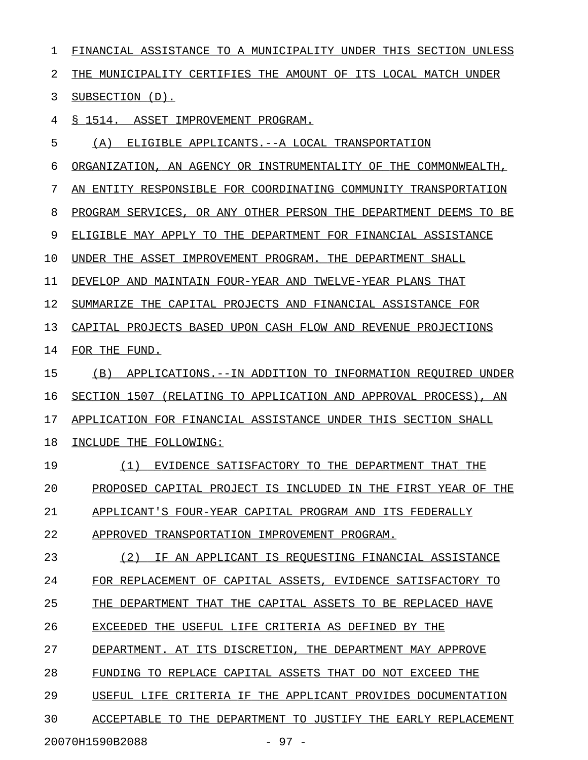FINANCIAL ASSISTANCE TO A MUNICIPALITY UNDER THIS SECTION UNLESS THE MUNICIPALITY CERTIFIES THE AMOUNT OF ITS LOCAL MATCH UNDER SUBSECTION (D).

§ 1514. ASSET IMPROVEMENT PROGRAM.

(A) ELIGIBLE APPLICANTS.--A LOCAL TRANSPORTATION ORGANIZATION, AN AGENCY OR INSTRUMENTALITY OF THE COMMONWEALTH, AN ENTITY RESPONSIBLE FOR COORDINATING COMMUNITY TRANSPORTATION PROGRAM SERVICES, OR ANY OTHER PERSON THE DEPARTMENT DEEMS TO BE ELIGIBLE MAY APPLY TO THE DEPARTMENT FOR FINANCIAL ASSISTANCE UNDER THE ASSET IMPROVEMENT PROGRAM. THE DEPARTMENT SHALL DEVELOP AND MAINTAIN FOUR-YEAR AND TWELVE-YEAR PLANS THAT SUMMARIZE THE CAPITAL PROJECTS AND FINANCIAL ASSISTANCE FOR CAPITAL PROJECTS BASED UPON CASH FLOW AND REVENUE PROJECTIONS FOR THE FUND.

(B) APPLICATIONS.--IN ADDITION TO INFORMATION REQUIRED UNDER SECTION 1507 (RELATING TO APPLICATION AND APPROVAL PROCESS), AN APPLICATION FOR FINANCIAL ASSISTANCE UNDER THIS SECTION SHALL INCLUDE THE FOLLOWING:

(1) EVIDENCE SATISFACTORY TO THE DEPARTMENT THAT THE PROPOSED CAPITAL PROJECT IS INCLUDED IN THE FIRST YEAR OF THE APPLICANT'S FOUR-YEAR CAPITAL PROGRAM AND ITS FEDERALLY APPROVED TRANSPORTATION IMPROVEMENT PROGRAM.

(2) IF AN APPLICANT IS REQUESTING FINANCIAL ASSISTANCE FOR REPLACEMENT OF CAPITAL ASSETS, EVIDENCE SATISFACTORY TO THE DEPARTMENT THAT THE CAPITAL ASSETS TO BE REPLACED HAVE EXCEEDED THE USEFUL LIFE CRITERIA AS DEFINED BY THE DEPARTMENT. AT ITS DISCRETION, THE DEPARTMENT MAY APPROVE FUNDING TO REPLACE CAPITAL ASSETS THAT DO NOT EXCEED THE USEFUL LIFE CRITERIA IF THE APPLICANT PROVIDES DOCUMENTATION ACCEPTABLE TO THE DEPARTMENT TO JUSTIFY THE EARLY REPLACEMENT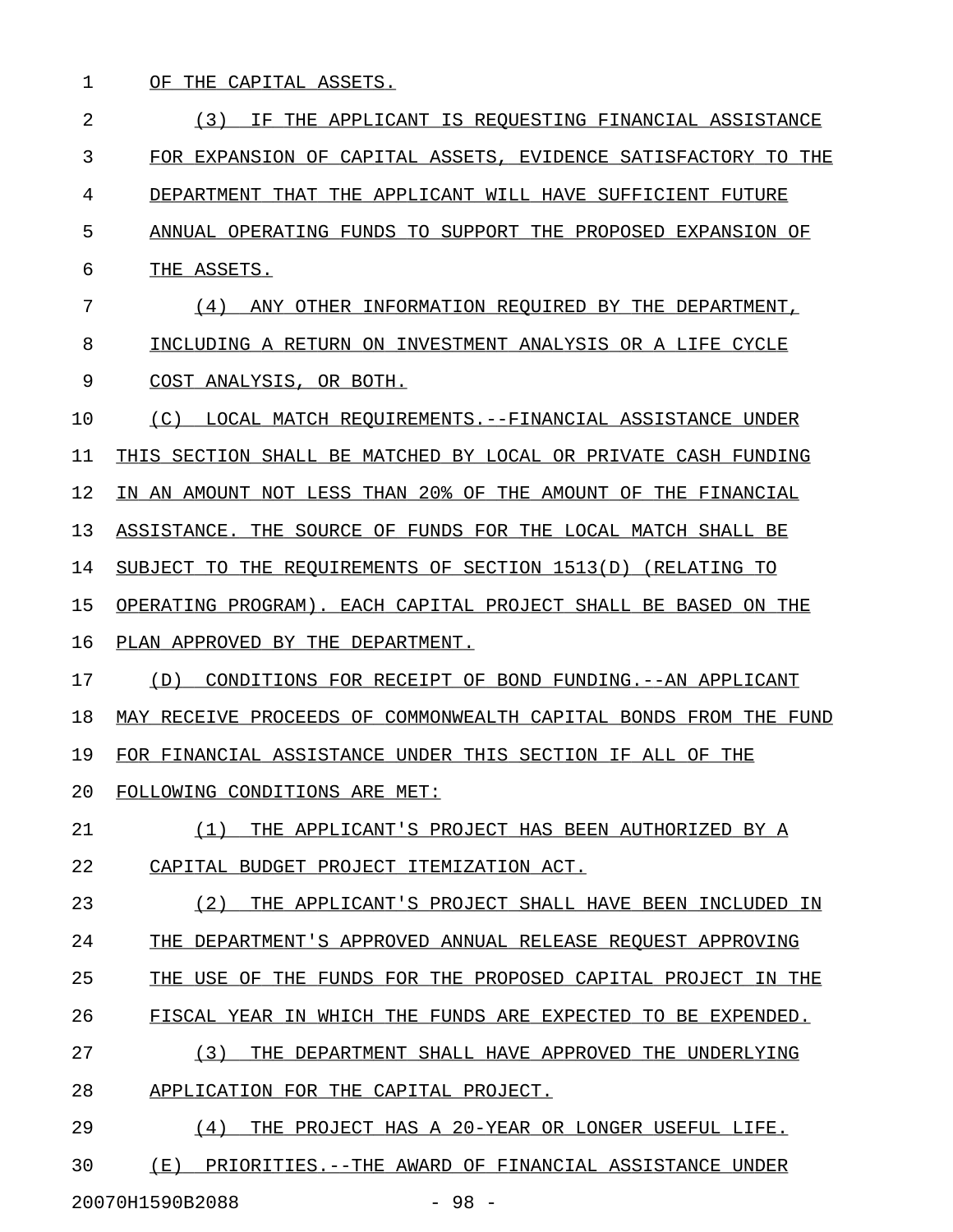OF THE CAPITAL ASSETS.

(3) IF THE APPLICANT IS REQUESTING FINANCIAL ASSISTANCE FOR EXPANSION OF CAPITAL ASSETS, EVIDENCE SATISFACTORY TO THE DEPARTMENT THAT THE APPLICANT WILL HAVE SUFFICIENT FUTURE ANNUAL OPERATING FUNDS TO SUPPORT THE PROPOSED EXPANSION OF THE ASSETS.

(4) ANY OTHER INFORMATION REQUIRED BY THE DEPARTMENT, INCLUDING A RETURN ON INVESTMENT ANALYSIS OR A LIFE CYCLE COST ANALYSIS, OR BOTH.

(C) LOCAL MATCH REQUIREMENTS.--FINANCIAL ASSISTANCE UNDER THIS SECTION SHALL BE MATCHED BY LOCAL OR PRIVATE CASH FUNDING IN AN AMOUNT NOT LESS THAN 20% OF THE AMOUNT OF THE FINANCIAL ASSISTANCE. THE SOURCE OF FUNDS FOR THE LOCAL MATCH SHALL BE SUBJECT TO THE REQUIREMENTS OF SECTION 1513(D) (RELATING TO OPERATING PROGRAM). EACH CAPITAL PROJECT SHALL BE BASED ON THE PLAN APPROVED BY THE DEPARTMENT.

(D) CONDITIONS FOR RECEIPT OF BOND FUNDING.--AN APPLICANT MAY RECEIVE PROCEEDS OF COMMONWEALTH CAPITAL BONDS FROM THE FUND FOR FINANCIAL ASSISTANCE UNDER THIS SECTION IF ALL OF THE FOLLOWING CONDITIONS ARE MET:

(1) THE APPLICANT'S PROJECT HAS BEEN AUTHORIZED BY A CAPITAL BUDGET PROJECT ITEMIZATION ACT.

(2) THE APPLICANT'S PROJECT SHALL HAVE BEEN INCLUDED IN THE DEPARTMENT'S APPROVED ANNUAL RELEASE REQUEST APPROVING THE USE OF THE FUNDS FOR THE PROPOSED CAPITAL PROJECT IN THE FISCAL YEAR IN WHICH THE FUNDS ARE EXPECTED TO BE EXPENDED.

(3) THE DEPARTMENT SHALL HAVE APPROVED THE UNDERLYING APPLICATION FOR THE CAPITAL PROJECT.

(4) THE PROJECT HAS A 20-YEAR OR LONGER USEFUL LIFE.

(E) PRIORITIES.--THE AWARD OF FINANCIAL ASSISTANCE UNDER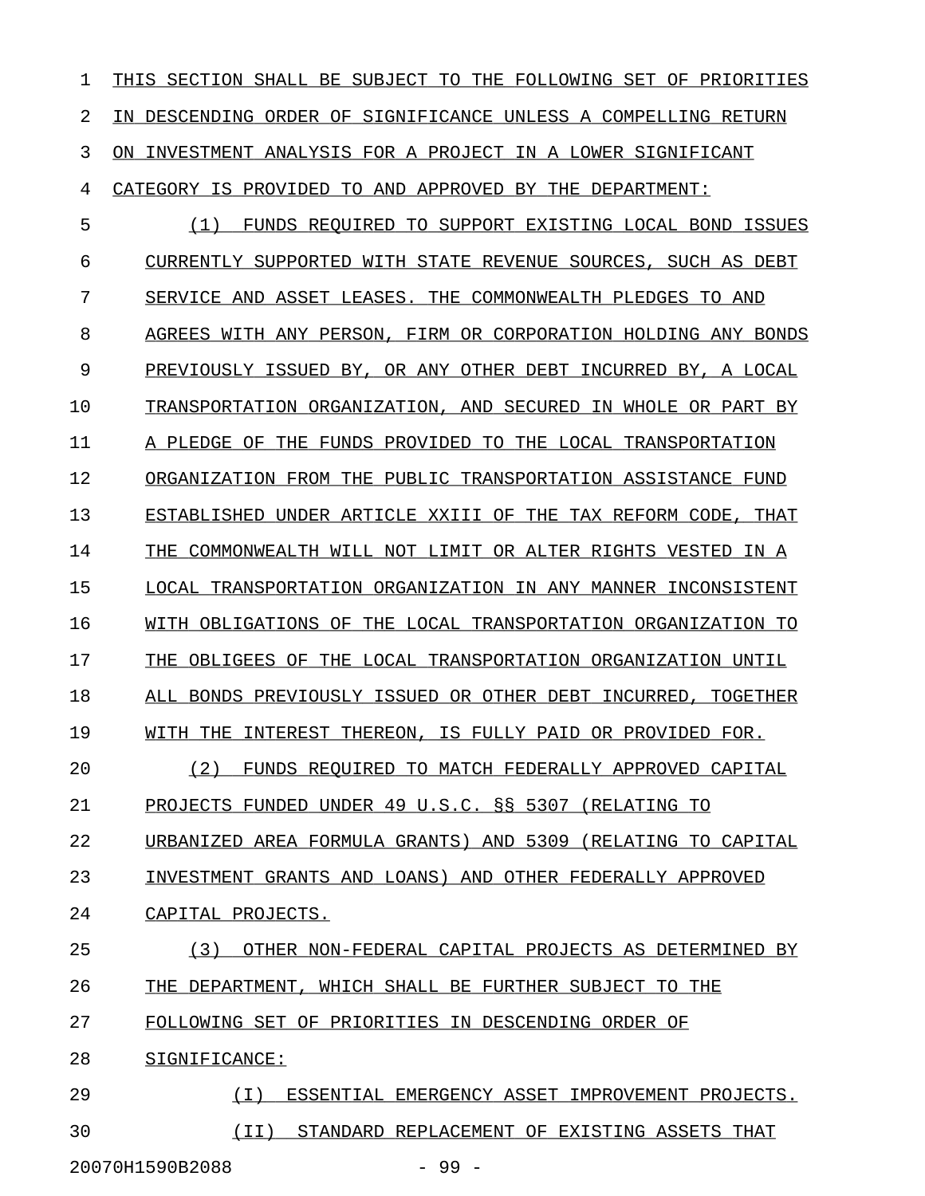THIS SECTION SHALL BE SUBJECT TO THE FOLLOWING SET OF PRIORITIES IN DESCENDING ORDER OF SIGNIFICANCE UNLESS A COMPELLING RETURN ON INVESTMENT ANALYSIS FOR A PROJECT IN A LOWER SIGNIFICANT CATEGORY IS PROVIDED TO AND APPROVED BY THE DEPARTMENT:

(1) FUNDS REQUIRED TO SUPPORT EXISTING LOCAL BOND ISSUES CURRENTLY SUPPORTED WITH STATE REVENUE SOURCES, SUCH AS DEBT SERVICE AND ASSET LEASES. THE COMMONWEALTH PLEDGES TO AND AGREES WITH ANY PERSON, FIRM OR CORPORATION HOLDING ANY BONDS PREVIOUSLY ISSUED BY, OR ANY OTHER DEBT INCURRED BY, A LOCAL TRANSPORTATION ORGANIZATION, AND SECURED IN WHOLE OR PART BY A PLEDGE OF THE FUNDS PROVIDED TO THE LOCAL TRANSPORTATION ORGANIZATION FROM THE PUBLIC TRANSPORTATION ASSISTANCE FUND ESTABLISHED UNDER ARTICLE XXIII OF THE TAX REFORM CODE, THAT THE COMMONWEALTH WILL NOT LIMIT OR ALTER RIGHTS VESTED IN A LOCAL TRANSPORTATION ORGANIZATION IN ANY MANNER INCONSISTENT WITH OBLIGATIONS OF THE LOCAL TRANSPORTATION ORGANIZATION TO THE OBLIGEES OF THE LOCAL TRANSPORTATION ORGANIZATION UNTIL ALL BONDS PREVIOUSLY ISSUED OR OTHER DEBT INCURRED, TOGETHER WITH THE INTEREST THEREON, IS FULLY PAID OR PROVIDED FOR.

(2) FUNDS REQUIRED TO MATCH FEDERALLY APPROVED CAPITAL PROJECTS FUNDED UNDER 49 U.S.C. §§ 5307 (RELATING TO URBANIZED AREA FORMULA GRANTS) AND 5309 (RELATING TO CAPITAL INVESTMENT GRANTS AND LOANS) AND OTHER FEDERALLY APPROVED CAPITAL PROJECTS.

(3) OTHER NON-FEDERAL CAPITAL PROJECTS AS DETERMINED BY THE DEPARTMENT, WHICH SHALL BE FURTHER SUBJECT TO THE FOLLOWING SET OF PRIORITIES IN DESCENDING ORDER OF SIGNIFICANCE:

(I) ESSENTIAL EMERGENCY ASSET IMPROVEMENT PROJECTS.

(II) STANDARD REPLACEMENT OF EXISTING ASSETS THAT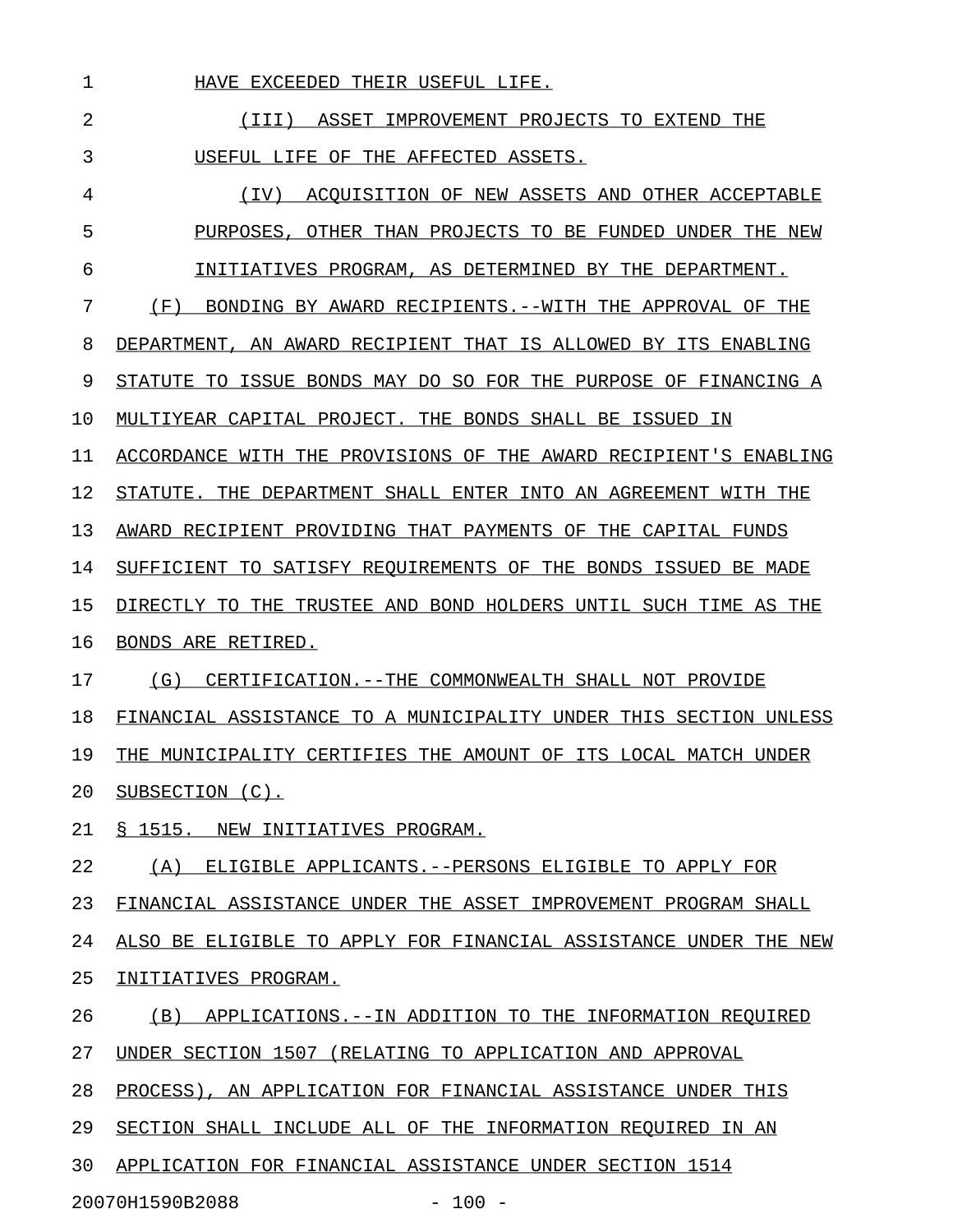HAVE EXCEEDED THEIR USEFUL LIFE.

(III) ASSET IMPROVEMENT PROJECTS TO EXTEND THE USEFUL LIFE OF THE AFFECTED ASSETS.

(IV) ACQUISITION OF NEW ASSETS AND OTHER ACCEPTABLE PURPOSES, OTHER THAN PROJECTS TO BE FUNDED UNDER THE NEW INITIATIVES PROGRAM, AS DETERMINED BY THE DEPARTMENT.

(F) BONDING BY AWARD RECIPIENTS.--WITH THE APPROVAL OF THE DEPARTMENT, AN AWARD RECIPIENT THAT IS ALLOWED BY ITS ENABLING STATUTE TO ISSUE BONDS MAY DO SO FOR THE PURPOSE OF FINANCING A MULTIYEAR CAPITAL PROJECT. THE BONDS SHALL BE ISSUED IN ACCORDANCE WITH THE PROVISIONS OF THE AWARD RECIPIENT'S ENABLING STATUTE. THE DEPARTMENT SHALL ENTER INTO AN AGREEMENT WITH THE AWARD RECIPIENT PROVIDING THAT PAYMENTS OF THE CAPITAL FUNDS SUFFICIENT TO SATISFY REQUIREMENTS OF THE BONDS ISSUED BE MADE DIRECTLY TO THE TRUSTEE AND BOND HOLDERS UNTIL SUCH TIME AS THE BONDS ARE RETIRED.

(G) CERTIFICATION.--THE COMMONWEALTH SHALL NOT PROVIDE FINANCIAL ASSISTANCE TO A MUNICIPALITY UNDER THIS SECTION UNLESS THE MUNICIPALITY CERTIFIES THE AMOUNT OF ITS LOCAL MATCH UNDER SUBSECTION (C).

§ 1515. NEW INITIATIVES PROGRAM.

(A) ELIGIBLE APPLICANTS.--PERSONS ELIGIBLE TO APPLY FOR FINANCIAL ASSISTANCE UNDER THE ASSET IMPROVEMENT PROGRAM SHALL ALSO BE ELIGIBLE TO APPLY FOR FINANCIAL ASSISTANCE UNDER THE NEW INITIATIVES PROGRAM.

(B) APPLICATIONS.--IN ADDITION TO THE INFORMATION REQUIRED UNDER SECTION 1507 (RELATING TO APPLICATION AND APPROVAL PROCESS), AN APPLICATION FOR FINANCIAL ASSISTANCE UNDER THIS SECTION SHALL INCLUDE ALL OF THE INFORMATION REQUIRED IN AN APPLICATION FOR FINANCIAL ASSISTANCE UNDER SECTION 1514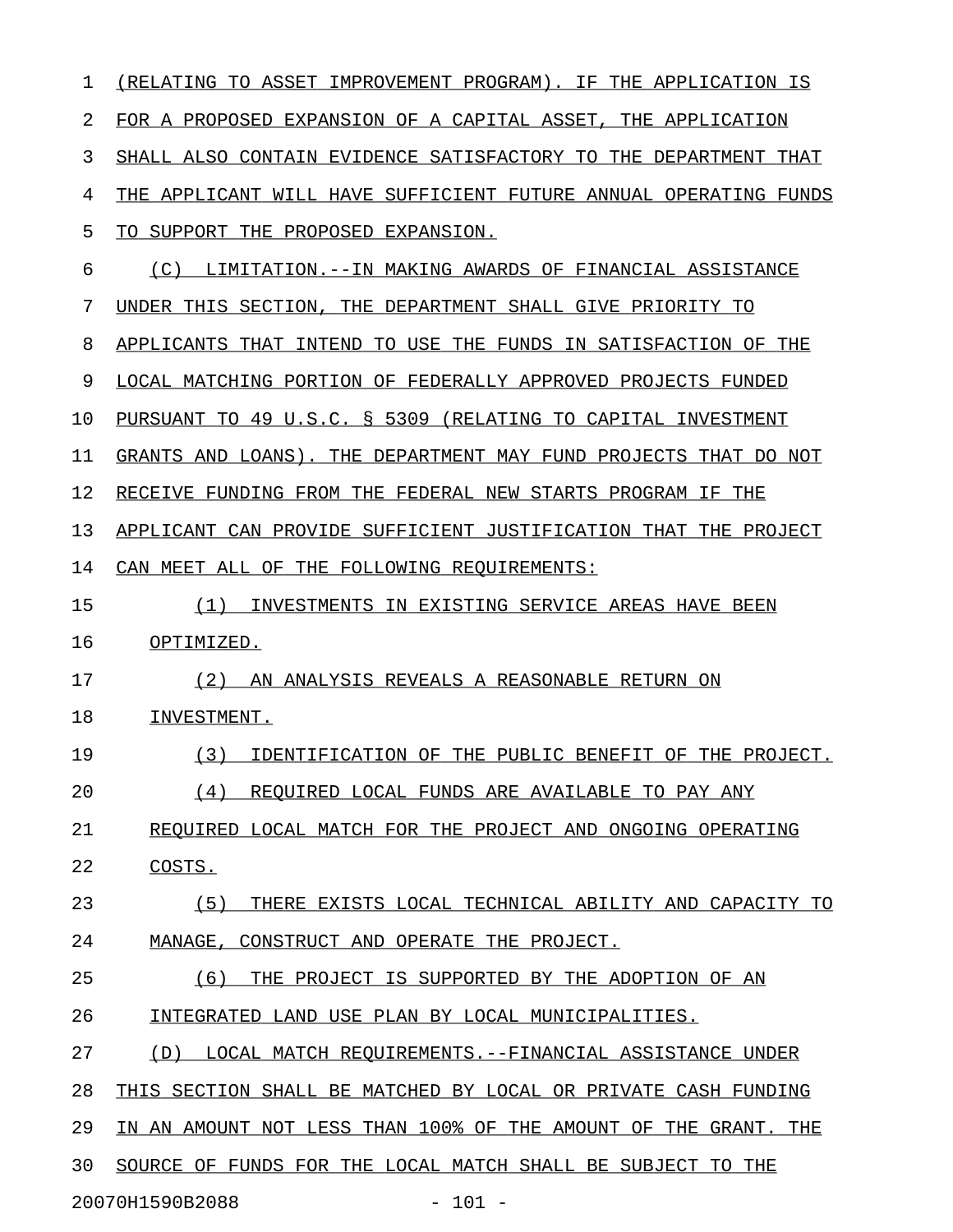(RELATING TO ASSET IMPROVEMENT PROGRAM). IF THE APPLICATION IS FOR A PROPOSED EXPANSION OF A CAPITAL ASSET, THE APPLICATION SHALL ALSO CONTAIN EVIDENCE SATISFACTORY TO THE DEPARTMENT THAT THE APPLICANT WILL HAVE SUFFICIENT FUTURE ANNUAL OPERATING FUNDS TO SUPPORT THE PROPOSED EXPANSION.

(C) LIMITATION.--IN MAKING AWARDS OF FINANCIAL ASSISTANCE UNDER THIS SECTION, THE DEPARTMENT SHALL GIVE PRIORITY TO APPLICANTS THAT INTEND TO USE THE FUNDS IN SATISFACTION OF THE LOCAL MATCHING PORTION OF FEDERALLY APPROVED PROJECTS FUNDED PURSUANT TO 49 U.S.C. § 5309 (RELATING TO CAPITAL INVESTMENT GRANTS AND LOANS). THE DEPARTMENT MAY FUND PROJECTS THAT DO NOT RECEIVE FUNDING FROM THE FEDERAL NEW STARTS PROGRAM IF THE APPLICANT CAN PROVIDE SUFFICIENT JUSTIFICATION THAT THE PROJECT CAN MEET ALL OF THE FOLLOWING REQUIREMENTS:

(1) INVESTMENTS IN EXISTING SERVICE AREAS HAVE BEEN OPTIMIZED.

(2) AN ANALYSIS REVEALS A REASONABLE RETURN ON INVESTMENT.

(3) IDENTIFICATION OF THE PUBLIC BENEFIT OF THE PROJECT.

(4) REQUIRED LOCAL FUNDS ARE AVAILABLE TO PAY ANY REQUIRED LOCAL MATCH FOR THE PROJECT AND ONGOING OPERATING COSTS.

(5) THERE EXISTS LOCAL TECHNICAL ABILITY AND CAPACITY TO MANAGE, CONSTRUCT AND OPERATE THE PROJECT.

(6) THE PROJECT IS SUPPORTED BY THE ADOPTION OF AN INTEGRATED LAND USE PLAN BY LOCAL MUNICIPALITIES.

(D) LOCAL MATCH REQUIREMENTS.--FINANCIAL ASSISTANCE UNDER THIS SECTION SHALL BE MATCHED BY LOCAL OR PRIVATE CASH FUNDING IN AN AMOUNT NOT LESS THAN 100% OF THE AMOUNT OF THE GRANT. THE SOURCE OF FUNDS FOR THE LOCAL MATCH SHALL BE SUBJECT TO THE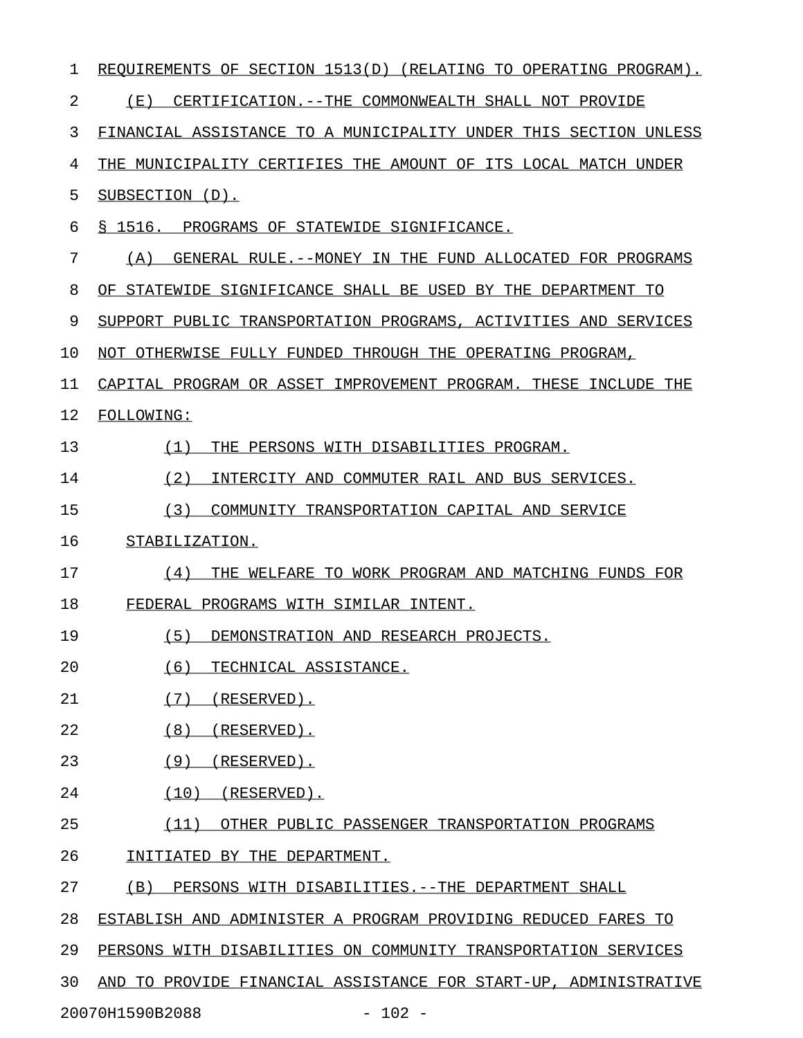REQUIREMENTS OF SECTION 1513(D) (RELATING TO OPERATING PROGRAM).

(E) CERTIFICATION.--THE COMMONWEALTH SHALL NOT PROVIDE FINANCIAL ASSISTANCE TO A MUNICIPALITY UNDER THIS SECTION UNLESS THE MUNICIPALITY CERTIFIES THE AMOUNT OF ITS LOCAL MATCH UNDER SUBSECTION (D).

§ 1516. PROGRAMS OF STATEWIDE SIGNIFICANCE.

(A) GENERAL RULE.--MONEY IN THE FUND ALLOCATED FOR PROGRAMS OF STATEWIDE SIGNIFICANCE SHALL BE USED BY THE DEPARTMENT TO SUPPORT PUBLIC TRANSPORTATION PROGRAMS, ACTIVITIES AND SERVICES NOT OTHERWISE FULLY FUNDED THROUGH THE OPERATING PROGRAM, CAPITAL PROGRAM OR ASSET IMPROVEMENT PROGRAM. THESE INCLUDE THE FOLLOWING:

(1) THE PERSONS WITH DISABILITIES PROGRAM.

(2) INTERCITY AND COMMUTER RAIL AND BUS SERVICES.

(3) COMMUNITY TRANSPORTATION CAPITAL AND SERVICE STABILIZATION.

(4) THE WELFARE TO WORK PROGRAM AND MATCHING FUNDS FOR FEDERAL PROGRAMS WITH SIMILAR INTENT.

(5) DEMONSTRATION AND RESEARCH PROJECTS.

(6) TECHNICAL ASSISTANCE.

(7) (RESERVED).

(8) (RESERVED).

(9) (RESERVED).

(10) (RESERVED).

(11) OTHER PUBLIC PASSENGER TRANSPORTATION PROGRAMS INITIATED BY THE DEPARTMENT.

(B) PERSONS WITH DISABILITIES.--THE DEPARTMENT SHALL ESTABLISH AND ADMINISTER A PROGRAM PROVIDING REDUCED FARES TO PERSONS WITH DISABILITIES ON COMMUNITY TRANSPORTATION SERVICES AND TO PROVIDE FINANCIAL ASSISTANCE FOR START-UP, ADMINISTRATIVE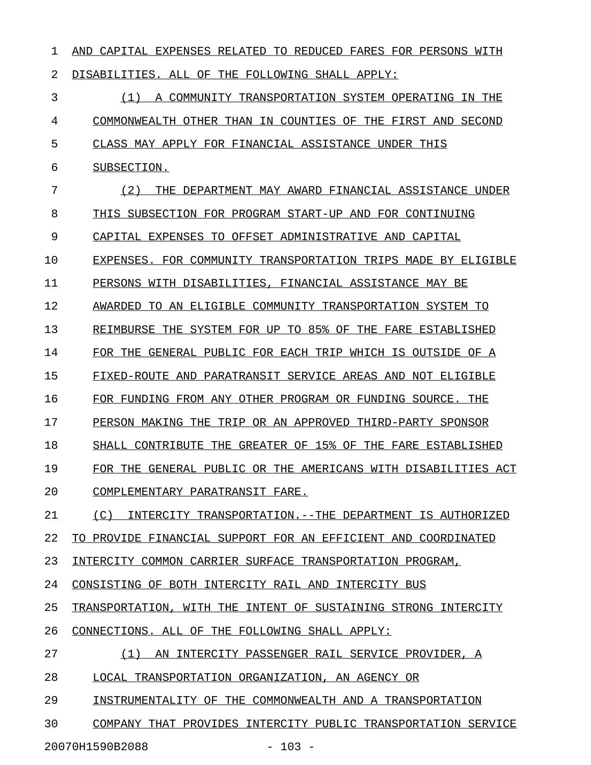AND CAPITAL EXPENSES RELATED TO REDUCED FARES FOR PERSONS WITH DISABILITIES. ALL OF THE FOLLOWING SHALL APPLY:

(1) A COMMUNITY TRANSPORTATION SYSTEM OPERATING IN THE COMMONWEALTH OTHER THAN IN COUNTIES OF THE FIRST AND SECOND CLASS MAY APPLY FOR FINANCIAL ASSISTANCE UNDER THIS SUBSECTION.

(2) THE DEPARTMENT MAY AWARD FINANCIAL ASSISTANCE UNDER THIS SUBSECTION FOR PROGRAM START-UP AND FOR CONTINUING CAPITAL EXPENSES TO OFFSET ADMINISTRATIVE AND CAPITAL EXPENSES. FOR COMMUNITY TRANSPORTATION TRIPS MADE BY ELIGIBLE PERSONS WITH DISABILITIES, FINANCIAL ASSISTANCE MAY BE AWARDED TO AN ELIGIBLE COMMUNITY TRANSPORTATION SYSTEM TO REIMBURSE THE SYSTEM FOR UP TO 85% OF THE FARE ESTABLISHED FOR THE GENERAL PUBLIC FOR EACH TRIP WHICH IS OUTSIDE OF A FIXED-ROUTE AND PARATRANSIT SERVICE AREAS AND NOT ELIGIBLE FOR FUNDING FROM ANY OTHER PROGRAM OR FUNDING SOURCE. THE PERSON MAKING THE TRIP OR AN APPROVED THIRD-PARTY SPONSOR SHALL CONTRIBUTE THE GREATER OF 15% OF THE FARE ESTABLISHED FOR THE GENERAL PUBLIC OR THE AMERICANS WITH DISABILITIES ACT COMPLEMENTARY PARATRANSIT FARE.

(C) INTERCITY TRANSPORTATION.--THE DEPARTMENT IS AUTHORIZED TO PROVIDE FINANCIAL SUPPORT FOR AN EFFICIENT AND COORDINATED INTERCITY COMMON CARRIER SURFACE TRANSPORTATION PROGRAM, CONSISTING OF BOTH INTERCITY RAIL AND INTERCITY BUS TRANSPORTATION, WITH THE INTENT OF SUSTAINING STRONG INTERCITY CONNECTIONS. ALL OF THE FOLLOWING SHALL APPLY:

(1) AN INTERCITY PASSENGER RAIL SERVICE PROVIDER, A LOCAL TRANSPORTATION ORGANIZATION, AN AGENCY OR INSTRUMENTALITY OF THE COMMONWEALTH AND A TRANSPORTATION COMPANY THAT PROVIDES INTERCITY PUBLIC TRANSPORTATION SERVICE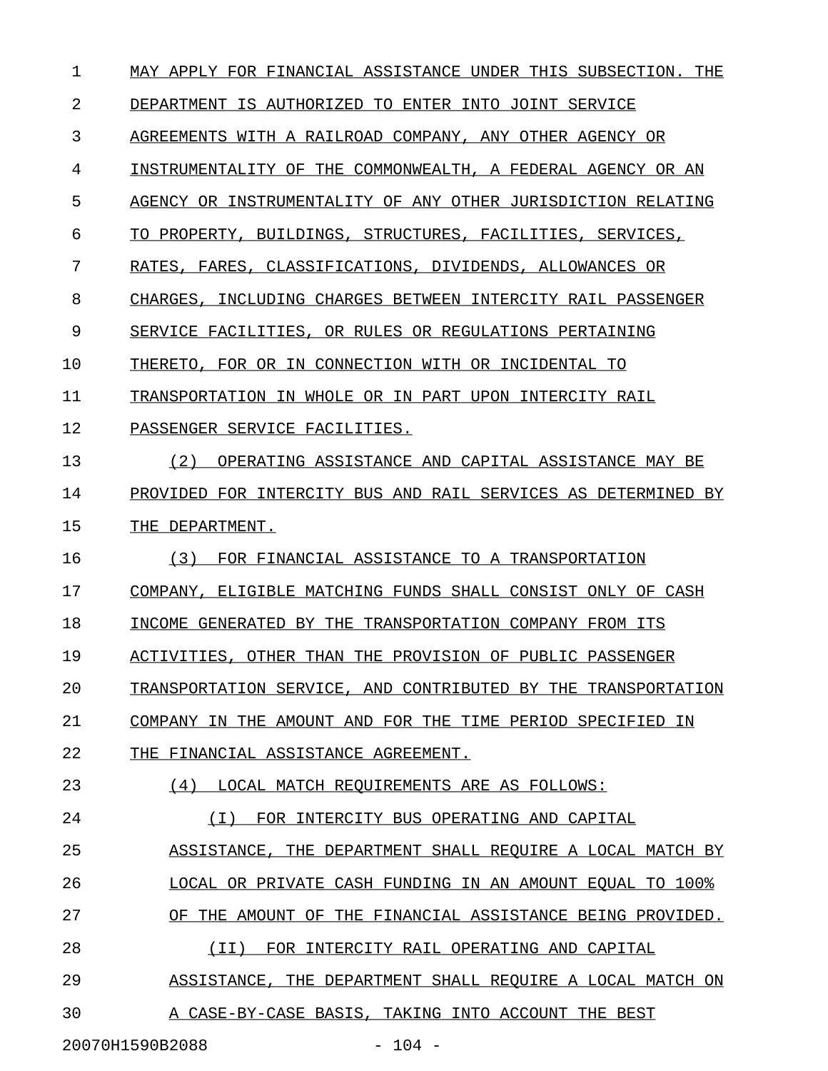MAY APPLY FOR FINANCIAL ASSISTANCE UNDER THIS SUBSECTION. THE DEPARTMENT IS AUTHORIZED TO ENTER INTO JOINT SERVICE AGREEMENTS WITH A RAILROAD COMPANY, ANY OTHER AGENCY OR INSTRUMENTALITY OF THE COMMONWEALTH, A FEDERAL AGENCY OR AN AGENCY OR INSTRUMENTALITY OF ANY OTHER JURISDICTION RELATING TO PROPERTY, BUILDINGS, STRUCTURES, FACILITIES, SERVICES, RATES, FARES, CLASSIFICATIONS, DIVIDENDS, ALLOWANCES OR CHARGES, INCLUDING CHARGES BETWEEN INTERCITY RAIL PASSENGER SERVICE FACILITIES, OR RULES OR REGULATIONS PERTAINING THERETO, FOR OR IN CONNECTION WITH OR INCIDENTAL TO TRANSPORTATION IN WHOLE OR IN PART UPON INTERCITY RAIL PASSENGER SERVICE FACILITIES.

(2) OPERATING ASSISTANCE AND CAPITAL ASSISTANCE MAY BE PROVIDED FOR INTERCITY BUS AND RAIL SERVICES AS DETERMINED BY THE DEPARTMENT.

(3) FOR FINANCIAL ASSISTANCE TO A TRANSPORTATION COMPANY, ELIGIBLE MATCHING FUNDS SHALL CONSIST ONLY OF CASH INCOME GENERATED BY THE TRANSPORTATION COMPANY FROM ITS ACTIVITIES, OTHER THAN THE PROVISION OF PUBLIC PASSENGER TRANSPORTATION SERVICE, AND CONTRIBUTED BY THE TRANSPORTATION COMPANY IN THE AMOUNT AND FOR THE TIME PERIOD SPECIFIED IN THE FINANCIAL ASSISTANCE AGREEMENT.

(4) LOCAL MATCH REQUIREMENTS ARE AS FOLLOWS:

(I) FOR INTERCITY BUS OPERATING AND CAPITAL ASSISTANCE, THE DEPARTMENT SHALL REQUIRE A LOCAL MATCH BY LOCAL OR PRIVATE CASH FUNDING IN AN AMOUNT EQUAL TO 100% OF THE AMOUNT OF THE FINANCIAL ASSISTANCE BEING PROVIDED.

(II) FOR INTERCITY RAIL OPERATING AND CAPITAL ASSISTANCE, THE DEPARTMENT SHALL REQUIRE A LOCAL MATCH ON A CASE-BY-CASE BASIS, TAKING INTO ACCOUNT THE BEST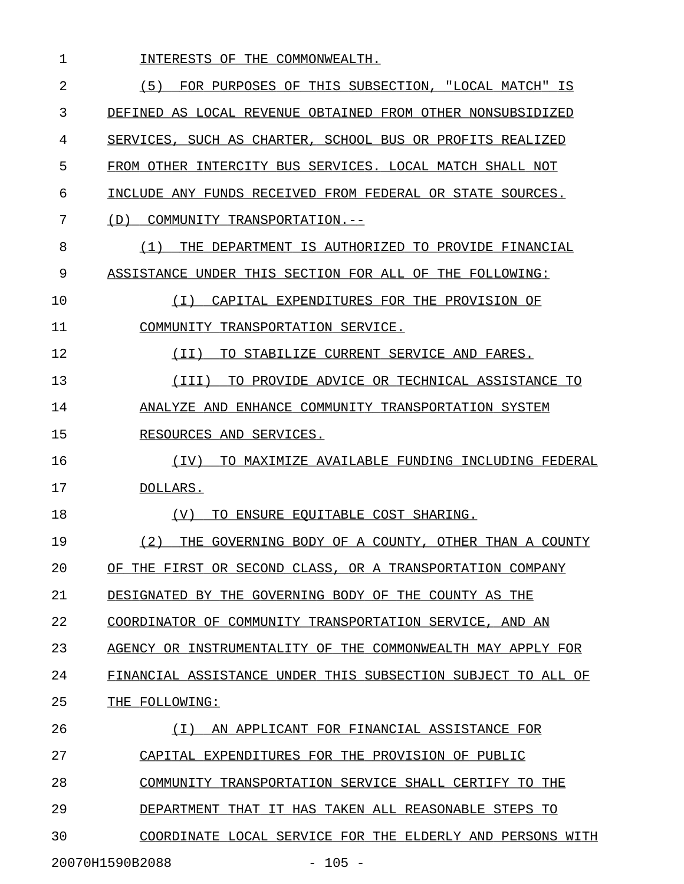INTERESTS OF THE COMMONWEALTH.

(5) FOR PURPOSES OF THIS SUBSECTION, "LOCAL MATCH" IS DEFINED AS LOCAL REVENUE OBTAINED FROM OTHER NONSUBSIDIZED SERVICES, SUCH AS CHARTER, SCHOOL BUS OR PROFITS REALIZED FROM OTHER INTERCITY BUS SERVICES. LOCAL MATCH SHALL NOT INCLUDE ANY FUNDS RECEIVED FROM FEDERAL OR STATE SOURCES.

(D) COMMUNITY TRANSPORTATION.--

(1) THE DEPARTMENT IS AUTHORIZED TO PROVIDE FINANCIAL ASSISTANCE UNDER THIS SECTION FOR ALL OF THE FOLLOWING:

(I) CAPITAL EXPENDITURES FOR THE PROVISION OF COMMUNITY TRANSPORTATION SERVICE.

(II) TO STABILIZE CURRENT SERVICE AND FARES.

(III) TO PROVIDE ADVICE OR TECHNICAL ASSISTANCE TO ANALYZE AND ENHANCE COMMUNITY TRANSPORTATION SYSTEM RESOURCES AND SERVICES.

(IV) TO MAXIMIZE AVAILABLE FUNDING INCLUDING FEDERAL DOLLARS.

(V) TO ENSURE EQUITABLE COST SHARING.

(2) THE GOVERNING BODY OF A COUNTY, OTHER THAN A COUNTY OF THE FIRST OR SECOND CLASS, OR A TRANSPORTATION COMPANY DESIGNATED BY THE GOVERNING BODY OF THE COUNTY AS THE COORDINATOR OF COMMUNITY TRANSPORTATION SERVICE, AND AN AGENCY OR INSTRUMENTALITY OF THE COMMONWEALTH MAY APPLY FOR FINANCIAL ASSISTANCE UNDER THIS SUBSECTION SUBJECT TO ALL OF THE FOLLOWING:

(I) AN APPLICANT FOR FINANCIAL ASSISTANCE FOR CAPITAL EXPENDITURES FOR THE PROVISION OF PUBLIC COMMUNITY TRANSPORTATION SERVICE SHALL CERTIFY TO THE DEPARTMENT THAT IT HAS TAKEN ALL REASONABLE STEPS TO COORDINATE LOCAL SERVICE FOR THE ELDERLY AND PERSONS WITH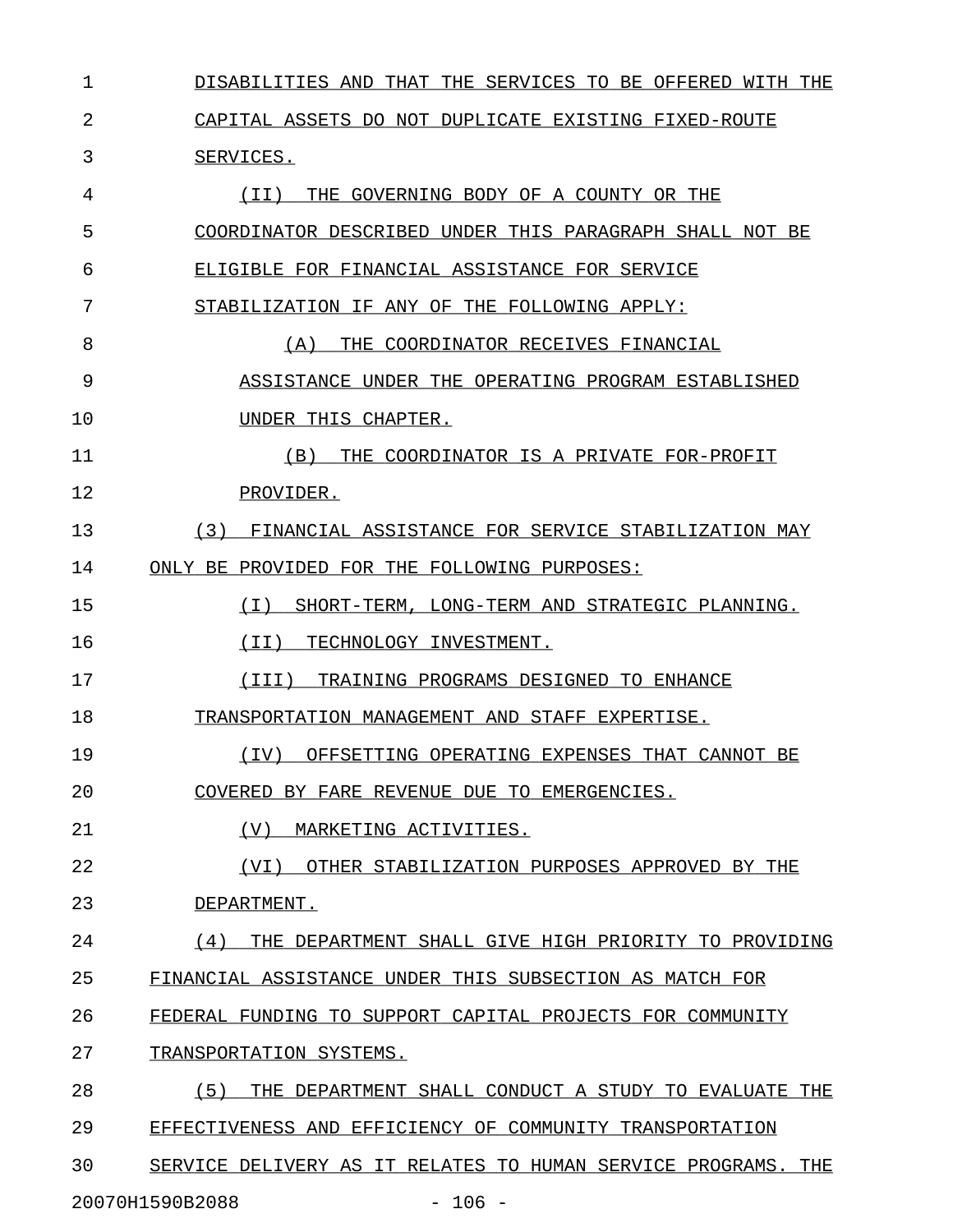DISABILITIES AND THAT THE SERVICES TO BE OFFERED WITH THE CAPITAL ASSETS DO NOT DUPLICATE EXISTING FIXED-ROUTE SERVICES.

(II) THE GOVERNING BODY OF A COUNTY OR THE COORDINATOR DESCRIBED UNDER THIS PARAGRAPH SHALL NOT BE ELIGIBLE FOR FINANCIAL ASSISTANCE FOR SERVICE STABILIZATION IF ANY OF THE FOLLOWING APPLY:

(A) THE COORDINATOR RECEIVES FINANCIAL ASSISTANCE UNDER THE OPERATING PROGRAM ESTABLISHED UNDER THIS CHAPTER.

(B) THE COORDINATOR IS A PRIVATE FOR-PROFIT PROVIDER.

(3) FINANCIAL ASSISTANCE FOR SERVICE STABILIZATION MAY ONLY BE PROVIDED FOR THE FOLLOWING PURPOSES:

(I) SHORT-TERM, LONG-TERM AND STRATEGIC PLANNING.

(II) TECHNOLOGY INVESTMENT.

(III) TRAINING PROGRAMS DESIGNED TO ENHANCE TRANSPORTATION MANAGEMENT AND STAFF EXPERTISE.

(IV) OFFSETTING OPERATING EXPENSES THAT CANNOT BE COVERED BY FARE REVENUE DUE TO EMERGENCIES.

(V) MARKETING ACTIVITIES.

(VI) OTHER STABILIZATION PURPOSES APPROVED BY THE DEPARTMENT.

(4) THE DEPARTMENT SHALL GIVE HIGH PRIORITY TO PROVIDING FINANCIAL ASSISTANCE UNDER THIS SUBSECTION AS MATCH FOR FEDERAL FUNDING TO SUPPORT CAPITAL PROJECTS FOR COMMUNITY TRANSPORTATION SYSTEMS.

(5) THE DEPARTMENT SHALL CONDUCT A STUDY TO EVALUATE THE EFFECTIVENESS AND EFFICIENCY OF COMMUNITY TRANSPORTATION SERVICE DELIVERY AS IT RELATES TO HUMAN SERVICE PROGRAMS. THE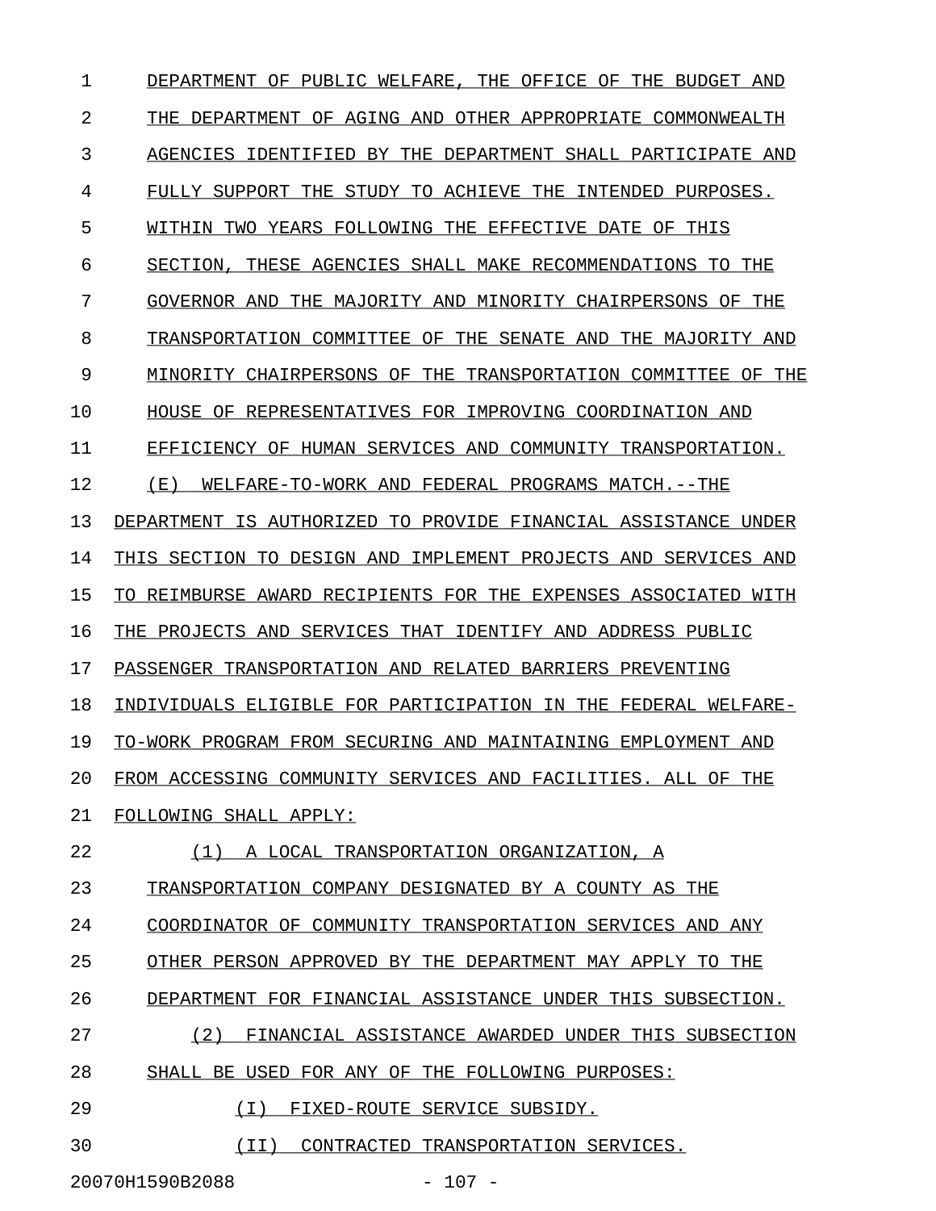DEPARTMENT OF PUBLIC WELFARE, THE OFFICE OF THE BUDGET AND THE DEPARTMENT OF AGING AND OTHER APPROPRIATE COMMONWEALTH AGENCIES IDENTIFIED BY THE DEPARTMENT SHALL PARTICIPATE AND FULLY SUPPORT THE STUDY TO ACHIEVE THE INTENDED PURPOSES. WITHIN TWO YEARS FOLLOWING THE EFFECTIVE DATE OF THIS SECTION, THESE AGENCIES SHALL MAKE RECOMMENDATIONS TO THE GOVERNOR AND THE MAJORITY AND MINORITY CHAIRPERSONS OF THE TRANSPORTATION COMMITTEE OF THE SENATE AND THE MAJORITY AND MINORITY CHAIRPERSONS OF THE TRANSPORTATION COMMITTEE OF THE HOUSE OF REPRESENTATIVES FOR IMPROVING COORDINATION AND EFFICIENCY OF HUMAN SERVICES AND COMMUNITY TRANSPORTATION.

(E) WELFARE-TO-WORK AND FEDERAL PROGRAMS MATCH.--THE DEPARTMENT IS AUTHORIZED TO PROVIDE FINANCIAL ASSISTANCE UNDER THIS SECTION TO DESIGN AND IMPLEMENT PROJECTS AND SERVICES AND TO REIMBURSE AWARD RECIPIENTS FOR THE EXPENSES ASSOCIATED WITH THE PROJECTS AND SERVICES THAT IDENTIFY AND ADDRESS PUBLIC PASSENGER TRANSPORTATION AND RELATED BARRIERS PREVENTING INDIVIDUALS ELIGIBLE FOR PARTICIPATION IN THE FEDERAL WELFARE-TO-WORK PROGRAM FROM SECURING AND MAINTAINING EMPLOYMENT AND FROM ACCESSING COMMUNITY SERVICES AND FACILITIES. ALL OF THE FOLLOWING SHALL APPLY:

(1) A LOCAL TRANSPORTATION ORGANIZATION, A TRANSPORTATION COMPANY DESIGNATED BY A COUNTY AS THE COORDINATOR OF COMMUNITY TRANSPORTATION SERVICES AND ANY OTHER PERSON APPROVED BY THE DEPARTMENT MAY APPLY TO THE DEPARTMENT FOR FINANCIAL ASSISTANCE UNDER THIS SUBSECTION.

(2) FINANCIAL ASSISTANCE AWARDED UNDER THIS SUBSECTION SHALL BE USED FOR ANY OF THE FOLLOWING PURPOSES:

(I) FIXED-ROUTE SERVICE SUBSIDY.

(II) CONTRACTED TRANSPORTATION SERVICES.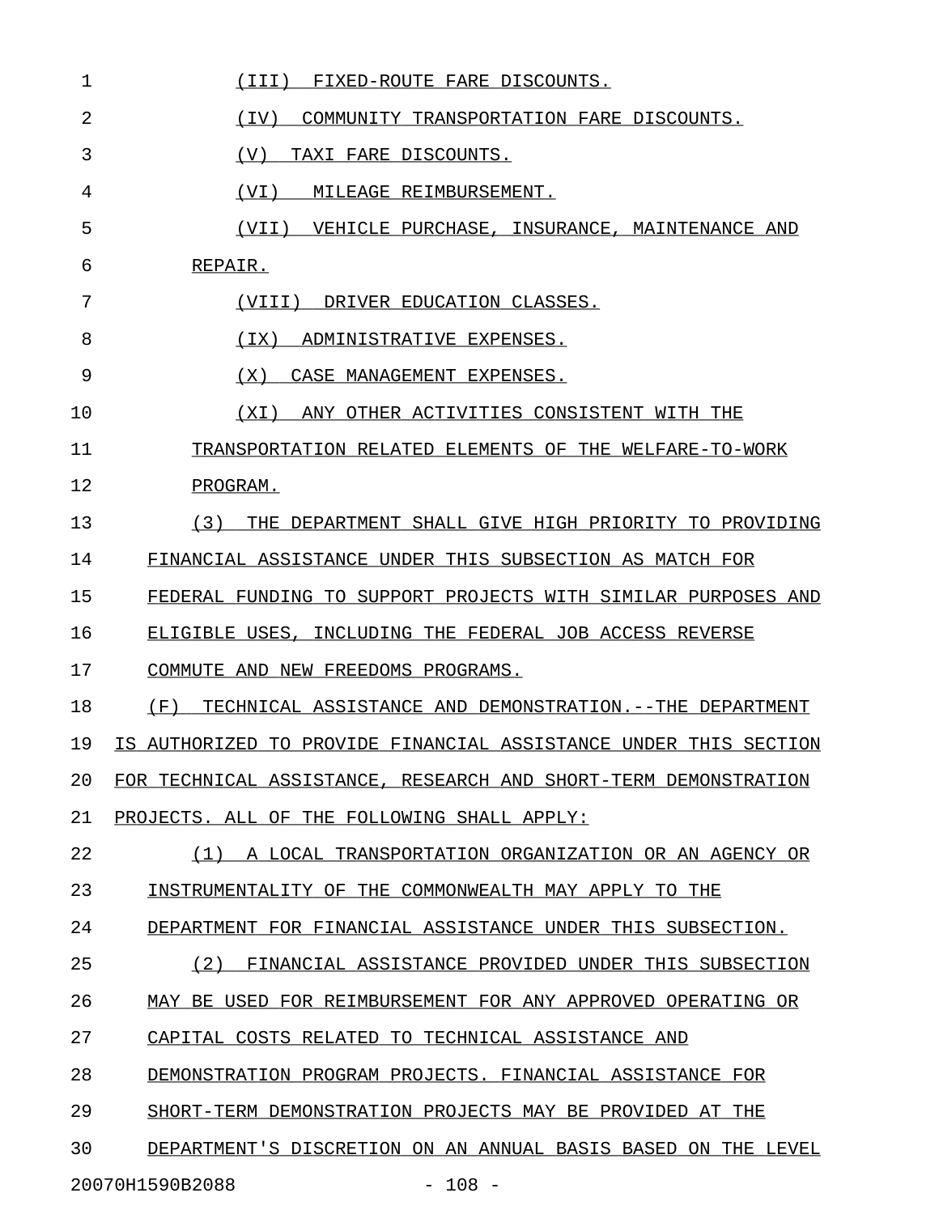(III) FIXED-ROUTE FARE DISCOUNTS.

(IV) COMMUNITY TRANSPORTATION FARE DISCOUNTS.

(V) TAXI FARE DISCOUNTS.

(VI) MILEAGE REIMBURSEMENT.

(VII) VEHICLE PURCHASE, INSURANCE, MAINTENANCE AND REPAIR.

(VIII) DRIVER EDUCATION CLASSES.

(IX) ADMINISTRATIVE EXPENSES.

(X) CASE MANAGEMENT EXPENSES.

(XI) ANY OTHER ACTIVITIES CONSISTENT WITH THE TRANSPORTATION RELATED ELEMENTS OF THE WELFARE-TO-WORK PROGRAM.

(3) THE DEPARTMENT SHALL GIVE HIGH PRIORITY TO PROVIDING FINANCIAL ASSISTANCE UNDER THIS SUBSECTION AS MATCH FOR FEDERAL FUNDING TO SUPPORT PROJECTS WITH SIMILAR PURPOSES AND ELIGIBLE USES, INCLUDING THE FEDERAL JOB ACCESS REVERSE COMMUTE AND NEW FREEDOMS PROGRAMS.

(F) TECHNICAL ASSISTANCE AND DEMONSTRATION.--THE DEPARTMENT IS AUTHORIZED TO PROVIDE FINANCIAL ASSISTANCE UNDER THIS SECTION FOR TECHNICAL ASSISTANCE, RESEARCH AND SHORT-TERM DEMONSTRATION PROJECTS. ALL OF THE FOLLOWING SHALL APPLY:

(1) A LOCAL TRANSPORTATION ORGANIZATION OR AN AGENCY OR INSTRUMENTALITY OF THE COMMONWEALTH MAY APPLY TO THE DEPARTMENT FOR FINANCIAL ASSISTANCE UNDER THIS SUBSECTION.

(2) FINANCIAL ASSISTANCE PROVIDED UNDER THIS SUBSECTION MAY BE USED FOR REIMBURSEMENT FOR ANY APPROVED OPERATING OR CAPITAL COSTS RELATED TO TECHNICAL ASSISTANCE AND DEMONSTRATION PROGRAM PROJECTS. FINANCIAL ASSISTANCE FOR SHORT-TERM DEMONSTRATION PROJECTS MAY BE PROVIDED AT THE DEPARTMENT'S DISCRETION ON AN ANNUAL BASIS BASED ON THE LEVEL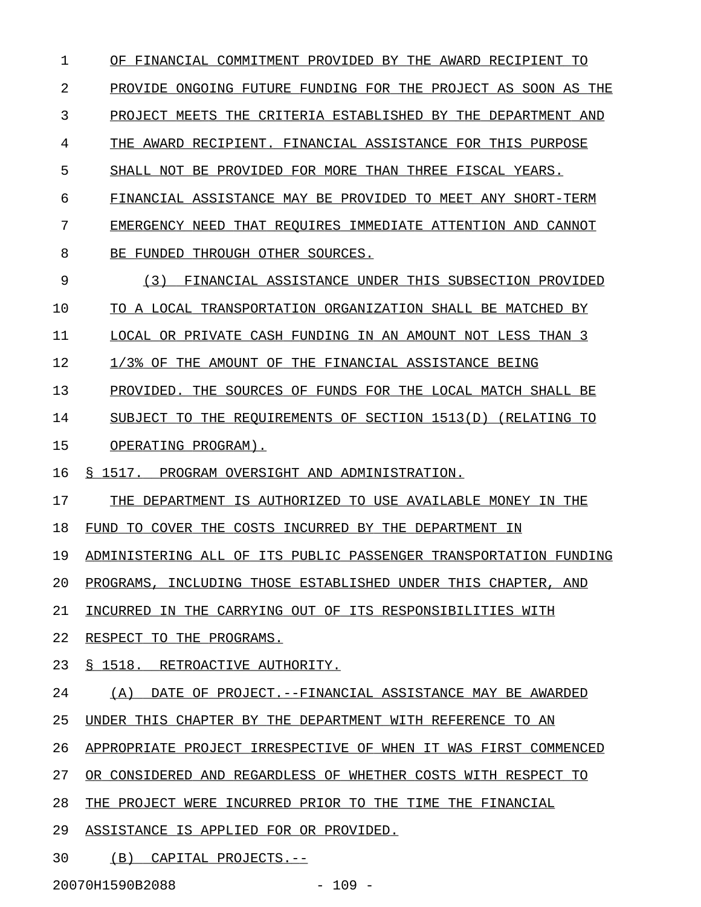OF FINANCIAL COMMITMENT PROVIDED BY THE AWARD RECIPIENT TO PROVIDE ONGOING FUTURE FUNDING FOR THE PROJECT AS SOON AS THE PROJECT MEETS THE CRITERIA ESTABLISHED BY THE DEPARTMENT AND THE AWARD RECIPIENT. FINANCIAL ASSISTANCE FOR THIS PURPOSE SHALL NOT BE PROVIDED FOR MORE THAN THREE FISCAL YEARS. FINANCIAL ASSISTANCE MAY BE PROVIDED TO MEET ANY SHORT-TERM EMERGENCY NEED THAT REQUIRES IMMEDIATE ATTENTION AND CANNOT BE FUNDED THROUGH OTHER SOURCES.

(3) FINANCIAL ASSISTANCE UNDER THIS SUBSECTION PROVIDED TO A LOCAL TRANSPORTATION ORGANIZATION SHALL BE MATCHED BY LOCAL OR PRIVATE CASH FUNDING IN AN AMOUNT NOT LESS THAN 3 1/3% OF THE AMOUNT OF THE FINANCIAL ASSISTANCE BEING PROVIDED. THE SOURCES OF FUNDS FOR THE LOCAL MATCH SHALL BE SUBJECT TO THE REQUIREMENTS OF SECTION 1513(D) (RELATING TO OPERATING PROGRAM).

§ 1517. PROGRAM OVERSIGHT AND ADMINISTRATION.

THE DEPARTMENT IS AUTHORIZED TO USE AVAILABLE MONEY IN THE FUND TO COVER THE COSTS INCURRED BY THE DEPARTMENT IN ADMINISTERING ALL OF ITS PUBLIC PASSENGER TRANSPORTATION FUNDING PROGRAMS, INCLUDING THOSE ESTABLISHED UNDER THIS CHAPTER, AND INCURRED IN THE CARRYING OUT OF ITS RESPONSIBILITIES WITH RESPECT TO THE PROGRAMS.

§ 1518. RETROACTIVE AUTHORITY.

(A) DATE OF PROJECT.--FINANCIAL ASSISTANCE MAY BE AWARDED UNDER THIS CHAPTER BY THE DEPARTMENT WITH REFERENCE TO AN APPROPRIATE PROJECT IRRESPECTIVE OF WHEN IT WAS FIRST COMMENCED OR CONSIDERED AND REGARDLESS OF WHETHER COSTS WITH RESPECT TO THE PROJECT WERE INCURRED PRIOR TO THE TIME THE FINANCIAL ASSISTANCE IS APPLIED FOR OR PROVIDED.

(B) CAPITAL PROJECTS.--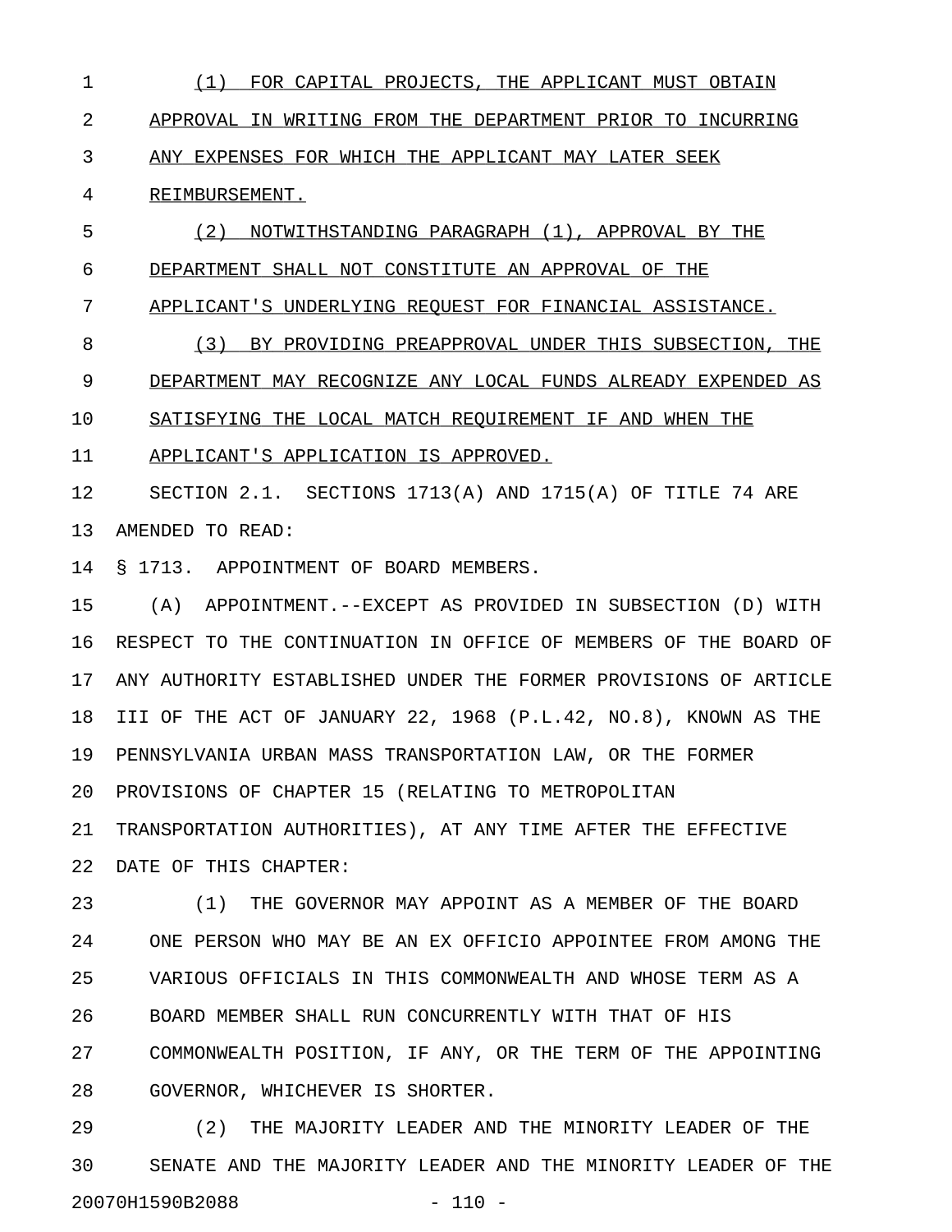(1) FOR CAPITAL PROJECTS, THE APPLICANT MUST OBTAIN APPROVAL IN WRITING FROM THE DEPARTMENT PRIOR TO INCURRING ANY EXPENSES FOR WHICH THE APPLICANT MAY LATER SEEK REIMBURSEMENT.

(2) NOTWITHSTANDING PARAGRAPH (1), APPROVAL BY THE DEPARTMENT SHALL NOT CONSTITUTE AN APPROVAL OF THE APPLICANT'S UNDERLYING REQUEST FOR FINANCIAL ASSISTANCE.

(3) BY PROVIDING PREAPPROVAL UNDER THIS SUBSECTION, THE DEPARTMENT MAY RECOGNIZE ANY LOCAL FUNDS ALREADY EXPENDED AS SATISFYING THE LOCAL MATCH REQUIREMENT IF AND WHEN THE APPLICANT'S APPLICATION IS APPROVED.

SECTION 2.1. SECTIONS 1713(A) AND 1715(A) OF TITLE 74 ARE AMENDED TO READ:

§ 1713. APPOINTMENT OF BOARD MEMBERS.

(A) APPOINTMENT.--EXCEPT AS PROVIDED IN SUBSECTION (D) WITH RESPECT TO THE CONTINUATION IN OFFICE OF MEMBERS OF THE BOARD OF ANY AUTHORITY ESTABLISHED UNDER THE FORMER PROVISIONS OF ARTICLE III OF THE ACT OF JANUARY 22, 1968 (P.L.42, NO.8), KNOWN AS THE PENNSYLVANIA URBAN MASS TRANSPORTATION LAW, OR THE FORMER PROVISIONS OF CHAPTER 15 (RELATING TO METROPOLITAN TRANSPORTATION AUTHORITIES), AT ANY TIME AFTER THE EFFECTIVE DATE OF THIS CHAPTER:

(1) THE GOVERNOR MAY APPOINT AS A MEMBER OF THE BOARD ONE PERSON WHO MAY BE AN EX OFFICIO APPOINTEE FROM AMONG THE VARIOUS OFFICIALS IN THIS COMMONWEALTH AND WHOSE TERM AS A BOARD MEMBER SHALL RUN CONCURRENTLY WITH THAT OF HIS COMMONWEALTH POSITION, IF ANY, OR THE TERM OF THE APPOINTING GOVERNOR, WHICHEVER IS SHORTER.

(2) THE MAJORITY LEADER AND THE MINORITY LEADER OF THE SENATE AND THE MAJORITY LEADER AND THE MINORITY LEADER OF THE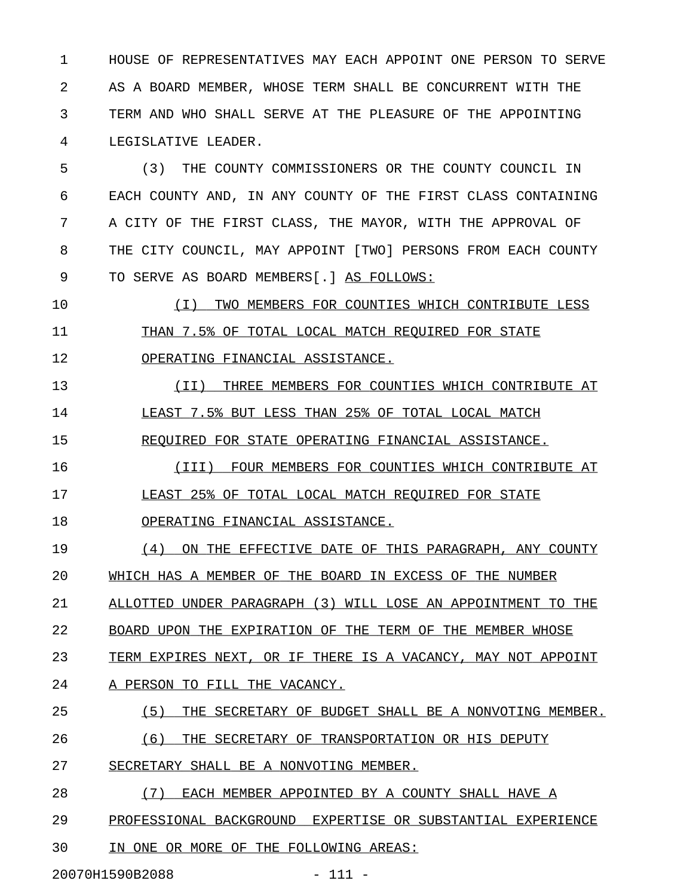HOUSE OF REPRESENTATIVES MAY EACH APPOINT ONE PERSON TO SERVE AS A BOARD MEMBER, WHOSE TERM SHALL BE CONCURRENT WITH THE TERM AND WHO SHALL SERVE AT THE PLEASURE OF THE APPOINTING LEGISLATIVE LEADER.

(3) THE COUNTY COMMISSIONERS OR THE COUNTY COUNCIL IN EACH COUNTY AND, IN ANY COUNTY OF THE FIRST CLASS CONTAINING A CITY OF THE FIRST CLASS, THE MAYOR, WITH THE APPROVAL OF THE CITY COUNCIL, MAY APPOINT [TWO] PERSONS FROM EACH COUNTY TO SERVE AS BOARD MEMBERS[.] AS FOLLOWS:

(I) TWO MEMBERS FOR COUNTIES WHICH CONTRIBUTE LESS THAN 7.5% OF TOTAL LOCAL MATCH REQUIRED FOR STATE OPERATING FINANCIAL ASSISTANCE.

(II) THREE MEMBERS FOR COUNTIES WHICH CONTRIBUTE AT LEAST 7.5% BUT LESS THAN 25% OF TOTAL LOCAL MATCH REQUIRED FOR STATE OPERATING FINANCIAL ASSISTANCE.

(III) FOUR MEMBERS FOR COUNTIES WHICH CONTRIBUTE AT LEAST 25% OF TOTAL LOCAL MATCH REQUIRED FOR STATE OPERATING FINANCIAL ASSISTANCE.

(4) ON THE EFFECTIVE DATE OF THIS PARAGRAPH, ANY COUNTY WHICH HAS A MEMBER OF THE BOARD IN EXCESS OF THE NUMBER ALLOTTED UNDER PARAGRAPH (3) WILL LOSE AN APPOINTMENT TO THE BOARD UPON THE EXPIRATION OF THE TERM OF THE MEMBER WHOSE TERM EXPIRES NEXT, OR IF THERE IS A VACANCY, MAY NOT APPOINT A PERSON TO FILL THE VACANCY.

(5) THE SECRETARY OF BUDGET SHALL BE A NONVOTING MEMBER.

(6) THE SECRETARY OF TRANSPORTATION OR HIS DEPUTY SECRETARY SHALL BE A NONVOTING MEMBER.

(7) EACH MEMBER APPOINTED BY A COUNTY SHALL HAVE A PROFESSIONAL BACKGROUND EXPERTISE OR SUBSTANTIAL EXPERIENCE IN ONE OR MORE OF THE FOLLOWING AREAS:

20070H1590B2088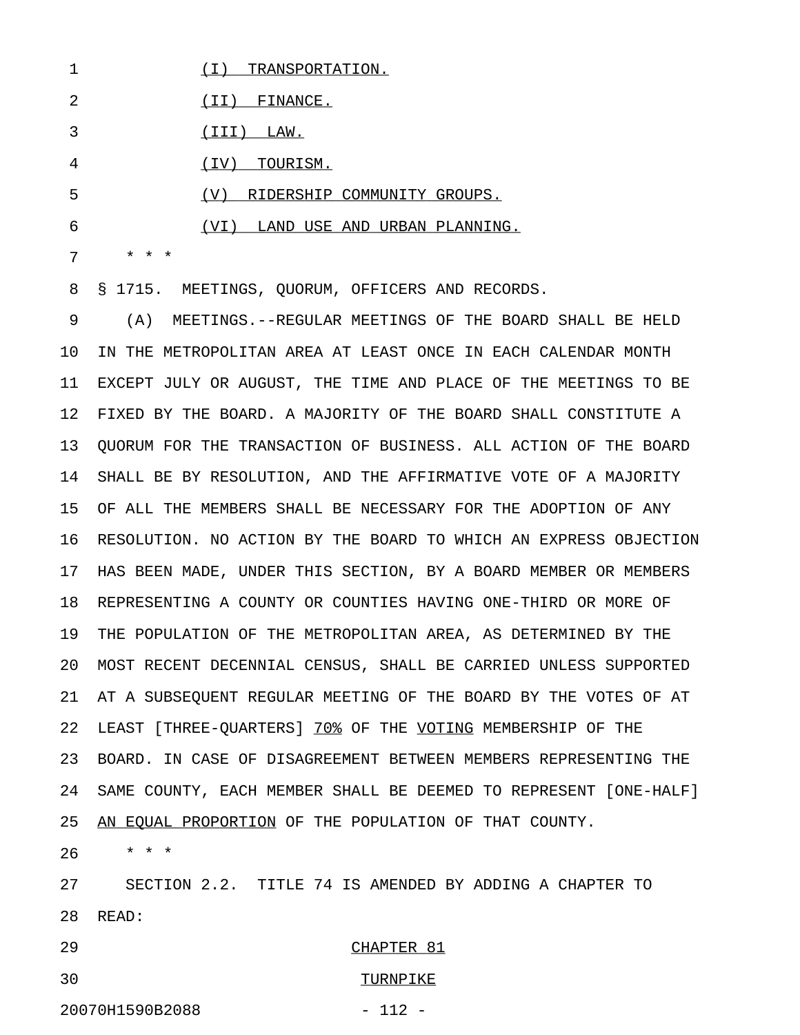(I) TRANSPORTATION.

(II) FINANCE.

(III) LAW.

(IV) TOURISM.

(V) RIDERSHIP COMMUNITY GROUPS.

(VI) LAND USE AND URBAN PLANNING.

\* \* \*

§ 1715. MEETINGS, QUORUM, OFFICERS AND RECORDS.

(A) MEETINGS.--REGULAR MEETINGS OF THE BOARD SHALL BE HELD IN THE METROPOLITAN AREA AT LEAST ONCE IN EACH CALENDAR MONTH EXCEPT JULY OR AUGUST, THE TIME AND PLACE OF THE MEETINGS TO BE FIXED BY THE BOARD. A MAJORITY OF THE BOARD SHALL CONSTITUTE A QUORUM FOR THE TRANSACTION OF BUSINESS. ALL ACTION OF THE BOARD SHALL BE BY RESOLUTION, AND THE AFFIRMATIVE VOTE OF A MAJORITY OF ALL THE MEMBERS SHALL BE NECESSARY FOR THE ADOPTION OF ANY RESOLUTION. NO ACTION BY THE BOARD TO WHICH AN EXPRESS OBJECTION HAS BEEN MADE, UNDER THIS SECTION, BY A BOARD MEMBER OR MEMBERS REPRESENTING A COUNTY OR COUNTIES HAVING ONE-THIRD OR MORE OF THE POPULATION OF THE METROPOLITAN AREA, AS DETERMINED BY THE MOST RECENT DECENNIAL CENSUS, SHALL BE CARRIED UNLESS SUPPORTED AT A SUBSEQUENT REGULAR MEETING OF THE BOARD BY THE VOTES OF AT LEAST [THREE-QUARTERS] 70% OF THE VOTING MEMBERSHIP OF THE BOARD. IN CASE OF DISAGREEMENT BETWEEN MEMBERS REPRESENTING THE SAME COUNTY, EACH MEMBER SHALL BE DEEMED TO REPRESENT [ONE-HALF] AN EQUAL PROPORTION OF THE POPULATION OF THAT COUNTY.

\* \* \*

SECTION 2.2. TITLE 74 IS AMENDED BY ADDING A CHAPTER TO READ:

CHAPTER 81

TURNPIKE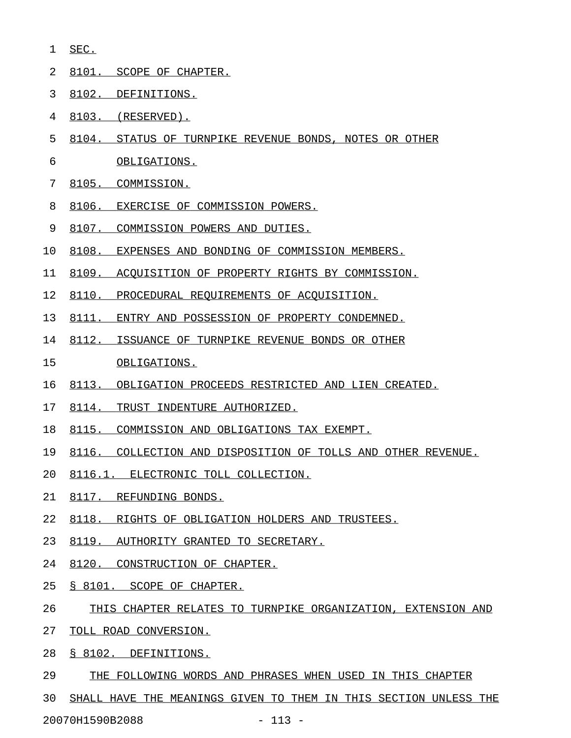SEC.

8101. SCOPE OF CHAPTER.

8102. DEFINITIONS.

8103. (RESERVED).

8104. STATUS OF TURNPIKE REVENUE BONDS, NOTES OR OTHER OBLIGATIONS.

8105. COMMISSION.

8106. EXERCISE OF COMMISSION POWERS.

8107. COMMISSION POWERS AND DUTIES.

8108. EXPENSES AND BONDING OF COMMISSION MEMBERS.

8109. ACQUISITION OF PROPERTY RIGHTS BY COMMISSION.

8110. PROCEDURAL REQUIREMENTS OF ACQUISITION.

8111. ENTRY AND POSSESSION OF PROPERTY CONDEMNED.

8112. ISSUANCE OF TURNPIKE REVENUE BONDS OR OTHER OBLIGATIONS.

8113. OBLIGATION PROCEEDS RESTRICTED AND LIEN CREATED.

8114. TRUST INDENTURE AUTHORIZED.

8115. COMMISSION AND OBLIGATIONS TAX EXEMPT.

8116. COLLECTION AND DISPOSITION OF TOLLS AND OTHER REVENUE.

8116.1. ELECTRONIC TOLL COLLECTION.

8117. REFUNDING BONDS.

8118. RIGHTS OF OBLIGATION HOLDERS AND TRUSTEES.

8119. AUTHORITY GRANTED TO SECRETARY.

8120. CONSTRUCTION OF CHAPTER.

§ 8101. SCOPE OF CHAPTER.

THIS CHAPTER RELATES TO TURNPIKE ORGANIZATION, EXTENSION AND TOLL ROAD CONVERSION.

§ 8102. DEFINITIONS.

THE FOLLOWING WORDS AND PHRASES WHEN USED IN THIS CHAPTER SHALL HAVE THE MEANINGS GIVEN TO THEM IN THIS SECTION UNLESS THE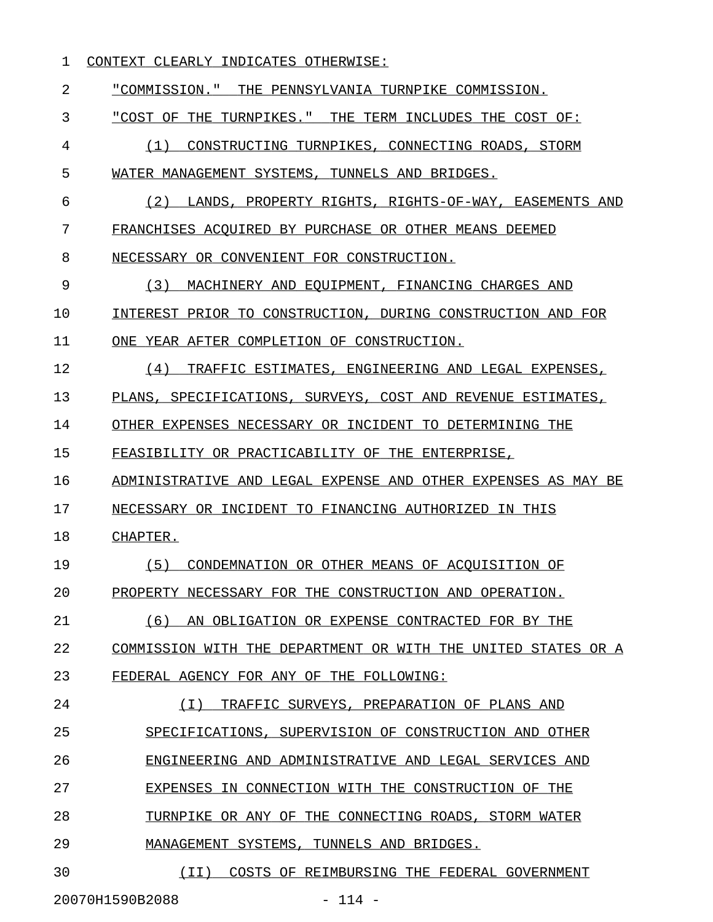CONTEXT CLEARLY INDICATES OTHERWISE:

"COMMISSION." THE PENNSYLVANIA TURNPIKE COMMISSION.

"COST OF THE TURNPIKES." THE TERM INCLUDES THE COST OF:

(1) CONSTRUCTING TURNPIKES, CONNECTING ROADS, STORM WATER MANAGEMENT SYSTEMS, TUNNELS AND BRIDGES.

(2) LANDS, PROPERTY RIGHTS, RIGHTS-OF-WAY, EASEMENTS AND FRANCHISES ACQUIRED BY PURCHASE OR OTHER MEANS DEEMED NECESSARY OR CONVENIENT FOR CONSTRUCTION.

(3) MACHINERY AND EQUIPMENT, FINANCING CHARGES AND INTEREST PRIOR TO CONSTRUCTION, DURING CONSTRUCTION AND FOR ONE YEAR AFTER COMPLETION OF CONSTRUCTION.

(4) TRAFFIC ESTIMATES, ENGINEERING AND LEGAL EXPENSES, PLANS, SPECIFICATIONS, SURVEYS, COST AND REVENUE ESTIMATES, OTHER EXPENSES NECESSARY OR INCIDENT TO DETERMINING THE FEASIBILITY OR PRACTICABILITY OF THE ENTERPRISE, ADMINISTRATIVE AND LEGAL EXPENSE AND OTHER EXPENSES AS MAY BE NECESSARY OR INCIDENT TO FINANCING AUTHORIZED IN THIS CHAPTER.

(5) CONDEMNATION OR OTHER MEANS OF ACQUISITION OF PROPERTY NECESSARY FOR THE CONSTRUCTION AND OPERATION.

(6) AN OBLIGATION OR EXPENSE CONTRACTED FOR BY THE COMMISSION WITH THE DEPARTMENT OR WITH THE UNITED STATES OR A FEDERAL AGENCY FOR ANY OF THE FOLLOWING:

(I) TRAFFIC SURVEYS, PREPARATION OF PLANS AND SPECIFICATIONS, SUPERVISION OF CONSTRUCTION AND OTHER ENGINEERING AND ADMINISTRATIVE AND LEGAL SERVICES AND EXPENSES IN CONNECTION WITH THE CONSTRUCTION OF THE TURNPIKE OR ANY OF THE CONNECTING ROADS, STORM WATER MANAGEMENT SYSTEMS, TUNNELS AND BRIDGES.

(II) COSTS OF REIMBURSING THE FEDERAL GOVERNMENT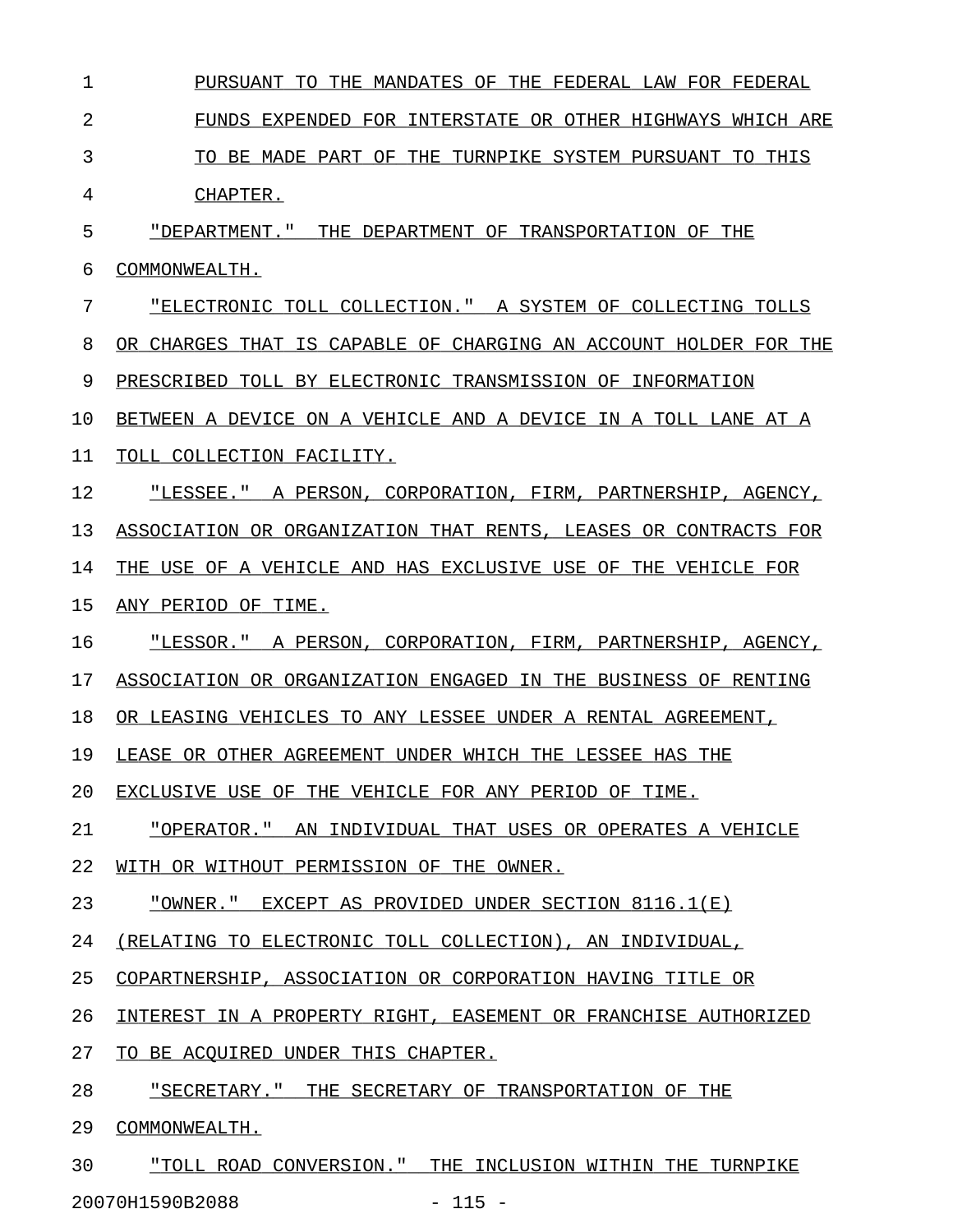PURSUANT TO THE MANDATES OF THE FEDERAL LAW FOR FEDERAL FUNDS EXPENDED FOR INTERSTATE OR OTHER HIGHWAYS WHICH ARE TO BE MADE PART OF THE TURNPIKE SYSTEM PURSUANT TO THIS CHAPTER.

"DEPARTMENT." THE DEPARTMENT OF TRANSPORTATION OF THE COMMONWEALTH.

"ELECTRONIC TOLL COLLECTION." A SYSTEM OF COLLECTING TOLLS OR CHARGES THAT IS CAPABLE OF CHARGING AN ACCOUNT HOLDER FOR THE PRESCRIBED TOLL BY ELECTRONIC TRANSMISSION OF INFORMATION BETWEEN A DEVICE ON A VEHICLE AND A DEVICE IN A TOLL LANE AT A TOLL COLLECTION FACILITY.

"LESSEE." A PERSON, CORPORATION, FIRM, PARTNERSHIP, AGENCY, ASSOCIATION OR ORGANIZATION THAT RENTS, LEASES OR CONTRACTS FOR THE USE OF A VEHICLE AND HAS EXCLUSIVE USE OF THE VEHICLE FOR ANY PERIOD OF TIME.

"LESSOR." A PERSON, CORPORATION, FIRM, PARTNERSHIP, AGENCY, ASSOCIATION OR ORGANIZATION ENGAGED IN THE BUSINESS OF RENTING OR LEASING VEHICLES TO ANY LESSEE UNDER A RENTAL AGREEMENT, LEASE OR OTHER AGREEMENT UNDER WHICH THE LESSEE HAS THE EXCLUSIVE USE OF THE VEHICLE FOR ANY PERIOD OF TIME.

"OPERATOR." AN INDIVIDUAL THAT USES OR OPERATES A VEHICLE WITH OR WITHOUT PERMISSION OF THE OWNER.

"OWNER." EXCEPT AS PROVIDED UNDER SECTION 8116.1(E) (RELATING TO ELECTRONIC TOLL COLLECTION), AN INDIVIDUAL, COPARTNERSHIP, ASSOCIATION OR CORPORATION HAVING TITLE OR INTEREST IN A PROPERTY RIGHT, EASEMENT OR FRANCHISE AUTHORIZED TO BE ACQUIRED UNDER THIS CHAPTER.

"SECRETARY." THE SECRETARY OF TRANSPORTATION OF THE COMMONWEALTH.

"TOLL ROAD CONVERSION." THE INCLUSION WITHIN THE TURNPIKE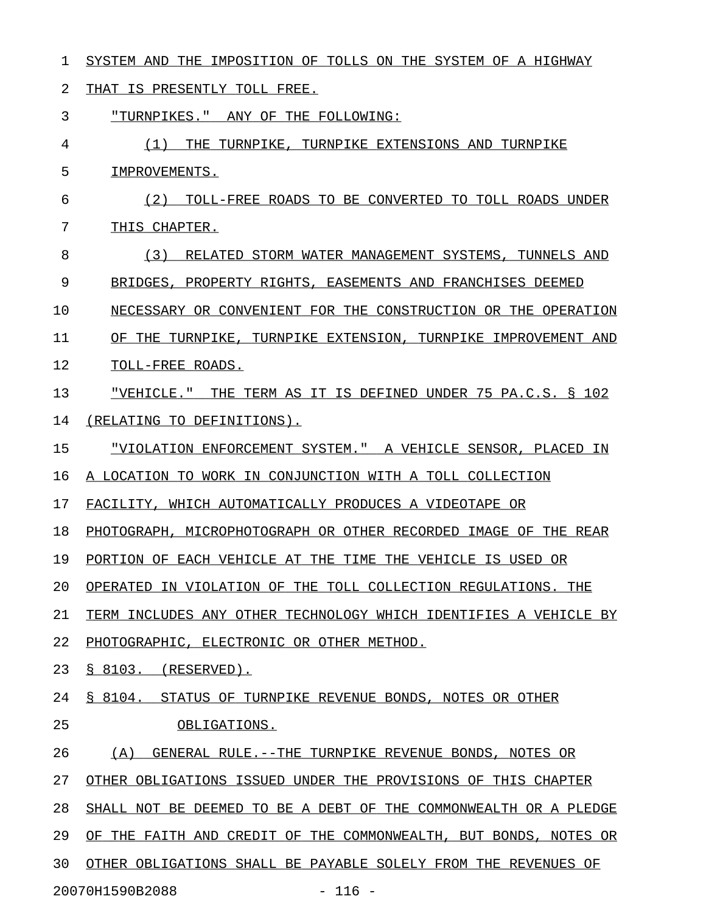SYSTEM AND THE IMPOSITION OF TOLLS ON THE SYSTEM OF A HIGHWAY THAT IS PRESENTLY TOLL FREE.

"TURNPIKES." ANY OF THE FOLLOWING:

(1) THE TURNPIKE, TURNPIKE EXTENSIONS AND TURNPIKE IMPROVEMENTS.

(2) TOLL-FREE ROADS TO BE CONVERTED TO TOLL ROADS UNDER THIS CHAPTER.

(3) RELATED STORM WATER MANAGEMENT SYSTEMS, TUNNELS AND BRIDGES, PROPERTY RIGHTS, EASEMENTS AND FRANCHISES DEEMED NECESSARY OR CONVENIENT FOR THE CONSTRUCTION OR THE OPERATION OF THE TURNPIKE, TURNPIKE EXTENSION, TURNPIKE IMPROVEMENT AND TOLL-FREE ROADS.

"VEHICLE." THE TERM AS IT IS DEFINED UNDER 75 PA.C.S. § 102 (RELATING TO DEFINITIONS).

"VIOLATION ENFORCEMENT SYSTEM." A VEHICLE SENSOR, PLACED IN A LOCATION TO WORK IN CONJUNCTION WITH A TOLL COLLECTION FACILITY, WHICH AUTOMATICALLY PRODUCES A VIDEOTAPE OR PHOTOGRAPH, MICROPHOTOGRAPH OR OTHER RECORDED IMAGE OF THE REAR PORTION OF EACH VEHICLE AT THE TIME THE VEHICLE IS USED OR OPERATED IN VIOLATION OF THE TOLL COLLECTION REGULATIONS. THE TERM INCLUDES ANY OTHER TECHNOLOGY WHICH IDENTIFIES A VEHICLE BY PHOTOGRAPHIC, ELECTRONIC OR OTHER METHOD.

§ 8103. (RESERVED).

§ 8104. STATUS OF TURNPIKE REVENUE BONDS, NOTES OR OTHER OBLIGATIONS.

(A) GENERAL RULE.--THE TURNPIKE REVENUE BONDS, NOTES OR OTHER OBLIGATIONS ISSUED UNDER THE PROVISIONS OF THIS CHAPTER SHALL NOT BE DEEMED TO BE A DEBT OF THE COMMONWEALTH OR A PLEDGE OF THE FAITH AND CREDIT OF THE COMMONWEALTH, BUT BONDS, NOTES OR OTHER OBLIGATIONS SHALL BE PAYABLE SOLELY FROM THE REVENUES OF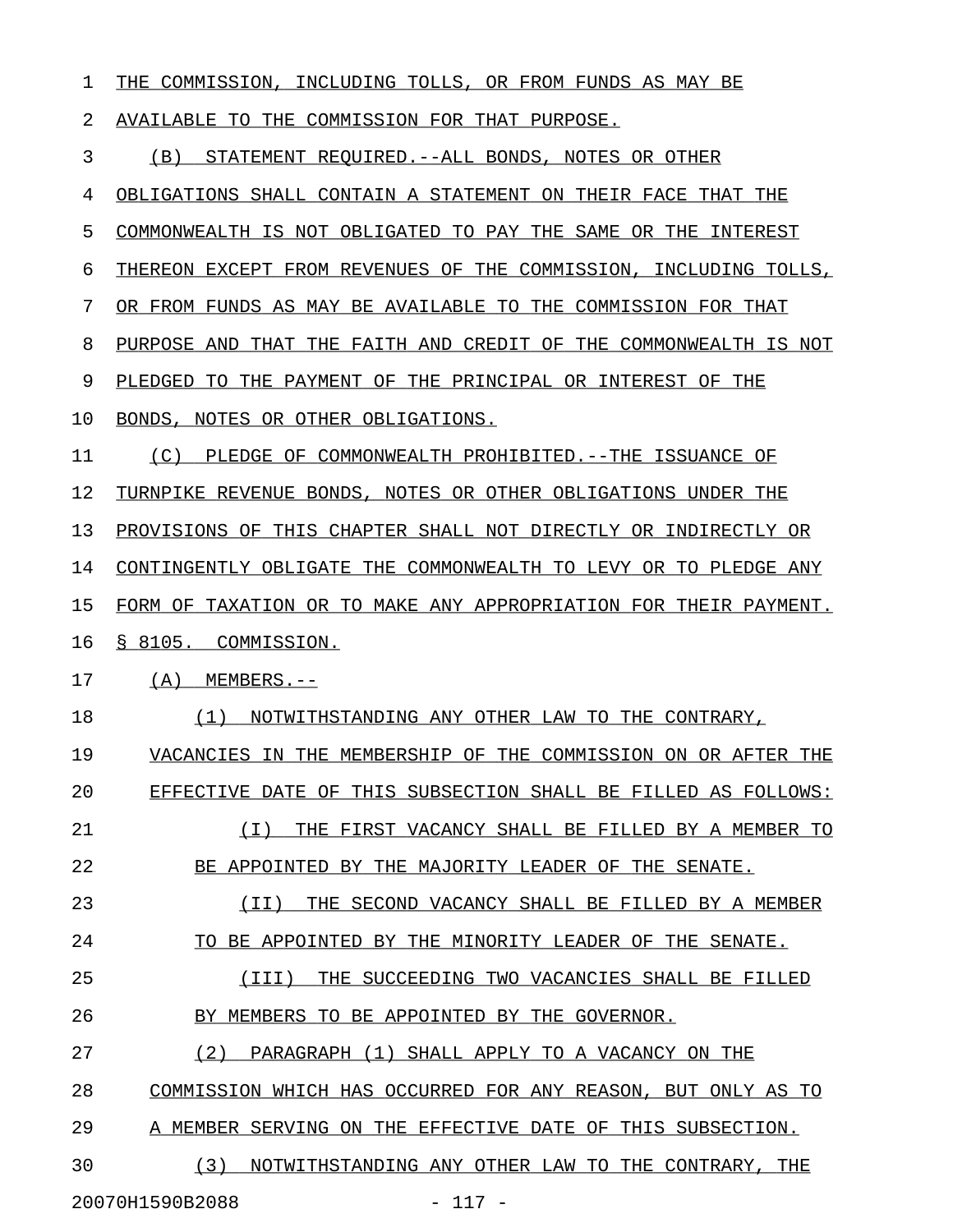THE COMMISSION, INCLUDING TOLLS, OR FROM FUNDS AS MAY BE AVAILABLE TO THE COMMISSION FOR THAT PURPOSE.

(B) STATEMENT REQUIRED.--ALL BONDS, NOTES OR OTHER OBLIGATIONS SHALL CONTAIN A STATEMENT ON THEIR FACE THAT THE COMMONWEALTH IS NOT OBLIGATED TO PAY THE SAME OR THE INTEREST THEREON EXCEPT FROM REVENUES OF THE COMMISSION, INCLUDING TOLLS, OR FROM FUNDS AS MAY BE AVAILABLE TO THE COMMISSION FOR THAT PURPOSE AND THAT THE FAITH AND CREDIT OF THE COMMONWEALTH IS NOT PLEDGED TO THE PAYMENT OF THE PRINCIPAL OR INTEREST OF THE BONDS, NOTES OR OTHER OBLIGATIONS.

(C) PLEDGE OF COMMONWEALTH PROHIBITED.--THE ISSUANCE OF TURNPIKE REVENUE BONDS, NOTES OR OTHER OBLIGATIONS UNDER THE PROVISIONS OF THIS CHAPTER SHALL NOT DIRECTLY OR INDIRECTLY OR CONTINGENTLY OBLIGATE THE COMMONWEALTH TO LEVY OR TO PLEDGE ANY FORM OF TAXATION OR TO MAKE ANY APPROPRIATION FOR THEIR PAYMENT.

§ 8105. COMMISSION.

(A) MEMBERS.--

(1) NOTWITHSTANDING ANY OTHER LAW TO THE CONTRARY, VACANCIES IN THE MEMBERSHIP OF THE COMMISSION ON OR AFTER THE EFFECTIVE DATE OF THIS SUBSECTION SHALL BE FILLED AS FOLLOWS:

(I) THE FIRST VACANCY SHALL BE FILLED BY A MEMBER TO BE APPOINTED BY THE MAJORITY LEADER OF THE SENATE.

(II) THE SECOND VACANCY SHALL BE FILLED BY A MEMBER TO BE APPOINTED BY THE MINORITY LEADER OF THE SENATE.

(III) THE SUCCEEDING TWO VACANCIES SHALL BE FILLED BY MEMBERS TO BE APPOINTED BY THE GOVERNOR.

(2) PARAGRAPH (1) SHALL APPLY TO A VACANCY ON THE COMMISSION WHICH HAS OCCURRED FOR ANY REASON, BUT ONLY AS TO A MEMBER SERVING ON THE EFFECTIVE DATE OF THIS SUBSECTION.

(3) NOTWITHSTANDING ANY OTHER LAW TO THE CONTRARY, THE

20070H1590B2088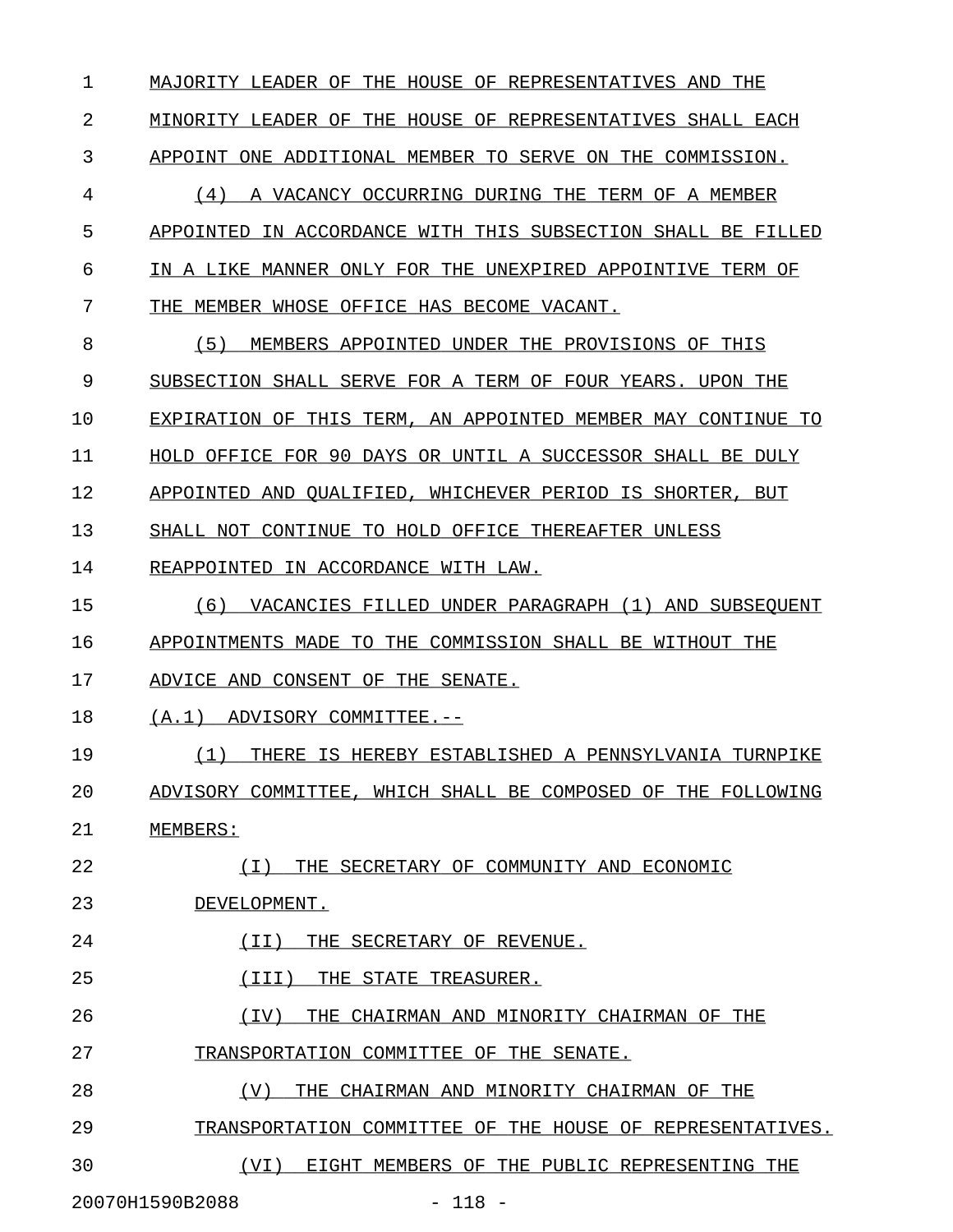MAJORITY LEADER OF THE HOUSE OF REPRESENTATIVES AND THE MINORITY LEADER OF THE HOUSE OF REPRESENTATIVES SHALL EACH APPOINT ONE ADDITIONAL MEMBER TO SERVE ON THE COMMISSION.

(4) A VACANCY OCCURRING DURING THE TERM OF A MEMBER APPOINTED IN ACCORDANCE WITH THIS SUBSECTION SHALL BE FILLED IN A LIKE MANNER ONLY FOR THE UNEXPIRED APPOINTIVE TERM OF THE MEMBER WHOSE OFFICE HAS BECOME VACANT.

(5) MEMBERS APPOINTED UNDER THE PROVISIONS OF THIS SUBSECTION SHALL SERVE FOR A TERM OF FOUR YEARS. UPON THE EXPIRATION OF THIS TERM, AN APPOINTED MEMBER MAY CONTINUE TO HOLD OFFICE FOR 90 DAYS OR UNTIL A SUCCESSOR SHALL BE DULY APPOINTED AND QUALIFIED, WHICHEVER PERIOD IS SHORTER, BUT SHALL NOT CONTINUE TO HOLD OFFICE THEREAFTER UNLESS REAPPOINTED IN ACCORDANCE WITH LAW.

(6) VACANCIES FILLED UNDER PARAGRAPH (1) AND SUBSEQUENT APPOINTMENTS MADE TO THE COMMISSION SHALL BE WITHOUT THE ADVICE AND CONSENT OF THE SENATE.

(A.1) ADVISORY COMMITTEE.--

(1) THERE IS HEREBY ESTABLISHED A PENNSYLVANIA TURNPIKE ADVISORY COMMITTEE, WHICH SHALL BE COMPOSED OF THE FOLLOWING MEMBERS:

(I) THE SECRETARY OF COMMUNITY AND ECONOMIC DEVELOPMENT.

(II) THE SECRETARY OF REVENUE.

(III) THE STATE TREASURER.

(IV) THE CHAIRMAN AND MINORITY CHAIRMAN OF THE TRANSPORTATION COMMITTEE OF THE SENATE.

(V) THE CHAIRMAN AND MINORITY CHAIRMAN OF THE TRANSPORTATION COMMITTEE OF THE HOUSE OF REPRESENTATIVES.

(VI) EIGHT MEMBERS OF THE PUBLIC REPRESENTING THE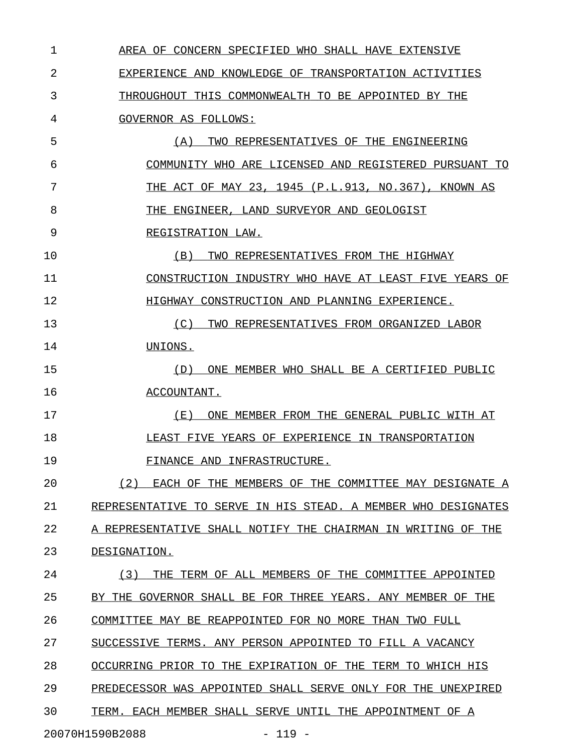AREA OF CONCERN SPECIFIED WHO SHALL HAVE EXTENSIVE EXPERIENCE AND KNOWLEDGE OF TRANSPORTATION ACTIVITIES THROUGHOUT THIS COMMONWEALTH TO BE APPOINTED BY THE GOVERNOR AS FOLLOWS:

(A) TWO REPRESENTATIVES OF THE ENGINEERING COMMUNITY WHO ARE LICENSED AND REGISTERED PURSUANT TO THE ACT OF MAY 23, 1945 (P.L.913, NO.367), KNOWN AS THE ENGINEER, LAND SURVEYOR AND GEOLOGIST REGISTRATION LAW.

(B) TWO REPRESENTATIVES FROM THE HIGHWAY CONSTRUCTION INDUSTRY WHO HAVE AT LEAST FIVE YEARS OF HIGHWAY CONSTRUCTION AND PLANNING EXPERIENCE.

(C) TWO REPRESENTATIVES FROM ORGANIZED LABOR UNIONS.

(D) ONE MEMBER WHO SHALL BE A CERTIFIED PUBLIC ACCOUNTANT.

(E) ONE MEMBER FROM THE GENERAL PUBLIC WITH AT LEAST FIVE YEARS OF EXPERIENCE IN TRANSPORTATION FINANCE AND INFRASTRUCTURE.

(2) EACH OF THE MEMBERS OF THE COMMITTEE MAY DESIGNATE A REPRESENTATIVE TO SERVE IN HIS STEAD. A MEMBER WHO DESIGNATES A REPRESENTATIVE SHALL NOTIFY THE CHAIRMAN IN WRITING OF THE DESIGNATION.

(3) THE TERM OF ALL MEMBERS OF THE COMMITTEE APPOINTED BY THE GOVERNOR SHALL BE FOR THREE YEARS. ANY MEMBER OF THE COMMITTEE MAY BE REAPPOINTED FOR NO MORE THAN TWO FULL SUCCESSIVE TERMS. ANY PERSON APPOINTED TO FILL A VACANCY OCCURRING PRIOR TO THE EXPIRATION OF THE TERM TO WHICH HIS PREDECESSOR WAS APPOINTED SHALL SERVE ONLY FOR THE UNEXPIRED TERM. EACH MEMBER SHALL SERVE UNTIL THE APPOINTMENT OF A

20070H1590B2088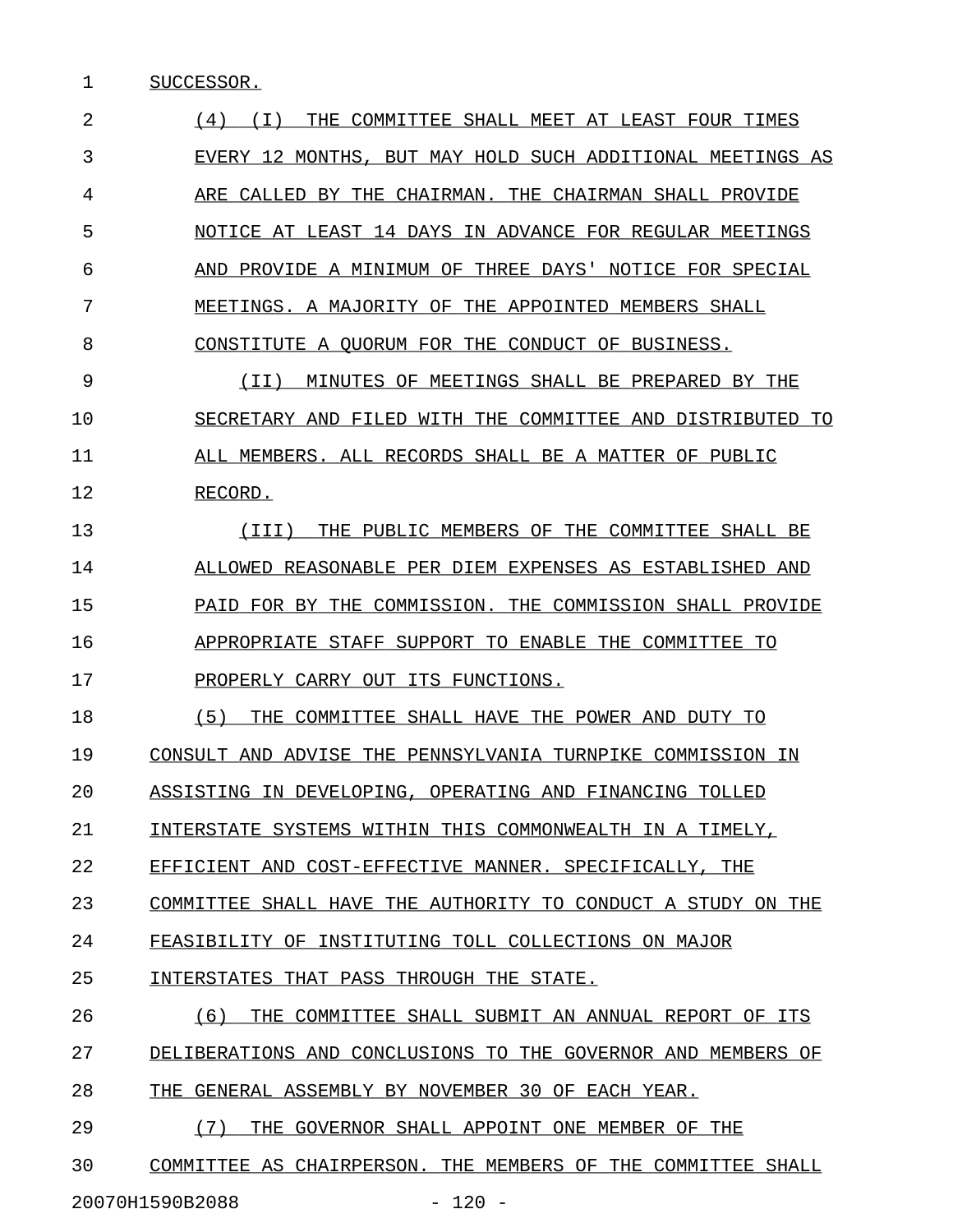SUCCESSOR.

(4) (I) THE COMMITTEE SHALL MEET AT LEAST FOUR TIMES EVERY 12 MONTHS, BUT MAY HOLD SUCH ADDITIONAL MEETINGS AS ARE CALLED BY THE CHAIRMAN. THE CHAIRMAN SHALL PROVIDE NOTICE AT LEAST 14 DAYS IN ADVANCE FOR REGULAR MEETINGS AND PROVIDE A MINIMUM OF THREE DAYS' NOTICE FOR SPECIAL MEETINGS. A MAJORITY OF THE APPOINTED MEMBERS SHALL CONSTITUTE A QUORUM FOR THE CONDUCT OF BUSINESS.

(II) MINUTES OF MEETINGS SHALL BE PREPARED BY THE SECRETARY AND FILED WITH THE COMMITTEE AND DISTRIBUTED TO ALL MEMBERS. ALL RECORDS SHALL BE A MATTER OF PUBLIC RECORD.

(III) THE PUBLIC MEMBERS OF THE COMMITTEE SHALL BE ALLOWED REASONABLE PER DIEM EXPENSES AS ESTABLISHED AND PAID FOR BY THE COMMISSION. THE COMMISSION SHALL PROVIDE APPROPRIATE STAFF SUPPORT TO ENABLE THE COMMITTEE TO PROPERLY CARRY OUT ITS FUNCTIONS.

(5) THE COMMITTEE SHALL HAVE THE POWER AND DUTY TO CONSULT AND ADVISE THE PENNSYLVANIA TURNPIKE COMMISSION IN ASSISTING IN DEVELOPING, OPERATING AND FINANCING TOLLED INTERSTATE SYSTEMS WITHIN THIS COMMONWEALTH IN A TIMELY, EFFICIENT AND COST-EFFECTIVE MANNER. SPECIFICALLY, THE COMMITTEE SHALL HAVE THE AUTHORITY TO CONDUCT A STUDY ON THE FEASIBILITY OF INSTITUTING TOLL COLLECTIONS ON MAJOR INTERSTATES THAT PASS THROUGH THE STATE.

(6) THE COMMITTEE SHALL SUBMIT AN ANNUAL REPORT OF ITS DELIBERATIONS AND CONCLUSIONS TO THE GOVERNOR AND MEMBERS OF THE GENERAL ASSEMBLY BY NOVEMBER 30 OF EACH YEAR.

(7) THE GOVERNOR SHALL APPOINT ONE MEMBER OF THE COMMITTEE AS CHAIRPERSON. THE MEMBERS OF THE COMMITTEE SHALL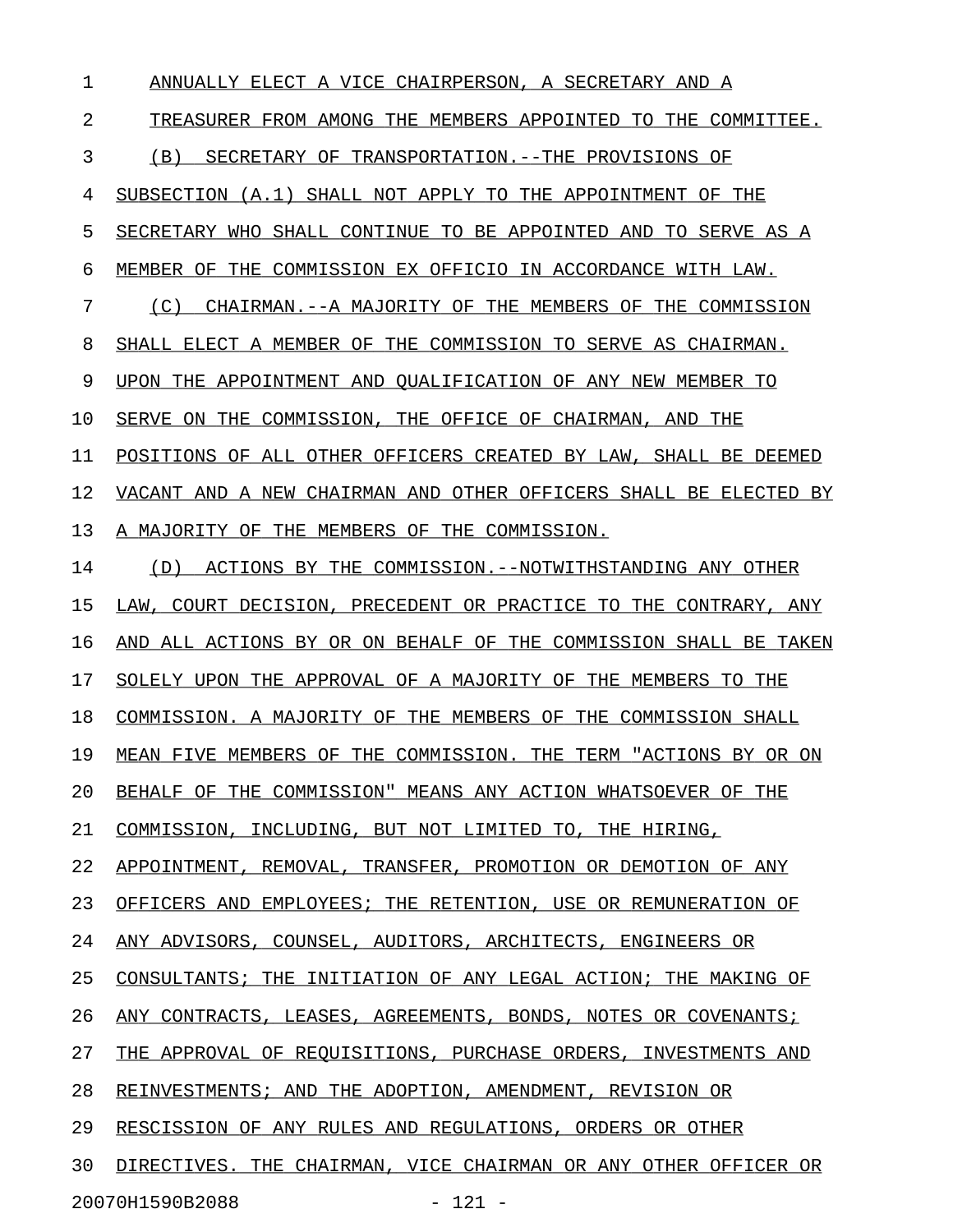ANNUALLY ELECT A VICE CHAIRPERSON, A SECRETARY AND A TREASURER FROM AMONG THE MEMBERS APPOINTED TO THE COMMITTEE.

(B) SECRETARY OF TRANSPORTATION.--THE PROVISIONS OF SUBSECTION (A.1) SHALL NOT APPLY TO THE APPOINTMENT OF THE SECRETARY WHO SHALL CONTINUE TO BE APPOINTED AND TO SERVE AS A MEMBER OF THE COMMISSION EX OFFICIO IN ACCORDANCE WITH LAW.

(C) CHAIRMAN.--A MAJORITY OF THE MEMBERS OF THE COMMISSION SHALL ELECT A MEMBER OF THE COMMISSION TO SERVE AS CHAIRMAN. UPON THE APPOINTMENT AND QUALIFICATION OF ANY NEW MEMBER TO SERVE ON THE COMMISSION, THE OFFICE OF CHAIRMAN, AND THE POSITIONS OF ALL OTHER OFFICERS CREATED BY LAW, SHALL BE DEEMED VACANT AND A NEW CHAIRMAN AND OTHER OFFICERS SHALL BE ELECTED BY A MAJORITY OF THE MEMBERS OF THE COMMISSION.

(D) ACTIONS BY THE COMMISSION.--NOTWITHSTANDING ANY OTHER LAW, COURT DECISION, PRECEDENT OR PRACTICE TO THE CONTRARY, ANY AND ALL ACTIONS BY OR ON BEHALF OF THE COMMISSION SHALL BE TAKEN SOLELY UPON THE APPROVAL OF A MAJORITY OF THE MEMBERS TO THE COMMISSION. A MAJORITY OF THE MEMBERS OF THE COMMISSION SHALL MEAN FIVE MEMBERS OF THE COMMISSION. THE TERM "ACTIONS BY OR ON BEHALF OF THE COMMISSION" MEANS ANY ACTION WHATSOEVER OF THE COMMISSION, INCLUDING, BUT NOT LIMITED TO, THE HIRING, APPOINTMENT, REMOVAL, TRANSFER, PROMOTION OR DEMOTION OF ANY OFFICERS AND EMPLOYEES; THE RETENTION, USE OR REMUNERATION OF ANY ADVISORS, COUNSEL, AUDITORS, ARCHITECTS, ENGINEERS OR CONSULTANTS; THE INITIATION OF ANY LEGAL ACTION; THE MAKING OF ANY CONTRACTS, LEASES, AGREEMENTS, BONDS, NOTES OR COVENANTS; THE APPROVAL OF REQUISITIONS, PURCHASE ORDERS, INVESTMENTS AND REINVESTMENTS; AND THE ADOPTION, AMENDMENT, REVISION OR RESCISSION OF ANY RULES AND REGULATIONS, ORDERS OR OTHER DIRECTIVES. THE CHAIRMAN, VICE CHAIRMAN OR ANY OTHER OFFICER OR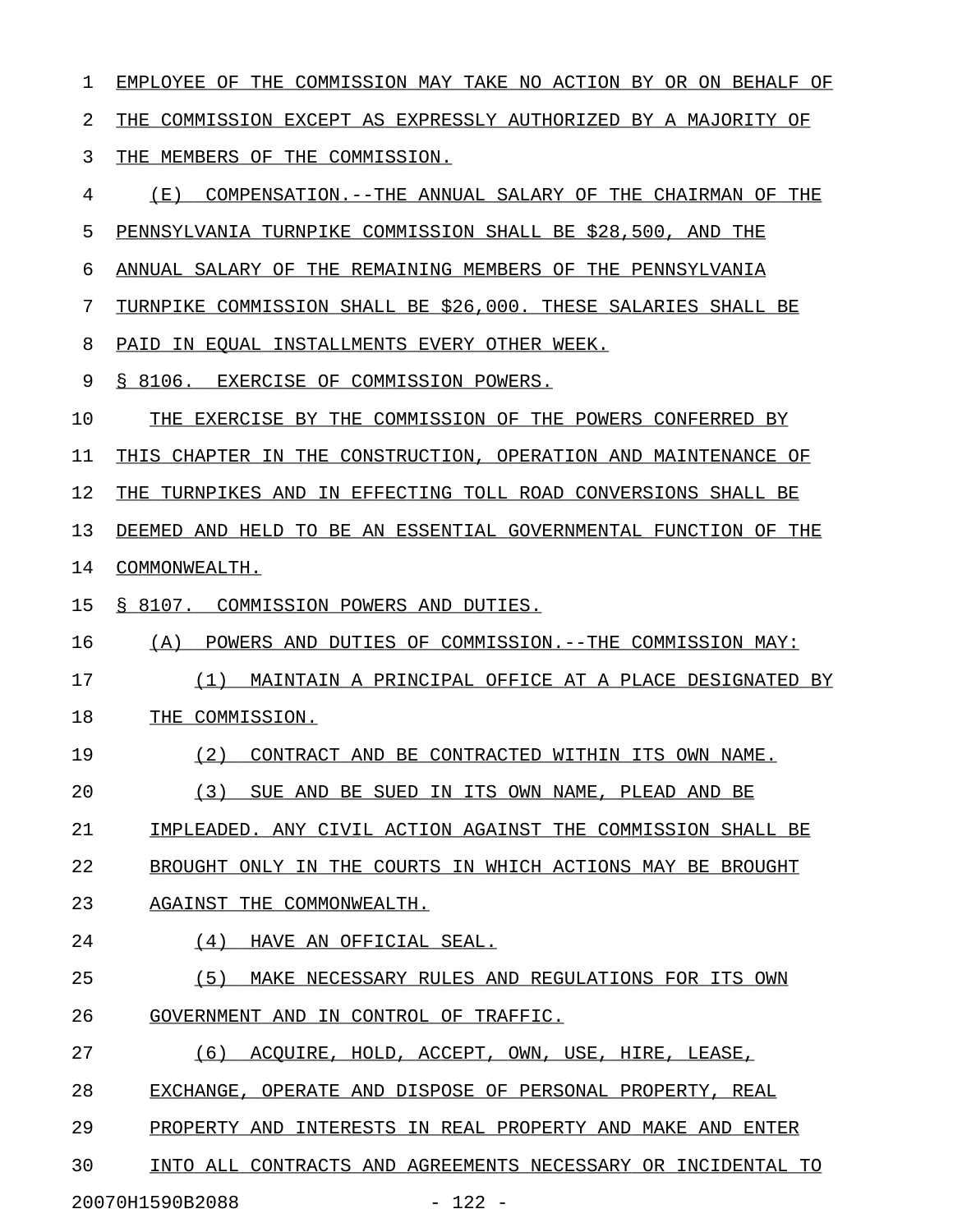EMPLOYEE OF THE COMMISSION MAY TAKE NO ACTION BY OR ON BEHALF OF THE COMMISSION EXCEPT AS EXPRESSLY AUTHORIZED BY A MAJORITY OF THE MEMBERS OF THE COMMISSION.

(E) COMPENSATION.--THE ANNUAL SALARY OF THE CHAIRMAN OF THE PENNSYLVANIA TURNPIKE COMMISSION SHALL BE $28,500, AND THE ANNUAL SALARY OF THE REMAINING MEMBERS OF THE PENNSYLVANIA TURNPIKE COMMISSION SHALL BE $26,000. THESE SALARIES SHALL BE PAID IN EQUAL INSTALLMENTS EVERY OTHER WEEK.

§ 8106. EXERCISE OF COMMISSION POWERS.

THE EXERCISE BY THE COMMISSION OF THE POWERS CONFERRED BY THIS CHAPTER IN THE CONSTRUCTION, OPERATION AND MAINTENANCE OF THE TURNPIKES AND IN EFFECTING TOLL ROAD CONVERSIONS SHALL BE DEEMED AND HELD TO BE AN ESSENTIAL GOVERNMENTAL FUNCTION OF THE COMMONWEALTH.

§ 8107. COMMISSION POWERS AND DUTIES.

(A) POWERS AND DUTIES OF COMMISSION.--THE COMMISSION MAY:

(1) MAINTAIN A PRINCIPAL OFFICE AT A PLACE DESIGNATED BY THE COMMISSION.

(2) CONTRACT AND BE CONTRACTED WITHIN ITS OWN NAME.

(3) SUE AND BE SUED IN ITS OWN NAME, PLEAD AND BE IMPLEADED. ANY CIVIL ACTION AGAINST THE COMMISSION SHALL BE BROUGHT ONLY IN THE COURTS IN WHICH ACTIONS MAY BE BROUGHT AGAINST THE COMMONWEALTH.

(4) HAVE AN OFFICIAL SEAL.

(5) MAKE NECESSARY RULES AND REGULATIONS FOR ITS OWN GOVERNMENT AND IN CONTROL OF TRAFFIC.

(6) ACQUIRE, HOLD, ACCEPT, OWN, USE, HIRE, LEASE, EXCHANGE, OPERATE AND DISPOSE OF PERSONAL PROPERTY, REAL PROPERTY AND INTERESTS IN REAL PROPERTY AND MAKE AND ENTER INTO ALL CONTRACTS AND AGREEMENTS NECESSARY OR INCIDENTAL TO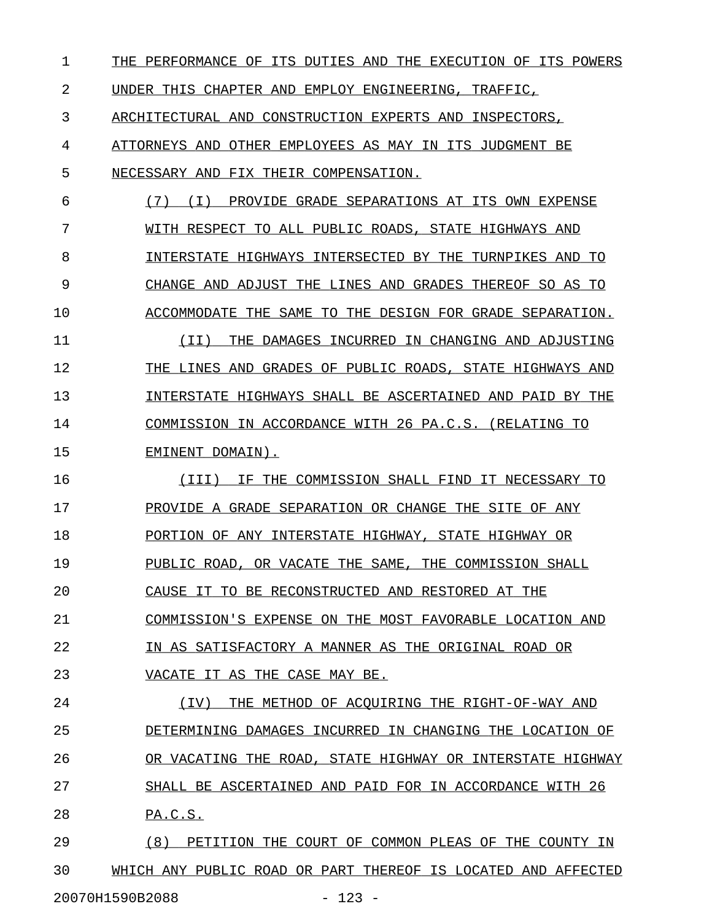THE PERFORMANCE OF ITS DUTIES AND THE EXECUTION OF ITS POWERS UNDER THIS CHAPTER AND EMPLOY ENGINEERING, TRAFFIC, ARCHITECTURAL AND CONSTRUCTION EXPERTS AND INSPECTORS, ATTORNEYS AND OTHER EMPLOYEES AS MAY IN ITS JUDGMENT BE NECESSARY AND FIX THEIR COMPENSATION.

(7) (I) PROVIDE GRADE SEPARATIONS AT ITS OWN EXPENSE WITH RESPECT TO ALL PUBLIC ROADS, STATE HIGHWAYS AND INTERSTATE HIGHWAYS INTERSECTED BY THE TURNPIKES AND TO CHANGE AND ADJUST THE LINES AND GRADES THEREOF SO AS TO ACCOMMODATE THE SAME TO THE DESIGN FOR GRADE SEPARATION.

(II) THE DAMAGES INCURRED IN CHANGING AND ADJUSTING THE LINES AND GRADES OF PUBLIC ROADS, STATE HIGHWAYS AND INTERSTATE HIGHWAYS SHALL BE ASCERTAINED AND PAID BY THE COMMISSION IN ACCORDANCE WITH 26 PA.C.S. (RELATING TO EMINENT DOMAIN).

(III) IF THE COMMISSION SHALL FIND IT NECESSARY TO PROVIDE A GRADE SEPARATION OR CHANGE THE SITE OF ANY PORTION OF ANY INTERSTATE HIGHWAY, STATE HIGHWAY OR PUBLIC ROAD, OR VACATE THE SAME, THE COMMISSION SHALL CAUSE IT TO BE RECONSTRUCTED AND RESTORED AT THE COMMISSION'S EXPENSE ON THE MOST FAVORABLE LOCATION AND IN AS SATISFACTORY A MANNER AS THE ORIGINAL ROAD OR VACATE IT AS THE CASE MAY BE.

(IV) THE METHOD OF ACQUIRING THE RIGHT-OF-WAY AND DETERMINING DAMAGES INCURRED IN CHANGING THE LOCATION OF OR VACATING THE ROAD, STATE HIGHWAY OR INTERSTATE HIGHWAY SHALL BE ASCERTAINED AND PAID FOR IN ACCORDANCE WITH 26 PA.C.S.

(8) PETITION THE COURT OF COMMON PLEAS OF THE COUNTY IN WHICH ANY PUBLIC ROAD OR PART THEREOF IS LOCATED AND AFFECTED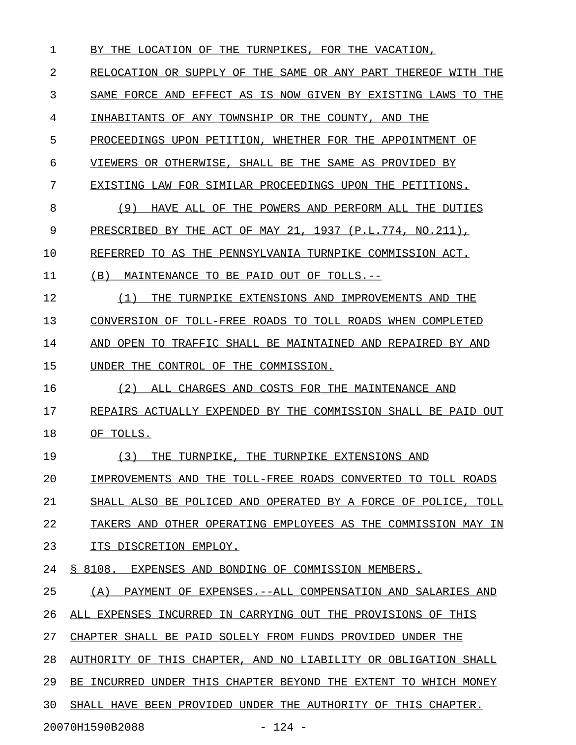BY THE LOCATION OF THE TURNPIKES, FOR THE VACATION, RELOCATION OR SUPPLY OF THE SAME OR ANY PART THEREOF WITH THE SAME FORCE AND EFFECT AS IS NOW GIVEN BY EXISTING LAWS TO THE INHABITANTS OF ANY TOWNSHIP OR THE COUNTY, AND THE PROCEEDINGS UPON PETITION, WHETHER FOR THE APPOINTMENT OF VIEWERS OR OTHERWISE, SHALL BE THE SAME AS PROVIDED BY EXISTING LAW FOR SIMILAR PROCEEDINGS UPON THE PETITIONS.

(9) HAVE ALL OF THE POWERS AND PERFORM ALL THE DUTIES PRESCRIBED BY THE ACT OF MAY 21, 1937 (P.L.774, NO.211), REFERRED TO AS THE PENNSYLVANIA TURNPIKE COMMISSION ACT.

(B) MAINTENANCE TO BE PAID OUT OF TOLLS.--

(1) THE TURNPIKE EXTENSIONS AND IMPROVEMENTS AND THE CONVERSION OF TOLL-FREE ROADS TO TOLL ROADS WHEN COMPLETED AND OPEN TO TRAFFIC SHALL BE MAINTAINED AND REPAIRED BY AND UNDER THE CONTROL OF THE COMMISSION.

(2) ALL CHARGES AND COSTS FOR THE MAINTENANCE AND REPAIRS ACTUALLY EXPENDED BY THE COMMISSION SHALL BE PAID OUT OF TOLLS.

(3) THE TURNPIKE, THE TURNPIKE EXTENSIONS AND IMPROVEMENTS AND THE TOLL-FREE ROADS CONVERTED TO TOLL ROADS SHALL ALSO BE POLICED AND OPERATED BY A FORCE OF POLICE, TOLL TAKERS AND OTHER OPERATING EMPLOYEES AS THE COMMISSION MAY IN ITS DISCRETION EMPLOY.

§ 8108. EXPENSES AND BONDING OF COMMISSION MEMBERS.

(A) PAYMENT OF EXPENSES.--ALL COMPENSATION AND SALARIES AND ALL EXPENSES INCURRED IN CARRYING OUT THE PROVISIONS OF THIS CHAPTER SHALL BE PAID SOLELY FROM FUNDS PROVIDED UNDER THE AUTHORITY OF THIS CHAPTER, AND NO LIABILITY OR OBLIGATION SHALL BE INCURRED UNDER THIS CHAPTER BEYOND THE EXTENT TO WHICH MONEY SHALL HAVE BEEN PROVIDED UNDER THE AUTHORITY OF THIS CHAPTER.

20070H1590B2088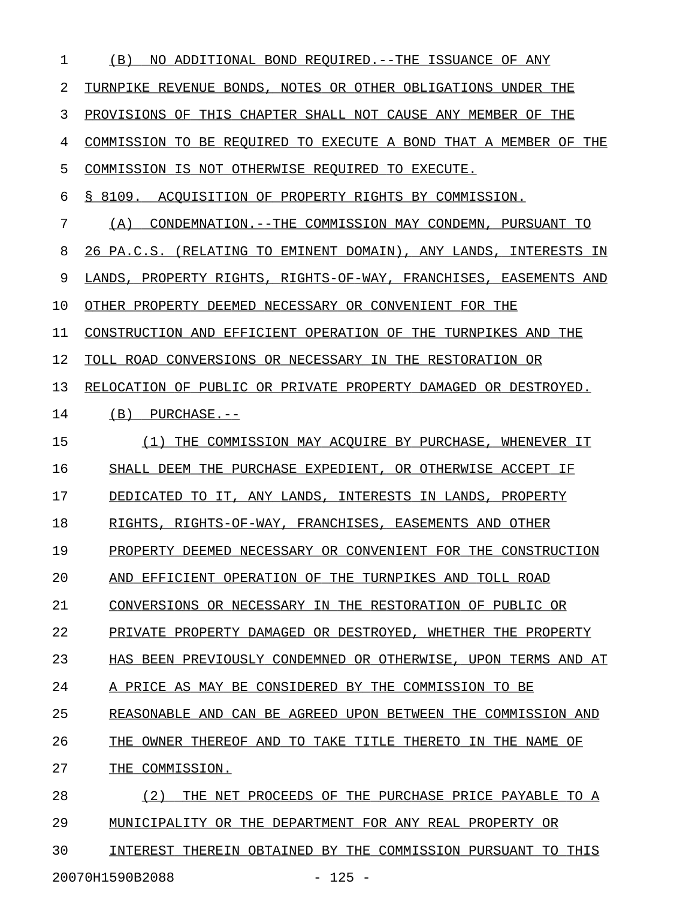(B) NO ADDITIONAL BOND REQUIRED.--THE ISSUANCE OF ANY TURNPIKE REVENUE BONDS, NOTES OR OTHER OBLIGATIONS UNDER THE PROVISIONS OF THIS CHAPTER SHALL NOT CAUSE ANY MEMBER OF THE COMMISSION TO BE REQUIRED TO EXECUTE A BOND THAT A MEMBER OF THE COMMISSION IS NOT OTHERWISE REQUIRED TO EXECUTE.

§ 8109. ACQUISITION OF PROPERTY RIGHTS BY COMMISSION.

(A) CONDEMNATION.--THE COMMISSION MAY CONDEMN, PURSUANT TO 26 PA.C.S. (RELATING TO EMINENT DOMAIN), ANY LANDS, INTERESTS IN LANDS, PROPERTY RIGHTS, RIGHTS-OF-WAY, FRANCHISES, EASEMENTS AND OTHER PROPERTY DEEMED NECESSARY OR CONVENIENT FOR THE CONSTRUCTION AND EFFICIENT OPERATION OF THE TURNPIKES AND THE TOLL ROAD CONVERSIONS OR NECESSARY IN THE RESTORATION OR RELOCATION OF PUBLIC OR PRIVATE PROPERTY DAMAGED OR DESTROYED.

(B) PURCHASE.--

(1) THE COMMISSION MAY ACQUIRE BY PURCHASE, WHENEVER IT SHALL DEEM THE PURCHASE EXPEDIENT, OR OTHERWISE ACCEPT IF DEDICATED TO IT, ANY LANDS, INTERESTS IN LANDS, PROPERTY RIGHTS, RIGHTS-OF-WAY, FRANCHISES, EASEMENTS AND OTHER PROPERTY DEEMED NECESSARY OR CONVENIENT FOR THE CONSTRUCTION AND EFFICIENT OPERATION OF THE TURNPIKES AND TOLL ROAD CONVERSIONS OR NECESSARY IN THE RESTORATION OF PUBLIC OR PRIVATE PROPERTY DAMAGED OR DESTROYED, WHETHER THE PROPERTY HAS BEEN PREVIOUSLY CONDEMNED OR OTHERWISE, UPON TERMS AND AT A PRICE AS MAY BE CONSIDERED BY THE COMMISSION TO BE REASONABLE AND CAN BE AGREED UPON BETWEEN THE COMMISSION AND THE OWNER THEREOF AND TO TAKE TITLE THERETO IN THE NAME OF THE COMMISSION.

(2) THE NET PROCEEDS OF THE PURCHASE PRICE PAYABLE TO A MUNICIPALITY OR THE DEPARTMENT FOR ANY REAL PROPERTY OR INTEREST THEREIN OBTAINED BY THE COMMISSION PURSUANT TO THIS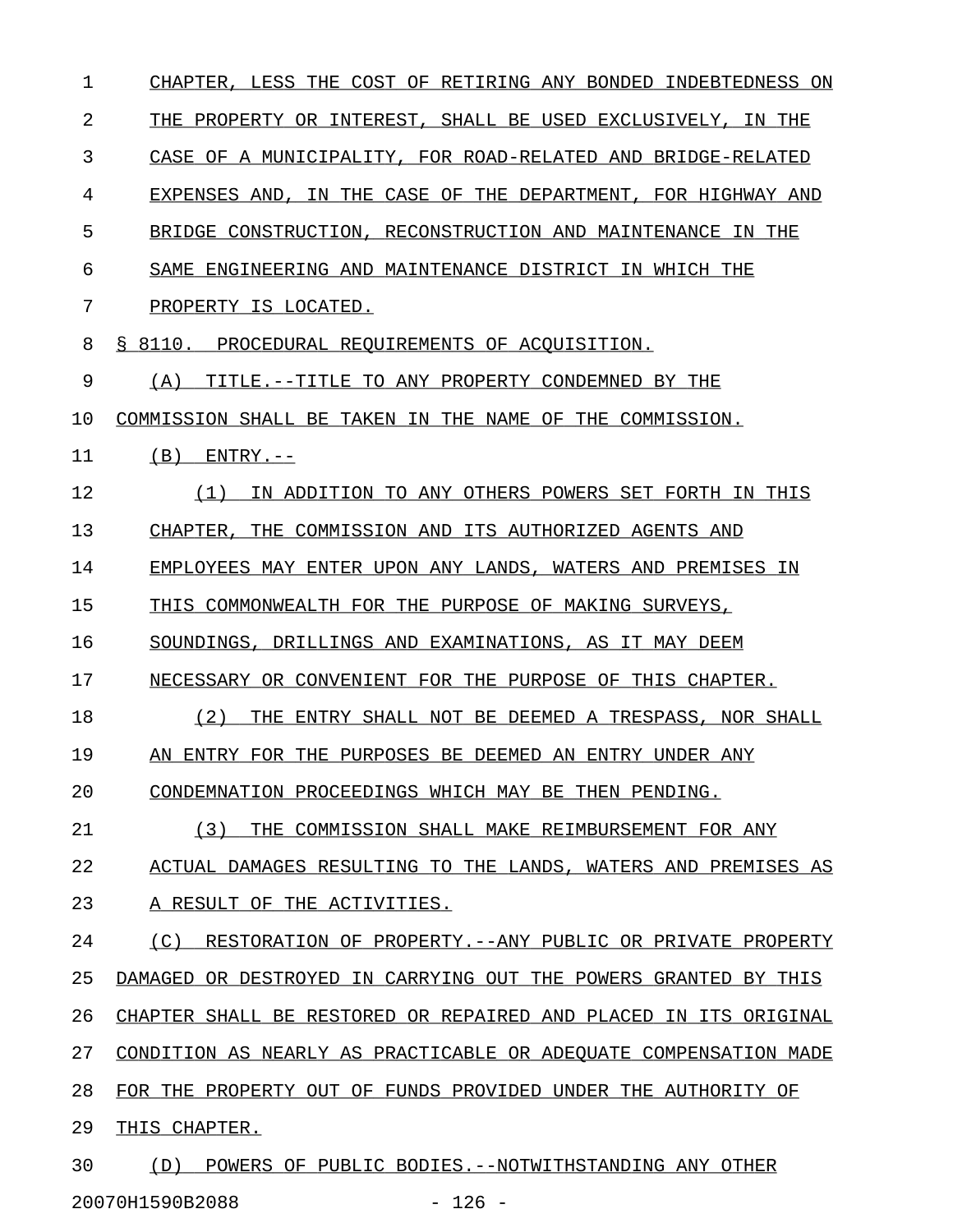CHAPTER, LESS THE COST OF RETIRING ANY BONDED INDEBTEDNESS ON THE PROPERTY OR INTEREST, SHALL BE USED EXCLUSIVELY, IN THE CASE OF A MUNICIPALITY, FOR ROAD-RELATED AND BRIDGE-RELATED EXPENSES AND, IN THE CASE OF THE DEPARTMENT, FOR HIGHWAY AND BRIDGE CONSTRUCTION, RECONSTRUCTION AND MAINTENANCE IN THE SAME ENGINEERING AND MAINTENANCE DISTRICT IN WHICH THE PROPERTY IS LOCATED.

§ 8110. PROCEDURAL REQUIREMENTS OF ACQUISITION.

(A) TITLE.--TITLE TO ANY PROPERTY CONDEMNED BY THE COMMISSION SHALL BE TAKEN IN THE NAME OF THE COMMISSION.

(B) ENTRY.--

(1) IN ADDITION TO ANY OTHERS POWERS SET FORTH IN THIS CHAPTER, THE COMMISSION AND ITS AUTHORIZED AGENTS AND EMPLOYEES MAY ENTER UPON ANY LANDS, WATERS AND PREMISES IN THIS COMMONWEALTH FOR THE PURPOSE OF MAKING SURVEYS, SOUNDINGS, DRILLINGS AND EXAMINATIONS, AS IT MAY DEEM NECESSARY OR CONVENIENT FOR THE PURPOSE OF THIS CHAPTER.

(2) THE ENTRY SHALL NOT BE DEEMED A TRESPASS, NOR SHALL AN ENTRY FOR THE PURPOSES BE DEEMED AN ENTRY UNDER ANY CONDEMNATION PROCEEDINGS WHICH MAY BE THEN PENDING.

(3) THE COMMISSION SHALL MAKE REIMBURSEMENT FOR ANY ACTUAL DAMAGES RESULTING TO THE LANDS, WATERS AND PREMISES AS A RESULT OF THE ACTIVITIES.

(C) RESTORATION OF PROPERTY.--ANY PUBLIC OR PRIVATE PROPERTY DAMAGED OR DESTROYED IN CARRYING OUT THE POWERS GRANTED BY THIS CHAPTER SHALL BE RESTORED OR REPAIRED AND PLACED IN ITS ORIGINAL CONDITION AS NEARLY AS PRACTICABLE OR ADEQUATE COMPENSATION MADE FOR THE PROPERTY OUT OF FUNDS PROVIDED UNDER THE AUTHORITY OF THIS CHAPTER.

(D) POWERS OF PUBLIC BODIES.--NOTWITHSTANDING ANY OTHER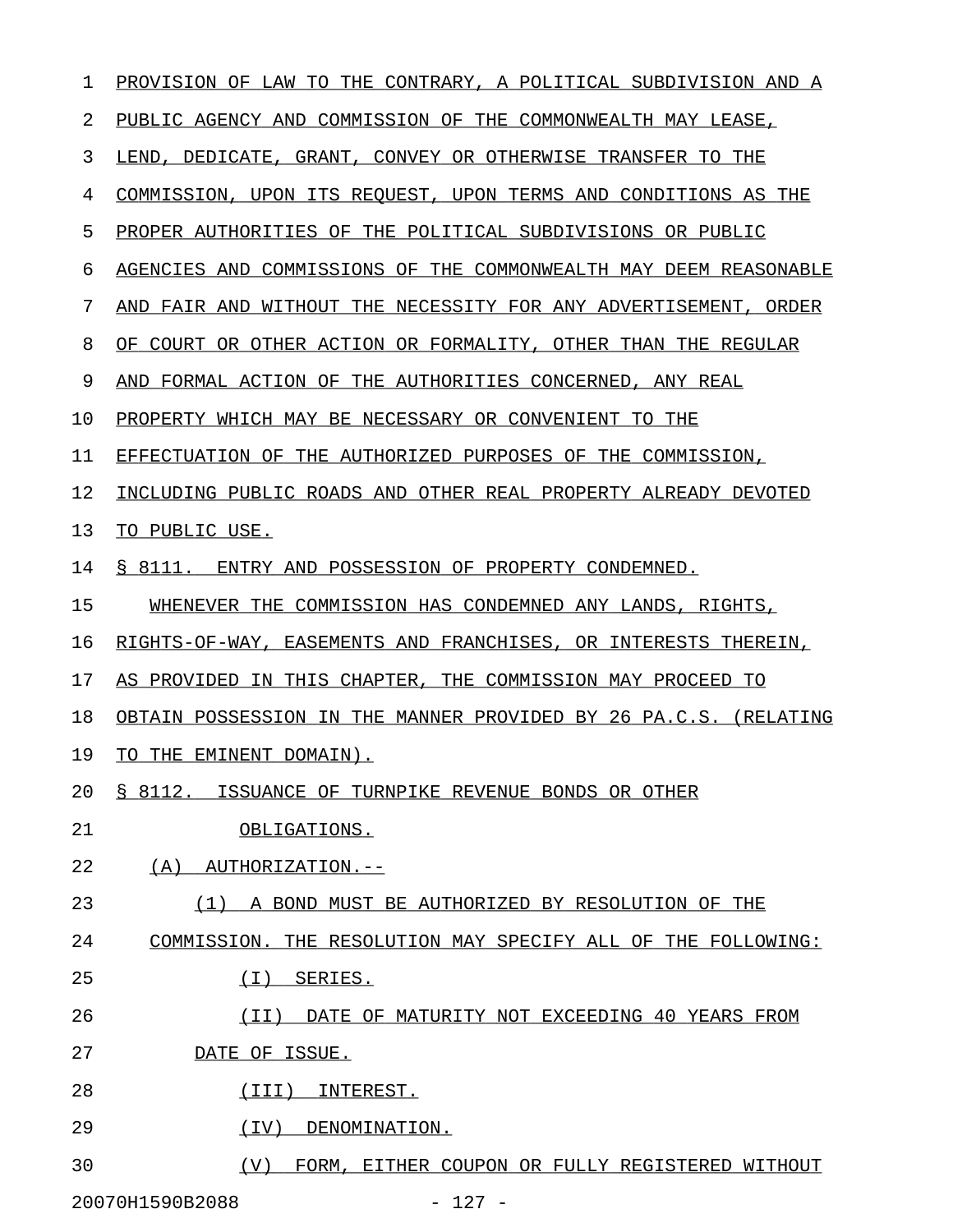PROVISION OF LAW TO THE CONTRARY, A POLITICAL SUBDIVISION AND A PUBLIC AGENCY AND COMMISSION OF THE COMMONWEALTH MAY LEASE, LEND, DEDICATE, GRANT, CONVEY OR OTHERWISE TRANSFER TO THE COMMISSION, UPON ITS REQUEST, UPON TERMS AND CONDITIONS AS THE PROPER AUTHORITIES OF THE POLITICAL SUBDIVISIONS OR PUBLIC AGENCIES AND COMMISSIONS OF THE COMMONWEALTH MAY DEEM REASONABLE AND FAIR AND WITHOUT THE NECESSITY FOR ANY ADVERTISEMENT, ORDER OF COURT OR OTHER ACTION OR FORMALITY, OTHER THAN THE REGULAR AND FORMAL ACTION OF THE AUTHORITIES CONCERNED, ANY REAL PROPERTY WHICH MAY BE NECESSARY OR CONVENIENT TO THE EFFECTUATION OF THE AUTHORIZED PURPOSES OF THE COMMISSION, INCLUDING PUBLIC ROADS AND OTHER REAL PROPERTY ALREADY DEVOTED TO PUBLIC USE.

§ 8111. ENTRY AND POSSESSION OF PROPERTY CONDEMNED.

WHENEVER THE COMMISSION HAS CONDEMNED ANY LANDS, RIGHTS, RIGHTS-OF-WAY, EASEMENTS AND FRANCHISES, OR INTERESTS THEREIN, AS PROVIDED IN THIS CHAPTER, THE COMMISSION MAY PROCEED TO OBTAIN POSSESSION IN THE MANNER PROVIDED BY 26 PA.C.S. (RELATING TO THE EMINENT DOMAIN).

§ 8112. ISSUANCE OF TURNPIKE REVENUE BONDS OR OTHER OBLIGATIONS.

(A) AUTHORIZATION.--

(1) A BOND MUST BE AUTHORIZED BY RESOLUTION OF THE COMMISSION. THE RESOLUTION MAY SPECIFY ALL OF THE FOLLOWING:

(I) SERIES.

(II) DATE OF MATURITY NOT EXCEEDING 40 YEARS FROM DATE OF ISSUE.

(III) INTEREST.

(IV) DENOMINATION.

(V) FORM, EITHER COUPON OR FULLY REGISTERED WITHOUT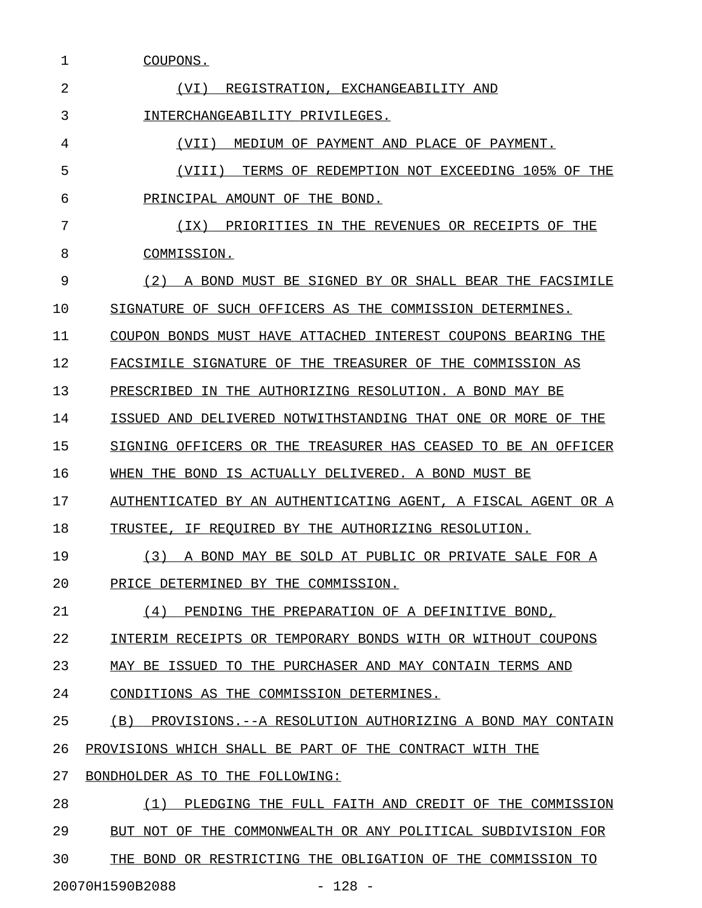COUPONS.

(VI) REGISTRATION, EXCHANGEABILITY AND INTERCHANGEABILITY PRIVILEGES.

(VII) MEDIUM OF PAYMENT AND PLACE OF PAYMENT.

(VIII) TERMS OF REDEMPTION NOT EXCEEDING 105% OF THE PRINCIPAL AMOUNT OF THE BOND.

(IX) PRIORITIES IN THE REVENUES OR RECEIPTS OF THE COMMISSION.

(2) A BOND MUST BE SIGNED BY OR SHALL BEAR THE FACSIMILE SIGNATURE OF SUCH OFFICERS AS THE COMMISSION DETERMINES. COUPON BONDS MUST HAVE ATTACHED INTEREST COUPONS BEARING THE FACSIMILE SIGNATURE OF THE TREASURER OF THE COMMISSION AS PRESCRIBED IN THE AUTHORIZING RESOLUTION. A BOND MAY BE ISSUED AND DELIVERED NOTWITHSTANDING THAT ONE OR MORE OF THE SIGNING OFFICERS OR THE TREASURER HAS CEASED TO BE AN OFFICER WHEN THE BOND IS ACTUALLY DELIVERED. A BOND MUST BE AUTHENTICATED BY AN AUTHENTICATING AGENT, A FISCAL AGENT OR A TRUSTEE, IF REQUIRED BY THE AUTHORIZING RESOLUTION.

(3) A BOND MAY BE SOLD AT PUBLIC OR PRIVATE SALE FOR A PRICE DETERMINED BY THE COMMISSION.

(4) PENDING THE PREPARATION OF A DEFINITIVE BOND, INTERIM RECEIPTS OR TEMPORARY BONDS WITH OR WITHOUT COUPONS MAY BE ISSUED TO THE PURCHASER AND MAY CONTAIN TERMS AND CONDITIONS AS THE COMMISSION DETERMINES.

(B) PROVISIONS.--A RESOLUTION AUTHORIZING A BOND MAY CONTAIN PROVISIONS WHICH SHALL BE PART OF THE CONTRACT WITH THE BONDHOLDER AS TO THE FOLLOWING:

(1) PLEDGING THE FULL FAITH AND CREDIT OF THE COMMISSION BUT NOT OF THE COMMONWEALTH OR ANY POLITICAL SUBDIVISION FOR THE BOND OR RESTRICTING THE OBLIGATION OF THE COMMISSION TO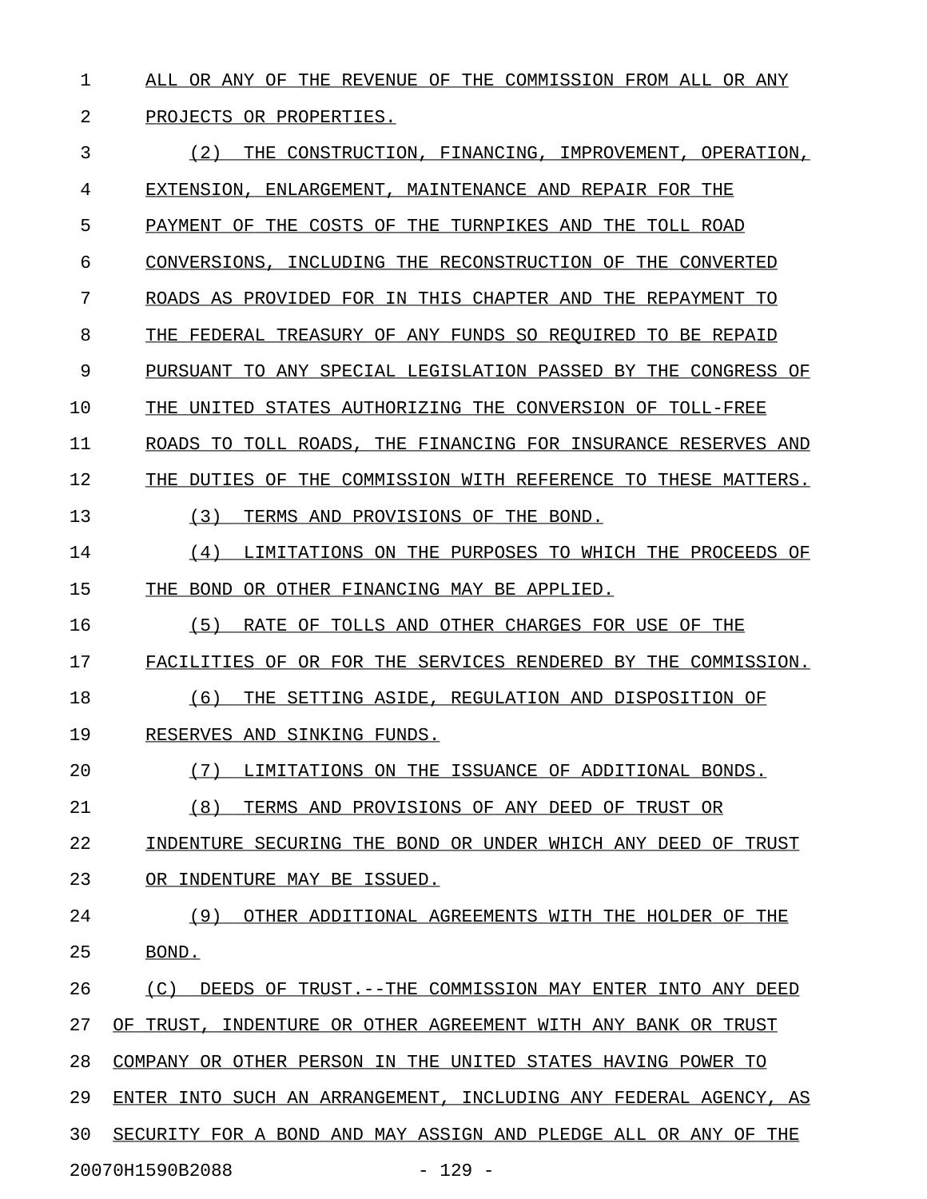ALL OR ANY OF THE REVENUE OF THE COMMISSION FROM ALL OR ANY PROJECTS OR PROPERTIES.

(2) THE CONSTRUCTION, FINANCING, IMPROVEMENT, OPERATION, EXTENSION, ENLARGEMENT, MAINTENANCE AND REPAIR FOR THE PAYMENT OF THE COSTS OF THE TURNPIKES AND THE TOLL ROAD CONVERSIONS, INCLUDING THE RECONSTRUCTION OF THE CONVERTED ROADS AS PROVIDED FOR IN THIS CHAPTER AND THE REPAYMENT TO THE FEDERAL TREASURY OF ANY FUNDS SO REQUIRED TO BE REPAID PURSUANT TO ANY SPECIAL LEGISLATION PASSED BY THE CONGRESS OF THE UNITED STATES AUTHORIZING THE CONVERSION OF TOLL-FREE ROADS TO TOLL ROADS, THE FINANCING FOR INSURANCE RESERVES AND THE DUTIES OF THE COMMISSION WITH REFERENCE TO THESE MATTERS.

(3) TERMS AND PROVISIONS OF THE BOND.

(4) LIMITATIONS ON THE PURPOSES TO WHICH THE PROCEEDS OF THE BOND OR OTHER FINANCING MAY BE APPLIED.

(5) RATE OF TOLLS AND OTHER CHARGES FOR USE OF THE FACILITIES OF OR FOR THE SERVICES RENDERED BY THE COMMISSION.

(6) THE SETTING ASIDE, REGULATION AND DISPOSITION OF RESERVES AND SINKING FUNDS.

(7) LIMITATIONS ON THE ISSUANCE OF ADDITIONAL BONDS.

(8) TERMS AND PROVISIONS OF ANY DEED OF TRUST OR INDENTURE SECURING THE BOND OR UNDER WHICH ANY DEED OF TRUST OR INDENTURE MAY BE ISSUED.

(9) OTHER ADDITIONAL AGREEMENTS WITH THE HOLDER OF THE BOND.

(C) DEEDS OF TRUST.--THE COMMISSION MAY ENTER INTO ANY DEED OF TRUST, INDENTURE OR OTHER AGREEMENT WITH ANY BANK OR TRUST COMPANY OR OTHER PERSON IN THE UNITED STATES HAVING POWER TO ENTER INTO SUCH AN ARRANGEMENT, INCLUDING ANY FEDERAL AGENCY, AS SECURITY FOR A BOND AND MAY ASSIGN AND PLEDGE ALL OR ANY OF THE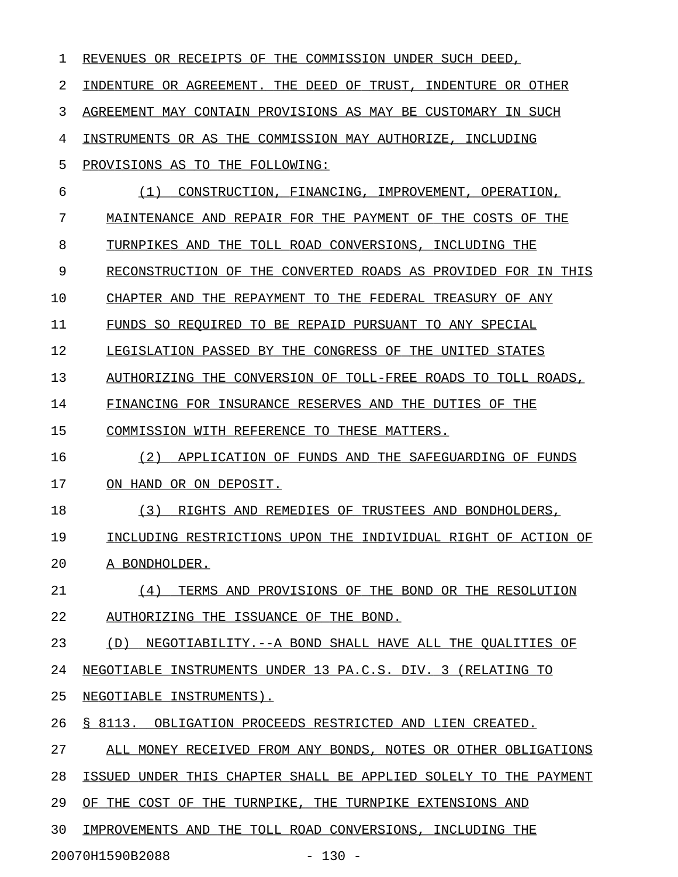REVENUES OR RECEIPTS OF THE COMMISSION UNDER SUCH DEED, INDENTURE OR AGREEMENT. THE DEED OF TRUST, INDENTURE OR OTHER AGREEMENT MAY CONTAIN PROVISIONS AS MAY BE CUSTOMARY IN SUCH INSTRUMENTS OR AS THE COMMISSION MAY AUTHORIZE, INCLUDING PROVISIONS AS TO THE FOLLOWING:

(1) CONSTRUCTION, FINANCING, IMPROVEMENT, OPERATION, MAINTENANCE AND REPAIR FOR THE PAYMENT OF THE COSTS OF THE TURNPIKES AND THE TOLL ROAD CONVERSIONS, INCLUDING THE RECONSTRUCTION OF THE CONVERTED ROADS AS PROVIDED FOR IN THIS CHAPTER AND THE REPAYMENT TO THE FEDERAL TREASURY OF ANY FUNDS SO REQUIRED TO BE REPAID PURSUANT TO ANY SPECIAL LEGISLATION PASSED BY THE CONGRESS OF THE UNITED STATES AUTHORIZING THE CONVERSION OF TOLL-FREE ROADS TO TOLL ROADS, FINANCING FOR INSURANCE RESERVES AND THE DUTIES OF THE COMMISSION WITH REFERENCE TO THESE MATTERS.

(2) APPLICATION OF FUNDS AND THE SAFEGUARDING OF FUNDS ON HAND OR ON DEPOSIT.

(3) RIGHTS AND REMEDIES OF TRUSTEES AND BONDHOLDERS, INCLUDING RESTRICTIONS UPON THE INDIVIDUAL RIGHT OF ACTION OF A BONDHOLDER.

(4) TERMS AND PROVISIONS OF THE BOND OR THE RESOLUTION AUTHORIZING THE ISSUANCE OF THE BOND.

(D) NEGOTIABILITY.--A BOND SHALL HAVE ALL THE QUALITIES OF NEGOTIABLE INSTRUMENTS UNDER 13 PA.C.S. DIV. 3 (RELATING TO NEGOTIABLE INSTRUMENTS).

§ 8113. OBLIGATION PROCEEDS RESTRICTED AND LIEN CREATED.

ALL MONEY RECEIVED FROM ANY BONDS, NOTES OR OTHER OBLIGATIONS ISSUED UNDER THIS CHAPTER SHALL BE APPLIED SOLELY TO THE PAYMENT OF THE COST OF THE TURNPIKE, THE TURNPIKE EXTENSIONS AND IMPROVEMENTS AND THE TOLL ROAD CONVERSIONS, INCLUDING THE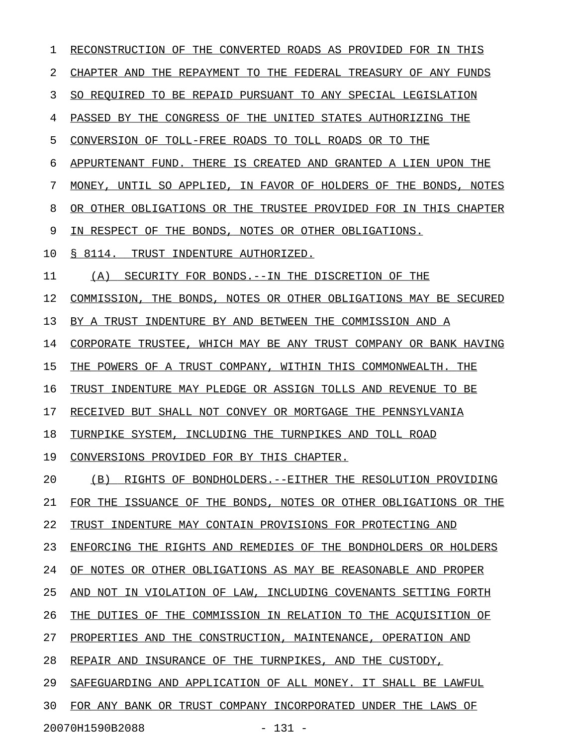RECONSTRUCTION OF THE CONVERTED ROADS AS PROVIDED FOR IN THIS CHAPTER AND THE REPAYMENT TO THE FEDERAL TREASURY OF ANY FUNDS SO REQUIRED TO BE REPAID PURSUANT TO ANY SPECIAL LEGISLATION PASSED BY THE CONGRESS OF THE UNITED STATES AUTHORIZING THE CONVERSION OF TOLL-FREE ROADS TO TOLL ROADS OR TO THE APPURTENANT FUND. THERE IS CREATED AND GRANTED A LIEN UPON THE MONEY, UNTIL SO APPLIED, IN FAVOR OF HOLDERS OF THE BONDS, NOTES OR OTHER OBLIGATIONS OR THE TRUSTEE PROVIDED FOR IN THIS CHAPTER IN RESPECT OF THE BONDS, NOTES OR OTHER OBLIGATIONS.

§ 8114. TRUST INDENTURE AUTHORIZED.

(A) SECURITY FOR BONDS.--IN THE DISCRETION OF THE COMMISSION, THE BONDS, NOTES OR OTHER OBLIGATIONS MAY BE SECURED BY A TRUST INDENTURE BY AND BETWEEN THE COMMISSION AND A CORPORATE TRUSTEE, WHICH MAY BE ANY TRUST COMPANY OR BANK HAVING THE POWERS OF A TRUST COMPANY, WITHIN THIS COMMONWEALTH. THE TRUST INDENTURE MAY PLEDGE OR ASSIGN TOLLS AND REVENUE TO BE RECEIVED BUT SHALL NOT CONVEY OR MORTGAGE THE PENNSYLVANIA TURNPIKE SYSTEM, INCLUDING THE TURNPIKES AND TOLL ROAD CONVERSIONS PROVIDED FOR BY THIS CHAPTER.

(B) RIGHTS OF BONDHOLDERS.--EITHER THE RESOLUTION PROVIDING FOR THE ISSUANCE OF THE BONDS, NOTES OR OTHER OBLIGATIONS OR THE TRUST INDENTURE MAY CONTAIN PROVISIONS FOR PROTECTING AND ENFORCING THE RIGHTS AND REMEDIES OF THE BONDHOLDERS OR HOLDERS OF NOTES OR OTHER OBLIGATIONS AS MAY BE REASONABLE AND PROPER AND NOT IN VIOLATION OF LAW, INCLUDING COVENANTS SETTING FORTH THE DUTIES OF THE COMMISSION IN RELATION TO THE ACQUISITION OF PROPERTIES AND THE CONSTRUCTION, MAINTENANCE, OPERATION AND REPAIR AND INSURANCE OF THE TURNPIKES, AND THE CUSTODY, SAFEGUARDING AND APPLICATION OF ALL MONEY. IT SHALL BE LAWFUL FOR ANY BANK OR TRUST COMPANY INCORPORATED UNDER THE LAWS OF

20070H1590B2088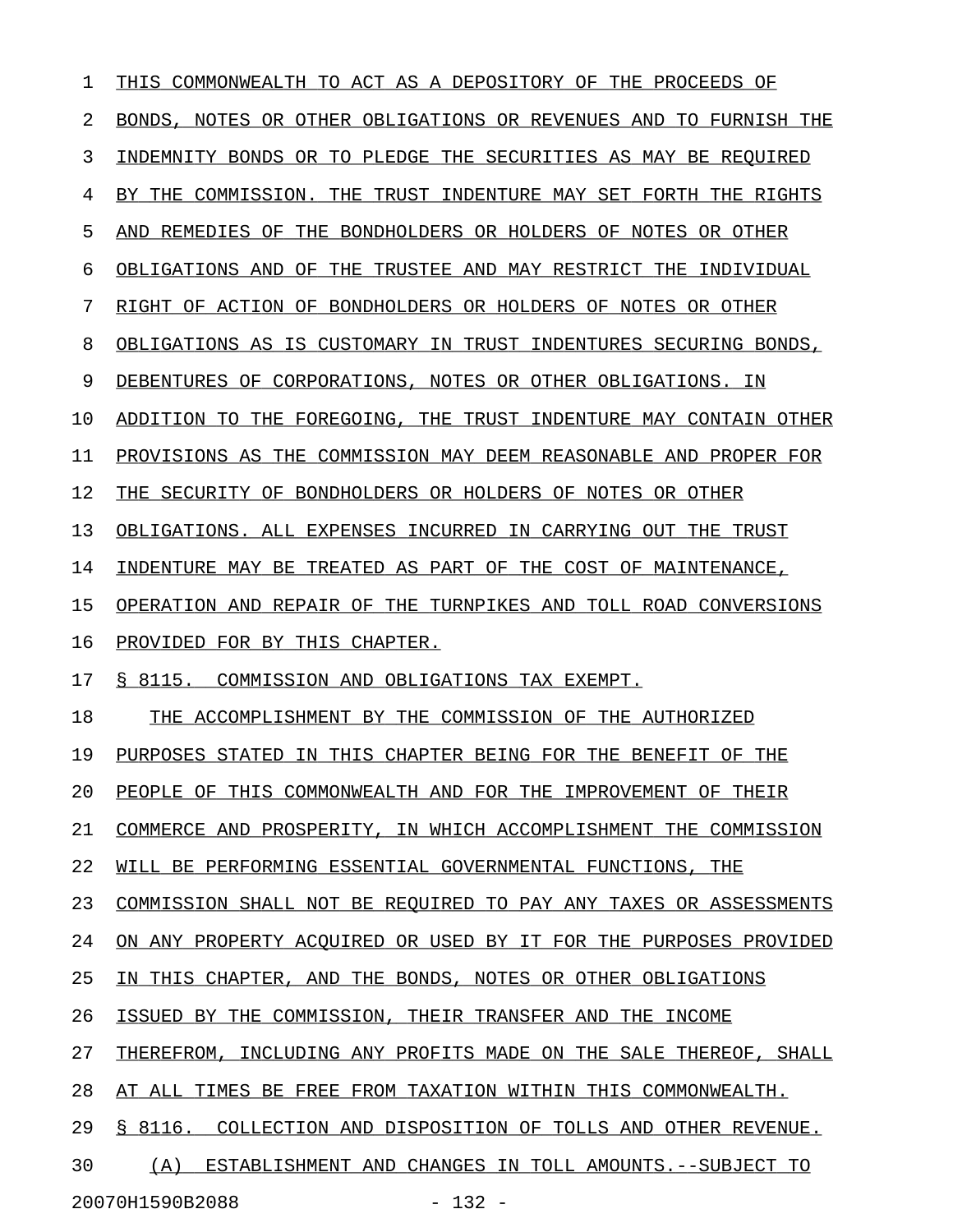THIS COMMONWEALTH TO ACT AS A DEPOSITORY OF THE PROCEEDS OF BONDS, NOTES OR OTHER OBLIGATIONS OR REVENUES AND TO FURNISH THE INDEMNITY BONDS OR TO PLEDGE THE SECURITIES AS MAY BE REQUIRED BY THE COMMISSION. THE TRUST INDENTURE MAY SET FORTH THE RIGHTS AND REMEDIES OF THE BONDHOLDERS OR HOLDERS OF NOTES OR OTHER OBLIGATIONS AND OF THE TRUSTEE AND MAY RESTRICT THE INDIVIDUAL RIGHT OF ACTION OF BONDHOLDERS OR HOLDERS OF NOTES OR OTHER OBLIGATIONS AS IS CUSTOMARY IN TRUST INDENTURES SECURING BONDS, DEBENTURES OF CORPORATIONS, NOTES OR OTHER OBLIGATIONS. IN ADDITION TO THE FOREGOING, THE TRUST INDENTURE MAY CONTAIN OTHER PROVISIONS AS THE COMMISSION MAY DEEM REASONABLE AND PROPER FOR THE SECURITY OF BONDHOLDERS OR HOLDERS OF NOTES OR OTHER OBLIGATIONS. ALL EXPENSES INCURRED IN CARRYING OUT THE TRUST INDENTURE MAY BE TREATED AS PART OF THE COST OF MAINTENANCE, OPERATION AND REPAIR OF THE TURNPIKES AND TOLL ROAD CONVERSIONS PROVIDED FOR BY THIS CHAPTER.

§ 8115. COMMISSION AND OBLIGATIONS TAX EXEMPT.

THE ACCOMPLISHMENT BY THE COMMISSION OF THE AUTHORIZED PURPOSES STATED IN THIS CHAPTER BEING FOR THE BENEFIT OF THE PEOPLE OF THIS COMMONWEALTH AND FOR THE IMPROVEMENT OF THEIR COMMERCE AND PROSPERITY, IN WHICH ACCOMPLISHMENT THE COMMISSION WILL BE PERFORMING ESSENTIAL GOVERNMENTAL FUNCTIONS, THE COMMISSION SHALL NOT BE REQUIRED TO PAY ANY TAXES OR ASSESSMENTS ON ANY PROPERTY ACQUIRED OR USED BY IT FOR THE PURPOSES PROVIDED IN THIS CHAPTER, AND THE BONDS, NOTES OR OTHER OBLIGATIONS ISSUED BY THE COMMISSION, THEIR TRANSFER AND THE INCOME THEREFROM, INCLUDING ANY PROFITS MADE ON THE SALE THEREOF, SHALL AT ALL TIMES BE FREE FROM TAXATION WITHIN THIS COMMONWEALTH.

§ 8116. COLLECTION AND DISPOSITION OF TOLLS AND OTHER REVENUE.

(A) ESTABLISHMENT AND CHANGES IN TOLL AMOUNTS.--SUBJECT TO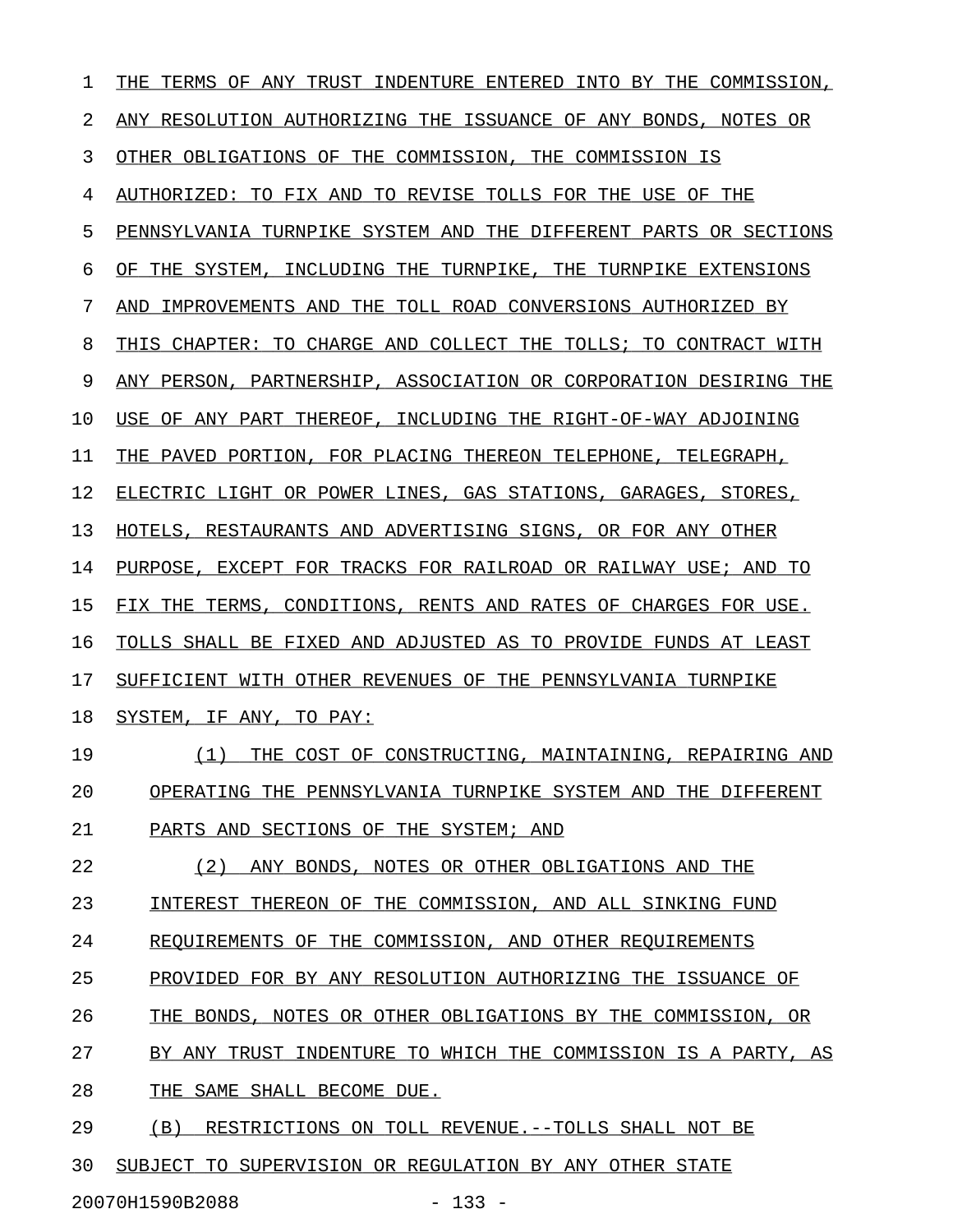THE TERMS OF ANY TRUST INDENTURE ENTERED INTO BY THE COMMISSION, ANY RESOLUTION AUTHORIZING THE ISSUANCE OF ANY BONDS, NOTES OR OTHER OBLIGATIONS OF THE COMMISSION, THE COMMISSION IS AUTHORIZED: TO FIX AND TO REVISE TOLLS FOR THE USE OF THE PENNSYLVANIA TURNPIKE SYSTEM AND THE DIFFERENT PARTS OR SECTIONS OF THE SYSTEM, INCLUDING THE TURNPIKE, THE TURNPIKE EXTENSIONS AND IMPROVEMENTS AND THE TOLL ROAD CONVERSIONS AUTHORIZED BY THIS CHAPTER: TO CHARGE AND COLLECT THE TOLLS; TO CONTRACT WITH ANY PERSON, PARTNERSHIP, ASSOCIATION OR CORPORATION DESIRING THE USE OF ANY PART THEREOF, INCLUDING THE RIGHT-OF-WAY ADJOINING THE PAVED PORTION, FOR PLACING THEREON TELEPHONE, TELEGRAPH, ELECTRIC LIGHT OR POWER LINES, GAS STATIONS, GARAGES, STORES, HOTELS, RESTAURANTS AND ADVERTISING SIGNS, OR FOR ANY OTHER PURPOSE, EXCEPT FOR TRACKS FOR RAILROAD OR RAILWAY USE; AND TO FIX THE TERMS, CONDITIONS, RENTS AND RATES OF CHARGES FOR USE. TOLLS SHALL BE FIXED AND ADJUSTED AS TO PROVIDE FUNDS AT LEAST SUFFICIENT WITH OTHER REVENUES OF THE PENNSYLVANIA TURNPIKE SYSTEM, IF ANY, TO PAY:

(1) THE COST OF CONSTRUCTING, MAINTAINING, REPAIRING AND OPERATING THE PENNSYLVANIA TURNPIKE SYSTEM AND THE DIFFERENT PARTS AND SECTIONS OF THE SYSTEM; AND

(2) ANY BONDS, NOTES OR OTHER OBLIGATIONS AND THE INTEREST THEREON OF THE COMMISSION, AND ALL SINKING FUND REQUIREMENTS OF THE COMMISSION, AND OTHER REQUIREMENTS PROVIDED FOR BY ANY RESOLUTION AUTHORIZING THE ISSUANCE OF THE BONDS, NOTES OR OTHER OBLIGATIONS BY THE COMMISSION, OR BY ANY TRUST INDENTURE TO WHICH THE COMMISSION IS A PARTY, AS THE SAME SHALL BECOME DUE.

(B) RESTRICTIONS ON TOLL REVENUE.--TOLLS SHALL NOT BE SUBJECT TO SUPERVISION OR REGULATION BY ANY OTHER STATE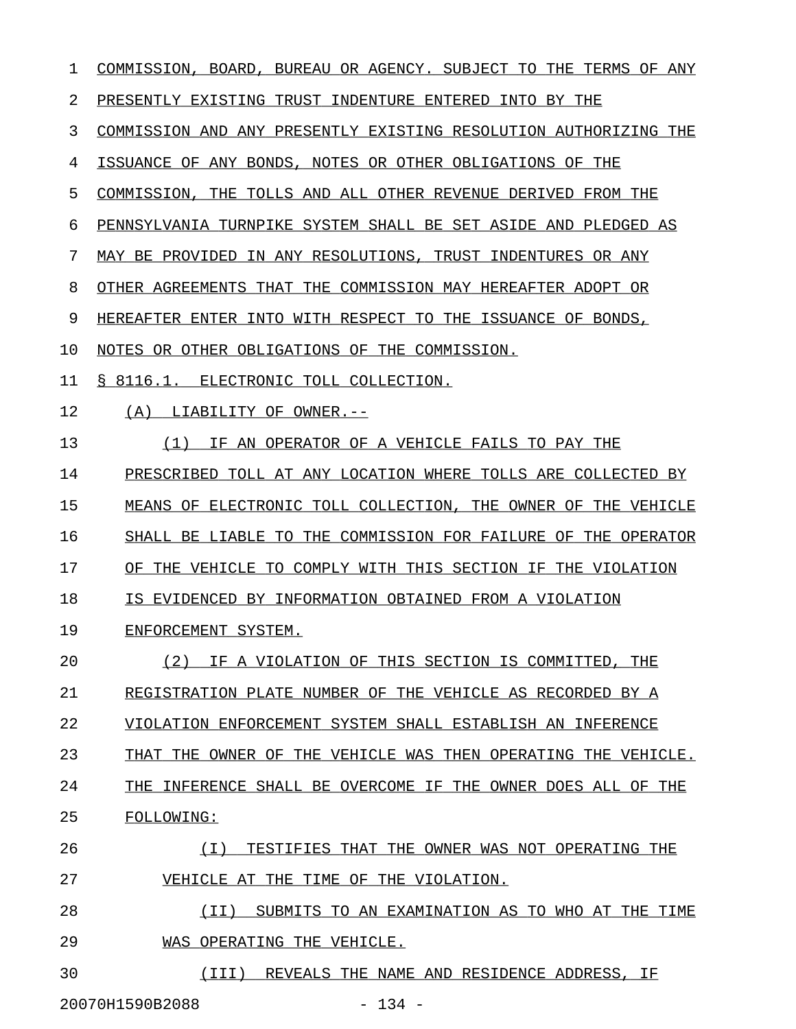COMMISSION, BOARD, BUREAU OR AGENCY. SUBJECT TO THE TERMS OF ANY PRESENTLY EXISTING TRUST INDENTURE ENTERED INTO BY THE COMMISSION AND ANY PRESENTLY EXISTING RESOLUTION AUTHORIZING THE ISSUANCE OF ANY BONDS, NOTES OR OTHER OBLIGATIONS OF THE COMMISSION, THE TOLLS AND ALL OTHER REVENUE DERIVED FROM THE PENNSYLVANIA TURNPIKE SYSTEM SHALL BE SET ASIDE AND PLEDGED AS MAY BE PROVIDED IN ANY RESOLUTIONS, TRUST INDENTURES OR ANY OTHER AGREEMENTS THAT THE COMMISSION MAY HEREAFTER ADOPT OR HEREAFTER ENTER INTO WITH RESPECT TO THE ISSUANCE OF BONDS, NOTES OR OTHER OBLIGATIONS OF THE COMMISSION.

§ 8116.1. ELECTRONIC TOLL COLLECTION.

(A) LIABILITY OF OWNER.--

(1) IF AN OPERATOR OF A VEHICLE FAILS TO PAY THE PRESCRIBED TOLL AT ANY LOCATION WHERE TOLLS ARE COLLECTED BY MEANS OF ELECTRONIC TOLL COLLECTION, THE OWNER OF THE VEHICLE SHALL BE LIABLE TO THE COMMISSION FOR FAILURE OF THE OPERATOR OF THE VEHICLE TO COMPLY WITH THIS SECTION IF THE VIOLATION IS EVIDENCED BY INFORMATION OBTAINED FROM A VIOLATION ENFORCEMENT SYSTEM.

(2) IF A VIOLATION OF THIS SECTION IS COMMITTED, THE REGISTRATION PLATE NUMBER OF THE VEHICLE AS RECORDED BY A VIOLATION ENFORCEMENT SYSTEM SHALL ESTABLISH AN INFERENCE THAT THE OWNER OF THE VEHICLE WAS THEN OPERATING THE VEHICLE. THE INFERENCE SHALL BE OVERCOME IF THE OWNER DOES ALL OF THE FOLLOWING:

(I) TESTIFIES THAT THE OWNER WAS NOT OPERATING THE VEHICLE AT THE TIME OF THE VIOLATION.

(II) SUBMITS TO AN EXAMINATION AS TO WHO AT THE TIME WAS OPERATING THE VEHICLE.

(III) REVEALS THE NAME AND RESIDENCE ADDRESS, IF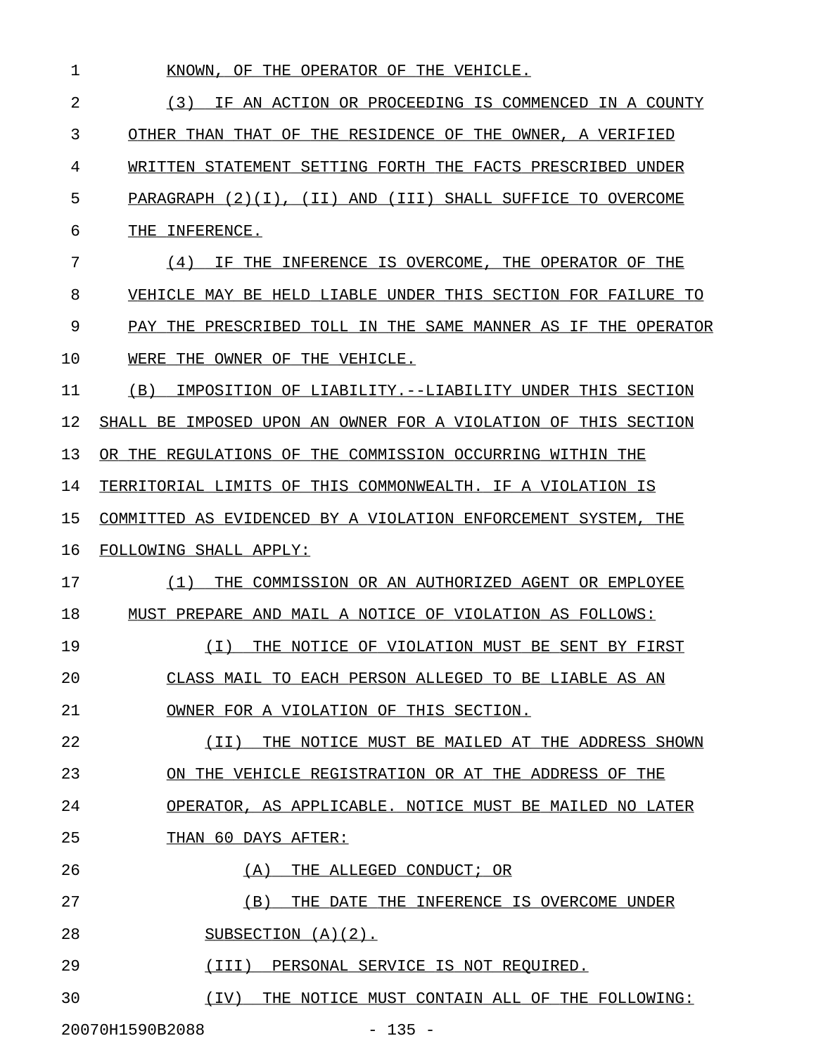KNOWN, OF THE OPERATOR OF THE VEHICLE.

(3) IF AN ACTION OR PROCEEDING IS COMMENCED IN A COUNTY OTHER THAN THAT OF THE RESIDENCE OF THE OWNER, A VERIFIED WRITTEN STATEMENT SETTING FORTH THE FACTS PRESCRIBED UNDER PARAGRAPH (2)(I), (II) AND (III) SHALL SUFFICE TO OVERCOME THE INFERENCE.

(4) IF THE INFERENCE IS OVERCOME, THE OPERATOR OF THE VEHICLE MAY BE HELD LIABLE UNDER THIS SECTION FOR FAILURE TO PAY THE PRESCRIBED TOLL IN THE SAME MANNER AS IF THE OPERATOR WERE THE OWNER OF THE VEHICLE.

(B) IMPOSITION OF LIABILITY.--LIABILITY UNDER THIS SECTION SHALL BE IMPOSED UPON AN OWNER FOR A VIOLATION OF THIS SECTION OR THE REGULATIONS OF THE COMMISSION OCCURRING WITHIN THE TERRITORIAL LIMITS OF THIS COMMONWEALTH. IF A VIOLATION IS COMMITTED AS EVIDENCED BY A VIOLATION ENFORCEMENT SYSTEM, THE FOLLOWING SHALL APPLY:

(1) THE COMMISSION OR AN AUTHORIZED AGENT OR EMPLOYEE MUST PREPARE AND MAIL A NOTICE OF VIOLATION AS FOLLOWS:

(I) THE NOTICE OF VIOLATION MUST BE SENT BY FIRST CLASS MAIL TO EACH PERSON ALLEGED TO BE LIABLE AS AN OWNER FOR A VIOLATION OF THIS SECTION.

(II) THE NOTICE MUST BE MAILED AT THE ADDRESS SHOWN ON THE VEHICLE REGISTRATION OR AT THE ADDRESS OF THE OPERATOR, AS APPLICABLE. NOTICE MUST BE MAILED NO LATER THAN 60 DAYS AFTER:

(A) THE ALLEGED CONDUCT; OR

(B) THE DATE THE INFERENCE IS OVERCOME UNDER SUBSECTION (A)(2).

(III) PERSONAL SERVICE IS NOT REQUIRED.

(IV) THE NOTICE MUST CONTAIN ALL OF THE FOLLOWING: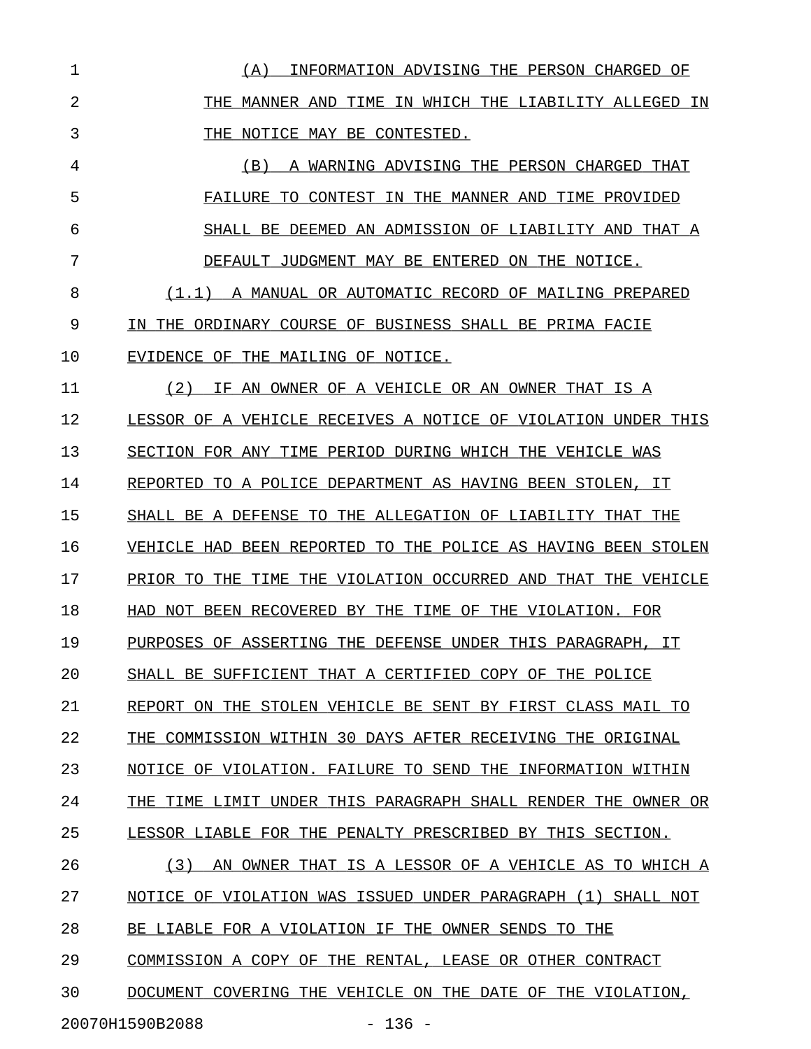(A) INFORMATION ADVISING THE PERSON CHARGED OF THE MANNER AND TIME IN WHICH THE LIABILITY ALLEGED IN THE NOTICE MAY BE CONTESTED.

(B) A WARNING ADVISING THE PERSON CHARGED THAT FAILURE TO CONTEST IN THE MANNER AND TIME PROVIDED SHALL BE DEEMED AN ADMISSION OF LIABILITY AND THAT A DEFAULT JUDGMENT MAY BE ENTERED ON THE NOTICE.

(1.1) A MANUAL OR AUTOMATIC RECORD OF MAILING PREPARED IN THE ORDINARY COURSE OF BUSINESS SHALL BE PRIMA FACIE EVIDENCE OF THE MAILING OF NOTICE.

(2) IF AN OWNER OF A VEHICLE OR AN OWNER THAT IS A LESSOR OF A VEHICLE RECEIVES A NOTICE OF VIOLATION UNDER THIS SECTION FOR ANY TIME PERIOD DURING WHICH THE VEHICLE WAS REPORTED TO A POLICE DEPARTMENT AS HAVING BEEN STOLEN, IT SHALL BE A DEFENSE TO THE ALLEGATION OF LIABILITY THAT THE VEHICLE HAD BEEN REPORTED TO THE POLICE AS HAVING BEEN STOLEN PRIOR TO THE TIME THE VIOLATION OCCURRED AND THAT THE VEHICLE HAD NOT BEEN RECOVERED BY THE TIME OF THE VIOLATION. FOR PURPOSES OF ASSERTING THE DEFENSE UNDER THIS PARAGRAPH, IT SHALL BE SUFFICIENT THAT A CERTIFIED COPY OF THE POLICE REPORT ON THE STOLEN VEHICLE BE SENT BY FIRST CLASS MAIL TO THE COMMISSION WITHIN 30 DAYS AFTER RECEIVING THE ORIGINAL NOTICE OF VIOLATION. FAILURE TO SEND THE INFORMATION WITHIN THE TIME LIMIT UNDER THIS PARAGRAPH SHALL RENDER THE OWNER OR LESSOR LIABLE FOR THE PENALTY PRESCRIBED BY THIS SECTION.

(3) AN OWNER THAT IS A LESSOR OF A VEHICLE AS TO WHICH A NOTICE OF VIOLATION WAS ISSUED UNDER PARAGRAPH (1) SHALL NOT BE LIABLE FOR A VIOLATION IF THE OWNER SENDS TO THE COMMISSION A COPY OF THE RENTAL, LEASE OR OTHER CONTRACT DOCUMENT COVERING THE VEHICLE ON THE DATE OF THE VIOLATION,

20070H1590B2088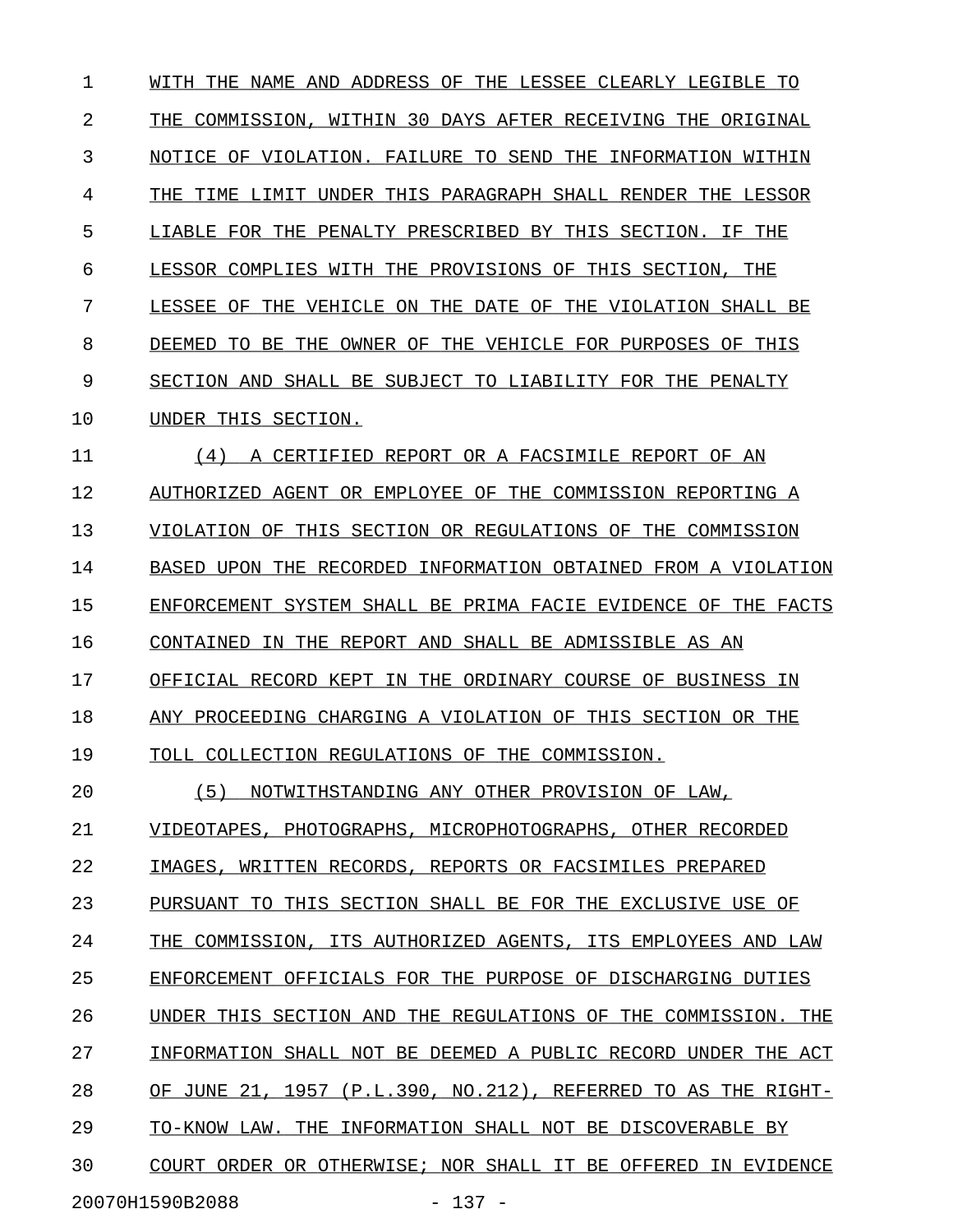WITH THE NAME AND ADDRESS OF THE LESSEE CLEARLY LEGIBLE TO THE COMMISSION, WITHIN 30 DAYS AFTER RECEIVING THE ORIGINAL NOTICE OF VIOLATION. FAILURE TO SEND THE INFORMATION WITHIN THE TIME LIMIT UNDER THIS PARAGRAPH SHALL RENDER THE LESSOR LIABLE FOR THE PENALTY PRESCRIBED BY THIS SECTION. IF THE LESSOR COMPLIES WITH THE PROVISIONS OF THIS SECTION, THE LESSEE OF THE VEHICLE ON THE DATE OF THE VIOLATION SHALL BE DEEMED TO BE THE OWNER OF THE VEHICLE FOR PURPOSES OF THIS SECTION AND SHALL BE SUBJECT TO LIABILITY FOR THE PENALTY UNDER THIS SECTION.

(4) A CERTIFIED REPORT OR A FACSIMILE REPORT OF AN AUTHORIZED AGENT OR EMPLOYEE OF THE COMMISSION REPORTING A VIOLATION OF THIS SECTION OR REGULATIONS OF THE COMMISSION BASED UPON THE RECORDED INFORMATION OBTAINED FROM A VIOLATION ENFORCEMENT SYSTEM SHALL BE PRIMA FACIE EVIDENCE OF THE FACTS CONTAINED IN THE REPORT AND SHALL BE ADMISSIBLE AS AN OFFICIAL RECORD KEPT IN THE ORDINARY COURSE OF BUSINESS IN ANY PROCEEDING CHARGING A VIOLATION OF THIS SECTION OR THE TOLL COLLECTION REGULATIONS OF THE COMMISSION.

(5) NOTWITHSTANDING ANY OTHER PROVISION OF LAW, VIDEOTAPES, PHOTOGRAPHS, MICROPHOTOGRAPHS, OTHER RECORDED IMAGES, WRITTEN RECORDS, REPORTS OR FACSIMILES PREPARED PURSUANT TO THIS SECTION SHALL BE FOR THE EXCLUSIVE USE OF THE COMMISSION, ITS AUTHORIZED AGENTS, ITS EMPLOYEES AND LAW ENFORCEMENT OFFICIALS FOR THE PURPOSE OF DISCHARGING DUTIES UNDER THIS SECTION AND THE REGULATIONS OF THE COMMISSION. THE INFORMATION SHALL NOT BE DEEMED A PUBLIC RECORD UNDER THE ACT OF JUNE 21, 1957 (P.L.390, NO.212), REFERRED TO AS THE RIGHT-TO-KNOW LAW. THE INFORMATION SHALL NOT BE DISCOVERABLE BY COURT ORDER OR OTHERWISE; NOR SHALL IT BE OFFERED IN EVIDENCE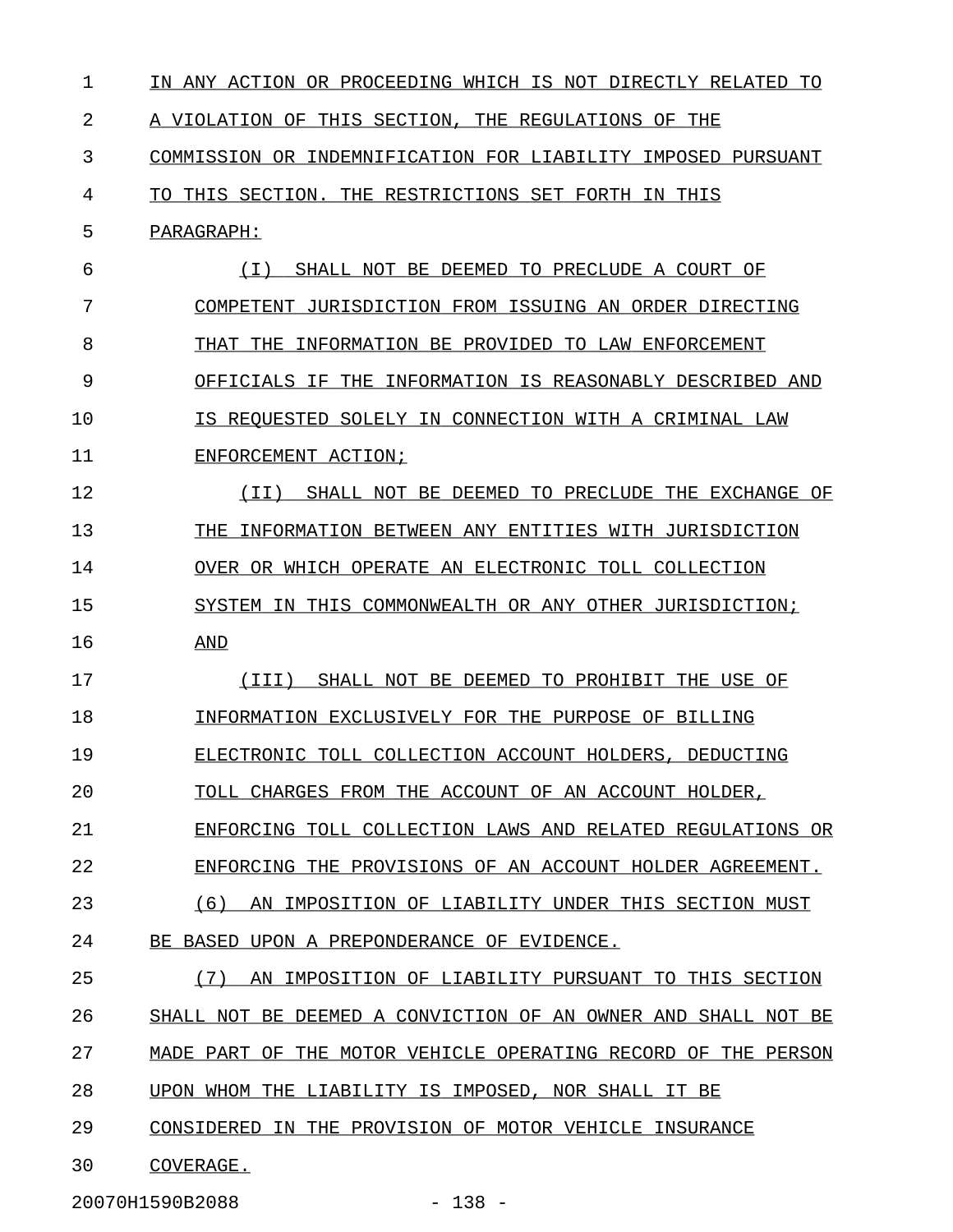IN ANY ACTION OR PROCEEDING WHICH IS NOT DIRECTLY RELATED TO A VIOLATION OF THIS SECTION, THE REGULATIONS OF THE COMMISSION OR INDEMNIFICATION FOR LIABILITY IMPOSED PURSUANT TO THIS SECTION. THE RESTRICTIONS SET FORTH IN THIS PARAGRAPH:

(I) SHALL NOT BE DEEMED TO PRECLUDE A COURT OF COMPETENT JURISDICTION FROM ISSUING AN ORDER DIRECTING THAT THE INFORMATION BE PROVIDED TO LAW ENFORCEMENT OFFICIALS IF THE INFORMATION IS REASONABLY DESCRIBED AND IS REQUESTED SOLELY IN CONNECTION WITH A CRIMINAL LAW ENFORCEMENT ACTION;

(II) SHALL NOT BE DEEMED TO PRECLUDE THE EXCHANGE OF THE INFORMATION BETWEEN ANY ENTITIES WITH JURISDICTION OVER OR WHICH OPERATE AN ELECTRONIC TOLL COLLECTION SYSTEM IN THIS COMMONWEALTH OR ANY OTHER JURISDICTION; AND

(III) SHALL NOT BE DEEMED TO PROHIBIT THE USE OF INFORMATION EXCLUSIVELY FOR THE PURPOSE OF BILLING ELECTRONIC TOLL COLLECTION ACCOUNT HOLDERS, DEDUCTING TOLL CHARGES FROM THE ACCOUNT OF AN ACCOUNT HOLDER, ENFORCING TOLL COLLECTION LAWS AND RELATED REGULATIONS OR ENFORCING THE PROVISIONS OF AN ACCOUNT HOLDER AGREEMENT.

(6) AN IMPOSITION OF LIABILITY UNDER THIS SECTION MUST BE BASED UPON A PREPONDERANCE OF EVIDENCE.

(7) AN IMPOSITION OF LIABILITY PURSUANT TO THIS SECTION SHALL NOT BE DEEMED A CONVICTION OF AN OWNER AND SHALL NOT BE MADE PART OF THE MOTOR VEHICLE OPERATING RECORD OF THE PERSON UPON WHOM THE LIABILITY IS IMPOSED, NOR SHALL IT BE CONSIDERED IN THE PROVISION OF MOTOR VEHICLE INSURANCE COVERAGE.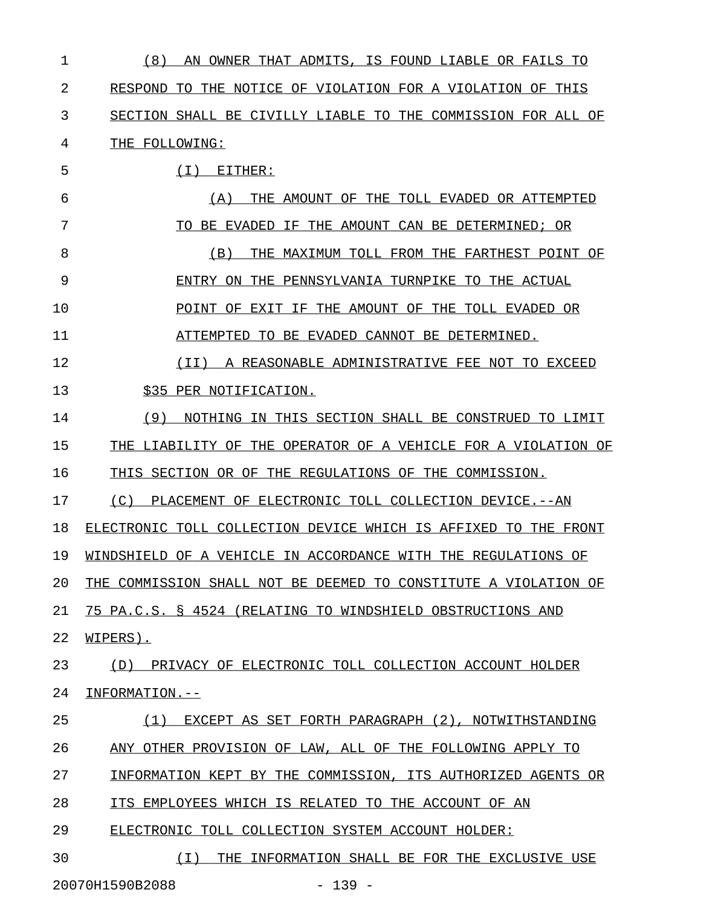(8) AN OWNER THAT ADMITS, IS FOUND LIABLE OR FAILS TO RESPOND TO THE NOTICE OF VIOLATION FOR A VIOLATION OF THIS SECTION SHALL BE CIVILLY LIABLE TO THE COMMISSION FOR ALL OF THE FOLLOWING:

(I) EITHER:

(A) THE AMOUNT OF THE TOLL EVADED OR ATTEMPTED TO BE EVADED IF THE AMOUNT CAN BE DETERMINED; OR

(B) THE MAXIMUM TOLL FROM THE FARTHEST POINT OF ENTRY ON THE PENNSYLVANIA TURNPIKE TO THE ACTUAL POINT OF EXIT IF THE AMOUNT OF THE TOLL EVADED OR ATTEMPTED TO BE EVADED CANNOT BE DETERMINED.

(II) A REASONABLE ADMINISTRATIVE FEE NOT TO EXCEED $35 PER NOTIFICATION.

(9) NOTHING IN THIS SECTION SHALL BE CONSTRUED TO LIMIT THE LIABILITY OF THE OPERATOR OF A VEHICLE FOR A VIOLATION OF THIS SECTION OR OF THE REGULATIONS OF THE COMMISSION.

(C) PLACEMENT OF ELECTRONIC TOLL COLLECTION DEVICE.--AN ELECTRONIC TOLL COLLECTION DEVICE WHICH IS AFFIXED TO THE FRONT WINDSHIELD OF A VEHICLE IN ACCORDANCE WITH THE REGULATIONS OF THE COMMISSION SHALL NOT BE DEEMED TO CONSTITUTE A VIOLATION OF 75 PA.C.S. § 4524 (RELATING TO WINDSHIELD OBSTRUCTIONS AND WIPERS).

(D) PRIVACY OF ELECTRONIC TOLL COLLECTION ACCOUNT HOLDER INFORMATION.--

(1) EXCEPT AS SET FORTH PARAGRAPH (2), NOTWITHSTANDING ANY OTHER PROVISION OF LAW, ALL OF THE FOLLOWING APPLY TO INFORMATION KEPT BY THE COMMISSION, ITS AUTHORIZED AGENTS OR ITS EMPLOYEES WHICH IS RELATED TO THE ACCOUNT OF AN ELECTRONIC TOLL COLLECTION SYSTEM ACCOUNT HOLDER:

(I) THE INFORMATION SHALL BE FOR THE EXCLUSIVE USE

20070H1590B2088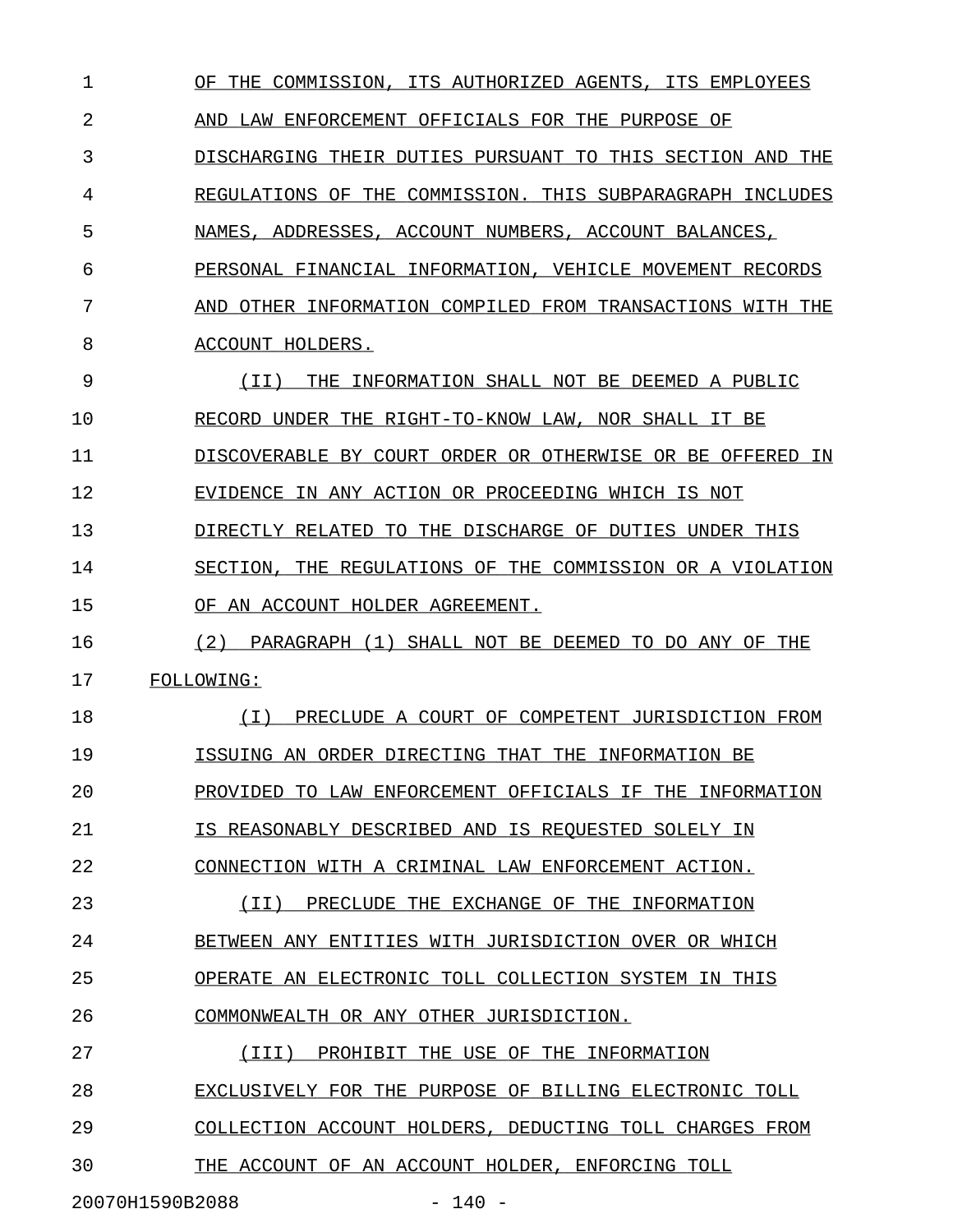OF THE COMMISSION, ITS AUTHORIZED AGENTS, ITS EMPLOYEES AND LAW ENFORCEMENT OFFICIALS FOR THE PURPOSE OF DISCHARGING THEIR DUTIES PURSUANT TO THIS SECTION AND THE REGULATIONS OF THE COMMISSION. THIS SUBPARAGRAPH INCLUDES NAMES, ADDRESSES, ACCOUNT NUMBERS, ACCOUNT BALANCES, PERSONAL FINANCIAL INFORMATION, VEHICLE MOVEMENT RECORDS AND OTHER INFORMATION COMPILED FROM TRANSACTIONS WITH THE ACCOUNT HOLDERS.

(II) THE INFORMATION SHALL NOT BE DEEMED A PUBLIC RECORD UNDER THE RIGHT-TO-KNOW LAW, NOR SHALL IT BE DISCOVERABLE BY COURT ORDER OR OTHERWISE OR BE OFFERED IN EVIDENCE IN ANY ACTION OR PROCEEDING WHICH IS NOT DIRECTLY RELATED TO THE DISCHARGE OF DUTIES UNDER THIS SECTION, THE REGULATIONS OF THE COMMISSION OR A VIOLATION OF AN ACCOUNT HOLDER AGREEMENT.

(2) PARAGRAPH (1) SHALL NOT BE DEEMED TO DO ANY OF THE FOLLOWING:

(I) PRECLUDE A COURT OF COMPETENT JURISDICTION FROM ISSUING AN ORDER DIRECTING THAT THE INFORMATION BE PROVIDED TO LAW ENFORCEMENT OFFICIALS IF THE INFORMATION IS REASONABLY DESCRIBED AND IS REQUESTED SOLELY IN CONNECTION WITH A CRIMINAL LAW ENFORCEMENT ACTION.

(II) PRECLUDE THE EXCHANGE OF THE INFORMATION BETWEEN ANY ENTITIES WITH JURISDICTION OVER OR WHICH OPERATE AN ELECTRONIC TOLL COLLECTION SYSTEM IN THIS COMMONWEALTH OR ANY OTHER JURISDICTION.

(III) PROHIBIT THE USE OF THE INFORMATION EXCLUSIVELY FOR THE PURPOSE OF BILLING ELECTRONIC TOLL COLLECTION ACCOUNT HOLDERS, DEDUCTING TOLL CHARGES FROM THE ACCOUNT OF AN ACCOUNT HOLDER, ENFORCING TOLL

20070H1590B2088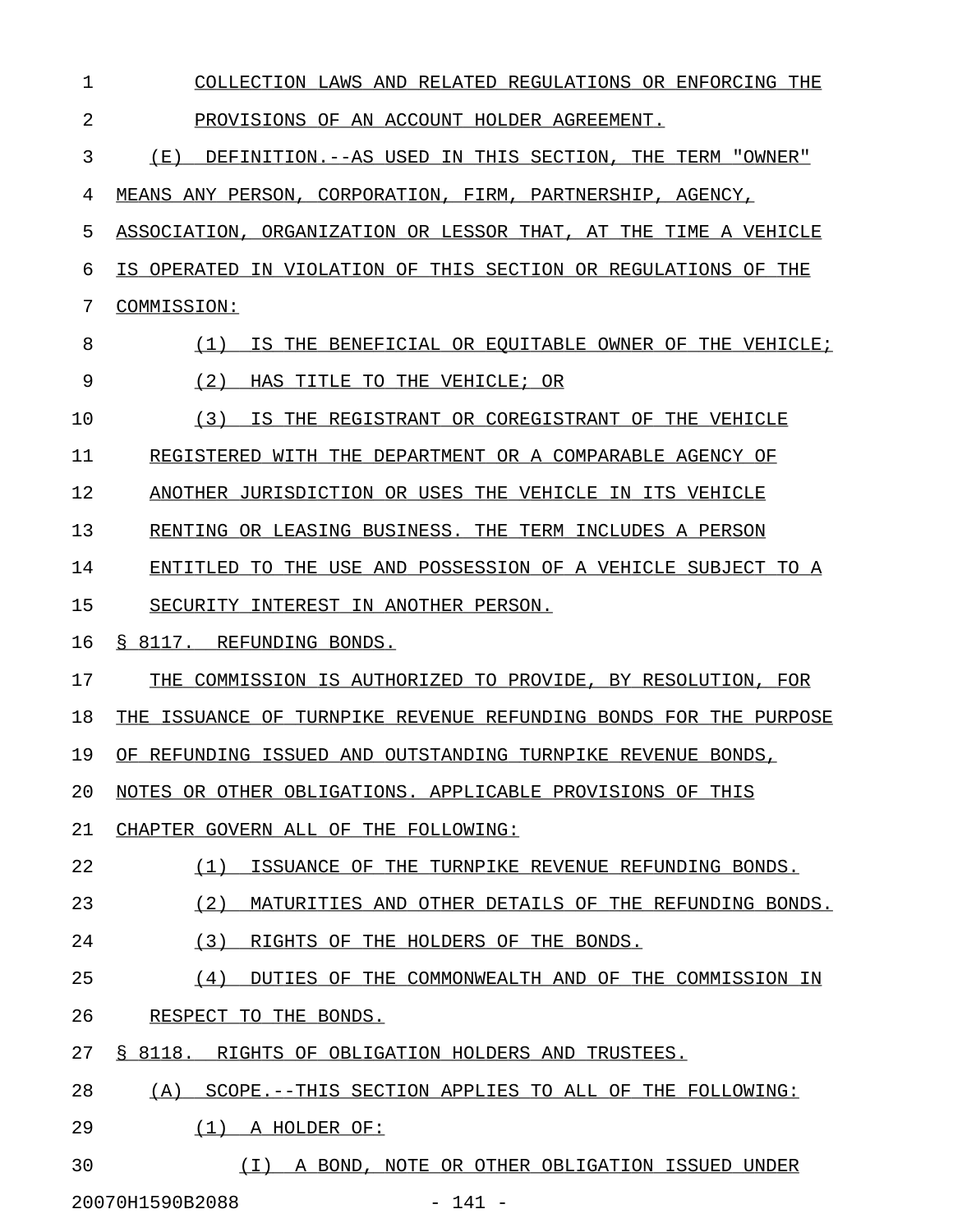COLLECTION LAWS AND RELATED REGULATIONS OR ENFORCING THE PROVISIONS OF AN ACCOUNT HOLDER AGREEMENT.

(E) DEFINITION.--AS USED IN THIS SECTION, THE TERM "OWNER" MEANS ANY PERSON, CORPORATION, FIRM, PARTNERSHIP, AGENCY, ASSOCIATION, ORGANIZATION OR LESSOR THAT, AT THE TIME A VEHICLE IS OPERATED IN VIOLATION OF THIS SECTION OR REGULATIONS OF THE COMMISSION:

(1) IS THE BENEFICIAL OR EQUITABLE OWNER OF THE VEHICLE;

(2) HAS TITLE TO THE VEHICLE; OR

(3) IS THE REGISTRANT OR COREGISTRANT OF THE VEHICLE REGISTERED WITH THE DEPARTMENT OR A COMPARABLE AGENCY OF ANOTHER JURISDICTION OR USES THE VEHICLE IN ITS VEHICLE RENTING OR LEASING BUSINESS. THE TERM INCLUDES A PERSON ENTITLED TO THE USE AND POSSESSION OF A VEHICLE SUBJECT TO A SECURITY INTEREST IN ANOTHER PERSON.

§ 8117. REFUNDING BONDS.

THE COMMISSION IS AUTHORIZED TO PROVIDE, BY RESOLUTION, FOR THE ISSUANCE OF TURNPIKE REVENUE REFUNDING BONDS FOR THE PURPOSE OF REFUNDING ISSUED AND OUTSTANDING TURNPIKE REVENUE BONDS, NOTES OR OTHER OBLIGATIONS. APPLICABLE PROVISIONS OF THIS CHAPTER GOVERN ALL OF THE FOLLOWING:

(1) ISSUANCE OF THE TURNPIKE REVENUE REFUNDING BONDS.

(2) MATURITIES AND OTHER DETAILS OF THE REFUNDING BONDS.

(3) RIGHTS OF THE HOLDERS OF THE BONDS.

(4) DUTIES OF THE COMMONWEALTH AND OF THE COMMISSION IN RESPECT TO THE BONDS.

§ 8118. RIGHTS OF OBLIGATION HOLDERS AND TRUSTEES.

(A) SCOPE.--THIS SECTION APPLIES TO ALL OF THE FOLLOWING:

(1) A HOLDER OF:

(I) A BOND, NOTE OR OTHER OBLIGATION ISSUED UNDER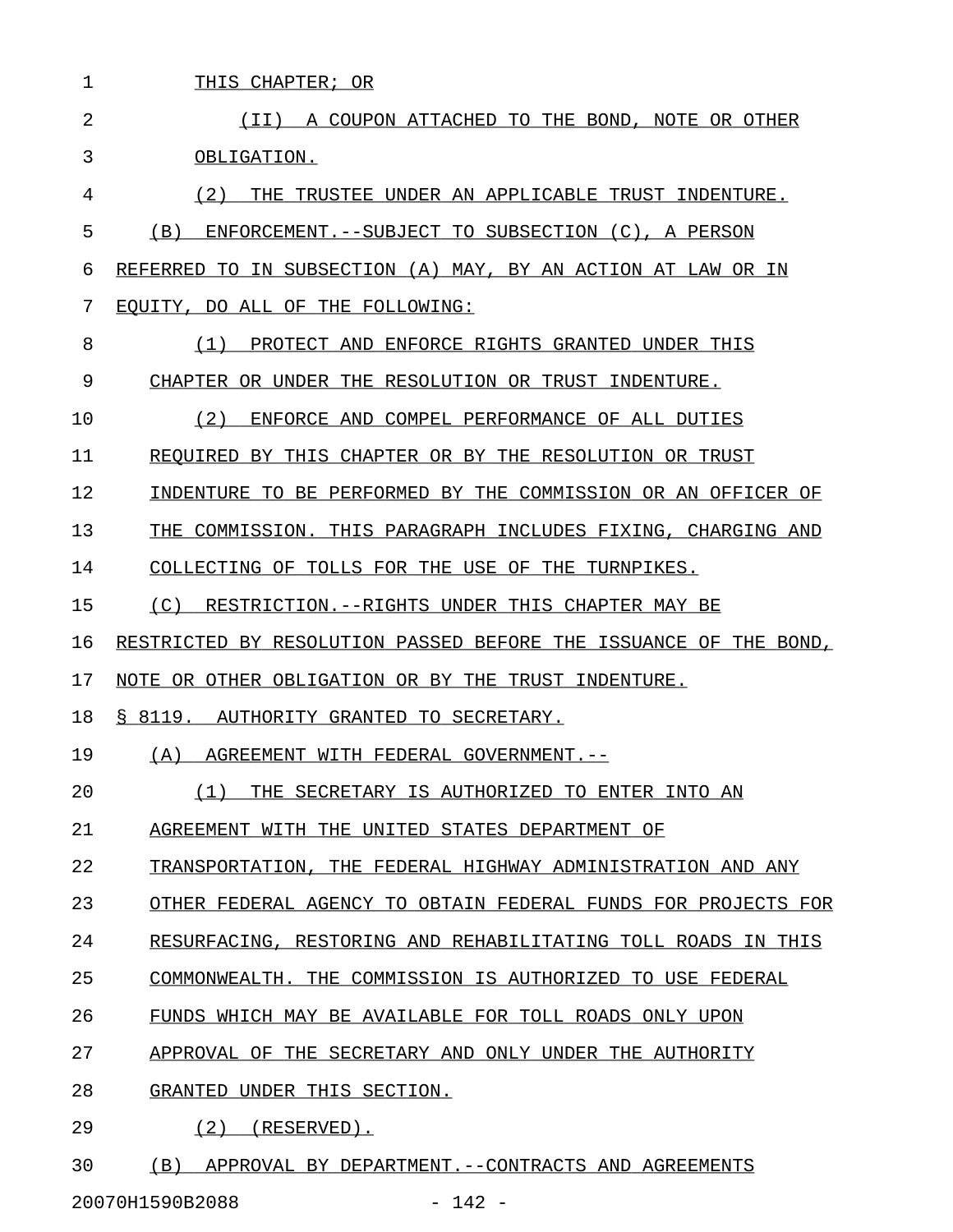THIS CHAPTER; OR

(II) A COUPON ATTACHED TO THE BOND, NOTE OR OTHER OBLIGATION.

(2) THE TRUSTEE UNDER AN APPLICABLE TRUST INDENTURE.

(B) ENFORCEMENT.--SUBJECT TO SUBSECTION (C), A PERSON REFERRED TO IN SUBSECTION (A) MAY, BY AN ACTION AT LAW OR IN EQUITY, DO ALL OF THE FOLLOWING:

(1) PROTECT AND ENFORCE RIGHTS GRANTED UNDER THIS CHAPTER OR UNDER THE RESOLUTION OR TRUST INDENTURE.

(2) ENFORCE AND COMPEL PERFORMANCE OF ALL DUTIES REQUIRED BY THIS CHAPTER OR BY THE RESOLUTION OR TRUST INDENTURE TO BE PERFORMED BY THE COMMISSION OR AN OFFICER OF THE COMMISSION. THIS PARAGRAPH INCLUDES FIXING, CHARGING AND COLLECTING OF TOLLS FOR THE USE OF THE TURNPIKES.

(C) RESTRICTION.--RIGHTS UNDER THIS CHAPTER MAY BE RESTRICTED BY RESOLUTION PASSED BEFORE THE ISSUANCE OF THE BOND, NOTE OR OTHER OBLIGATION OR BY THE TRUST INDENTURE.

§ 8119. AUTHORITY GRANTED TO SECRETARY.

(A) AGREEMENT WITH FEDERAL GOVERNMENT.--

(1) THE SECRETARY IS AUTHORIZED TO ENTER INTO AN AGREEMENT WITH THE UNITED STATES DEPARTMENT OF TRANSPORTATION, THE FEDERAL HIGHWAY ADMINISTRATION AND ANY OTHER FEDERAL AGENCY TO OBTAIN FEDERAL FUNDS FOR PROJECTS FOR RESURFACING, RESTORING AND REHABILITATING TOLL ROADS IN THIS COMMONWEALTH. THE COMMISSION IS AUTHORIZED TO USE FEDERAL FUNDS WHICH MAY BE AVAILABLE FOR TOLL ROADS ONLY UPON APPROVAL OF THE SECRETARY AND ONLY UNDER THE AUTHORITY GRANTED UNDER THIS SECTION.

(2) (RESERVED).

(B) APPROVAL BY DEPARTMENT.--CONTRACTS AND AGREEMENTS

20070H1590B2088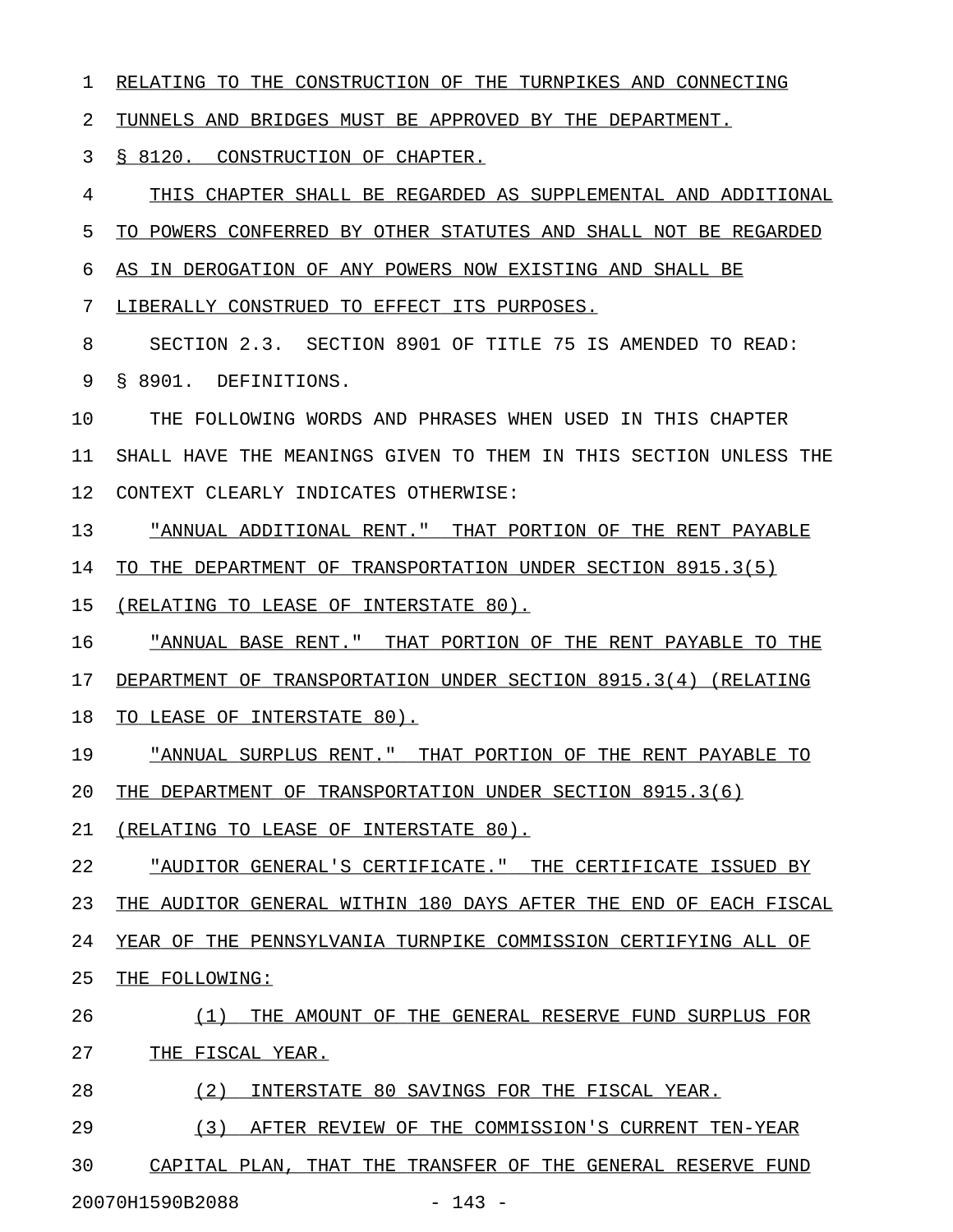RELATING TO THE CONSTRUCTION OF THE TURNPIKES AND CONNECTING TUNNELS AND BRIDGES MUST BE APPROVED BY THE DEPARTMENT.

§ 8120. CONSTRUCTION OF CHAPTER.

THIS CHAPTER SHALL BE REGARDED AS SUPPLEMENTAL AND ADDITIONAL TO POWERS CONFERRED BY OTHER STATUTES AND SHALL NOT BE REGARDED AS IN DEROGATION OF ANY POWERS NOW EXISTING AND SHALL BE LIBERALLY CONSTRUED TO EFFECT ITS PURPOSES.

SECTION 2.3. SECTION 8901 OF TITLE 75 IS AMENDED TO READ:

§ 8901. DEFINITIONS.

THE FOLLOWING WORDS AND PHRASES WHEN USED IN THIS CHAPTER SHALL HAVE THE MEANINGS GIVEN TO THEM IN THIS SECTION UNLESS THE CONTEXT CLEARLY INDICATES OTHERWISE:

"ANNUAL ADDITIONAL RENT." THAT PORTION OF THE RENT PAYABLE TO THE DEPARTMENT OF TRANSPORTATION UNDER SECTION 8915.3(5) (RELATING TO LEASE OF INTERSTATE 80).

"ANNUAL BASE RENT." THAT PORTION OF THE RENT PAYABLE TO THE DEPARTMENT OF TRANSPORTATION UNDER SECTION 8915.3(4) (RELATING TO LEASE OF INTERSTATE 80).

"ANNUAL SURPLUS RENT." THAT PORTION OF THE RENT PAYABLE TO THE DEPARTMENT OF TRANSPORTATION UNDER SECTION 8915.3(6) (RELATING TO LEASE OF INTERSTATE 80).

"AUDITOR GENERAL'S CERTIFICATE." THE CERTIFICATE ISSUED BY THE AUDITOR GENERAL WITHIN 180 DAYS AFTER THE END OF EACH FISCAL YEAR OF THE PENNSYLVANIA TURNPIKE COMMISSION CERTIFYING ALL OF THE FOLLOWING:

(1) THE AMOUNT OF THE GENERAL RESERVE FUND SURPLUS FOR THE FISCAL YEAR.

(2) INTERSTATE 80 SAVINGS FOR THE FISCAL YEAR.

(3) AFTER REVIEW OF THE COMMISSION'S CURRENT TEN-YEAR CAPITAL PLAN, THAT THE TRANSFER OF THE GENERAL RESERVE FUND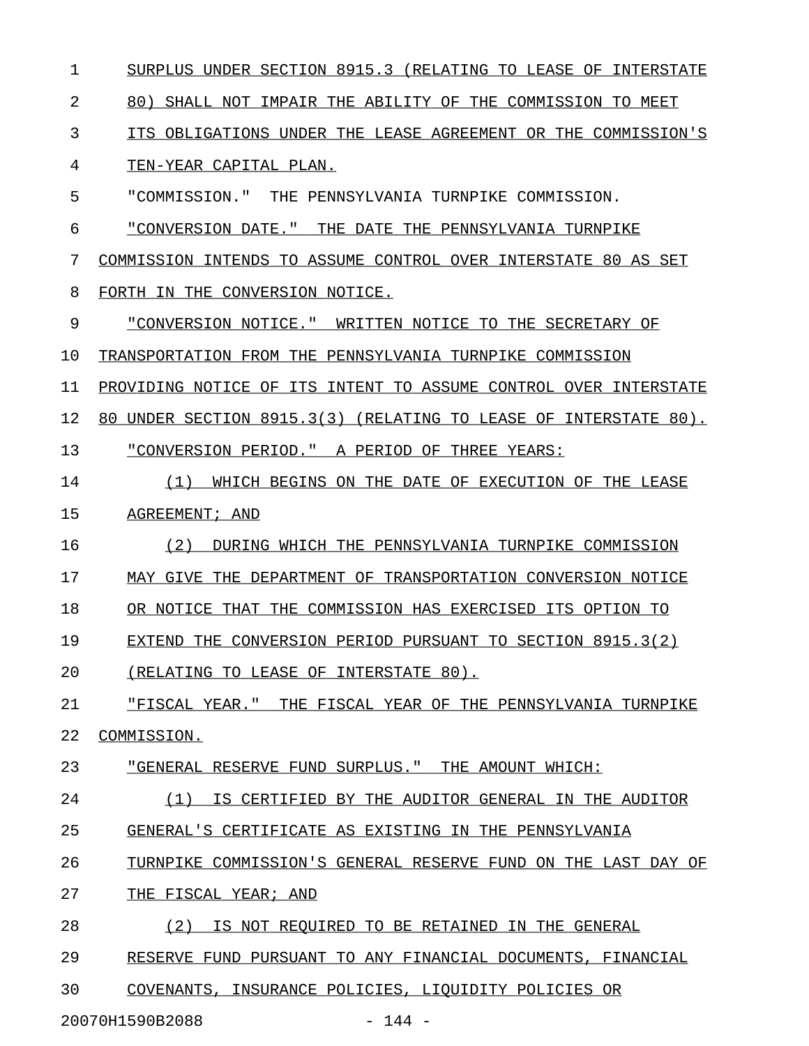SURPLUS UNDER SECTION 8915.3 (RELATING TO LEASE OF INTERSTATE 80) SHALL NOT IMPAIR THE ABILITY OF THE COMMISSION TO MEET ITS OBLIGATIONS UNDER THE LEASE AGREEMENT OR THE COMMISSION'S TEN-YEAR CAPITAL PLAN.

"COMMISSION." THE PENNSYLVANIA TURNPIKE COMMISSION.

"CONVERSION DATE." THE DATE THE PENNSYLVANIA TURNPIKE COMMISSION INTENDS TO ASSUME CONTROL OVER INTERSTATE 80 AS SET FORTH IN THE CONVERSION NOTICE.

"CONVERSION NOTICE." WRITTEN NOTICE TO THE SECRETARY OF TRANSPORTATION FROM THE PENNSYLVANIA TURNPIKE COMMISSION PROVIDING NOTICE OF ITS INTENT TO ASSUME CONTROL OVER INTERSTATE 80 UNDER SECTION 8915.3(3) (RELATING TO LEASE OF INTERSTATE 80).

"CONVERSION PERIOD." A PERIOD OF THREE YEARS:

(1) WHICH BEGINS ON THE DATE OF EXECUTION OF THE LEASE AGREEMENT; AND

(2) DURING WHICH THE PENNSYLVANIA TURNPIKE COMMISSION MAY GIVE THE DEPARTMENT OF TRANSPORTATION CONVERSION NOTICE OR NOTICE THAT THE COMMISSION HAS EXERCISED ITS OPTION TO EXTEND THE CONVERSION PERIOD PURSUANT TO SECTION 8915.3(2) (RELATING TO LEASE OF INTERSTATE 80).

"FISCAL YEAR." THE FISCAL YEAR OF THE PENNSYLVANIA TURNPIKE COMMISSION.

"GENERAL RESERVE FUND SURPLUS." THE AMOUNT WHICH:

(1) IS CERTIFIED BY THE AUDITOR GENERAL IN THE AUDITOR GENERAL'S CERTIFICATE AS EXISTING IN THE PENNSYLVANIA TURNPIKE COMMISSION'S GENERAL RESERVE FUND ON THE LAST DAY OF THE FISCAL YEAR; AND

(2) IS NOT REQUIRED TO BE RETAINED IN THE GENERAL RESERVE FUND PURSUANT TO ANY FINANCIAL DOCUMENTS, FINANCIAL COVENANTS, INSURANCE POLICIES, LIQUIDITY POLICIES OR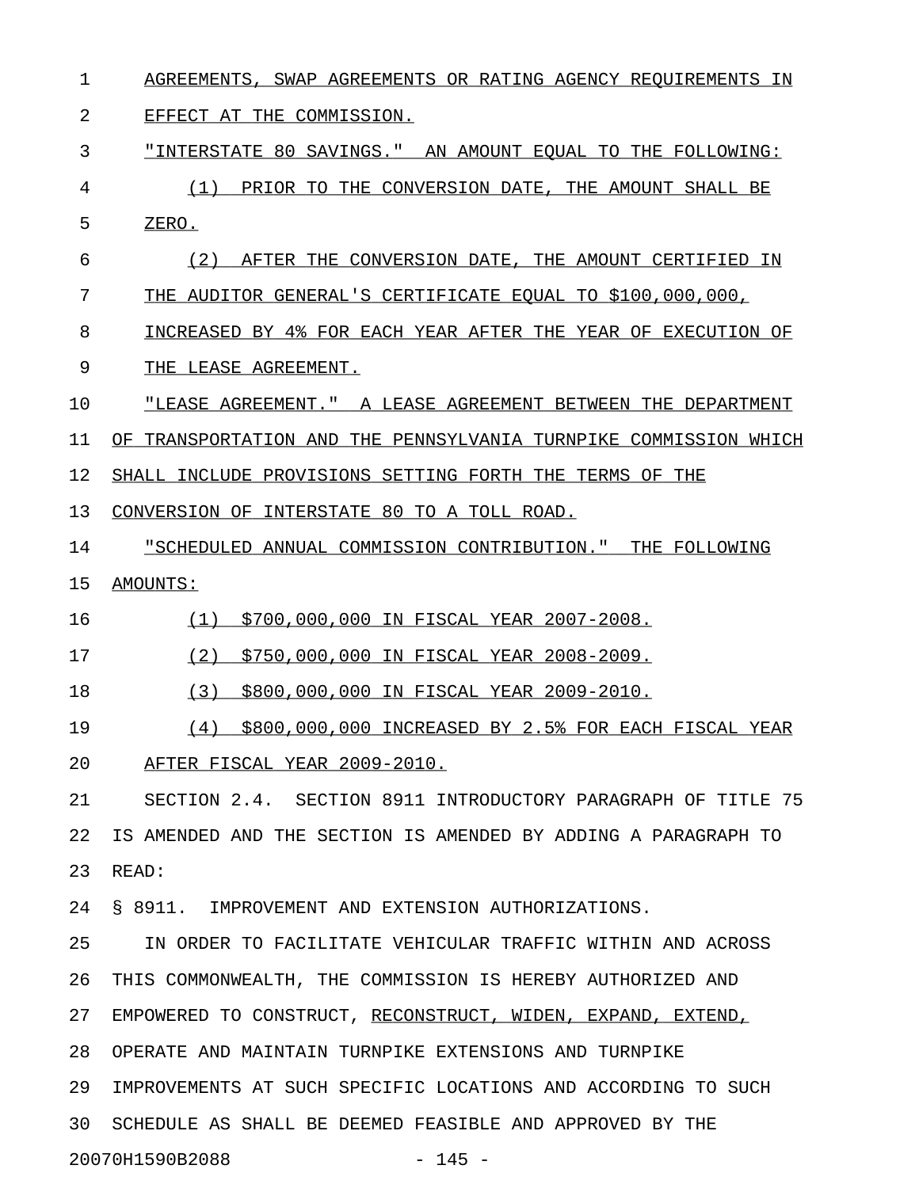AGREEMENTS, SWAP AGREEMENTS OR RATING AGENCY REQUIREMENTS IN EFFECT AT THE COMMISSION.

"INTERSTATE 80 SAVINGS." AN AMOUNT EQUAL TO THE FOLLOWING:

(1) PRIOR TO THE CONVERSION DATE, THE AMOUNT SHALL BE ZERO.

(2) AFTER THE CONVERSION DATE, THE AMOUNT CERTIFIED IN THE AUDITOR GENERAL'S CERTIFICATE EQUAL TO $100,000,000, INCREASED BY 4% FOR EACH YEAR AFTER THE YEAR OF EXECUTION OF THE LEASE AGREEMENT.

"LEASE AGREEMENT." A LEASE AGREEMENT BETWEEN THE DEPARTMENT OF TRANSPORTATION AND THE PENNSYLVANIA TURNPIKE COMMISSION WHICH SHALL INCLUDE PROVISIONS SETTING FORTH THE TERMS OF THE CONVERSION OF INTERSTATE 80 TO A TOLL ROAD.

"SCHEDULED ANNUAL COMMISSION CONTRIBUTION." THE FOLLOWING AMOUNTS:

(1) $700,000,000 IN FISCAL YEAR 2007-2008.

(2) $750,000,000 IN FISCAL YEAR 2008-2009.

(3) $800,000,000 IN FISCAL YEAR 2009-2010.

(4) $800,000,000 INCREASED BY 2.5% FOR EACH FISCAL YEAR AFTER FISCAL YEAR 2009-2010.

SECTION 2.4. SECTION 8911 INTRODUCTORY PARAGRAPH OF TITLE 75 IS AMENDED AND THE SECTION IS AMENDED BY ADDING A PARAGRAPH TO READ:

§ 8911. IMPROVEMENT AND EXTENSION AUTHORIZATIONS.

IN ORDER TO FACILITATE VEHICULAR TRAFFIC WITHIN AND ACROSS THIS COMMONWEALTH, THE COMMISSION IS HEREBY AUTHORIZED AND EMPOWERED TO CONSTRUCT, RECONSTRUCT, WIDEN, EXPAND, EXTEND, OPERATE AND MAINTAIN TURNPIKE EXTENSIONS AND TURNPIKE IMPROVEMENTS AT SUCH SPECIFIC LOCATIONS AND ACCORDING TO SUCH SCHEDULE AS SHALL BE DEEMED FEASIBLE AND APPROVED BY THE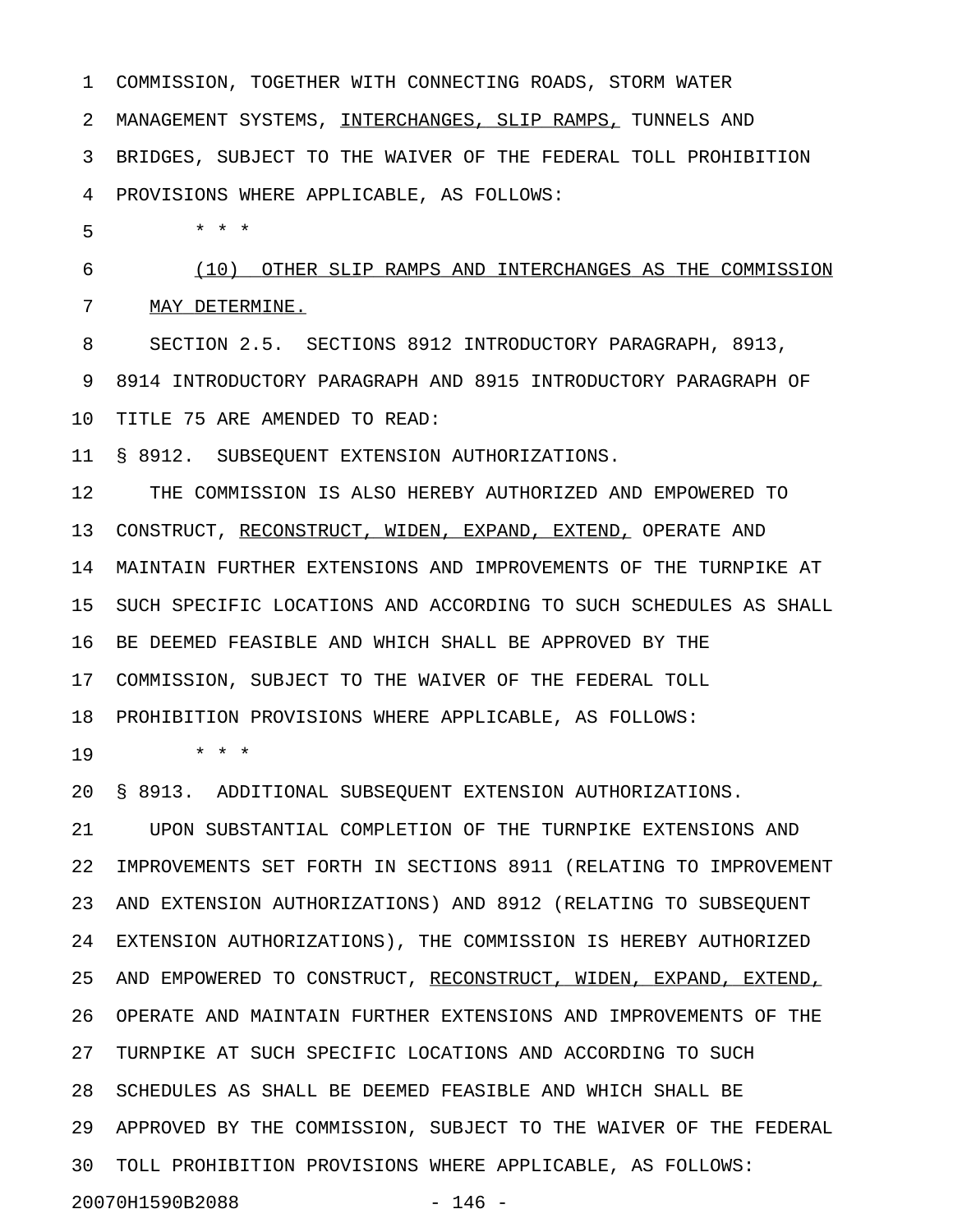COMMISSION, TOGETHER WITH CONNECTING ROADS, STORM WATER MANAGEMENT SYSTEMS, <u>INTERCHANGES, SLIP RAMPS,</u> TUNNELS AND BRIDGES, SUBJECT TO THE WAIVER OF THE FEDERAL TOLL PROHIBITION PROVISIONS WHERE APPLICABLE, AS FOLLOWS:

\* \* \*

<u>(10) OTHER SLIP RAMPS AND INTERCHANGES AS THE COMMISSION MAY DETERMINE.</u>

SECTION 2.5. SECTIONS 8912 INTRODUCTORY PARAGRAPH, 8913, 8914 INTRODUCTORY PARAGRAPH AND 8915 INTRODUCTORY PARAGRAPH OF TITLE 75 ARE AMENDED TO READ:

§ 8912. SUBSEQUENT EXTENSION AUTHORIZATIONS.

THE COMMISSION IS ALSO HEREBY AUTHORIZED AND EMPOWERED TO CONSTRUCT, <u>RECONSTRUCT, WIDEN, EXPAND, EXTEND,</u> OPERATE AND MAINTAIN FURTHER EXTENSIONS AND IMPROVEMENTS OF THE TURNPIKE AT SUCH SPECIFIC LOCATIONS AND ACCORDING TO SUCH SCHEDULES AS SHALL BE DEEMED FEASIBLE AND WHICH SHALL BE APPROVED BY THE COMMISSION, SUBJECT TO THE WAIVER OF THE FEDERAL TOLL PROHIBITION PROVISIONS WHERE APPLICABLE, AS FOLLOWS:

\* \* \*

§ 8913. ADDITIONAL SUBSEQUENT EXTENSION AUTHORIZATIONS.

UPON SUBSTANTIAL COMPLETION OF THE TURNPIKE EXTENSIONS AND IMPROVEMENTS SET FORTH IN SECTIONS 8911 (RELATING TO IMPROVEMENT AND EXTENSION AUTHORIZATIONS) AND 8912 (RELATING TO SUBSEQUENT EXTENSION AUTHORIZATIONS), THE COMMISSION IS HEREBY AUTHORIZED AND EMPOWERED TO CONSTRUCT, <u>RECONSTRUCT, WIDEN, EXPAND, EXTEND,</u> OPERATE AND MAINTAIN FURTHER EXTENSIONS AND IMPROVEMENTS OF THE TURNPIKE AT SUCH SPECIFIC LOCATIONS AND ACCORDING TO SUCH SCHEDULES AS SHALL BE DEEMED FEASIBLE AND WHICH SHALL BE APPROVED BY THE COMMISSION, SUBJECT TO THE WAIVER OF THE FEDERAL TOLL PROHIBITION PROVISIONS WHERE APPLICABLE, AS FOLLOWS:

20070H1590B2088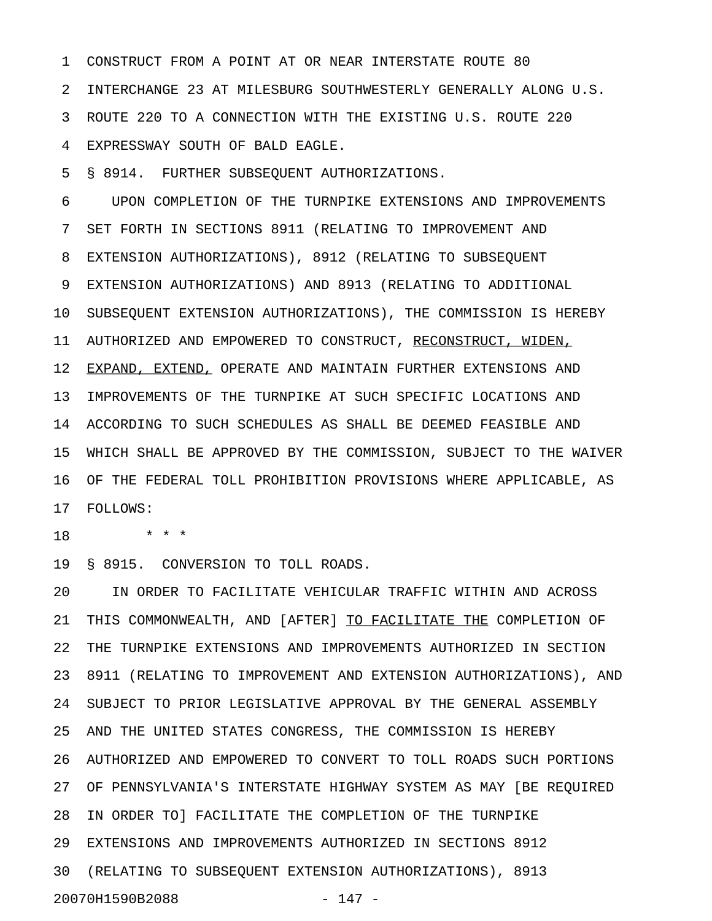CONSTRUCT FROM A POINT AT OR NEAR INTERSTATE ROUTE 80 INTERCHANGE 23 AT MILESBURG SOUTHWESTERLY GENERALLY ALONG U.S. ROUTE 220 TO A CONNECTION WITH THE EXISTING U.S. ROUTE 220 EXPRESSWAY SOUTH OF BALD EAGLE.

§ 8914. FURTHER SUBSEQUENT AUTHORIZATIONS.

UPON COMPLETION OF THE TURNPIKE EXTENSIONS AND IMPROVEMENTS SET FORTH IN SECTIONS 8911 (RELATING TO IMPROVEMENT AND EXTENSION AUTHORIZATIONS), 8912 (RELATING TO SUBSEQUENT EXTENSION AUTHORIZATIONS) AND 8913 (RELATING TO ADDITIONAL SUBSEQUENT EXTENSION AUTHORIZATIONS), THE COMMISSION IS HEREBY AUTHORIZED AND EMPOWERED TO CONSTRUCT, <u>RECONSTRUCT, WIDEN, EXPAND, EXTEND,</u> OPERATE AND MAINTAIN FURTHER EXTENSIONS AND IMPROVEMENTS OF THE TURNPIKE AT SUCH SPECIFIC LOCATIONS AND ACCORDING TO SUCH SCHEDULES AS SHALL BE DEEMED FEASIBLE AND WHICH SHALL BE APPROVED BY THE COMMISSION, SUBJECT TO THE WAIVER OF THE FEDERAL TOLL PROHIBITION PROVISIONS WHERE APPLICABLE, AS FOLLOWS:

\* \* \*

§ 8915. CONVERSION TO TOLL ROADS.

IN ORDER TO FACILITATE VEHICULAR TRAFFIC WITHIN AND ACROSS THIS COMMONWEALTH, AND [AFTER] <u>TO FACILITATE THE</u> COMPLETION OF THE TURNPIKE EXTENSIONS AND IMPROVEMENTS AUTHORIZED IN SECTION 8911 (RELATING TO IMPROVEMENT AND EXTENSION AUTHORIZATIONS), AND SUBJECT TO PRIOR LEGISLATIVE APPROVAL BY THE GENERAL ASSEMBLY AND THE UNITED STATES CONGRESS, THE COMMISSION IS HEREBY AUTHORIZED AND EMPOWERED TO CONVERT TO TOLL ROADS SUCH PORTIONS OF PENNSYLVANIA'S INTERSTATE HIGHWAY SYSTEM AS MAY [BE REQUIRED IN ORDER TO] FACILITATE THE COMPLETION OF THE TURNPIKE EXTENSIONS AND IMPROVEMENTS AUTHORIZED IN SECTIONS 8912 (RELATING TO SUBSEQUENT EXTENSION AUTHORIZATIONS), 8913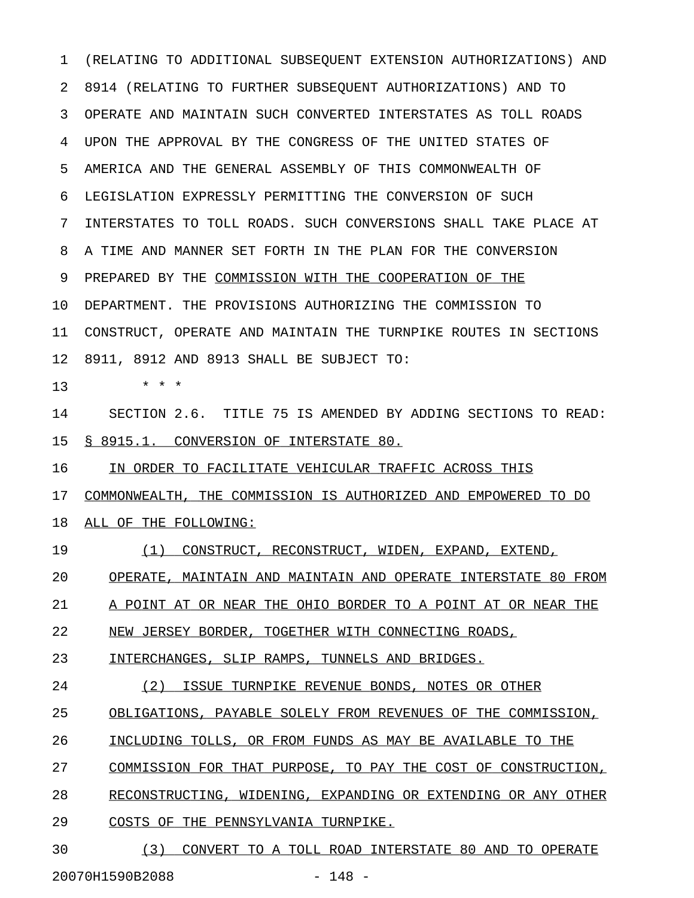(RELATING TO ADDITIONAL SUBSEQUENT EXTENSION AUTHORIZATIONS) AND 8914 (RELATING TO FURTHER SUBSEQUENT AUTHORIZATIONS) AND TO OPERATE AND MAINTAIN SUCH CONVERTED INTERSTATES AS TOLL ROADS UPON THE APPROVAL BY THE CONGRESS OF THE UNITED STATES OF AMERICA AND THE GENERAL ASSEMBLY OF THIS COMMONWEALTH OF LEGISLATION EXPRESSLY PERMITTING THE CONVERSION OF SUCH INTERSTATES TO TOLL ROADS. SUCH CONVERSIONS SHALL TAKE PLACE AT A TIME AND MANNER SET FORTH IN THE PLAN FOR THE CONVERSION PREPARED BY THE COMMISSION WITH THE COOPERATION OF THE DEPARTMENT. THE PROVISIONS AUTHORIZING THE COMMISSION TO CONSTRUCT, OPERATE AND MAINTAIN THE TURNPIKE ROUTES IN SECTIONS 8911, 8912 AND 8913 SHALL BE SUBJECT TO:

\* \* \*

SECTION 2.6. TITLE 75 IS AMENDED BY ADDING SECTIONS TO READ:

§ 8915.1. CONVERSION OF INTERSTATE 80.

IN ORDER TO FACILITATE VEHICULAR TRAFFIC ACROSS THIS COMMONWEALTH, THE COMMISSION IS AUTHORIZED AND EMPOWERED TO DO ALL OF THE FOLLOWING:

(1) CONSTRUCT, RECONSTRUCT, WIDEN, EXPAND, EXTEND, OPERATE, MAINTAIN AND MAINTAIN AND OPERATE INTERSTATE 80 FROM A POINT AT OR NEAR THE OHIO BORDER TO A POINT AT OR NEAR THE NEW JERSEY BORDER, TOGETHER WITH CONNECTING ROADS, INTERCHANGES, SLIP RAMPS, TUNNELS AND BRIDGES.

(2) ISSUE TURNPIKE REVENUE BONDS, NOTES OR OTHER OBLIGATIONS, PAYABLE SOLELY FROM REVENUES OF THE COMMISSION, INCLUDING TOLLS, OR FROM FUNDS AS MAY BE AVAILABLE TO THE COMMISSION FOR THAT PURPOSE, TO PAY THE COST OF CONSTRUCTION, RECONSTRUCTING, WIDENING, EXPANDING OR EXTENDING OR ANY OTHER COSTS OF THE PENNSYLVANIA TURNPIKE.

(3) CONVERT TO A TOLL ROAD INTERSTATE 80 AND TO OPERATE

20070H1590B2088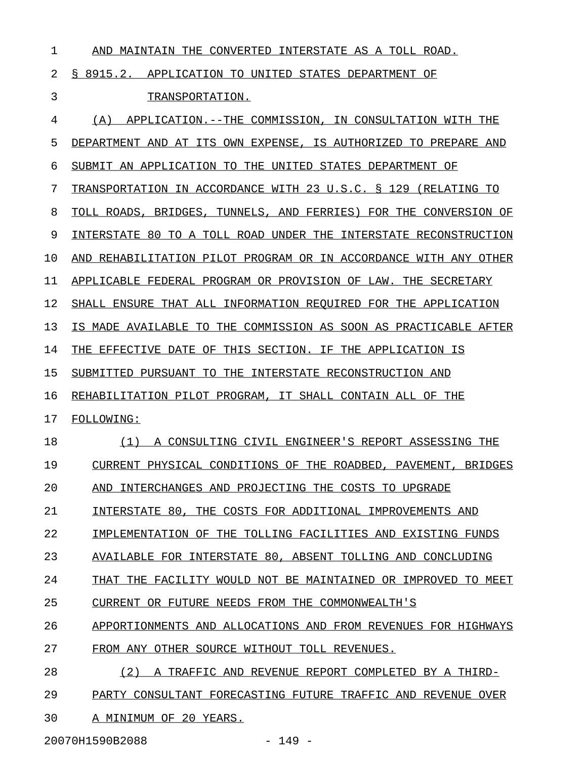AND MAINTAIN THE CONVERTED INTERSTATE AS A TOLL ROAD.

§ 8915.2. APPLICATION TO UNITED STATES DEPARTMENT OF TRANSPORTATION.

(A) APPLICATION.--THE COMMISSION, IN CONSULTATION WITH THE DEPARTMENT AND AT ITS OWN EXPENSE, IS AUTHORIZED TO PREPARE AND SUBMIT AN APPLICATION TO THE UNITED STATES DEPARTMENT OF TRANSPORTATION IN ACCORDANCE WITH 23 U.S.C. § 129 (RELATING TO TOLL ROADS, BRIDGES, TUNNELS, AND FERRIES) FOR THE CONVERSION OF INTERSTATE 80 TO A TOLL ROAD UNDER THE INTERSTATE RECONSTRUCTION AND REHABILITATION PILOT PROGRAM OR IN ACCORDANCE WITH ANY OTHER APPLICABLE FEDERAL PROGRAM OR PROVISION OF LAW. THE SECRETARY SHALL ENSURE THAT ALL INFORMATION REQUIRED FOR THE APPLICATION IS MADE AVAILABLE TO THE COMMISSION AS SOON AS PRACTICABLE AFTER THE EFFECTIVE DATE OF THIS SECTION. IF THE APPLICATION IS SUBMITTED PURSUANT TO THE INTERSTATE RECONSTRUCTION AND REHABILITATION PILOT PROGRAM, IT SHALL CONTAIN ALL OF THE FOLLOWING:

(1) A CONSULTING CIVIL ENGINEER'S REPORT ASSESSING THE CURRENT PHYSICAL CONDITIONS OF THE ROADBED, PAVEMENT, BRIDGES AND INTERCHANGES AND PROJECTING THE COSTS TO UPGRADE INTERSTATE 80, THE COSTS FOR ADDITIONAL IMPROVEMENTS AND IMPLEMENTATION OF THE TOLLING FACILITIES AND EXISTING FUNDS AVAILABLE FOR INTERSTATE 80, ABSENT TOLLING AND CONCLUDING THAT THE FACILITY WOULD NOT BE MAINTAINED OR IMPROVED TO MEET CURRENT OR FUTURE NEEDS FROM THE COMMONWEALTH'S APPORTIONMENTS AND ALLOCATIONS AND FROM REVENUES FOR HIGHWAYS FROM ANY OTHER SOURCE WITHOUT TOLL REVENUES.

(2) A TRAFFIC AND REVENUE REPORT COMPLETED BY A THIRD-PARTY CONSULTANT FORECASTING FUTURE TRAFFIC AND REVENUE OVER A MINIMUM OF 20 YEARS.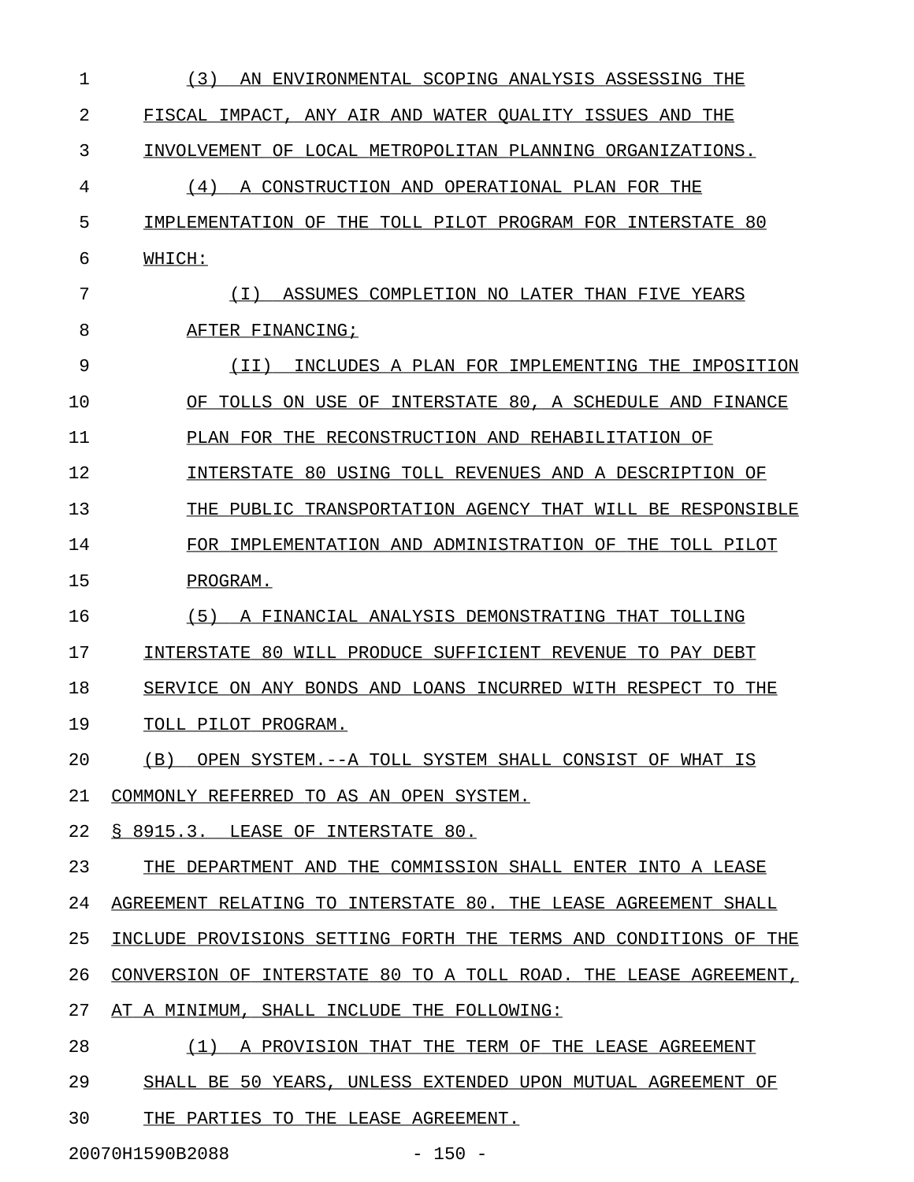(3) AN ENVIRONMENTAL SCOPING ANALYSIS ASSESSING THE FISCAL IMPACT, ANY AIR AND WATER QUALITY ISSUES AND THE INVOLVEMENT OF LOCAL METROPOLITAN PLANNING ORGANIZATIONS.

(4) A CONSTRUCTION AND OPERATIONAL PLAN FOR THE IMPLEMENTATION OF THE TOLL PILOT PROGRAM FOR INTERSTATE 80 WHICH:

(I) ASSUMES COMPLETION NO LATER THAN FIVE YEARS AFTER FINANCING;

(II) INCLUDES A PLAN FOR IMPLEMENTING THE IMPOSITION OF TOLLS ON USE OF INTERSTATE 80, A SCHEDULE AND FINANCE PLAN FOR THE RECONSTRUCTION AND REHABILITATION OF INTERSTATE 80 USING TOLL REVENUES AND A DESCRIPTION OF THE PUBLIC TRANSPORTATION AGENCY THAT WILL BE RESPONSIBLE FOR IMPLEMENTATION AND ADMINISTRATION OF THE TOLL PILOT PROGRAM.

(5) A FINANCIAL ANALYSIS DEMONSTRATING THAT TOLLING INTERSTATE 80 WILL PRODUCE SUFFICIENT REVENUE TO PAY DEBT SERVICE ON ANY BONDS AND LOANS INCURRED WITH RESPECT TO THE TOLL PILOT PROGRAM.

(B) OPEN SYSTEM.--A TOLL SYSTEM SHALL CONSIST OF WHAT IS COMMONLY REFERRED TO AS AN OPEN SYSTEM.

§ 8915.3. LEASE OF INTERSTATE 80.

THE DEPARTMENT AND THE COMMISSION SHALL ENTER INTO A LEASE AGREEMENT RELATING TO INTERSTATE 80. THE LEASE AGREEMENT SHALL INCLUDE PROVISIONS SETTING FORTH THE TERMS AND CONDITIONS OF THE CONVERSION OF INTERSTATE 80 TO A TOLL ROAD. THE LEASE AGREEMENT, AT A MINIMUM, SHALL INCLUDE THE FOLLOWING:

(1) A PROVISION THAT THE TERM OF THE LEASE AGREEMENT SHALL BE 50 YEARS, UNLESS EXTENDED UPON MUTUAL AGREEMENT OF THE PARTIES TO THE LEASE AGREEMENT.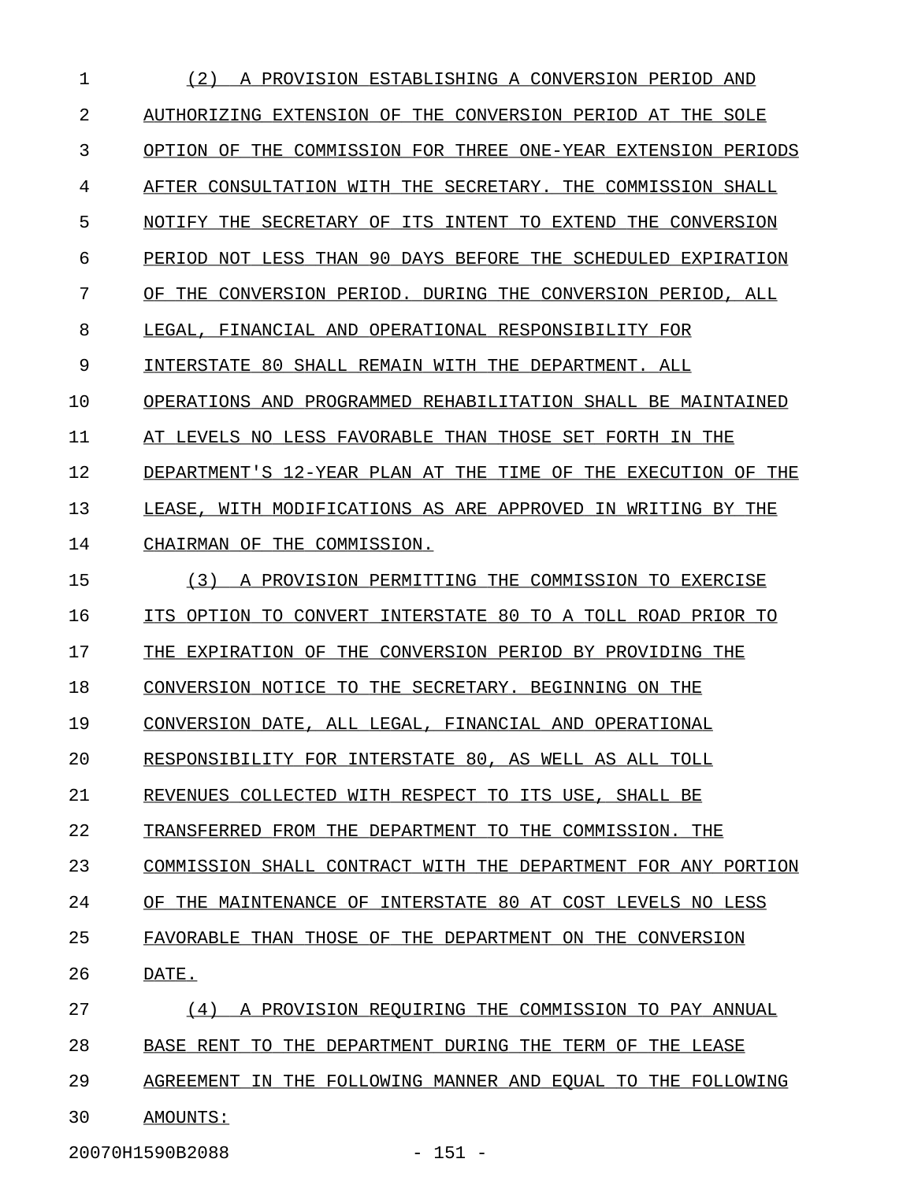(2) A PROVISION ESTABLISHING A CONVERSION PERIOD AND AUTHORIZING EXTENSION OF THE CONVERSION PERIOD AT THE SOLE OPTION OF THE COMMISSION FOR THREE ONE-YEAR EXTENSION PERIODS AFTER CONSULTATION WITH THE SECRETARY. THE COMMISSION SHALL NOTIFY THE SECRETARY OF ITS INTENT TO EXTEND THE CONVERSION PERIOD NOT LESS THAN 90 DAYS BEFORE THE SCHEDULED EXPIRATION OF THE CONVERSION PERIOD. DURING THE CONVERSION PERIOD, ALL LEGAL, FINANCIAL AND OPERATIONAL RESPONSIBILITY FOR INTERSTATE 80 SHALL REMAIN WITH THE DEPARTMENT. ALL OPERATIONS AND PROGRAMMED REHABILITATION SHALL BE MAINTAINED AT LEVELS NO LESS FAVORABLE THAN THOSE SET FORTH IN THE DEPARTMENT'S 12-YEAR PLAN AT THE TIME OF THE EXECUTION OF THE LEASE, WITH MODIFICATIONS AS ARE APPROVED IN WRITING BY THE CHAIRMAN OF THE COMMISSION.

(3) A PROVISION PERMITTING THE COMMISSION TO EXERCISE ITS OPTION TO CONVERT INTERSTATE 80 TO A TOLL ROAD PRIOR TO THE EXPIRATION OF THE CONVERSION PERIOD BY PROVIDING THE CONVERSION NOTICE TO THE SECRETARY. BEGINNING ON THE CONVERSION DATE, ALL LEGAL, FINANCIAL AND OPERATIONAL RESPONSIBILITY FOR INTERSTATE 80, AS WELL AS ALL TOLL REVENUES COLLECTED WITH RESPECT TO ITS USE, SHALL BE TRANSFERRED FROM THE DEPARTMENT TO THE COMMISSION. THE COMMISSION SHALL CONTRACT WITH THE DEPARTMENT FOR ANY PORTION OF THE MAINTENANCE OF INTERSTATE 80 AT COST LEVELS NO LESS FAVORABLE THAN THOSE OF THE DEPARTMENT ON THE CONVERSION DATE.

(4) A PROVISION REQUIRING THE COMMISSION TO PAY ANNUAL BASE RENT TO THE DEPARTMENT DURING THE TERM OF THE LEASE AGREEMENT IN THE FOLLOWING MANNER AND EQUAL TO THE FOLLOWING AMOUNTS: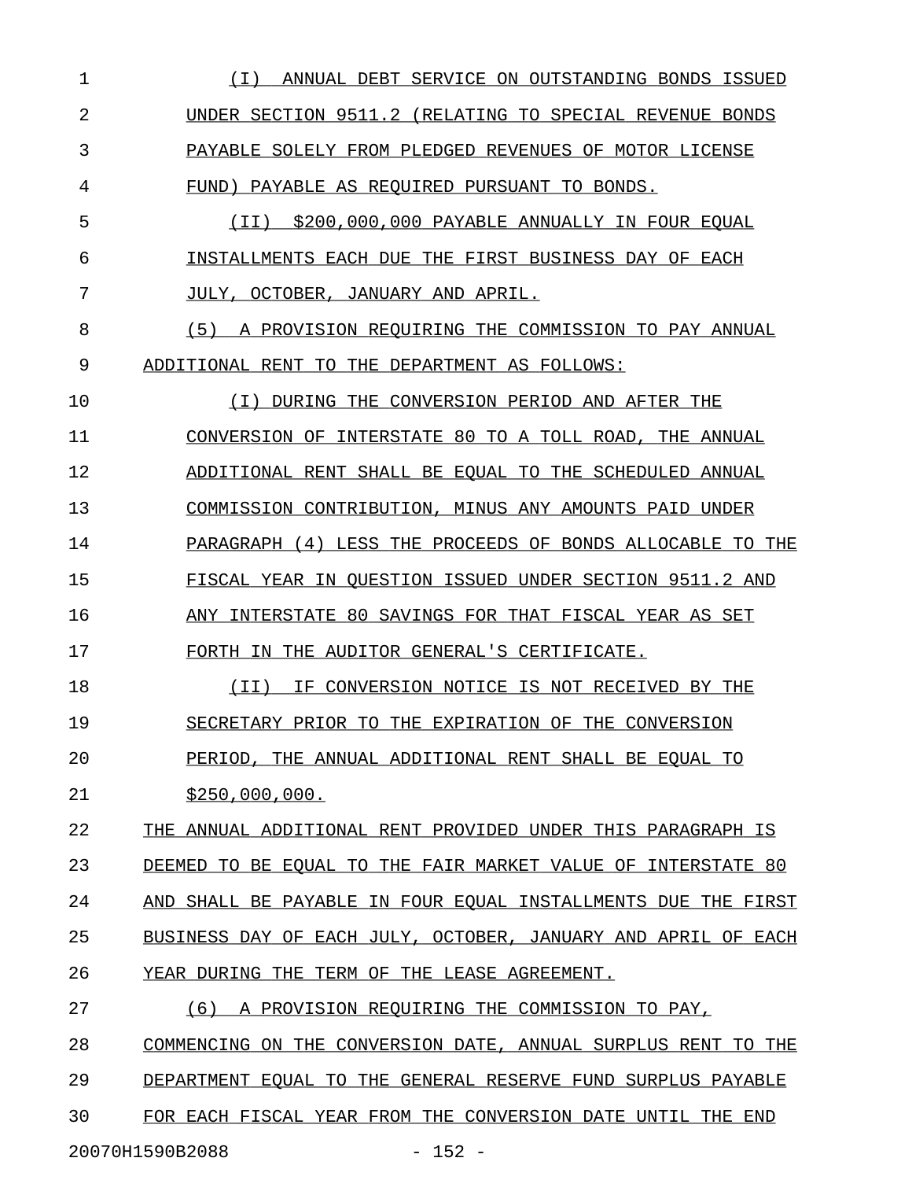(I) ANNUAL DEBT SERVICE ON OUTSTANDING BONDS ISSUED UNDER SECTION 9511.2 (RELATING TO SPECIAL REVENUE BONDS PAYABLE SOLELY FROM PLEDGED REVENUES OF MOTOR LICENSE FUND) PAYABLE AS REQUIRED PURSUANT TO BONDS.

(II) $200,000,000 PAYABLE ANNUALLY IN FOUR EQUAL INSTALLMENTS EACH DUE THE FIRST BUSINESS DAY OF EACH JULY, OCTOBER, JANUARY AND APRIL.

(5) A PROVISION REQUIRING THE COMMISSION TO PAY ANNUAL ADDITIONAL RENT TO THE DEPARTMENT AS FOLLOWS:

(I) DURING THE CONVERSION PERIOD AND AFTER THE CONVERSION OF INTERSTATE 80 TO A TOLL ROAD, THE ANNUAL ADDITIONAL RENT SHALL BE EQUAL TO THE SCHEDULED ANNUAL COMMISSION CONTRIBUTION, MINUS ANY AMOUNTS PAID UNDER PARAGRAPH (4) LESS THE PROCEEDS OF BONDS ALLOCABLE TO THE FISCAL YEAR IN QUESTION ISSUED UNDER SECTION 9511.2 AND ANY INTERSTATE 80 SAVINGS FOR THAT FISCAL YEAR AS SET FORTH IN THE AUDITOR GENERAL'S CERTIFICATE.

(II) IF CONVERSION NOTICE IS NOT RECEIVED BY THE SECRETARY PRIOR TO THE EXPIRATION OF THE CONVERSION PERIOD, THE ANNUAL ADDITIONAL RENT SHALL BE EQUAL TO $250,000,000.

THE ANNUAL ADDITIONAL RENT PROVIDED UNDER THIS PARAGRAPH IS DEEMED TO BE EQUAL TO THE FAIR MARKET VALUE OF INTERSTATE 80 AND SHALL BE PAYABLE IN FOUR EQUAL INSTALLMENTS DUE THE FIRST BUSINESS DAY OF EACH JULY, OCTOBER, JANUARY AND APRIL OF EACH YEAR DURING THE TERM OF THE LEASE AGREEMENT.

(6) A PROVISION REQUIRING THE COMMISSION TO PAY, COMMENCING ON THE CONVERSION DATE, ANNUAL SURPLUS RENT TO THE DEPARTMENT EQUAL TO THE GENERAL RESERVE FUND SURPLUS PAYABLE FOR EACH FISCAL YEAR FROM THE CONVERSION DATE UNTIL THE END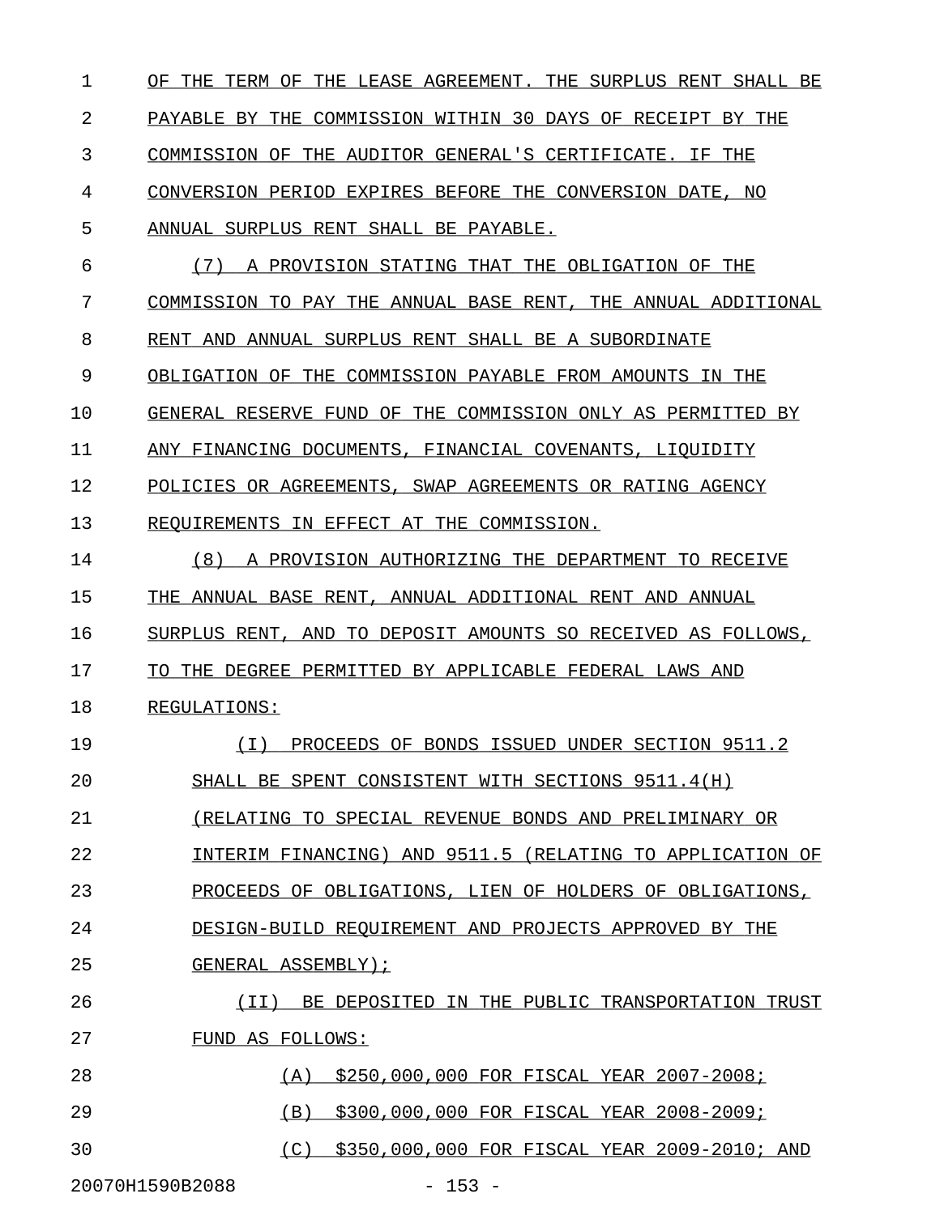OF THE TERM OF THE LEASE AGREEMENT. THE SURPLUS RENT SHALL BE PAYABLE BY THE COMMISSION WITHIN 30 DAYS OF RECEIPT BY THE COMMISSION OF THE AUDITOR GENERAL'S CERTIFICATE. IF THE CONVERSION PERIOD EXPIRES BEFORE THE CONVERSION DATE, NO ANNUAL SURPLUS RENT SHALL BE PAYABLE.

(7) A PROVISION STATING THAT THE OBLIGATION OF THE COMMISSION TO PAY THE ANNUAL BASE RENT, THE ANNUAL ADDITIONAL RENT AND ANNUAL SURPLUS RENT SHALL BE A SUBORDINATE OBLIGATION OF THE COMMISSION PAYABLE FROM AMOUNTS IN THE GENERAL RESERVE FUND OF THE COMMISSION ONLY AS PERMITTED BY ANY FINANCING DOCUMENTS, FINANCIAL COVENANTS, LIQUIDITY POLICIES OR AGREEMENTS, SWAP AGREEMENTS OR RATING AGENCY REQUIREMENTS IN EFFECT AT THE COMMISSION.

(8) A PROVISION AUTHORIZING THE DEPARTMENT TO RECEIVE THE ANNUAL BASE RENT, ANNUAL ADDITIONAL RENT AND ANNUAL SURPLUS RENT, AND TO DEPOSIT AMOUNTS SO RECEIVED AS FOLLOWS, TO THE DEGREE PERMITTED BY APPLICABLE FEDERAL LAWS AND REGULATIONS:

(I) PROCEEDS OF BONDS ISSUED UNDER SECTION 9511.2 SHALL BE SPENT CONSISTENT WITH SECTIONS 9511.4(H) (RELATING TO SPECIAL REVENUE BONDS AND PRELIMINARY OR INTERIM FINANCING) AND 9511.5 (RELATING TO APPLICATION OF PROCEEDS OF OBLIGATIONS, LIEN OF HOLDERS OF OBLIGATIONS, DESIGN-BUILD REQUIREMENT AND PROJECTS APPROVED BY THE GENERAL ASSEMBLY);

(II) BE DEPOSITED IN THE PUBLIC TRANSPORTATION TRUST FUND AS FOLLOWS:

(A) $250,000,000 FOR FISCAL YEAR 2007-2008;

(B) $300,000,000 FOR FISCAL YEAR 2008-2009;

(C) $350,000,000 FOR FISCAL YEAR 2009-2010; AND

20070H1590B2088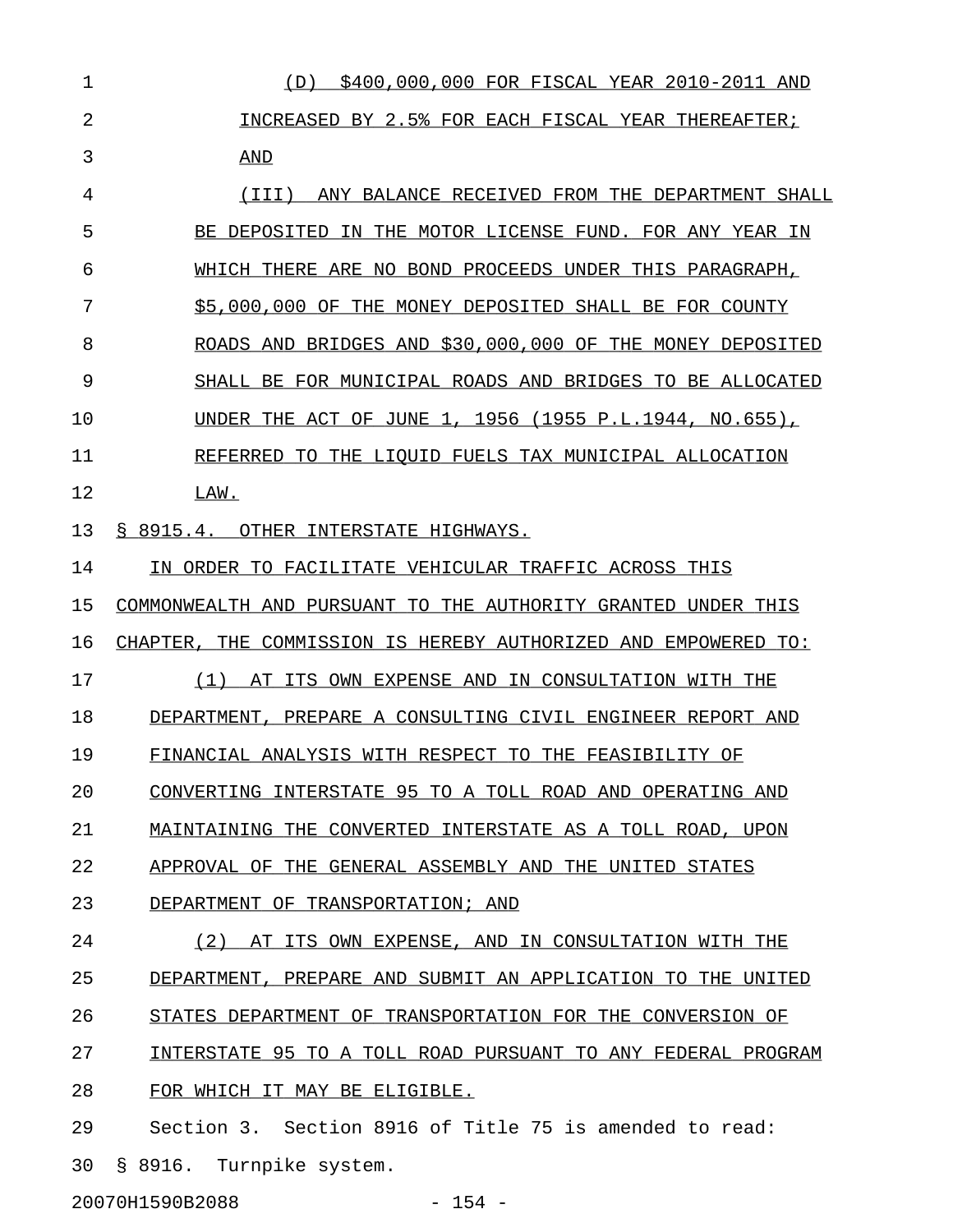(D) $400,000,000 FOR FISCAL YEAR 2010-2011 AND INCREASED BY 2.5% FOR EACH FISCAL YEAR THEREAFTER; AND

(III) ANY BALANCE RECEIVED FROM THE DEPARTMENT SHALL BE DEPOSITED IN THE MOTOR LICENSE FUND. FOR ANY YEAR IN WHICH THERE ARE NO BOND PROCEEDS UNDER THIS PARAGRAPH, $5,000,000 OF THE MONEY DEPOSITED SHALL BE FOR COUNTY ROADS AND BRIDGES AND $30,000,000 OF THE MONEY DEPOSITED SHALL BE FOR MUNICIPAL ROADS AND BRIDGES TO BE ALLOCATED UNDER THE ACT OF JUNE 1, 1956 (1955 P.L.1944, NO.655), REFERRED TO THE LIQUID FUELS TAX MUNICIPAL ALLOCATION LAW.

§ 8915.4. OTHER INTERSTATE HIGHWAYS.

IN ORDER TO FACILITATE VEHICULAR TRAFFIC ACROSS THIS COMMONWEALTH AND PURSUANT TO THE AUTHORITY GRANTED UNDER THIS CHAPTER, THE COMMISSION IS HEREBY AUTHORIZED AND EMPOWERED TO:

(1) AT ITS OWN EXPENSE AND IN CONSULTATION WITH THE DEPARTMENT, PREPARE A CONSULTING CIVIL ENGINEER REPORT AND FINANCIAL ANALYSIS WITH RESPECT TO THE FEASIBILITY OF CONVERTING INTERSTATE 95 TO A TOLL ROAD AND OPERATING AND MAINTAINING THE CONVERTED INTERSTATE AS A TOLL ROAD, UPON APPROVAL OF THE GENERAL ASSEMBLY AND THE UNITED STATES DEPARTMENT OF TRANSPORTATION; AND

(2) AT ITS OWN EXPENSE, AND IN CONSULTATION WITH THE DEPARTMENT, PREPARE AND SUBMIT AN APPLICATION TO THE UNITED STATES DEPARTMENT OF TRANSPORTATION FOR THE CONVERSION OF INTERSTATE 95 TO A TOLL ROAD PURSUANT TO ANY FEDERAL PROGRAM FOR WHICH IT MAY BE ELIGIBLE.

Section 3. Section 8916 of Title 75 is amended to read:

§ 8916. Turnpike system.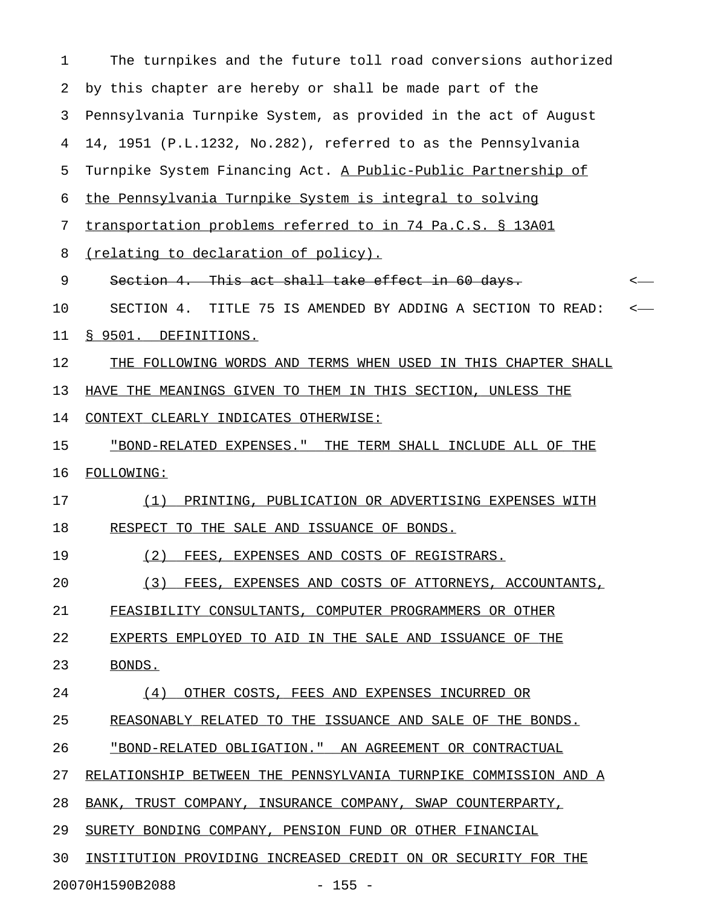The turnpikes and the future toll road conversions authorized by this chapter are hereby or shall be made part of the Pennsylvania Turnpike System, as provided in the act of August 14, 1951 (P.L.1232, No.282), referred to as the Pennsylvania Turnpike System Financing Act. A Public-Public Partnership of the Pennsylvania Turnpike System is integral to solving transportation problems referred to in 74 Pa.C.S. § 13A01 (relating to declaration of policy).

~~Section 4. This act shall take effect in 60 days.~~

SECTION 4. TITLE 75 IS AMENDED BY ADDING A SECTION TO READ:

§ 9501. DEFINITIONS.

THE FOLLOWING WORDS AND TERMS WHEN USED IN THIS CHAPTER SHALL HAVE THE MEANINGS GIVEN TO THEM IN THIS SECTION, UNLESS THE CONTEXT CLEARLY INDICATES OTHERWISE:

"BOND-RELATED EXPENSES." THE TERM SHALL INCLUDE ALL OF THE FOLLOWING:

(1) PRINTING, PUBLICATION OR ADVERTISING EXPENSES WITH RESPECT TO THE SALE AND ISSUANCE OF BONDS.

(2) FEES, EXPENSES AND COSTS OF REGISTRARS.

(3) FEES, EXPENSES AND COSTS OF ATTORNEYS, ACCOUNTANTS, FEASIBILITY CONSULTANTS, COMPUTER PROGRAMMERS OR OTHER EXPERTS EMPLOYED TO AID IN THE SALE AND ISSUANCE OF THE BONDS.

(4) OTHER COSTS, FEES AND EXPENSES INCURRED OR REASONABLY RELATED TO THE ISSUANCE AND SALE OF THE BONDS.

"BOND-RELATED OBLIGATION." AN AGREEMENT OR CONTRACTUAL RELATIONSHIP BETWEEN THE PENNSYLVANIA TURNPIKE COMMISSION AND A BANK, TRUST COMPANY, INSURANCE COMPANY, SWAP COUNTERPARTY, SURETY BONDING COMPANY, PENSION FUND OR OTHER FINANCIAL INSTITUTION PROVIDING INCREASED CREDIT ON OR SECURITY FOR THE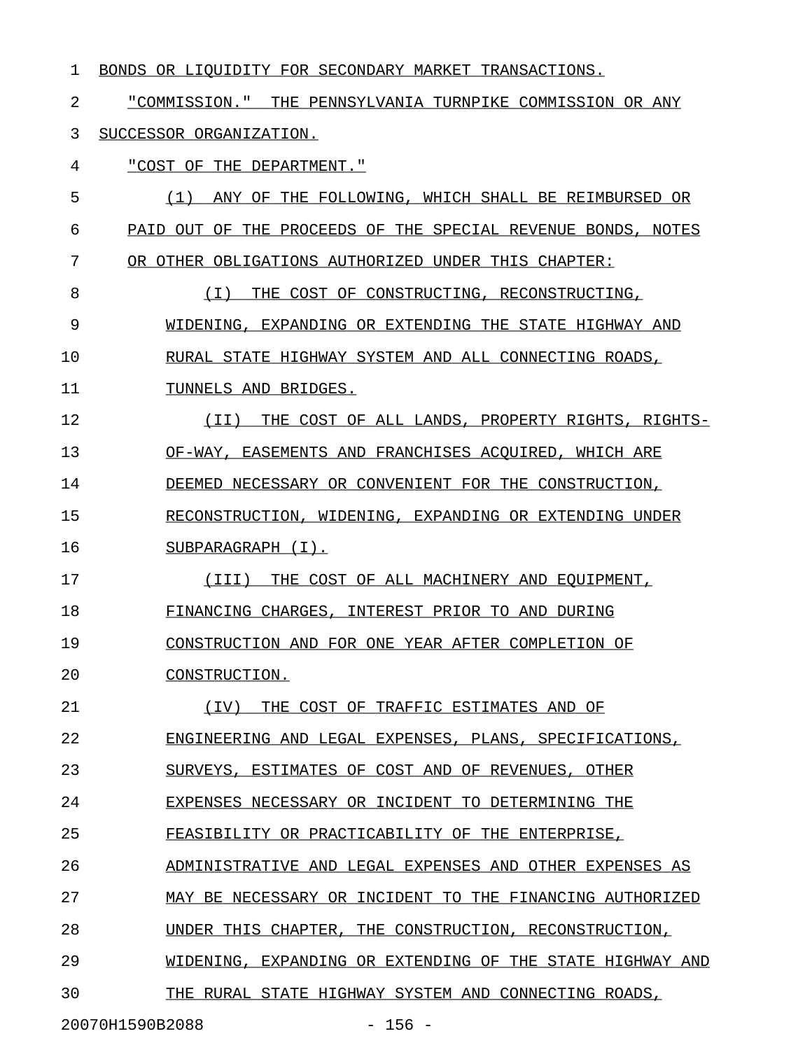BONDS OR LIQUIDITY FOR SECONDARY MARKET TRANSACTIONS.

"COMMISSION." THE PENNSYLVANIA TURNPIKE COMMISSION OR ANY SUCCESSOR ORGANIZATION.

"COST OF THE DEPARTMENT."

(1) ANY OF THE FOLLOWING, WHICH SHALL BE REIMBURSED OR PAID OUT OF THE PROCEEDS OF THE SPECIAL REVENUE BONDS, NOTES OR OTHER OBLIGATIONS AUTHORIZED UNDER THIS CHAPTER:

(I) THE COST OF CONSTRUCTING, RECONSTRUCTING, WIDENING, EXPANDING OR EXTENDING THE STATE HIGHWAY AND RURAL STATE HIGHWAY SYSTEM AND ALL CONNECTING ROADS, TUNNELS AND BRIDGES.

(II) THE COST OF ALL LANDS, PROPERTY RIGHTS, RIGHTS-OF-WAY, EASEMENTS AND FRANCHISES ACQUIRED, WHICH ARE DEEMED NECESSARY OR CONVENIENT FOR THE CONSTRUCTION, RECONSTRUCTION, WIDENING, EXPANDING OR EXTENDING UNDER SUBPARAGRAPH (I).

(III) THE COST OF ALL MACHINERY AND EQUIPMENT, FINANCING CHARGES, INTEREST PRIOR TO AND DURING CONSTRUCTION AND FOR ONE YEAR AFTER COMPLETION OF CONSTRUCTION.

(IV) THE COST OF TRAFFIC ESTIMATES AND OF ENGINEERING AND LEGAL EXPENSES, PLANS, SPECIFICATIONS, SURVEYS, ESTIMATES OF COST AND OF REVENUES, OTHER EXPENSES NECESSARY OR INCIDENT TO DETERMINING THE FEASIBILITY OR PRACTICABILITY OF THE ENTERPRISE, ADMINISTRATIVE AND LEGAL EXPENSES AND OTHER EXPENSES AS MAY BE NECESSARY OR INCIDENT TO THE FINANCING AUTHORIZED UNDER THIS CHAPTER, THE CONSTRUCTION, RECONSTRUCTION, WIDENING, EXPANDING OR EXTENDING OF THE STATE HIGHWAY AND THE RURAL STATE HIGHWAY SYSTEM AND CONNECTING ROADS,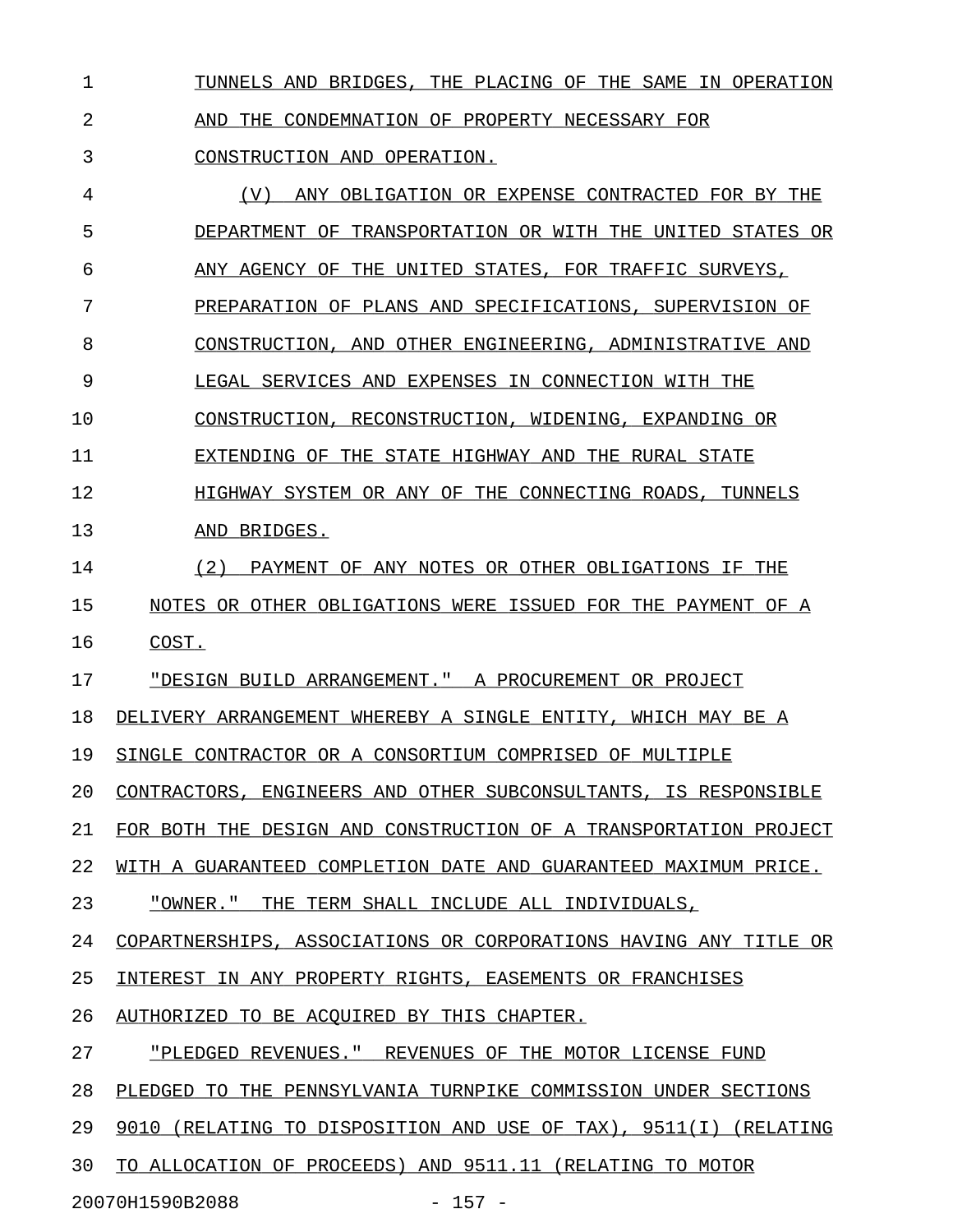TUNNELS AND BRIDGES, THE PLACING OF THE SAME IN OPERATION AND THE CONDEMNATION OF PROPERTY NECESSARY FOR CONSTRUCTION AND OPERATION.

(V) ANY OBLIGATION OR EXPENSE CONTRACTED FOR BY THE DEPARTMENT OF TRANSPORTATION OR WITH THE UNITED STATES OR ANY AGENCY OF THE UNITED STATES, FOR TRAFFIC SURVEYS, PREPARATION OF PLANS AND SPECIFICATIONS, SUPERVISION OF CONSTRUCTION, AND OTHER ENGINEERING, ADMINISTRATIVE AND LEGAL SERVICES AND EXPENSES IN CONNECTION WITH THE CONSTRUCTION, RECONSTRUCTION, WIDENING, EXPANDING OR EXTENDING OF THE STATE HIGHWAY AND THE RURAL STATE HIGHWAY SYSTEM OR ANY OF THE CONNECTING ROADS, TUNNELS AND BRIDGES.

(2) PAYMENT OF ANY NOTES OR OTHER OBLIGATIONS IF THE NOTES OR OTHER OBLIGATIONS WERE ISSUED FOR THE PAYMENT OF A COST.

"DESIGN BUILD ARRANGEMENT." A PROCUREMENT OR PROJECT DELIVERY ARRANGEMENT WHEREBY A SINGLE ENTITY, WHICH MAY BE A SINGLE CONTRACTOR OR A CONSORTIUM COMPRISED OF MULTIPLE CONTRACTORS, ENGINEERS AND OTHER SUBCONSULTANTS, IS RESPONSIBLE FOR BOTH THE DESIGN AND CONSTRUCTION OF A TRANSPORTATION PROJECT WITH A GUARANTEED COMPLETION DATE AND GUARANTEED MAXIMUM PRICE.

"OWNER." THE TERM SHALL INCLUDE ALL INDIVIDUALS, COPARTNERSHIPS, ASSOCIATIONS OR CORPORATIONS HAVING ANY TITLE OR INTEREST IN ANY PROPERTY RIGHTS, EASEMENTS OR FRANCHISES AUTHORIZED TO BE ACQUIRED BY THIS CHAPTER.

"PLEDGED REVENUES." REVENUES OF THE MOTOR LICENSE FUND PLEDGED TO THE PENNSYLVANIA TURNPIKE COMMISSION UNDER SECTIONS 9010 (RELATING TO DISPOSITION AND USE OF TAX), 9511(I) (RELATING TO ALLOCATION OF PROCEEDS) AND 9511.11 (RELATING TO MOTOR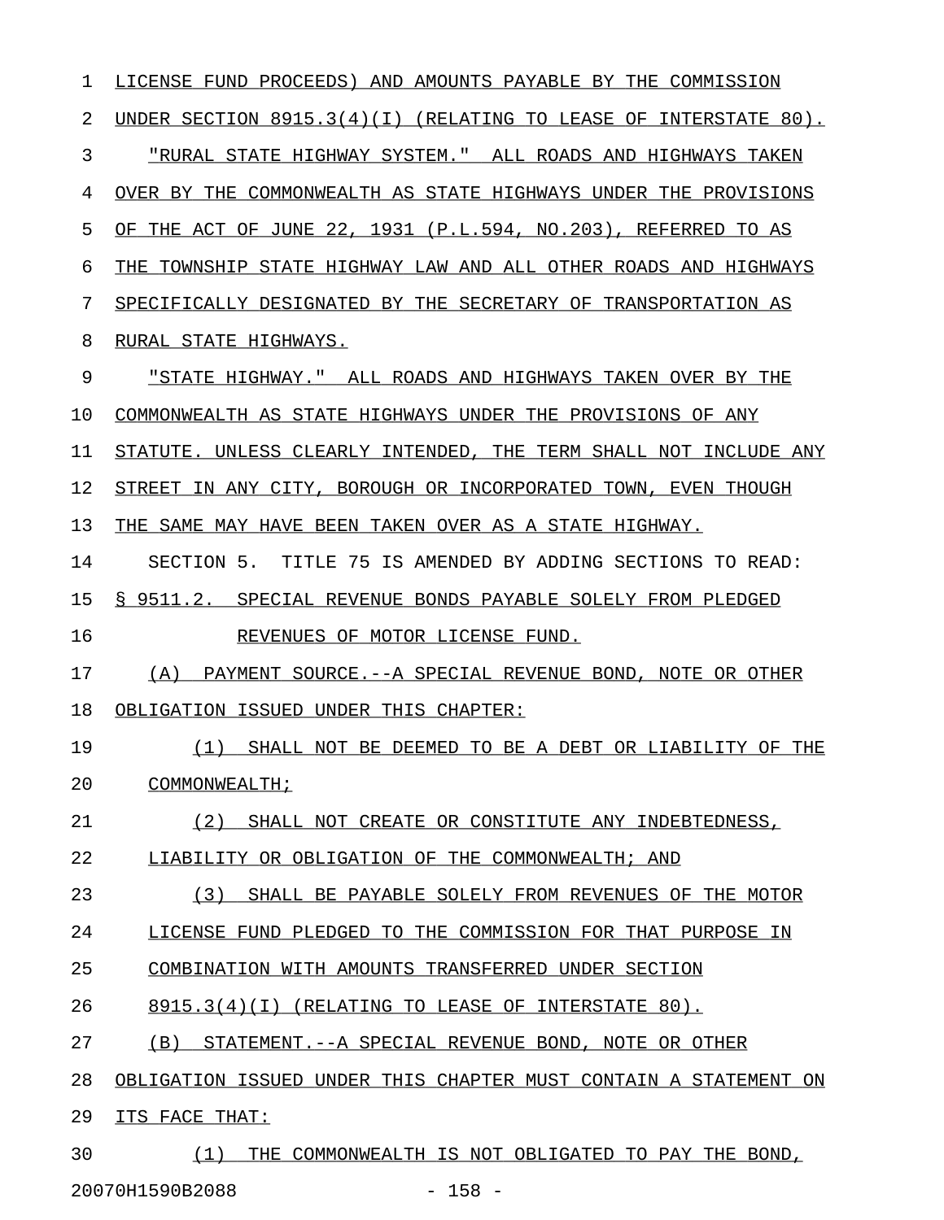LICENSE FUND PROCEEDS) AND AMOUNTS PAYABLE BY THE COMMISSION UNDER SECTION 8915.3(4)(I) (RELATING TO LEASE OF INTERSTATE 80).

"RURAL STATE HIGHWAY SYSTEM." ALL ROADS AND HIGHWAYS TAKEN OVER BY THE COMMONWEALTH AS STATE HIGHWAYS UNDER THE PROVISIONS OF THE ACT OF JUNE 22, 1931 (P.L.594, NO.203), REFERRED TO AS THE TOWNSHIP STATE HIGHWAY LAW AND ALL OTHER ROADS AND HIGHWAYS SPECIFICALLY DESIGNATED BY THE SECRETARY OF TRANSPORTATION AS RURAL STATE HIGHWAYS.

"STATE HIGHWAY." ALL ROADS AND HIGHWAYS TAKEN OVER BY THE COMMONWEALTH AS STATE HIGHWAYS UNDER THE PROVISIONS OF ANY STATUTE. UNLESS CLEARLY INTENDED, THE TERM SHALL NOT INCLUDE ANY STREET IN ANY CITY, BOROUGH OR INCORPORATED TOWN, EVEN THOUGH THE SAME MAY HAVE BEEN TAKEN OVER AS A STATE HIGHWAY.

SECTION 5. TITLE 75 IS AMENDED BY ADDING SECTIONS TO READ:

§ 9511.2. SPECIAL REVENUE BONDS PAYABLE SOLELY FROM PLEDGED REVENUES OF MOTOR LICENSE FUND.

(A) PAYMENT SOURCE.--A SPECIAL REVENUE BOND, NOTE OR OTHER OBLIGATION ISSUED UNDER THIS CHAPTER:

(1) SHALL NOT BE DEEMED TO BE A DEBT OR LIABILITY OF THE COMMONWEALTH;

(2) SHALL NOT CREATE OR CONSTITUTE ANY INDEBTEDNESS, LIABILITY OR OBLIGATION OF THE COMMONWEALTH; AND

(3) SHALL BE PAYABLE SOLELY FROM REVENUES OF THE MOTOR LICENSE FUND PLEDGED TO THE COMMISSION FOR THAT PURPOSE IN COMBINATION WITH AMOUNTS TRANSFERRED UNDER SECTION 8915.3(4)(I) (RELATING TO LEASE OF INTERSTATE 80).

(B) STATEMENT.--A SPECIAL REVENUE BOND, NOTE OR OTHER OBLIGATION ISSUED UNDER THIS CHAPTER MUST CONTAIN A STATEMENT ON ITS FACE THAT:

(1) THE COMMONWEALTH IS NOT OBLIGATED TO PAY THE BOND,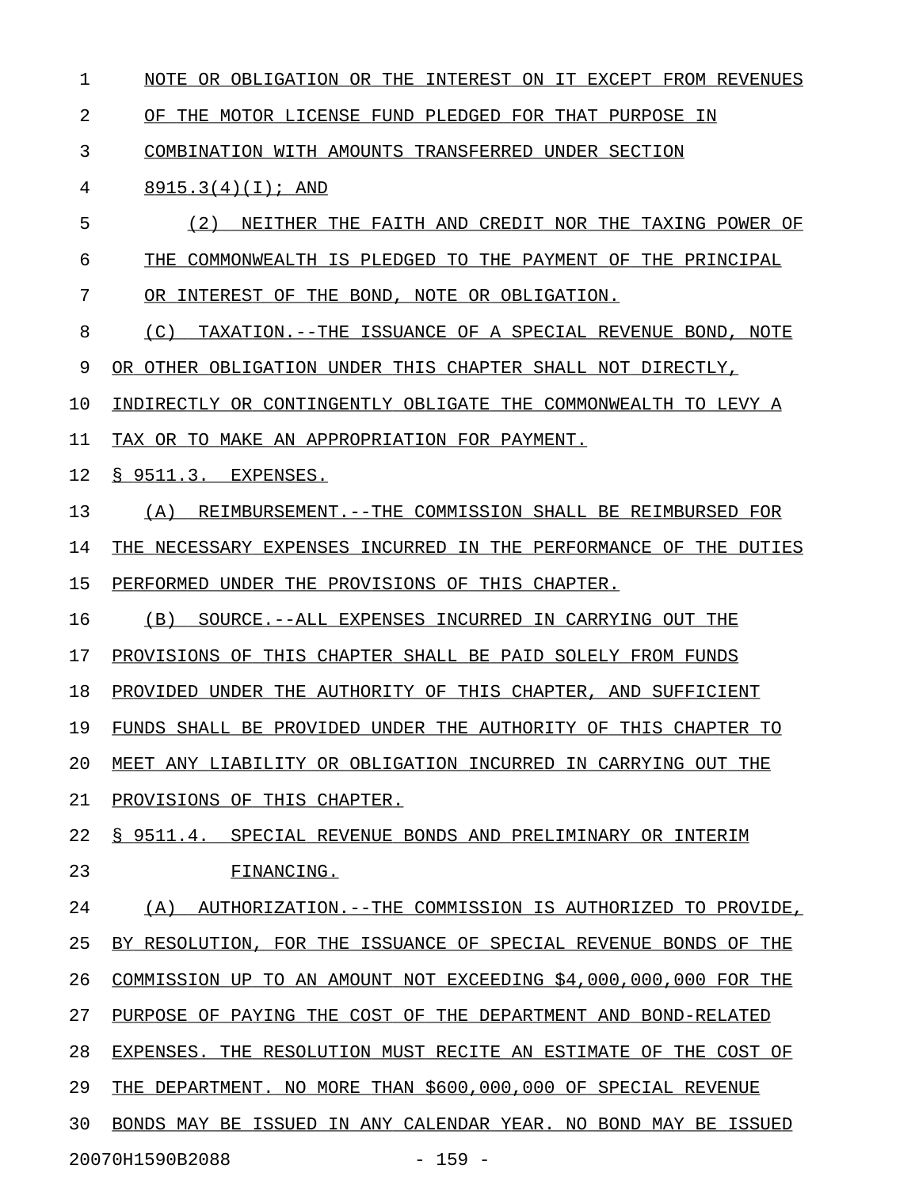NOTE OR OBLIGATION OR THE INTEREST ON IT EXCEPT FROM REVENUES OF THE MOTOR LICENSE FUND PLEDGED FOR THAT PURPOSE IN COMBINATION WITH AMOUNTS TRANSFERRED UNDER SECTION 8915.3(4)(I); AND

(2) NEITHER THE FAITH AND CREDIT NOR THE TAXING POWER OF THE COMMONWEALTH IS PLEDGED TO THE PAYMENT OF THE PRINCIPAL OR INTEREST OF THE BOND, NOTE OR OBLIGATION.

(C) TAXATION.--THE ISSUANCE OF A SPECIAL REVENUE BOND, NOTE OR OTHER OBLIGATION UNDER THIS CHAPTER SHALL NOT DIRECTLY, INDIRECTLY OR CONTINGENTLY OBLIGATE THE COMMONWEALTH TO LEVY A TAX OR TO MAKE AN APPROPRIATION FOR PAYMENT.

§ 9511.3. EXPENSES.

(A) REIMBURSEMENT.--THE COMMISSION SHALL BE REIMBURSED FOR THE NECESSARY EXPENSES INCURRED IN THE PERFORMANCE OF THE DUTIES PERFORMED UNDER THE PROVISIONS OF THIS CHAPTER.

(B) SOURCE.--ALL EXPENSES INCURRED IN CARRYING OUT THE PROVISIONS OF THIS CHAPTER SHALL BE PAID SOLELY FROM FUNDS PROVIDED UNDER THE AUTHORITY OF THIS CHAPTER, AND SUFFICIENT FUNDS SHALL BE PROVIDED UNDER THE AUTHORITY OF THIS CHAPTER TO MEET ANY LIABILITY OR OBLIGATION INCURRED IN CARRYING OUT THE PROVISIONS OF THIS CHAPTER.

§ 9511.4. SPECIAL REVENUE BONDS AND PRELIMINARY OR INTERIM FINANCING.

(A) AUTHORIZATION.--THE COMMISSION IS AUTHORIZED TO PROVIDE, BY RESOLUTION, FOR THE ISSUANCE OF SPECIAL REVENUE BONDS OF THE COMMISSION UP TO AN AMOUNT NOT EXCEEDING $4,000,000,000 FOR THE PURPOSE OF PAYING THE COST OF THE DEPARTMENT AND BOND-RELATED EXPENSES. THE RESOLUTION MUST RECITE AN ESTIMATE OF THE COST OF THE DEPARTMENT. NO MORE THAN $600,000,000 OF SPECIAL REVENUE BONDS MAY BE ISSUED IN ANY CALENDAR YEAR. NO BOND MAY BE ISSUED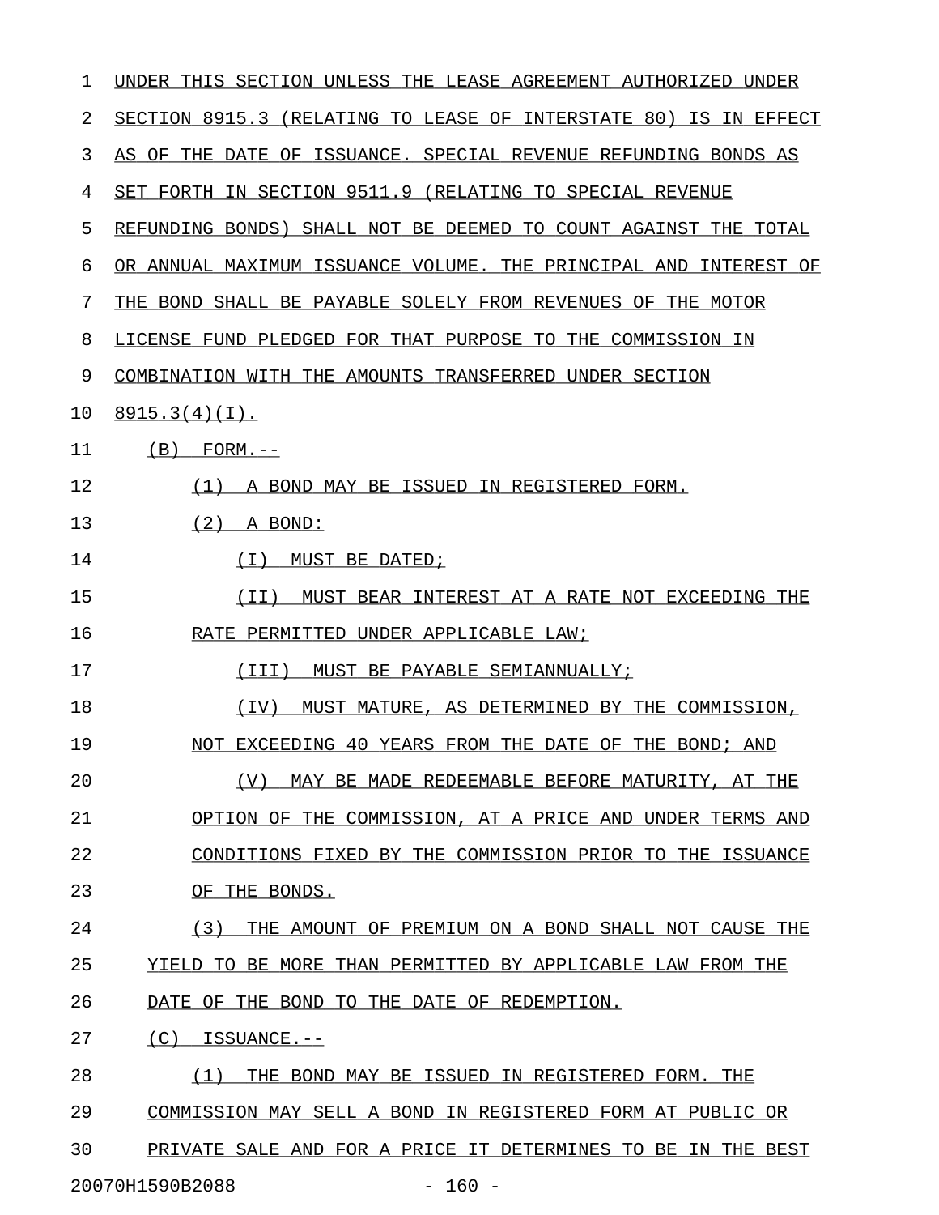UNDER THIS SECTION UNLESS THE LEASE AGREEMENT AUTHORIZED UNDER SECTION 8915.3 (RELATING TO LEASE OF INTERSTATE 80) IS IN EFFECT AS OF THE DATE OF ISSUANCE. SPECIAL REVENUE REFUNDING BONDS AS SET FORTH IN SECTION 9511.9 (RELATING TO SPECIAL REVENUE REFUNDING BONDS) SHALL NOT BE DEEMED TO COUNT AGAINST THE TOTAL OR ANNUAL MAXIMUM ISSUANCE VOLUME. THE PRINCIPAL AND INTEREST OF THE BOND SHALL BE PAYABLE SOLELY FROM REVENUES OF THE MOTOR LICENSE FUND PLEDGED FOR THAT PURPOSE TO THE COMMISSION IN COMBINATION WITH THE AMOUNTS TRANSFERRED UNDER SECTION 8915.3(4)(I).

(B) FORM.--

(1) A BOND MAY BE ISSUED IN REGISTERED FORM.

(2) A BOND:

(I) MUST BE DATED;

(II) MUST BEAR INTEREST AT A RATE NOT EXCEEDING THE RATE PERMITTED UNDER APPLICABLE LAW;

(III) MUST BE PAYABLE SEMIANNUALLY;

(IV) MUST MATURE, AS DETERMINED BY THE COMMISSION, NOT EXCEEDING 40 YEARS FROM THE DATE OF THE BOND; AND

(V) MAY BE MADE REDEEMABLE BEFORE MATURITY, AT THE OPTION OF THE COMMISSION, AT A PRICE AND UNDER TERMS AND CONDITIONS FIXED BY THE COMMISSION PRIOR TO THE ISSUANCE OF THE BONDS.

(3) THE AMOUNT OF PREMIUM ON A BOND SHALL NOT CAUSE THE YIELD TO BE MORE THAN PERMITTED BY APPLICABLE LAW FROM THE DATE OF THE BOND TO THE DATE OF REDEMPTION.

(C) ISSUANCE.--

(1) THE BOND MAY BE ISSUED IN REGISTERED FORM. THE COMMISSION MAY SELL A BOND IN REGISTERED FORM AT PUBLIC OR PRIVATE SALE AND FOR A PRICE IT DETERMINES TO BE IN THE BEST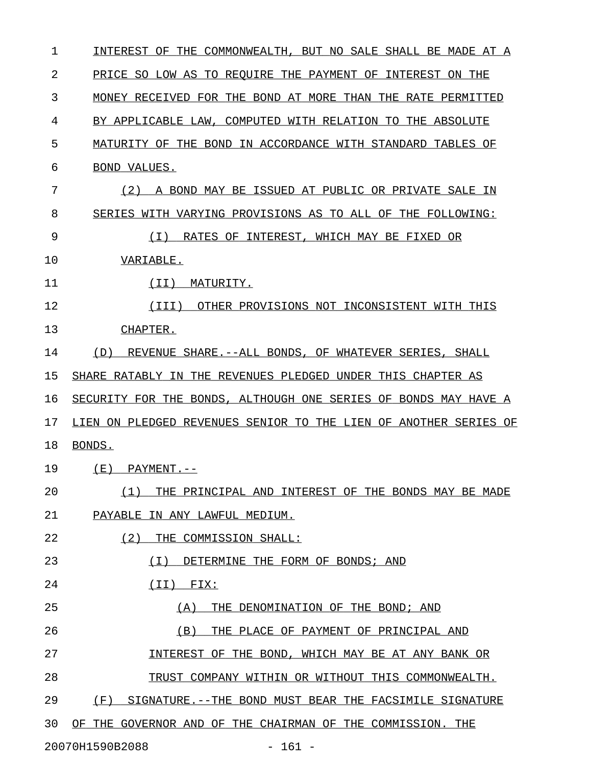INTEREST OF THE COMMONWEALTH, BUT NO SALE SHALL BE MADE AT A PRICE SO LOW AS TO REQUIRE THE PAYMENT OF INTEREST ON THE MONEY RECEIVED FOR THE BOND AT MORE THAN THE RATE PERMITTED BY APPLICABLE LAW, COMPUTED WITH RELATION TO THE ABSOLUTE MATURITY OF THE BOND IN ACCORDANCE WITH STANDARD TABLES OF BOND VALUES.

(2) A BOND MAY BE ISSUED AT PUBLIC OR PRIVATE SALE IN SERIES WITH VARYING PROVISIONS AS TO ALL OF THE FOLLOWING:

(I) RATES OF INTEREST, WHICH MAY BE FIXED OR VARIABLE.

(II) MATURITY.

(III) OTHER PROVISIONS NOT INCONSISTENT WITH THIS CHAPTER.

(D) REVENUE SHARE.--ALL BONDS, OF WHATEVER SERIES, SHALL SHARE RATABLY IN THE REVENUES PLEDGED UNDER THIS CHAPTER AS SECURITY FOR THE BONDS, ALTHOUGH ONE SERIES OF BONDS MAY HAVE A LIEN ON PLEDGED REVENUES SENIOR TO THE LIEN OF ANOTHER SERIES OF BONDS.

(E) PAYMENT.--

(1) THE PRINCIPAL AND INTEREST OF THE BONDS MAY BE MADE PAYABLE IN ANY LAWFUL MEDIUM.

(2) THE COMMISSION SHALL:

(I) DETERMINE THE FORM OF BONDS; AND

(II) FIX:

(A) THE DENOMINATION OF THE BOND; AND

(B) THE PLACE OF PAYMENT OF PRINCIPAL AND INTEREST OF THE BOND, WHICH MAY BE AT ANY BANK OR TRUST COMPANY WITHIN OR WITHOUT THIS COMMONWEALTH.

(F) SIGNATURE.--THE BOND MUST BEAR THE FACSIMILE SIGNATURE OF THE GOVERNOR AND OF THE CHAIRMAN OF THE COMMISSION. THE

20070H1590B2088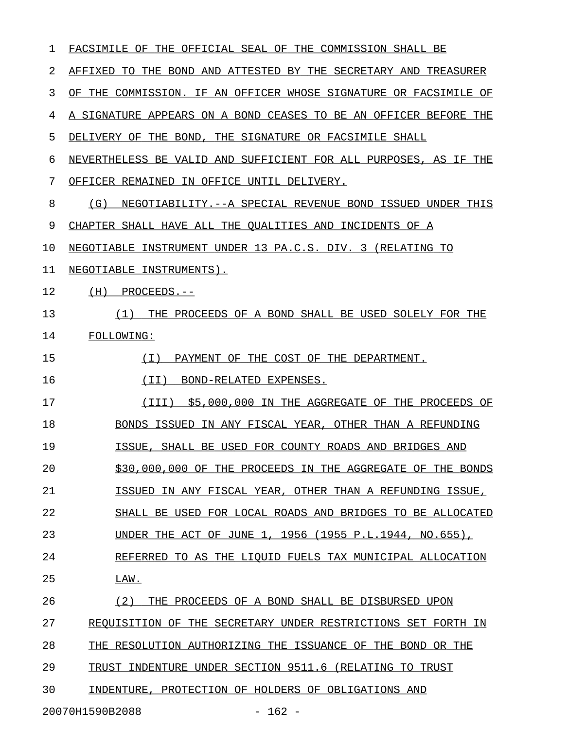FACSIMILE OF THE OFFICIAL SEAL OF THE COMMISSION SHALL BE AFFIXED TO THE BOND AND ATTESTED BY THE SECRETARY AND TREASURER OF THE COMMISSION. IF AN OFFICER WHOSE SIGNATURE OR FACSIMILE OF A SIGNATURE APPEARS ON A BOND CEASES TO BE AN OFFICER BEFORE THE DELIVERY OF THE BOND, THE SIGNATURE OR FACSIMILE SHALL NEVERTHELESS BE VALID AND SUFFICIENT FOR ALL PURPOSES, AS IF THE OFFICER REMAINED IN OFFICE UNTIL DELIVERY.

(G) NEGOTIABILITY.--A SPECIAL REVENUE BOND ISSUED UNDER THIS CHAPTER SHALL HAVE ALL THE QUALITIES AND INCIDENTS OF A NEGOTIABLE INSTRUMENT UNDER 13 PA.C.S. DIV. 3 (RELATING TO NEGOTIABLE INSTRUMENTS).

(H) PROCEEDS.--

(1) THE PROCEEDS OF A BOND SHALL BE USED SOLELY FOR THE FOLLOWING:

(I) PAYMENT OF THE COST OF THE DEPARTMENT.

(II) BOND-RELATED EXPENSES.

(III) $5,000,000 IN THE AGGREGATE OF THE PROCEEDS OF BONDS ISSUED IN ANY FISCAL YEAR, OTHER THAN A REFUNDING ISSUE, SHALL BE USED FOR COUNTY ROADS AND BRIDGES AND $30,000,000 OF THE PROCEEDS IN THE AGGREGATE OF THE BONDS ISSUED IN ANY FISCAL YEAR, OTHER THAN A REFUNDING ISSUE, SHALL BE USED FOR LOCAL ROADS AND BRIDGES TO BE ALLOCATED UNDER THE ACT OF JUNE 1, 1956 (1955 P.L.1944, NO.655), REFERRED TO AS THE LIQUID FUELS TAX MUNICIPAL ALLOCATION LAW.

(2) THE PROCEEDS OF A BOND SHALL BE DISBURSED UPON REQUISITION OF THE SECRETARY UNDER RESTRICTIONS SET FORTH IN THE RESOLUTION AUTHORIZING THE ISSUANCE OF THE BOND OR THE TRUST INDENTURE UNDER SECTION 9511.6 (RELATING TO TRUST INDENTURE, PROTECTION OF HOLDERS OF OBLIGATIONS AND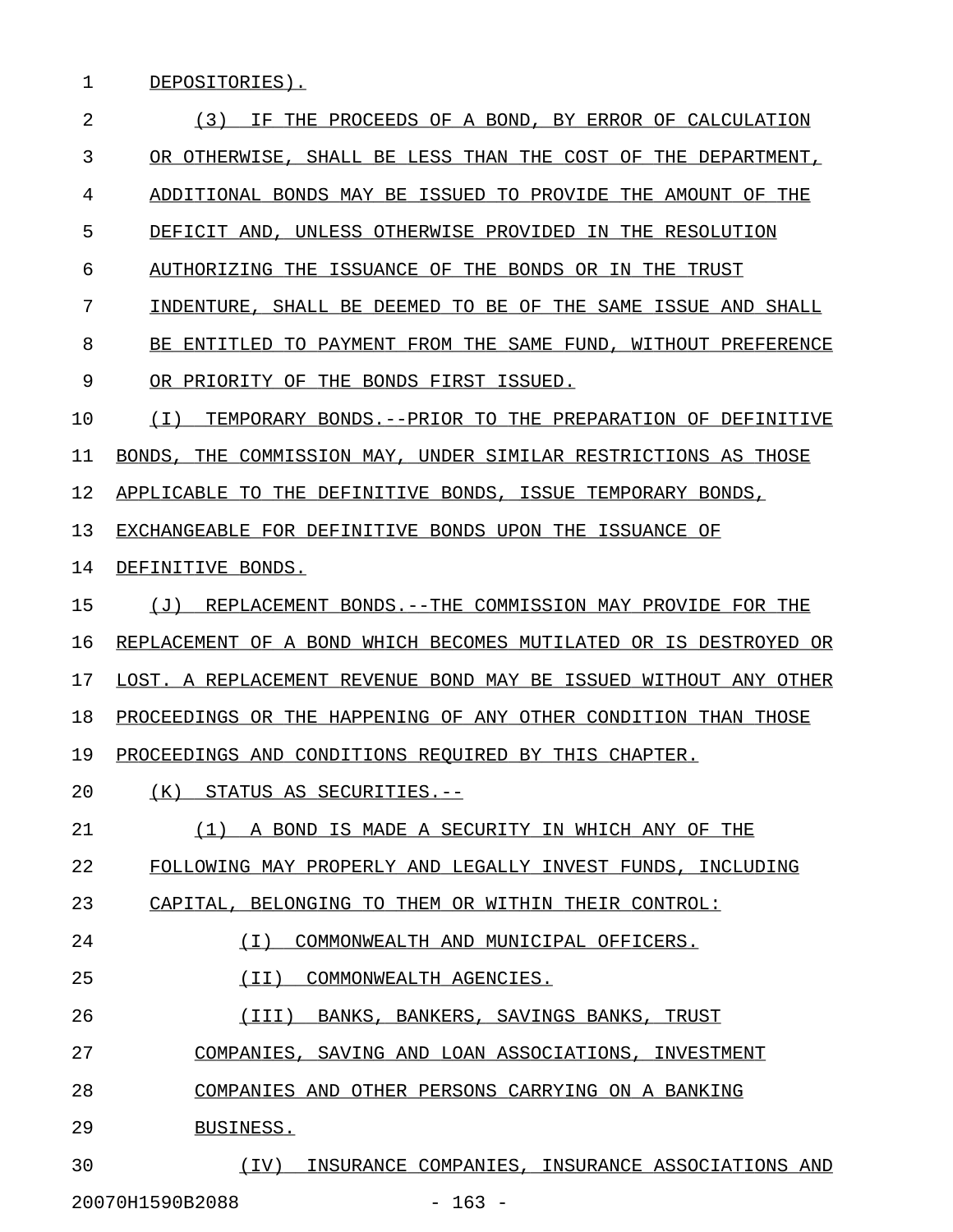DEPOSITORIES).

(3) IF THE PROCEEDS OF A BOND, BY ERROR OF CALCULATION OR OTHERWISE, SHALL BE LESS THAN THE COST OF THE DEPARTMENT, ADDITIONAL BONDS MAY BE ISSUED TO PROVIDE THE AMOUNT OF THE DEFICIT AND, UNLESS OTHERWISE PROVIDED IN THE RESOLUTION AUTHORIZING THE ISSUANCE OF THE BONDS OR IN THE TRUST INDENTURE, SHALL BE DEEMED TO BE OF THE SAME ISSUE AND SHALL BE ENTITLED TO PAYMENT FROM THE SAME FUND, WITHOUT PREFERENCE OR PRIORITY OF THE BONDS FIRST ISSUED.

(I) TEMPORARY BONDS.--PRIOR TO THE PREPARATION OF DEFINITIVE BONDS, THE COMMISSION MAY, UNDER SIMILAR RESTRICTIONS AS THOSE APPLICABLE TO THE DEFINITIVE BONDS, ISSUE TEMPORARY BONDS, EXCHANGEABLE FOR DEFINITIVE BONDS UPON THE ISSUANCE OF DEFINITIVE BONDS.

(J) REPLACEMENT BONDS.--THE COMMISSION MAY PROVIDE FOR THE REPLACEMENT OF A BOND WHICH BECOMES MUTILATED OR IS DESTROYED OR LOST. A REPLACEMENT REVENUE BOND MAY BE ISSUED WITHOUT ANY OTHER PROCEEDINGS OR THE HAPPENING OF ANY OTHER CONDITION THAN THOSE PROCEEDINGS AND CONDITIONS REQUIRED BY THIS CHAPTER.

(K) STATUS AS SECURITIES.--

(1) A BOND IS MADE A SECURITY IN WHICH ANY OF THE FOLLOWING MAY PROPERLY AND LEGALLY INVEST FUNDS, INCLUDING CAPITAL, BELONGING TO THEM OR WITHIN THEIR CONTROL:

(I) COMMONWEALTH AND MUNICIPAL OFFICERS.

(II) COMMONWEALTH AGENCIES.

(III) BANKS, BANKERS, SAVINGS BANKS, TRUST COMPANIES, SAVING AND LOAN ASSOCIATIONS, INVESTMENT COMPANIES AND OTHER PERSONS CARRYING ON A BANKING BUSINESS.

(IV) INSURANCE COMPANIES, INSURANCE ASSOCIATIONS AND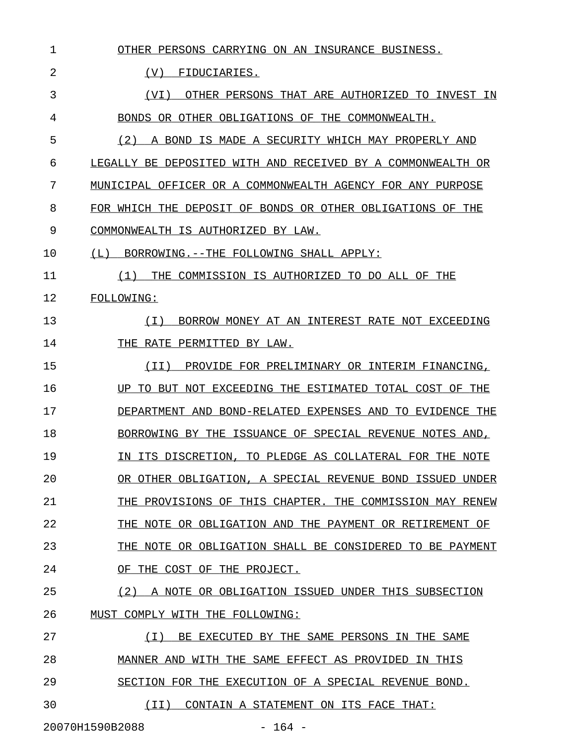OTHER PERSONS CARRYING ON AN INSURANCE BUSINESS.

(V) FIDUCIARIES.

(VI) OTHER PERSONS THAT ARE AUTHORIZED TO INVEST IN BONDS OR OTHER OBLIGATIONS OF THE COMMONWEALTH.

(2) A BOND IS MADE A SECURITY WHICH MAY PROPERLY AND LEGALLY BE DEPOSITED WITH AND RECEIVED BY A COMMONWEALTH OR MUNICIPAL OFFICER OR A COMMONWEALTH AGENCY FOR ANY PURPOSE FOR WHICH THE DEPOSIT OF BONDS OR OTHER OBLIGATIONS OF THE COMMONWEALTH IS AUTHORIZED BY LAW.

(L) BORROWING.--THE FOLLOWING SHALL APPLY:

(1) THE COMMISSION IS AUTHORIZED TO DO ALL OF THE FOLLOWING:

(I) BORROW MONEY AT AN INTEREST RATE NOT EXCEEDING THE RATE PERMITTED BY LAW.

(II) PROVIDE FOR PRELIMINARY OR INTERIM FINANCING, UP TO BUT NOT EXCEEDING THE ESTIMATED TOTAL COST OF THE DEPARTMENT AND BOND-RELATED EXPENSES AND TO EVIDENCE THE BORROWING BY THE ISSUANCE OF SPECIAL REVENUE NOTES AND, IN ITS DISCRETION, TO PLEDGE AS COLLATERAL FOR THE NOTE OR OTHER OBLIGATION, A SPECIAL REVENUE BOND ISSUED UNDER THE PROVISIONS OF THIS CHAPTER. THE COMMISSION MAY RENEW THE NOTE OR OBLIGATION AND THE PAYMENT OR RETIREMENT OF THE NOTE OR OBLIGATION SHALL BE CONSIDERED TO BE PAYMENT OF THE COST OF THE PROJECT.

(2) A NOTE OR OBLIGATION ISSUED UNDER THIS SUBSECTION MUST COMPLY WITH THE FOLLOWING:

(I) BE EXECUTED BY THE SAME PERSONS IN THE SAME MANNER AND WITH THE SAME EFFECT AS PROVIDED IN THIS SECTION FOR THE EXECUTION OF A SPECIAL REVENUE BOND.

(II) CONTAIN A STATEMENT ON ITS FACE THAT: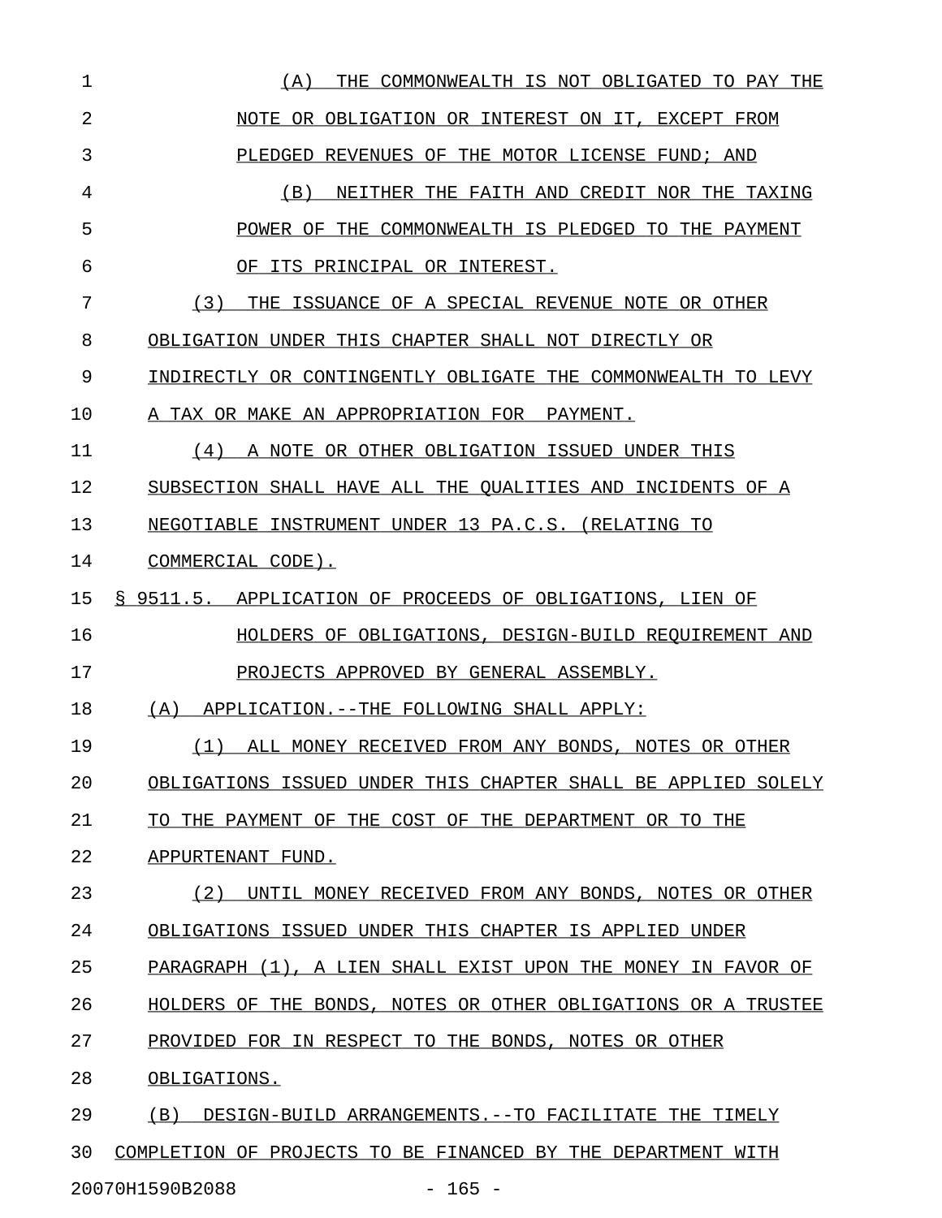(A) THE COMMONWEALTH IS NOT OBLIGATED TO PAY THE NOTE OR OBLIGATION OR INTEREST ON IT, EXCEPT FROM PLEDGED REVENUES OF THE MOTOR LICENSE FUND; AND

(B) NEITHER THE FAITH AND CREDIT NOR THE TAXING POWER OF THE COMMONWEALTH IS PLEDGED TO THE PAYMENT OF ITS PRINCIPAL OR INTEREST.

(3) THE ISSUANCE OF A SPECIAL REVENUE NOTE OR OTHER OBLIGATION UNDER THIS CHAPTER SHALL NOT DIRECTLY OR INDIRECTLY OR CONTINGENTLY OBLIGATE THE COMMONWEALTH TO LEVY A TAX OR MAKE AN APPROPRIATION FOR PAYMENT.

(4) A NOTE OR OTHER OBLIGATION ISSUED UNDER THIS SUBSECTION SHALL HAVE ALL THE QUALITIES AND INCIDENTS OF A NEGOTIABLE INSTRUMENT UNDER 13 PA.C.S. (RELATING TO COMMERCIAL CODE).

§ 9511.5. APPLICATION OF PROCEEDS OF OBLIGATIONS, LIEN OF HOLDERS OF OBLIGATIONS, DESIGN-BUILD REQUIREMENT AND PROJECTS APPROVED BY GENERAL ASSEMBLY.

(A) APPLICATION.--THE FOLLOWING SHALL APPLY:

(1) ALL MONEY RECEIVED FROM ANY BONDS, NOTES OR OTHER OBLIGATIONS ISSUED UNDER THIS CHAPTER SHALL BE APPLIED SOLELY TO THE PAYMENT OF THE COST OF THE DEPARTMENT OR TO THE APPURTENANT FUND.

(2) UNTIL MONEY RECEIVED FROM ANY BONDS, NOTES OR OTHER OBLIGATIONS ISSUED UNDER THIS CHAPTER IS APPLIED UNDER PARAGRAPH (1), A LIEN SHALL EXIST UPON THE MONEY IN FAVOR OF HOLDERS OF THE BONDS, NOTES OR OTHER OBLIGATIONS OR A TRUSTEE PROVIDED FOR IN RESPECT TO THE BONDS, NOTES OR OTHER OBLIGATIONS.

(B) DESIGN-BUILD ARRANGEMENTS.--TO FACILITATE THE TIMELY COMPLETION OF PROJECTS TO BE FINANCED BY THE DEPARTMENT WITH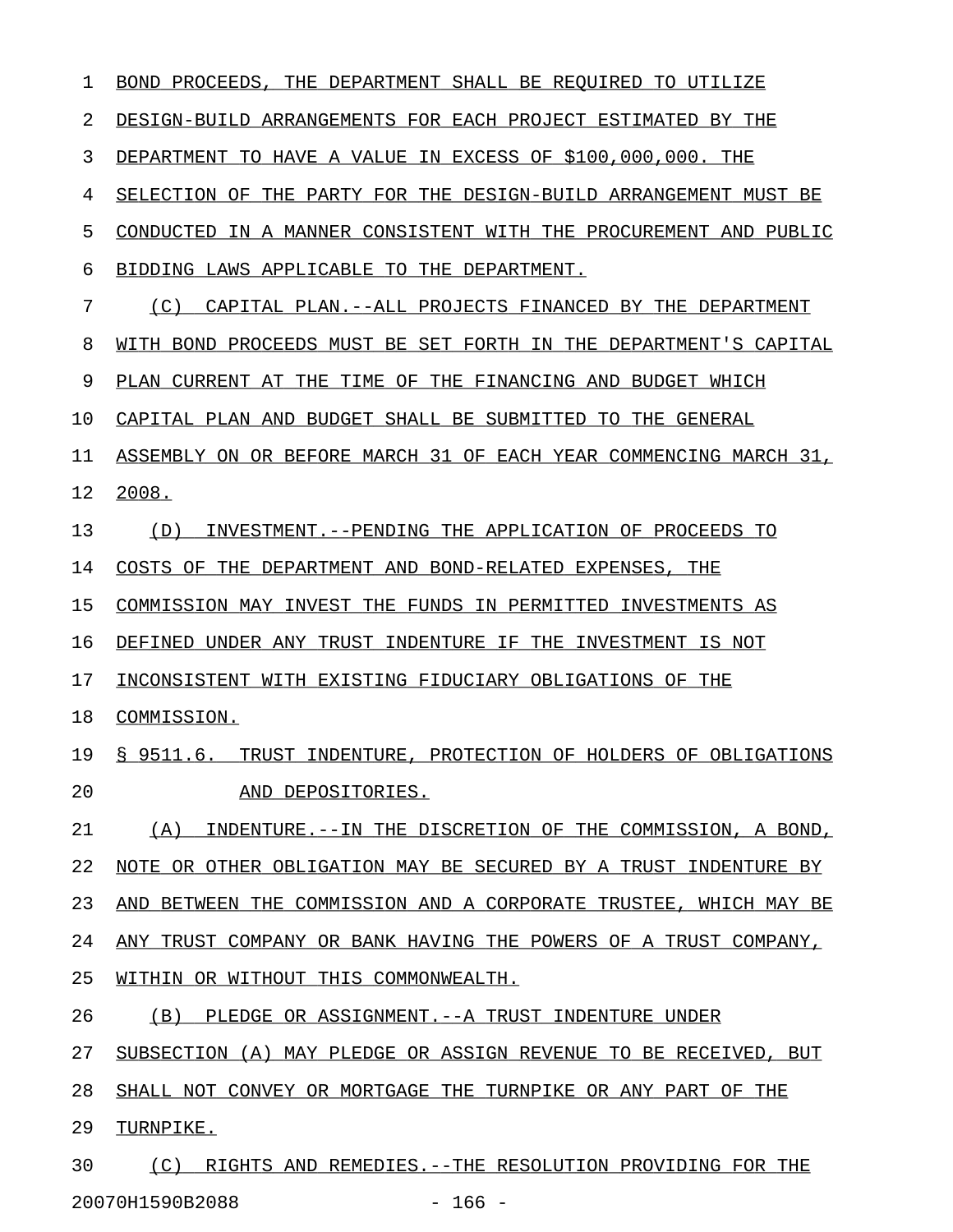BOND PROCEEDS, THE DEPARTMENT SHALL BE REQUIRED TO UTILIZE DESIGN-BUILD ARRANGEMENTS FOR EACH PROJECT ESTIMATED BY THE DEPARTMENT TO HAVE A VALUE IN EXCESS OF $100,000,000. THE SELECTION OF THE PARTY FOR THE DESIGN-BUILD ARRANGEMENT MUST BE CONDUCTED IN A MANNER CONSISTENT WITH THE PROCUREMENT AND PUBLIC BIDDING LAWS APPLICABLE TO THE DEPARTMENT.

(C) CAPITAL PLAN.--ALL PROJECTS FINANCED BY THE DEPARTMENT WITH BOND PROCEEDS MUST BE SET FORTH IN THE DEPARTMENT'S CAPITAL PLAN CURRENT AT THE TIME OF THE FINANCING AND BUDGET WHICH CAPITAL PLAN AND BUDGET SHALL BE SUBMITTED TO THE GENERAL ASSEMBLY ON OR BEFORE MARCH 31 OF EACH YEAR COMMENCING MARCH 31, 2008.

(D) INVESTMENT.--PENDING THE APPLICATION OF PROCEEDS TO COSTS OF THE DEPARTMENT AND BOND-RELATED EXPENSES, THE COMMISSION MAY INVEST THE FUNDS IN PERMITTED INVESTMENTS AS DEFINED UNDER ANY TRUST INDENTURE IF THE INVESTMENT IS NOT INCONSISTENT WITH EXISTING FIDUCIARY OBLIGATIONS OF THE COMMISSION.

§ 9511.6. TRUST INDENTURE, PROTECTION OF HOLDERS OF OBLIGATIONS AND DEPOSITORIES.

(A) INDENTURE.--IN THE DISCRETION OF THE COMMISSION, A BOND, NOTE OR OTHER OBLIGATION MAY BE SECURED BY A TRUST INDENTURE BY AND BETWEEN THE COMMISSION AND A CORPORATE TRUSTEE, WHICH MAY BE ANY TRUST COMPANY OR BANK HAVING THE POWERS OF A TRUST COMPANY, WITHIN OR WITHOUT THIS COMMONWEALTH.

(B) PLEDGE OR ASSIGNMENT.--A TRUST INDENTURE UNDER SUBSECTION (A) MAY PLEDGE OR ASSIGN REVENUE TO BE RECEIVED, BUT SHALL NOT CONVEY OR MORTGAGE THE TURNPIKE OR ANY PART OF THE TURNPIKE.

(C) RIGHTS AND REMEDIES.--THE RESOLUTION PROVIDING FOR THE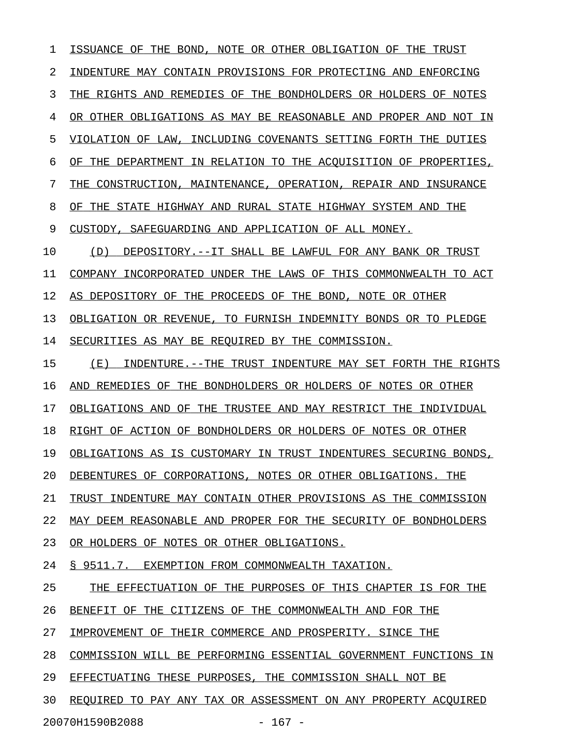ISSUANCE OF THE BOND, NOTE OR OTHER OBLIGATION OF THE TRUST INDENTURE MAY CONTAIN PROVISIONS FOR PROTECTING AND ENFORCING THE RIGHTS AND REMEDIES OF THE BONDHOLDERS OR HOLDERS OF NOTES OR OTHER OBLIGATIONS AS MAY BE REASONABLE AND PROPER AND NOT IN VIOLATION OF LAW, INCLUDING COVENANTS SETTING FORTH THE DUTIES OF THE DEPARTMENT IN RELATION TO THE ACQUISITION OF PROPERTIES, THE CONSTRUCTION, MAINTENANCE, OPERATION, REPAIR AND INSURANCE OF THE STATE HIGHWAY AND RURAL STATE HIGHWAY SYSTEM AND THE CUSTODY, SAFEGUARDING AND APPLICATION OF ALL MONEY.

(D) DEPOSITORY.--IT SHALL BE LAWFUL FOR ANY BANK OR TRUST COMPANY INCORPORATED UNDER THE LAWS OF THIS COMMONWEALTH TO ACT AS DEPOSITORY OF THE PROCEEDS OF THE BOND, NOTE OR OTHER OBLIGATION OR REVENUE, TO FURNISH INDEMNITY BONDS OR TO PLEDGE SECURITIES AS MAY BE REQUIRED BY THE COMMISSION.

(E) INDENTURE.--THE TRUST INDENTURE MAY SET FORTH THE RIGHTS AND REMEDIES OF THE BONDHOLDERS OR HOLDERS OF NOTES OR OTHER OBLIGATIONS AND OF THE TRUSTEE AND MAY RESTRICT THE INDIVIDUAL RIGHT OF ACTION OF BONDHOLDERS OR HOLDERS OF NOTES OR OTHER OBLIGATIONS AS IS CUSTOMARY IN TRUST INDENTURES SECURING BONDS, DEBENTURES OF CORPORATIONS, NOTES OR OTHER OBLIGATIONS. THE TRUST INDENTURE MAY CONTAIN OTHER PROVISIONS AS THE COMMISSION MAY DEEM REASONABLE AND PROPER FOR THE SECURITY OF BONDHOLDERS OR HOLDERS OF NOTES OR OTHER OBLIGATIONS.

§ 9511.7. EXEMPTION FROM COMMONWEALTH TAXATION.

THE EFFECTUATION OF THE PURPOSES OF THIS CHAPTER IS FOR THE BENEFIT OF THE CITIZENS OF THE COMMONWEALTH AND FOR THE IMPROVEMENT OF THEIR COMMERCE AND PROSPERITY. SINCE THE COMMISSION WILL BE PERFORMING ESSENTIAL GOVERNMENT FUNCTIONS IN EFFECTUATING THESE PURPOSES, THE COMMISSION SHALL NOT BE REQUIRED TO PAY ANY TAX OR ASSESSMENT ON ANY PROPERTY ACQUIRED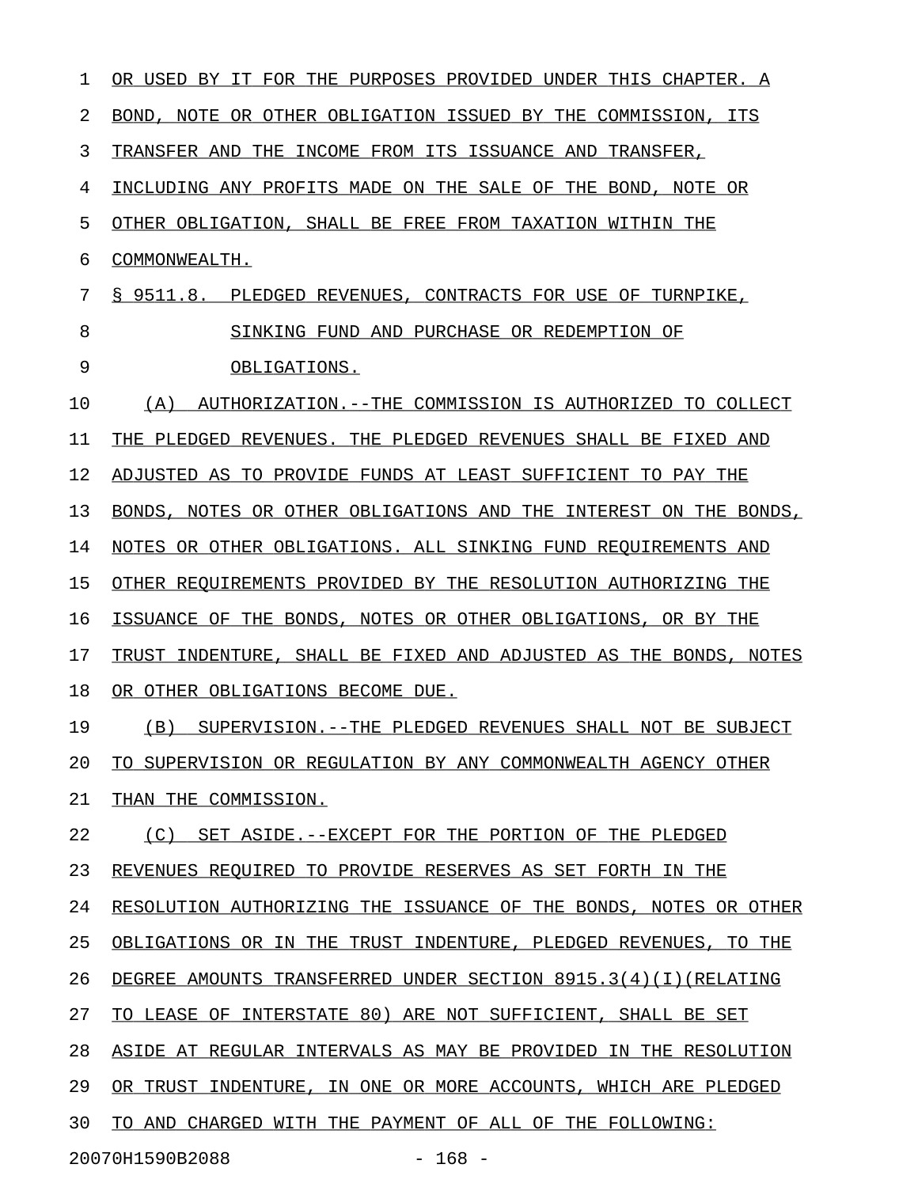OR USED BY IT FOR THE PURPOSES PROVIDED UNDER THIS CHAPTER. A BOND, NOTE OR OTHER OBLIGATION ISSUED BY THE COMMISSION, ITS TRANSFER AND THE INCOME FROM ITS ISSUANCE AND TRANSFER, INCLUDING ANY PROFITS MADE ON THE SALE OF THE BOND, NOTE OR OTHER OBLIGATION, SHALL BE FREE FROM TAXATION WITHIN THE COMMONWEALTH.

§ 9511.8. PLEDGED REVENUES, CONTRACTS FOR USE OF TURNPIKE, SINKING FUND AND PURCHASE OR REDEMPTION OF OBLIGATIONS.

(A) AUTHORIZATION.--THE COMMISSION IS AUTHORIZED TO COLLECT THE PLEDGED REVENUES. THE PLEDGED REVENUES SHALL BE FIXED AND ADJUSTED AS TO PROVIDE FUNDS AT LEAST SUFFICIENT TO PAY THE BONDS, NOTES OR OTHER OBLIGATIONS AND THE INTEREST ON THE BONDS, NOTES OR OTHER OBLIGATIONS. ALL SINKING FUND REQUIREMENTS AND OTHER REQUIREMENTS PROVIDED BY THE RESOLUTION AUTHORIZING THE ISSUANCE OF THE BONDS, NOTES OR OTHER OBLIGATIONS, OR BY THE TRUST INDENTURE, SHALL BE FIXED AND ADJUSTED AS THE BONDS, NOTES OR OTHER OBLIGATIONS BECOME DUE.

(B) SUPERVISION.--THE PLEDGED REVENUES SHALL NOT BE SUBJECT TO SUPERVISION OR REGULATION BY ANY COMMONWEALTH AGENCY OTHER THAN THE COMMISSION.

(C) SET ASIDE.--EXCEPT FOR THE PORTION OF THE PLEDGED REVENUES REQUIRED TO PROVIDE RESERVES AS SET FORTH IN THE RESOLUTION AUTHORIZING THE ISSUANCE OF THE BONDS, NOTES OR OTHER OBLIGATIONS OR IN THE TRUST INDENTURE, PLEDGED REVENUES, TO THE DEGREE AMOUNTS TRANSFERRED UNDER SECTION 8915.3(4)(I)(RELATING TO LEASE OF INTERSTATE 80) ARE NOT SUFFICIENT, SHALL BE SET ASIDE AT REGULAR INTERVALS AS MAY BE PROVIDED IN THE RESOLUTION OR TRUST INDENTURE, IN ONE OR MORE ACCOUNTS, WHICH ARE PLEDGED TO AND CHARGED WITH THE PAYMENT OF ALL OF THE FOLLOWING:

20070H1590B2088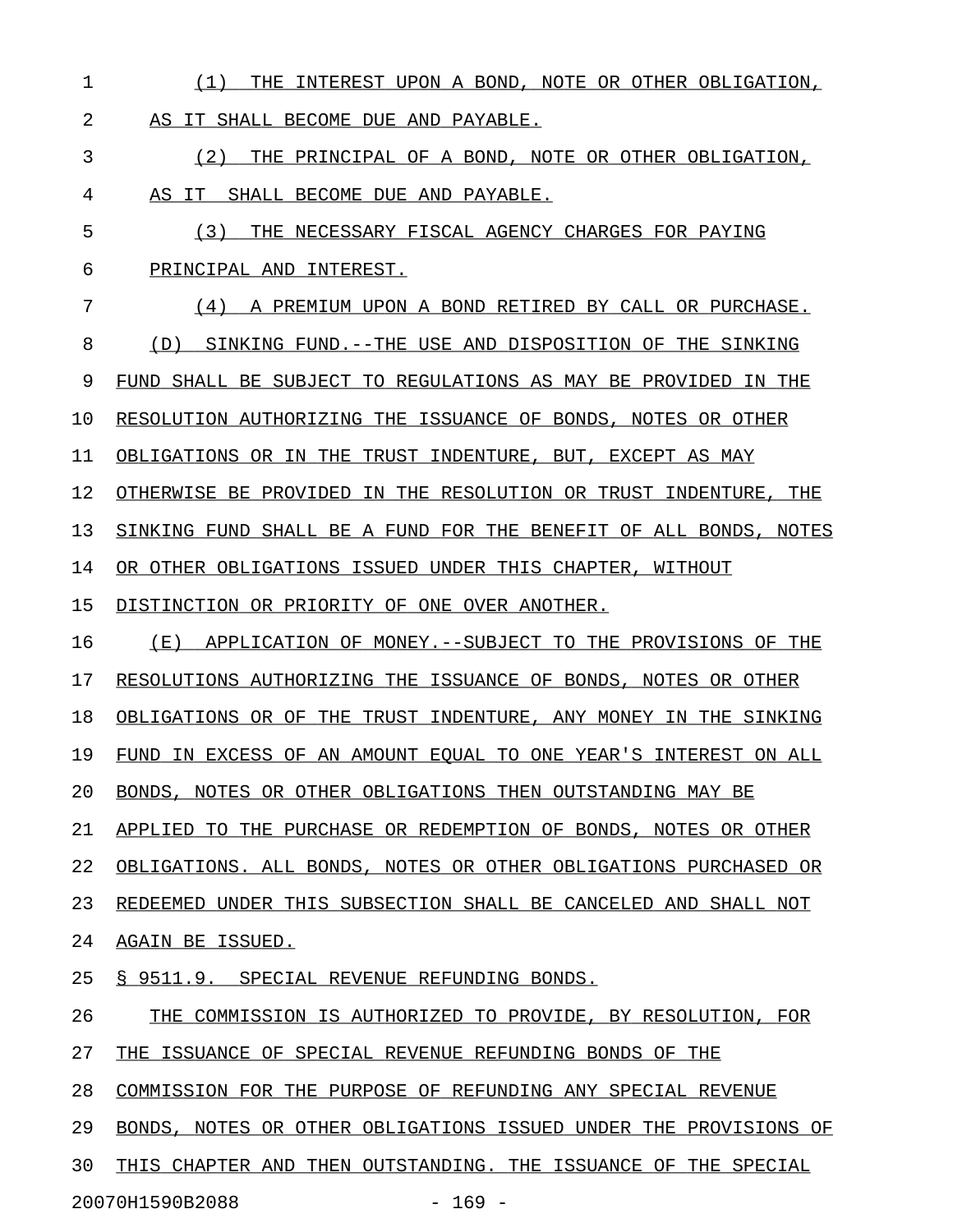(1) THE INTEREST UPON A BOND, NOTE OR OTHER OBLIGATION, AS IT SHALL BECOME DUE AND PAYABLE.

(2) THE PRINCIPAL OF A BOND, NOTE OR OTHER OBLIGATION, AS IT SHALL BECOME DUE AND PAYABLE.

(3) THE NECESSARY FISCAL AGENCY CHARGES FOR PAYING PRINCIPAL AND INTEREST.

(4) A PREMIUM UPON A BOND RETIRED BY CALL OR PURCHASE.

(D) SINKING FUND.--THE USE AND DISPOSITION OF THE SINKING FUND SHALL BE SUBJECT TO REGULATIONS AS MAY BE PROVIDED IN THE RESOLUTION AUTHORIZING THE ISSUANCE OF BONDS, NOTES OR OTHER OBLIGATIONS OR IN THE TRUST INDENTURE, BUT, EXCEPT AS MAY OTHERWISE BE PROVIDED IN THE RESOLUTION OR TRUST INDENTURE, THE SINKING FUND SHALL BE A FUND FOR THE BENEFIT OF ALL BONDS, NOTES OR OTHER OBLIGATIONS ISSUED UNDER THIS CHAPTER, WITHOUT DISTINCTION OR PRIORITY OF ONE OVER ANOTHER.

(E) APPLICATION OF MONEY.--SUBJECT TO THE PROVISIONS OF THE RESOLUTIONS AUTHORIZING THE ISSUANCE OF BONDS, NOTES OR OTHER OBLIGATIONS OR OF THE TRUST INDENTURE, ANY MONEY IN THE SINKING FUND IN EXCESS OF AN AMOUNT EQUAL TO ONE YEAR'S INTEREST ON ALL BONDS, NOTES OR OTHER OBLIGATIONS THEN OUTSTANDING MAY BE APPLIED TO THE PURCHASE OR REDEMPTION OF BONDS, NOTES OR OTHER OBLIGATIONS. ALL BONDS, NOTES OR OTHER OBLIGATIONS PURCHASED OR REDEEMED UNDER THIS SUBSECTION SHALL BE CANCELED AND SHALL NOT AGAIN BE ISSUED.

§ 9511.9. SPECIAL REVENUE REFUNDING BONDS.

THE COMMISSION IS AUTHORIZED TO PROVIDE, BY RESOLUTION, FOR THE ISSUANCE OF SPECIAL REVENUE REFUNDING BONDS OF THE COMMISSION FOR THE PURPOSE OF REFUNDING ANY SPECIAL REVENUE BONDS, NOTES OR OTHER OBLIGATIONS ISSUED UNDER THE PROVISIONS OF THIS CHAPTER AND THEN OUTSTANDING. THE ISSUANCE OF THE SPECIAL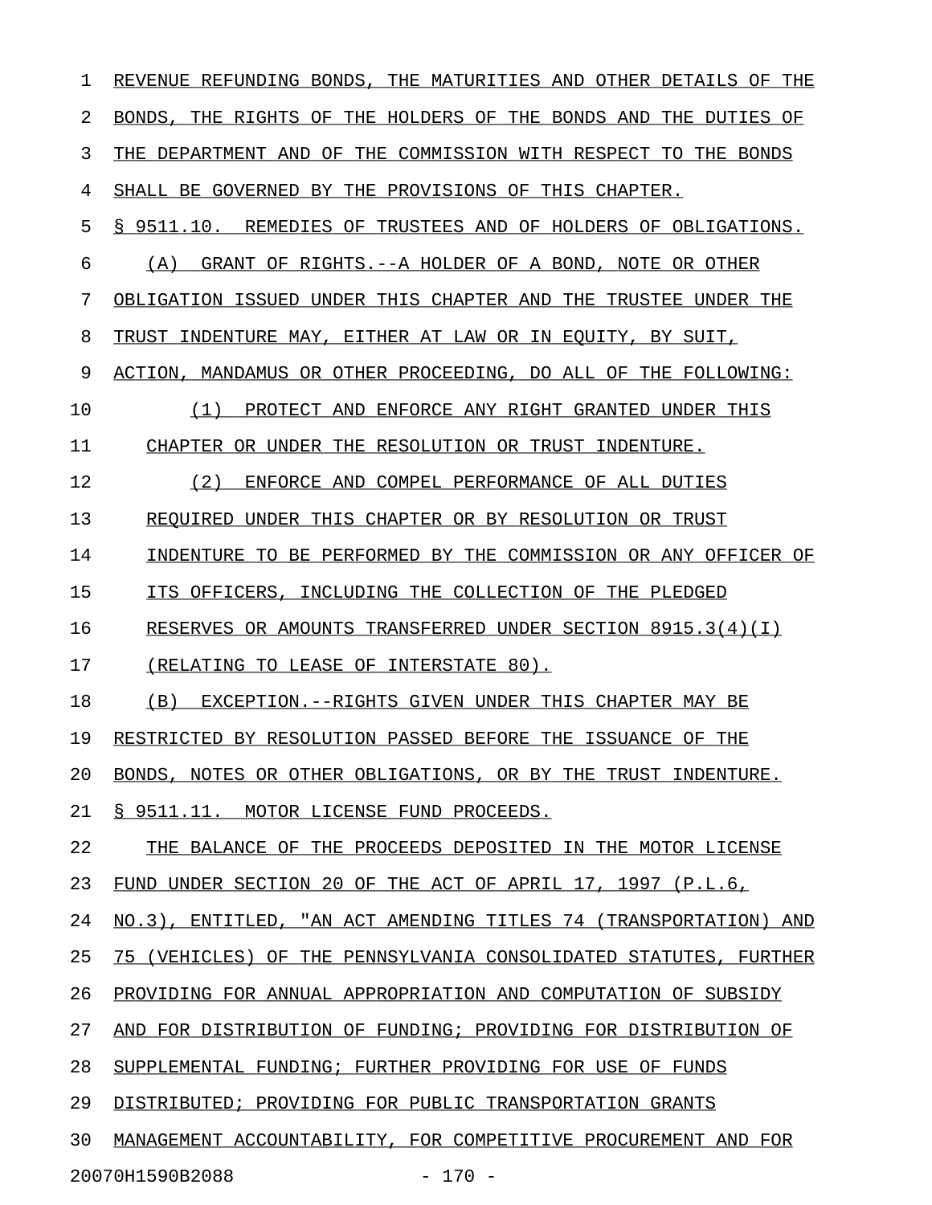REVENUE REFUNDING BONDS, THE MATURITIES AND OTHER DETAILS OF THE BONDS, THE RIGHTS OF THE HOLDERS OF THE BONDS AND THE DUTIES OF THE DEPARTMENT AND OF THE COMMISSION WITH RESPECT TO THE BONDS SHALL BE GOVERNED BY THE PROVISIONS OF THIS CHAPTER.

§ 9511.10. REMEDIES OF TRUSTEES AND OF HOLDERS OF OBLIGATIONS.

(A) GRANT OF RIGHTS.--A HOLDER OF A BOND, NOTE OR OTHER OBLIGATION ISSUED UNDER THIS CHAPTER AND THE TRUSTEE UNDER THE TRUST INDENTURE MAY, EITHER AT LAW OR IN EQUITY, BY SUIT, ACTION, MANDAMUS OR OTHER PROCEEDING, DO ALL OF THE FOLLOWING:

(1) PROTECT AND ENFORCE ANY RIGHT GRANTED UNDER THIS CHAPTER OR UNDER THE RESOLUTION OR TRUST INDENTURE.

(2) ENFORCE AND COMPEL PERFORMANCE OF ALL DUTIES REQUIRED UNDER THIS CHAPTER OR BY RESOLUTION OR TRUST INDENTURE TO BE PERFORMED BY THE COMMISSION OR ANY OFFICER OF ITS OFFICERS, INCLUDING THE COLLECTION OF THE PLEDGED RESERVES OR AMOUNTS TRANSFERRED UNDER SECTION 8915.3(4)(I) (RELATING TO LEASE OF INTERSTATE 80).

(B) EXCEPTION.--RIGHTS GIVEN UNDER THIS CHAPTER MAY BE RESTRICTED BY RESOLUTION PASSED BEFORE THE ISSUANCE OF THE BONDS, NOTES OR OTHER OBLIGATIONS, OR BY THE TRUST INDENTURE.

§ 9511.11. MOTOR LICENSE FUND PROCEEDS.

THE BALANCE OF THE PROCEEDS DEPOSITED IN THE MOTOR LICENSE FUND UNDER SECTION 20 OF THE ACT OF APRIL 17, 1997 (P.L.6, NO.3), ENTITLED, "AN ACT AMENDING TITLES 74 (TRANSPORTATION) AND 75 (VEHICLES) OF THE PENNSYLVANIA CONSOLIDATED STATUTES, FURTHER PROVIDING FOR ANNUAL APPROPRIATION AND COMPUTATION OF SUBSIDY AND FOR DISTRIBUTION OF FUNDING; PROVIDING FOR DISTRIBUTION OF SUPPLEMENTAL FUNDING; FURTHER PROVIDING FOR USE OF FUNDS DISTRIBUTED; PROVIDING FOR PUBLIC TRANSPORTATION GRANTS MANAGEMENT ACCOUNTABILITY, FOR COMPETITIVE PROCUREMENT AND FOR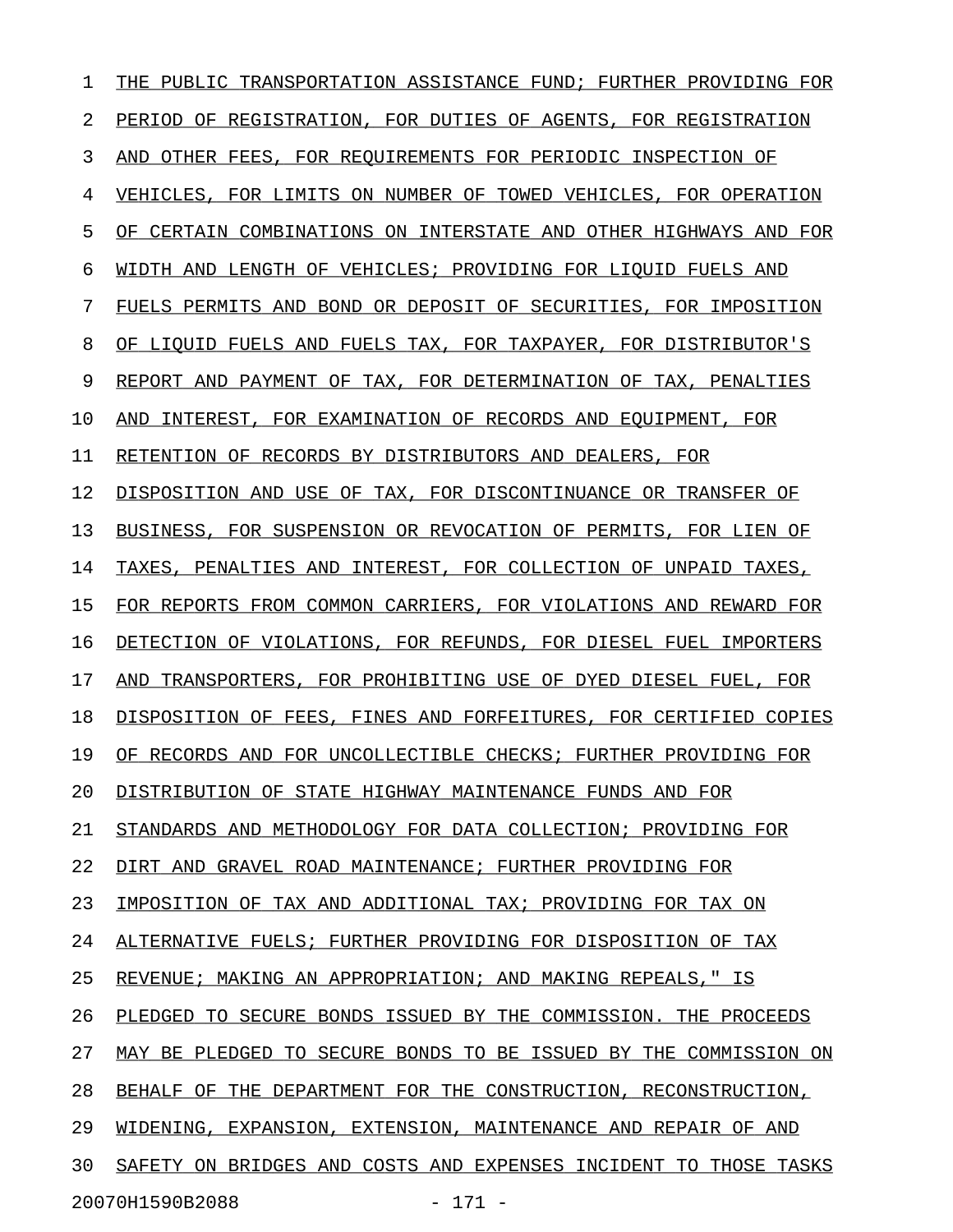THE PUBLIC TRANSPORTATION ASSISTANCE FUND; FURTHER PROVIDING FOR PERIOD OF REGISTRATION, FOR DUTIES OF AGENTS, FOR REGISTRATION AND OTHER FEES, FOR REQUIREMENTS FOR PERIODIC INSPECTION OF VEHICLES, FOR LIMITS ON NUMBER OF TOWED VEHICLES, FOR OPERATION OF CERTAIN COMBINATIONS ON INTERSTATE AND OTHER HIGHWAYS AND FOR WIDTH AND LENGTH OF VEHICLES; PROVIDING FOR LIQUID FUELS AND FUELS PERMITS AND BOND OR DEPOSIT OF SECURITIES, FOR IMPOSITION OF LIQUID FUELS AND FUELS TAX, FOR TAXPAYER, FOR DISTRIBUTOR'S REPORT AND PAYMENT OF TAX, FOR DETERMINATION OF TAX, PENALTIES AND INTEREST, FOR EXAMINATION OF RECORDS AND EQUIPMENT, FOR RETENTION OF RECORDS BY DISTRIBUTORS AND DEALERS, FOR DISPOSITION AND USE OF TAX, FOR DISCONTINUANCE OR TRANSFER OF BUSINESS, FOR SUSPENSION OR REVOCATION OF PERMITS, FOR LIEN OF TAXES, PENALTIES AND INTEREST, FOR COLLECTION OF UNPAID TAXES, FOR REPORTS FROM COMMON CARRIERS, FOR VIOLATIONS AND REWARD FOR DETECTION OF VIOLATIONS, FOR REFUNDS, FOR DIESEL FUEL IMPORTERS AND TRANSPORTERS, FOR PROHIBITING USE OF DYED DIESEL FUEL, FOR DISPOSITION OF FEES, FINES AND FORFEITURES, FOR CERTIFIED COPIES OF RECORDS AND FOR UNCOLLECTIBLE CHECKS; FURTHER PROVIDING FOR DISTRIBUTION OF STATE HIGHWAY MAINTENANCE FUNDS AND FOR STANDARDS AND METHODOLOGY FOR DATA COLLECTION; PROVIDING FOR DIRT AND GRAVEL ROAD MAINTENANCE; FURTHER PROVIDING FOR IMPOSITION OF TAX AND ADDITIONAL TAX; PROVIDING FOR TAX ON ALTERNATIVE FUELS; FURTHER PROVIDING FOR DISPOSITION OF TAX REVENUE; MAKING AN APPROPRIATION; AND MAKING REPEALS," IS PLEDGED TO SECURE BONDS ISSUED BY THE COMMISSION. THE PROCEEDS MAY BE PLEDGED TO SECURE BONDS TO BE ISSUED BY THE COMMISSION ON BEHALF OF THE DEPARTMENT FOR THE CONSTRUCTION, RECONSTRUCTION, WIDENING, EXPANSION, EXTENSION, MAINTENANCE AND REPAIR OF AND SAFETY ON BRIDGES AND COSTS AND EXPENSES INCIDENT TO THOSE TASKS

20070H1590B2088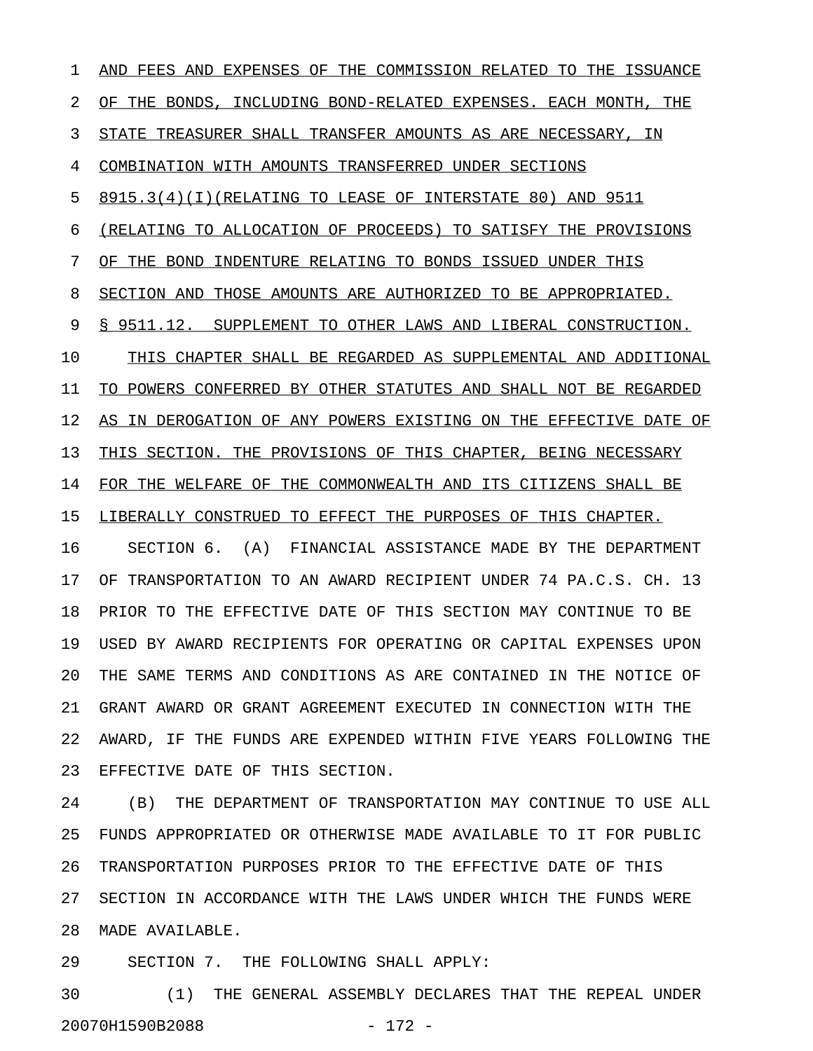AND FEES AND EXPENSES OF THE COMMISSION RELATED TO THE ISSUANCE OF THE BONDS, INCLUDING BOND-RELATED EXPENSES. EACH MONTH, THE STATE TREASURER SHALL TRANSFER AMOUNTS AS ARE NECESSARY, IN COMBINATION WITH AMOUNTS TRANSFERRED UNDER SECTIONS 8915.3(4)(I)(RELATING TO LEASE OF INTERSTATE 80) AND 9511 (RELATING TO ALLOCATION OF PROCEEDS) TO SATISFY THE PROVISIONS OF THE BOND INDENTURE RELATING TO BONDS ISSUED UNDER THIS SECTION AND THOSE AMOUNTS ARE AUTHORIZED TO BE APPROPRIATED.

§ 9511.12. SUPPLEMENT TO OTHER LAWS AND LIBERAL CONSTRUCTION.

THIS CHAPTER SHALL BE REGARDED AS SUPPLEMENTAL AND ADDITIONAL TO POWERS CONFERRED BY OTHER STATUTES AND SHALL NOT BE REGARDED AS IN DEROGATION OF ANY POWERS EXISTING ON THE EFFECTIVE DATE OF THIS SECTION. THE PROVISIONS OF THIS CHAPTER, BEING NECESSARY FOR THE WELFARE OF THE COMMONWEALTH AND ITS CITIZENS SHALL BE LIBERALLY CONSTRUED TO EFFECT THE PURPOSES OF THIS CHAPTER.

SECTION 6. (A) FINANCIAL ASSISTANCE MADE BY THE DEPARTMENT OF TRANSPORTATION TO AN AWARD RECIPIENT UNDER 74 PA.C.S. CH. 13 PRIOR TO THE EFFECTIVE DATE OF THIS SECTION MAY CONTINUE TO BE USED BY AWARD RECIPIENTS FOR OPERATING OR CAPITAL EXPENSES UPON THE SAME TERMS AND CONDITIONS AS ARE CONTAINED IN THE NOTICE OF GRANT AWARD OR GRANT AGREEMENT EXECUTED IN CONNECTION WITH THE AWARD, IF THE FUNDS ARE EXPENDED WITHIN FIVE YEARS FOLLOWING THE EFFECTIVE DATE OF THIS SECTION.

(B) THE DEPARTMENT OF TRANSPORTATION MAY CONTINUE TO USE ALL FUNDS APPROPRIATED OR OTHERWISE MADE AVAILABLE TO IT FOR PUBLIC TRANSPORTATION PURPOSES PRIOR TO THE EFFECTIVE DATE OF THIS SECTION IN ACCORDANCE WITH THE LAWS UNDER WHICH THE FUNDS WERE MADE AVAILABLE.

SECTION 7. THE FOLLOWING SHALL APPLY:

(1) THE GENERAL ASSEMBLY DECLARES THAT THE REPEAL UNDER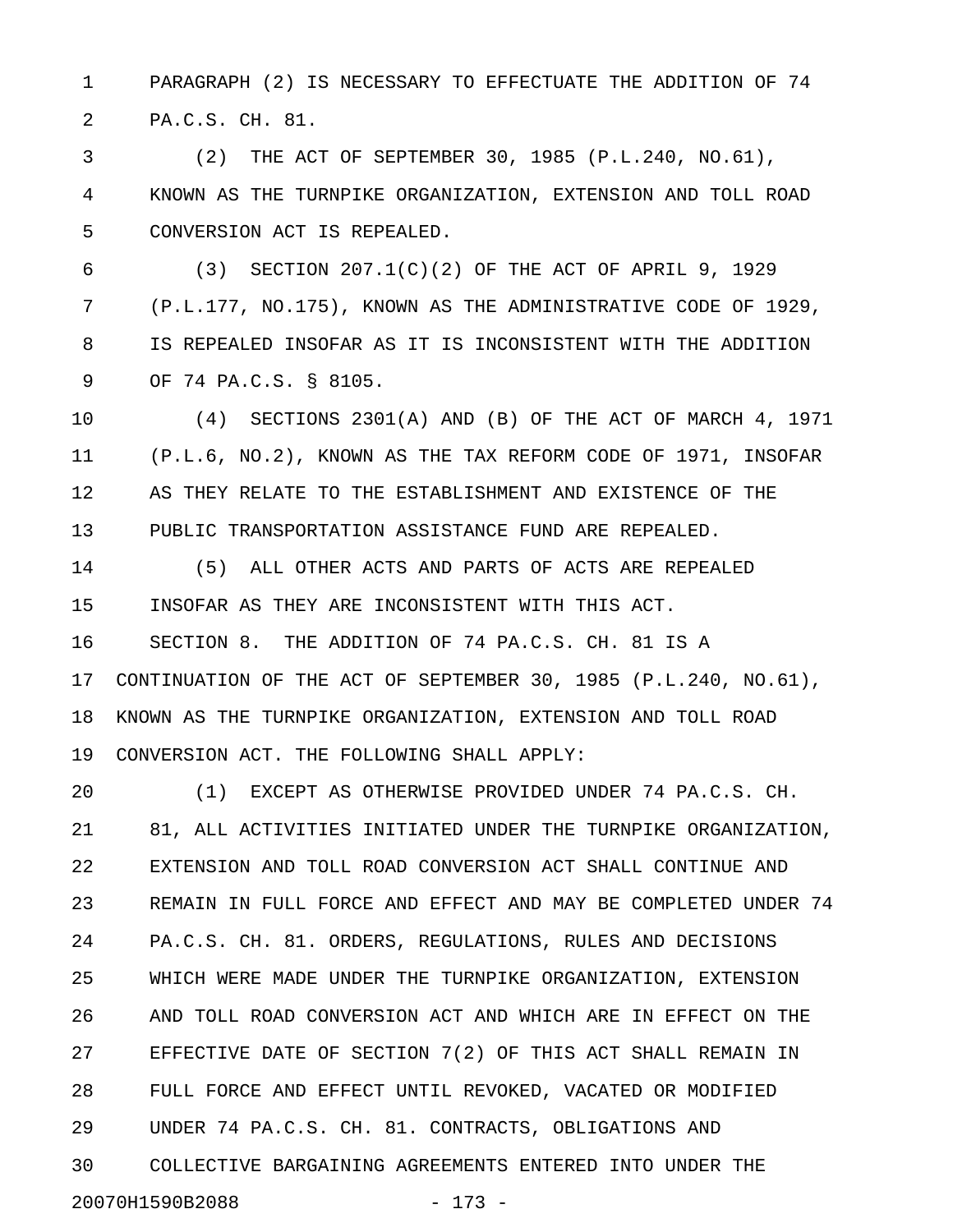PARAGRAPH (2) IS NECESSARY TO EFFECTUATE THE ADDITION OF 74 PA.C.S. CH. 81.

(2) THE ACT OF SEPTEMBER 30, 1985 (P.L.240, NO.61), KNOWN AS THE TURNPIKE ORGANIZATION, EXTENSION AND TOLL ROAD CONVERSION ACT IS REPEALED.

(3) SECTION 207.1(C)(2) OF THE ACT OF APRIL 9, 1929 (P.L.177, NO.175), KNOWN AS THE ADMINISTRATIVE CODE OF 1929, IS REPEALED INSOFAR AS IT IS INCONSISTENT WITH THE ADDITION OF 74 PA.C.S. § 8105.

(4) SECTIONS 2301(A) AND (B) OF THE ACT OF MARCH 4, 1971 (P.L.6, NO.2), KNOWN AS THE TAX REFORM CODE OF 1971, INSOFAR AS THEY RELATE TO THE ESTABLISHMENT AND EXISTENCE OF THE PUBLIC TRANSPORTATION ASSISTANCE FUND ARE REPEALED.

(5) ALL OTHER ACTS AND PARTS OF ACTS ARE REPEALED INSOFAR AS THEY ARE INCONSISTENT WITH THIS ACT.

SECTION 8. THE ADDITION OF 74 PA.C.S. CH. 81 IS A CONTINUATION OF THE ACT OF SEPTEMBER 30, 1985 (P.L.240, NO.61), KNOWN AS THE TURNPIKE ORGANIZATION, EXTENSION AND TOLL ROAD CONVERSION ACT. THE FOLLOWING SHALL APPLY:

(1) EXCEPT AS OTHERWISE PROVIDED UNDER 74 PA.C.S. CH. 81, ALL ACTIVITIES INITIATED UNDER THE TURNPIKE ORGANIZATION, EXTENSION AND TOLL ROAD CONVERSION ACT SHALL CONTINUE AND REMAIN IN FULL FORCE AND EFFECT AND MAY BE COMPLETED UNDER 74 PA.C.S. CH. 81. ORDERS, REGULATIONS, RULES AND DECISIONS WHICH WERE MADE UNDER THE TURNPIKE ORGANIZATION, EXTENSION AND TOLL ROAD CONVERSION ACT AND WHICH ARE IN EFFECT ON THE EFFECTIVE DATE OF SECTION 7(2) OF THIS ACT SHALL REMAIN IN FULL FORCE AND EFFECT UNTIL REVOKED, VACATED OR MODIFIED UNDER 74 PA.C.S. CH. 81. CONTRACTS, OBLIGATIONS AND COLLECTIVE BARGAINING AGREEMENTS ENTERED INTO UNDER THE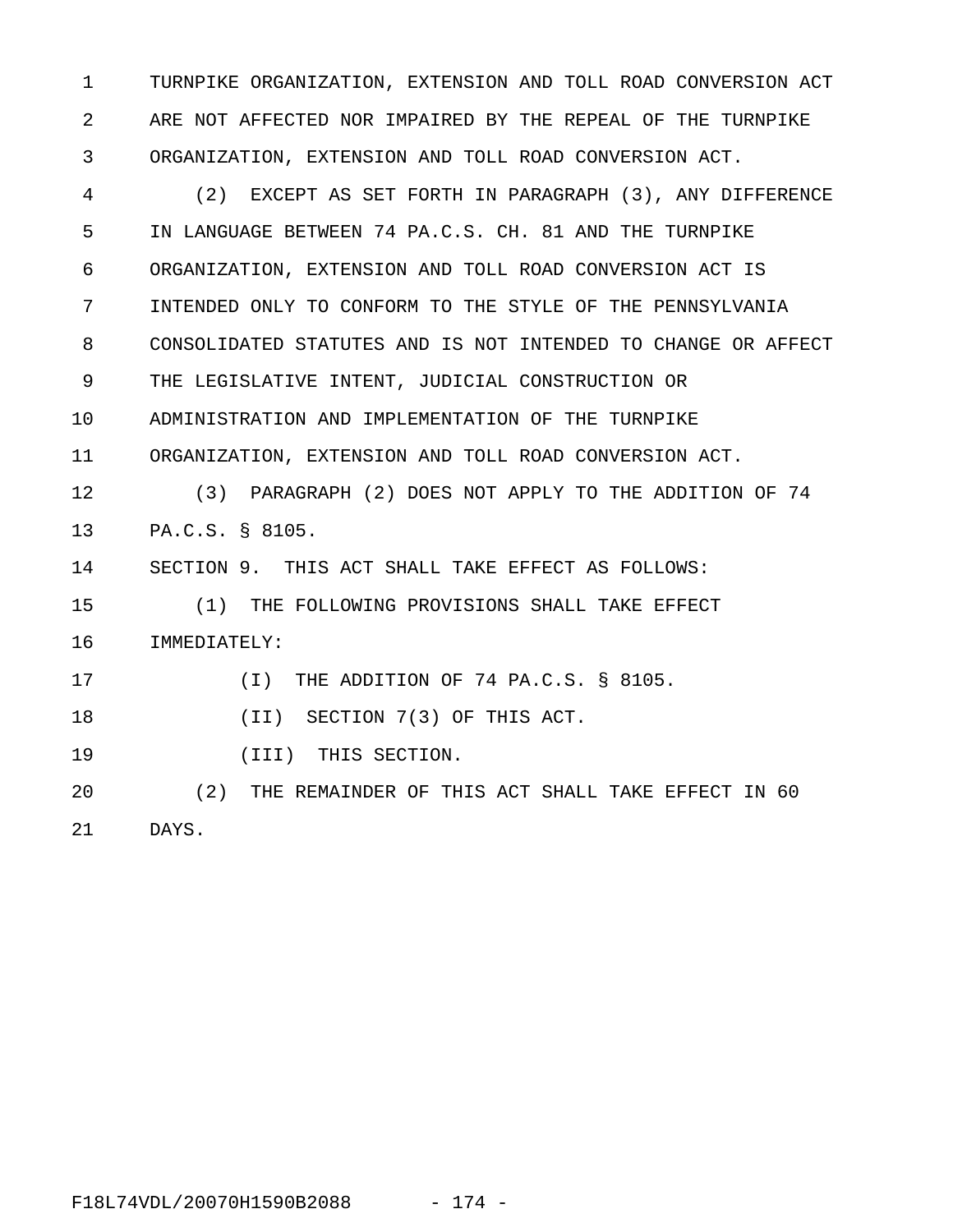TURNPIKE ORGANIZATION, EXTENSION AND TOLL ROAD CONVERSION ACT ARE NOT AFFECTED NOR IMPAIRED BY THE REPEAL OF THE TURNPIKE ORGANIZATION, EXTENSION AND TOLL ROAD CONVERSION ACT.

(2) EXCEPT AS SET FORTH IN PARAGRAPH (3), ANY DIFFERENCE IN LANGUAGE BETWEEN 74 PA.C.S. CH. 81 AND THE TURNPIKE ORGANIZATION, EXTENSION AND TOLL ROAD CONVERSION ACT IS INTENDED ONLY TO CONFORM TO THE STYLE OF THE PENNSYLVANIA CONSOLIDATED STATUTES AND IS NOT INTENDED TO CHANGE OR AFFECT THE LEGISLATIVE INTENT, JUDICIAL CONSTRUCTION OR ADMINISTRATION AND IMPLEMENTATION OF THE TURNPIKE ORGANIZATION, EXTENSION AND TOLL ROAD CONVERSION ACT.

(3) PARAGRAPH (2) DOES NOT APPLY TO THE ADDITION OF 74 PA.C.S. § 8105.

SECTION 9. THIS ACT SHALL TAKE EFFECT AS FOLLOWS:

(1) THE FOLLOWING PROVISIONS SHALL TAKE EFFECT IMMEDIATELY:

(I) THE ADDITION OF 74 PA.C.S. § 8105.

(II) SECTION 7(3) OF THIS ACT.

(III) THIS SECTION.

(2) THE REMAINDER OF THIS ACT SHALL TAKE EFFECT IN 60 DAYS.